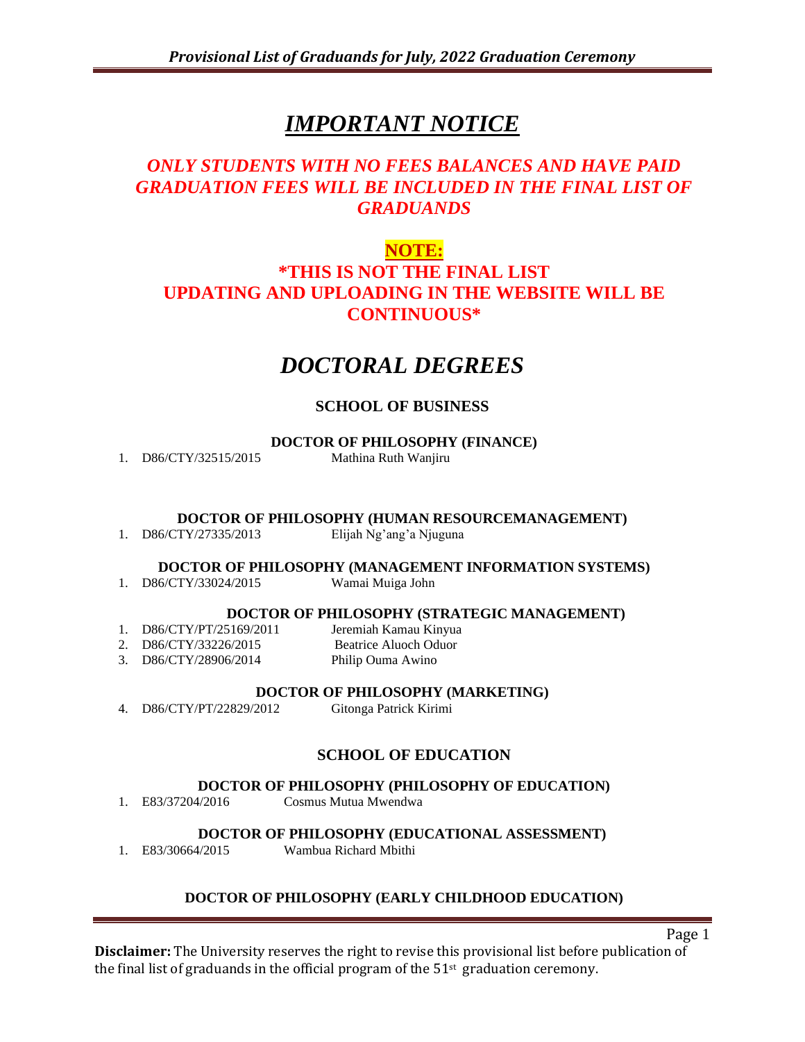# *IMPORTANT NOTICE*

***ONLY STUDENTS WITH NO FEES BALANCES AND HAVE PAID GRADUATION FEES WILL BE INCLUDED IN THE FINAL LIST OF GRADUANDS***

**NOTE:**

**\*THIS IS NOT THE FINAL LIST UPDATING AND UPLOADING IN THE WEBSITE WILL BE CONTINUOUS\***

# *DOCTORAL DEGREES*

## SCHOOL OF BUSINESS

### DOCTOR OF PHILOSOPHY (FINANCE)

1. D86/CTY/32515/2015 Mathina Ruth Wanjiru

### DOCTOR OF PHILOSOPHY (HUMAN RESOURCEMANAGEMENT)

1. D86/CTY/27335/2013 Elijah Ng'ang'a Njuguna

### DOCTOR OF PHILOSOPHY (MANAGEMENT INFORMATION SYSTEMS)

1. D86/CTY/33024/2015 Wamai Muiga John

### DOCTOR OF PHILOSOPHY (STRATEGIC MANAGEMENT)

1. D86/CTY/PT/25169/2011 Jeremiah Kamau Kinyua
2. D86/CTY/33226/2015 Beatrice Aluoch Oduor
3. D86/CTY/28906/2014 Philip Ouma Awino

### DOCTOR OF PHILOSOPHY (MARKETING)

4. D86/CTY/PT/22829/2012 Gitonga Patrick Kirimi

## SCHOOL OF EDUCATION

### DOCTOR OF PHILOSOPHY (PHILOSOPHY OF EDUCATION)

1. E83/37204/2016 Cosmus Mutua Mwendwa

### DOCTOR OF PHILOSOPHY (EDUCATIONAL ASSESSMENT)

1. E83/30664/2015 Wambua Richard Mbithi

### DOCTOR OF PHILOSOPHY (EARLY CHILDHOOD EDUCATION)

**Disclaimer:** The University reserves the right to revise this provisional list before publication of the final list of graduands in the official program of the 51st graduation ceremony.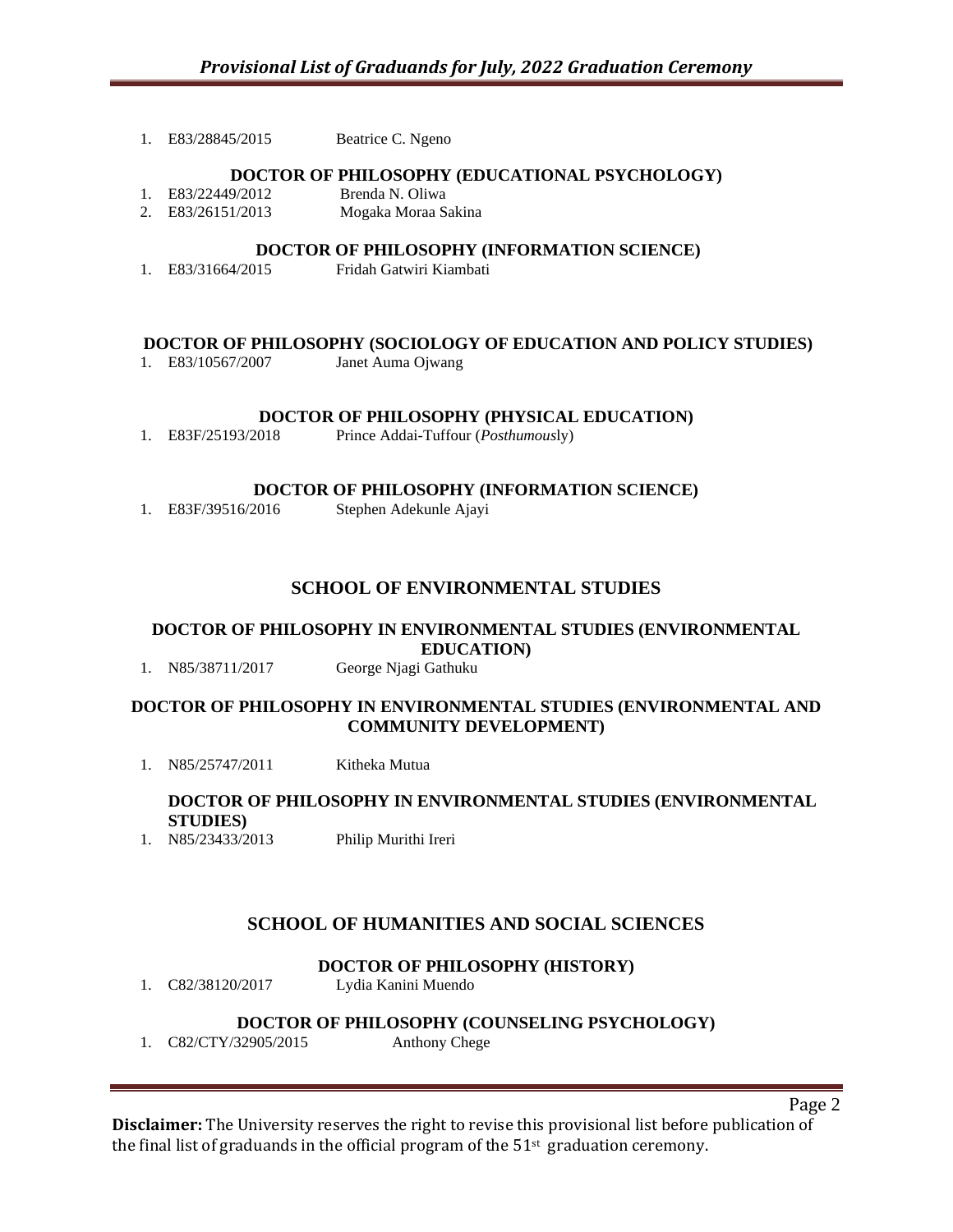1. E83/28845/2015 Beatrice C. Ngeno

### DOCTOR OF PHILOSOPHY (EDUCATIONAL PSYCHOLOGY)

1. E83/22449/2012 Brenda N. Oliwa
2. E83/26151/2013 Mogaka Moraa Sakina

### DOCTOR OF PHILOSOPHY (INFORMATION SCIENCE)

1. E83/31664/2015 Fridah Gatwiri Kiambati

### DOCTOR OF PHILOSOPHY (SOCIOLOGY OF EDUCATION AND POLICY STUDIES)

1. E83/10567/2007 Janet Auma Ojwang

### DOCTOR OF PHILOSOPHY (PHYSICAL EDUCATION)

1. E83F/25193/2018 Prince Addai-Tuffour (*Posthumous*ly)

### DOCTOR OF PHILOSOPHY (INFORMATION SCIENCE)

1. E83F/39516/2016 Stephen Adekunle Ajayi

## SCHOOL OF ENVIRONMENTAL STUDIES

### DOCTOR OF PHILOSOPHY IN ENVIRONMENTAL STUDIES (ENVIRONMENTAL EDUCATION)

1. N85/38711/2017 George Njagi Gathuku

### DOCTOR OF PHILOSOPHY IN ENVIRONMENTAL STUDIES (ENVIRONMENTAL AND COMMUNITY DEVELOPMENT)

1. N85/25747/2011 Kitheka Mutua

### DOCTOR OF PHILOSOPHY IN ENVIRONMENTAL STUDIES (ENVIRONMENTAL STUDIES)

1. N85/23433/2013 Philip Murithi Ireri

## SCHOOL OF HUMANITIES AND SOCIAL SCIENCES

### DOCTOR OF PHILOSOPHY (HISTORY)

1. C82/38120/2017 Lydia Kanini Muendo

### DOCTOR OF PHILOSOPHY (COUNSELING PSYCHOLOGY)

1. C82/CTY/32905/2015 Anthony Chege

**Disclaimer:** The University reserves the right to revise this provisional list before publication of the final list of graduands in the official program of the 51st graduation ceremony.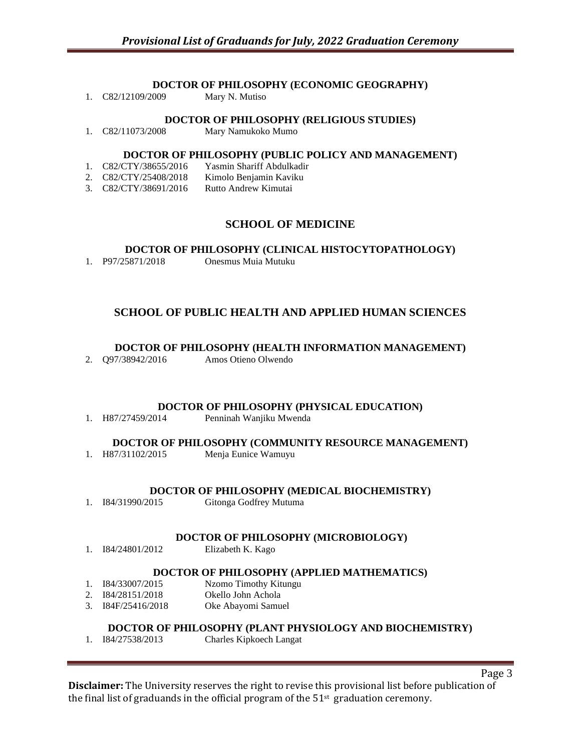### DOCTOR OF PHILOSOPHY (ECONOMIC GEOGRAPHY)

1. C82/12109/2009 Mary N. Mutiso

### DOCTOR OF PHILOSOPHY (RELIGIOUS STUDIES)

1. C82/11073/2008 Mary Namukoko Mumo

### DOCTOR OF PHILOSOPHY (PUBLIC POLICY AND MANAGEMENT)

1. C82/CTY/38655/2016 Yasmin Shariff Abdulkadir
2. C82/CTY/25408/2018 Kimolo Benjamin Kaviku
3. C82/CTY/38691/2016 Rutto Andrew Kimutai

## SCHOOL OF MEDICINE

### DOCTOR OF PHILOSOPHY (CLINICAL HISTOCYTOPATHOLOGY)

1. P97/25871/2018 Onesmus Muia Mutuku

## SCHOOL OF PUBLIC HEALTH AND APPLIED HUMAN SCIENCES

### DOCTOR OF PHILOSOPHY (HEALTH INFORMATION MANAGEMENT)

2. Q97/38942/2016 Amos Otieno Olwendo

### DOCTOR OF PHILOSOPHY (PHYSICAL EDUCATION)

1. H87/27459/2014 Penninah Wanjiku Mwenda

### DOCTOR OF PHILOSOPHY (COMMUNITY RESOURCE MANAGEMENT)

1. H87/31102/2015 Menja Eunice Wamuyu

### DOCTOR OF PHILOSOPHY (MEDICAL BIOCHEMISTRY)

1. I84/31990/2015 Gitonga Godfrey Mutuma

### DOCTOR OF PHILOSOPHY (MICROBIOLOGY)

1. I84/24801/2012 Elizabeth K. Kago

### DOCTOR OF PHILOSOPHY (APPLIED MATHEMATICS)

1. I84/33007/2015 Nzomo Timothy Kitungu
2. I84/28151/2018 Okello John Achola
3. I84F/25416/2018 Oke Abayomi Samuel

### DOCTOR OF PHILOSOPHY (PLANT PHYSIOLOGY AND BIOCHEMISTRY)

1. I84/27538/2013 Charles Kipkoech Langat

**Disclaimer:** The University reserves the right to revise this provisional list before publication of the final list of graduands in the official program of the 51st graduation ceremony.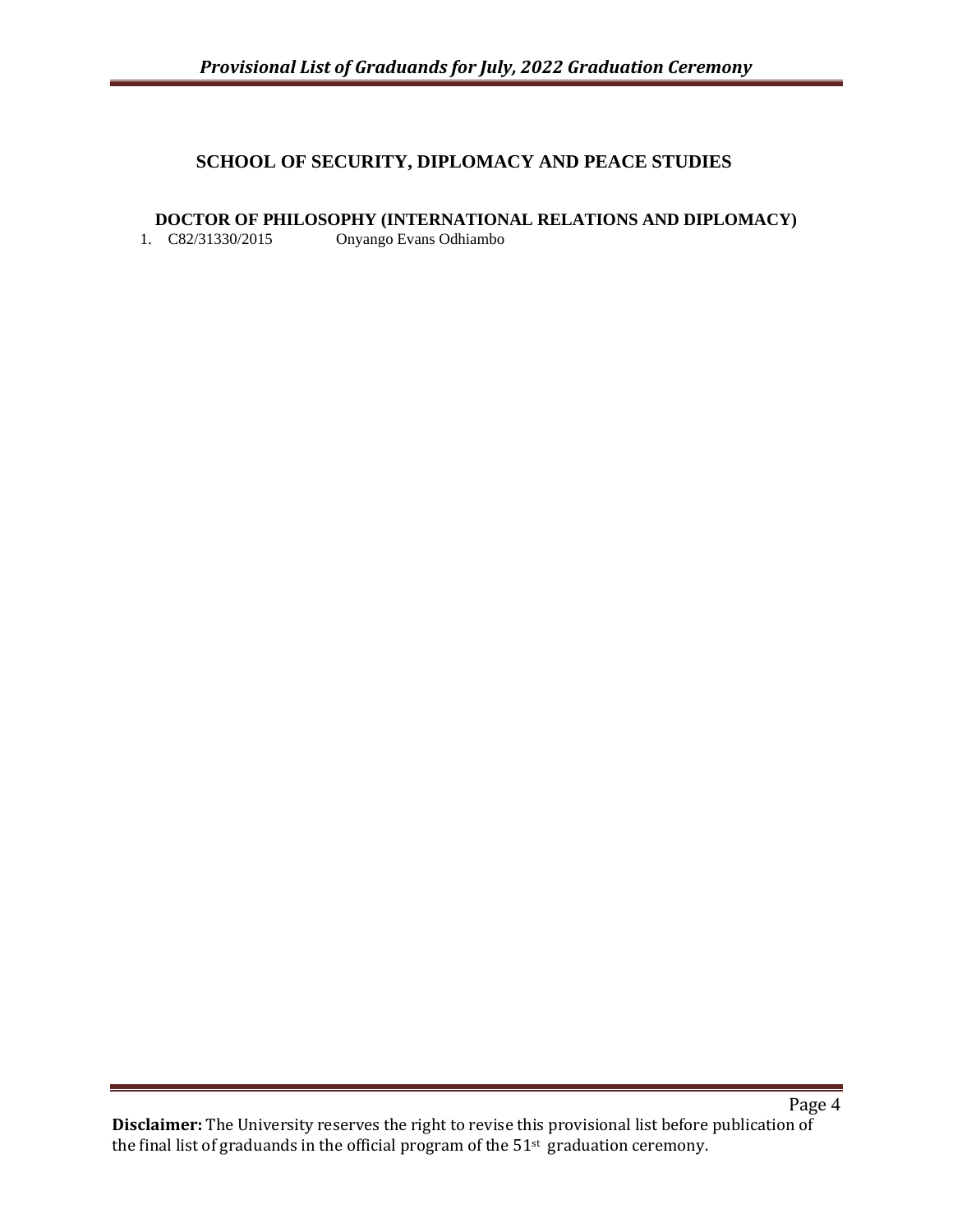## SCHOOL OF SECURITY, DIPLOMACY AND PEACE STUDIES

### DOCTOR OF PHILOSOPHY (INTERNATIONAL RELATIONS AND DIPLOMACY)

1. C82/31330/2015 Onyango Evans Odhiambo

**Disclaimer:** The University reserves the right to revise this provisional list before publication of the final list of graduands in the official program of the 51st graduation ceremony.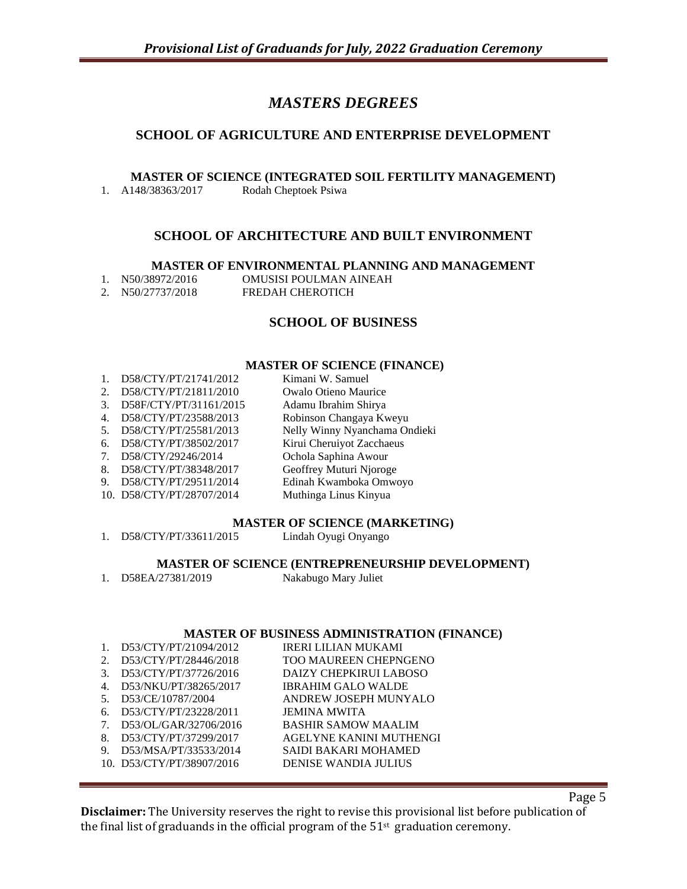# *MASTERS DEGREES*

## SCHOOL OF AGRICULTURE AND ENTERPRISE DEVELOPMENT

### MASTER OF SCIENCE (INTEGRATED SOIL FERTILITY MANAGEMENT)

1. A148/38363/2017 Rodah Cheptoek Psiwa

## SCHOOL OF ARCHITECTURE AND BUILT ENVIRONMENT

### MASTER OF ENVIRONMENTAL PLANNING AND MANAGEMENT

1. N50/38972/2016 OMUSISI POULMAN AINEAH
2. N50/27737/2018 FREDAH CHEROTICH

## SCHOOL OF BUSINESS

### MASTER OF SCIENCE (FINANCE)

1. D58/CTY/PT/21741/2012 Kimani W. Samuel
2. D58/CTY/PT/21811/2010 Owalo Otieno Maurice
3. D58F/CTY/PT/31161/2015 Adamu Ibrahim Shirya
4. D58/CTY/PT/23588/2013 Robinson Changaya Kweyu
5. D58/CTY/PT/25581/2013 Nelly Winny Nyanchama Ondieki
6. D58/CTY/PT/38502/2017 Kirui Cheruiyot Zacchaeus
7. D58/CTY/29246/2014 Ochola Saphina Awour
8. D58/CTY/PT/38348/2017 Geoffrey Muturi Njoroge
9. D58/CTY/PT/29511/2014 Edinah Kwamboka Omwoyo
10. D58/CTY/PT/28707/2014 Muthinga Linus Kinyua

### MASTER OF SCIENCE (MARKETING)

1. D58/CTY/PT/33611/2015 Lindah Oyugi Onyango

### MASTER OF SCIENCE (ENTREPRENEURSHIP DEVELOPMENT)

1. D58EA/27381/2019 Nakabugo Mary Juliet

### MASTER OF BUSINESS ADMINISTRATION (FINANCE)

1. D53/CTY/PT/21094/2012 IRERI LILIAN MUKAMI
2. D53/CTY/PT/28446/2018 TOO MAUREEN CHEPNGENO
3. D53/CTY/PT/37726/2016 DAIZY CHEPKIRUI LABOSO
4. D53/NKU/PT/38265/2017 IBRAHIM GALO WALDE
5. D53/CE/10787/2004 ANDREW JOSEPH MUNYALO
6. D53/CTY/PT/23228/2011 JEMINA MWITA
7. D53/OL/GAR/32706/2016 BASHIR SAMOW MAALIM
8. D53/CTY/PT/37299/2017 AGELYNE KANINI MUTHENGI
9. D53/MSA/PT/33533/2014 SAIDI BAKARI MOHAMED
10. D53/CTY/PT/38907/2016 DENISE WANDIA JULIUS

**Disclaimer:** The University reserves the right to revise this provisional list before publication of the final list of graduands in the official program of the 51st graduation ceremony.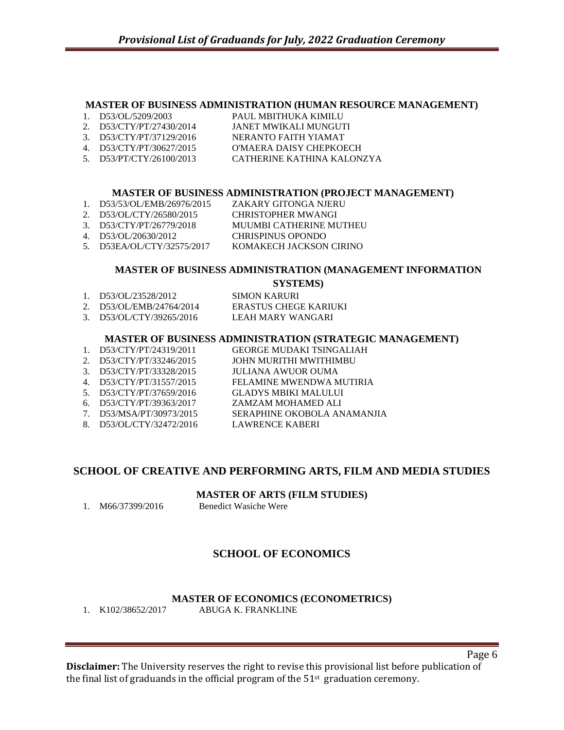### MASTER OF BUSINESS ADMINISTRATION (HUMAN RESOURCE MANAGEMENT)

1. D53/OL/5209/2003 PAUL MBITHUKA KIMILU
2. D53/CTY/PT/27430/2014 JANET MWIKALI MUNGUTI
3. D53/CTY/PT/37129/2016 NERANTO FAITH YIAMAT
4. D53/CTY/PT/30627/2015 O'MAERA DAISY CHEPKOECH
5. D53/PT/CTY/26100/2013 CATHERINE KATHINA KALONZYA

### MASTER OF BUSINESS ADMINISTRATION (PROJECT MANAGEMENT)

1. D53/53/OL/EMB/26976/2015 ZAKARY GITONGA NJERU
2. D53/OL/CTY/26580/2015 CHRISTOPHER MWANGI
3. D53/CTY/PT/26779/2018 MUUMBI CATHERINE MUTHEU
4. D53/OL/20630/2012 CHRISPINUS OPONDO
5. D53EA/OL/CTY/32575/2017 KOMAKECH JACKSON CIRINO

### MASTER OF BUSINESS ADMINISTRATION (MANAGEMENT INFORMATION SYSTEMS)

1. D53/OL/23528/2012 SIMON KARURI
2. D53/OL/EMB/24764/2014 ERASTUS CHEGE KARIUKI
3. D53/OL/CTY/39265/2016 LEAH MARY WANGARI

### MASTER OF BUSINESS ADMINISTRATION (STRATEGIC MANAGEMENT)

1. D53/CTY/PT/24319/2011 GEORGE MUDAKI TSINGALIAH
2. D53/CTY/PT/33246/2015 JOHN MURITHI MWITHIMBU
3. D53/CTY/PT/33328/2015 JULIANA AWUOR OUMA
4. D53/CTY/PT/31557/2015 FELAMINE MWENDWA MUTIRIA
5. D53/CTY/PT/37659/2016 GLADYS MBIKI MALULUI
6. D53/CTY/PT/39363/2017 ZAMZAM MOHAMED ALI
7. D53/MSA/PT/30973/2015 SERAPHINE OKOBOLA ANAMANJIA
8. D53/OL/CTY/32472/2016 LAWRENCE KABERI

## SCHOOL OF CREATIVE AND PERFORMING ARTS, FILM AND MEDIA STUDIES

### MASTER OF ARTS (FILM STUDIES)

1. M66/37399/2016 Benedict Wasiche Were

## SCHOOL OF ECONOMICS

### MASTER OF ECONOMICS (ECONOMETRICS)

1. K102/38652/2017 ABUGA K. FRANKLINE

**Disclaimer:** The University reserves the right to revise this provisional list before publication of the final list of graduands in the official program of the 51st graduation ceremony.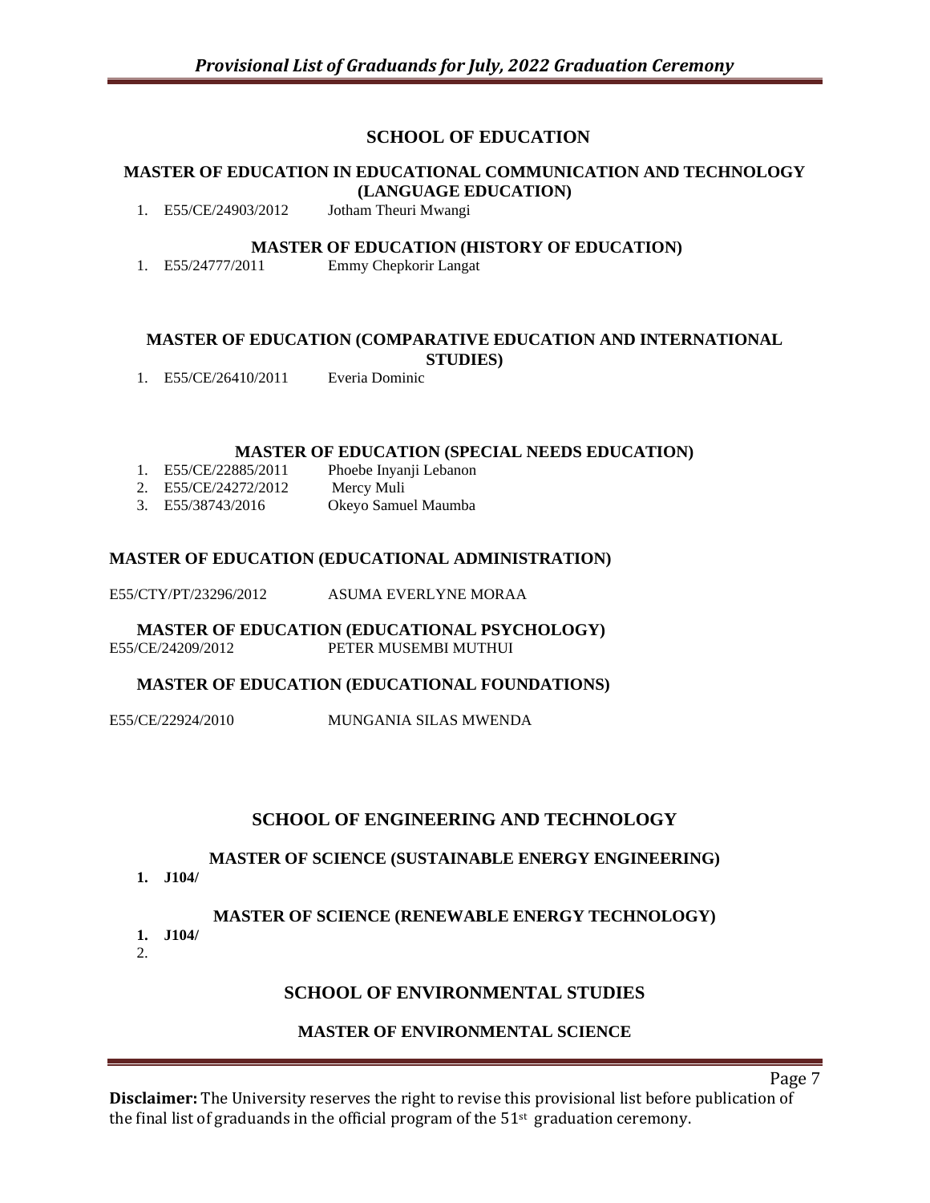## SCHOOL OF EDUCATION

### MASTER OF EDUCATION IN EDUCATIONAL COMMUNICATION AND TECHNOLOGY (LANGUAGE EDUCATION)

1. E55/CE/24903/2012 Jotham Theuri Mwangi

### MASTER OF EDUCATION (HISTORY OF EDUCATION)

1. E55/24777/2011 Emmy Chepkorir Langat

### MASTER OF EDUCATION (COMPARATIVE EDUCATION AND INTERNATIONAL STUDIES)

1. E55/CE/26410/2011 Everia Dominic

### MASTER OF EDUCATION (SPECIAL NEEDS EDUCATION)

1. E55/CE/22885/2011 Phoebe Inyanji Lebanon
2. E55/CE/24272/2012 Mercy Muli
3. E55/38743/2016 Okeyo Samuel Maumba

### MASTER OF EDUCATION (EDUCATIONAL ADMINISTRATION)

E55/CTY/PT/23296/2012 ASUMA EVERLYNE MORAA

### MASTER OF EDUCATION (EDUCATIONAL PSYCHOLOGY)

E55/CE/24209/2012 PETER MUSEMBI MUTHUI

### MASTER OF EDUCATION (EDUCATIONAL FOUNDATIONS)

E55/CE/22924/2010 MUNGANIA SILAS MWENDA

## SCHOOL OF ENGINEERING AND TECHNOLOGY

### MASTER OF SCIENCE (SUSTAINABLE ENERGY ENGINEERING)

1. **J104/**

### MASTER OF SCIENCE (RENEWABLE ENERGY TECHNOLOGY)

1. **J104/**
2. 

## SCHOOL OF ENVIRONMENTAL STUDIES

### MASTER OF ENVIRONMENTAL SCIENCE

**Disclaimer:** The University reserves the right to revise this provisional list before publication of the final list of graduands in the official program of the 51st graduation ceremony.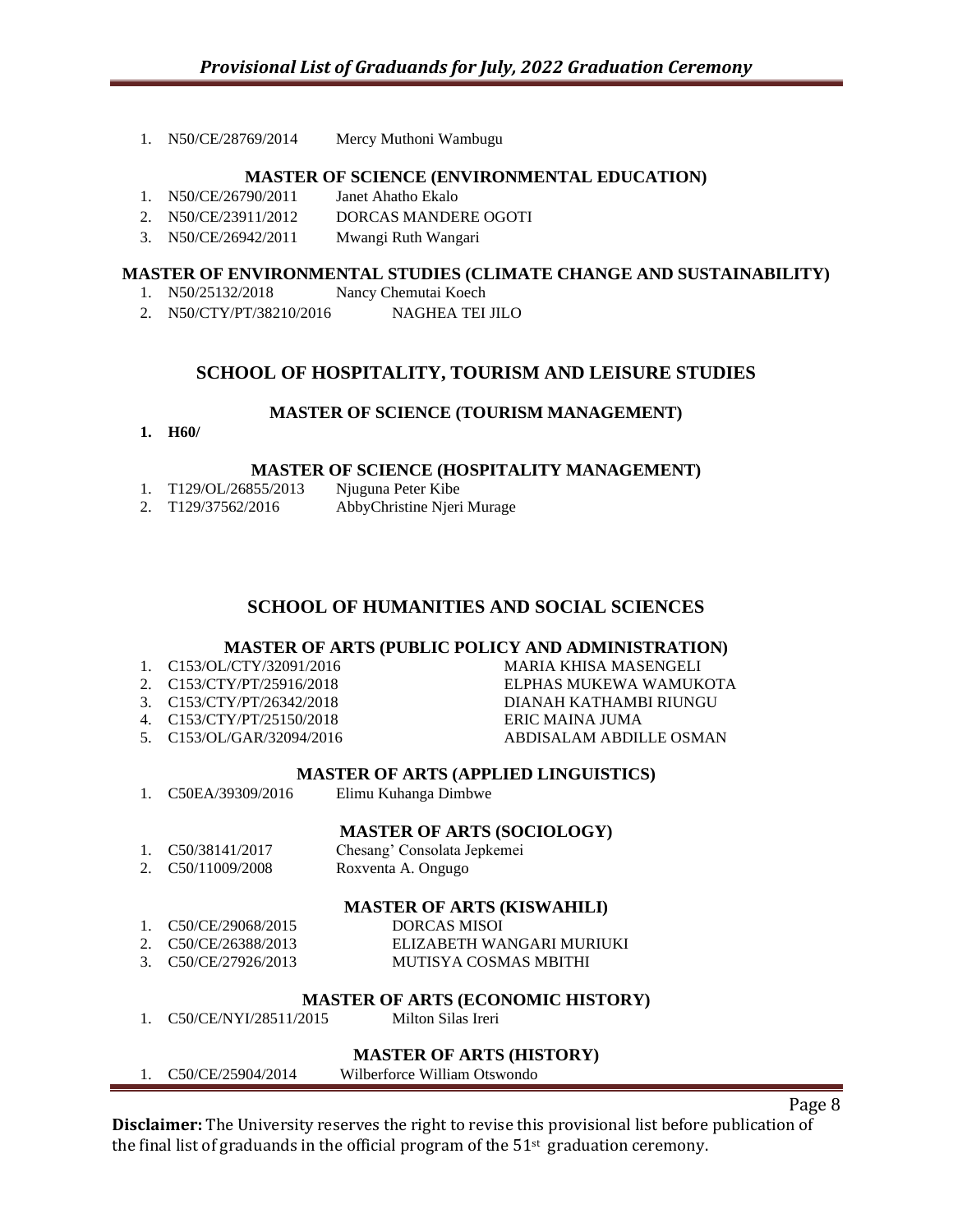1. N50/CE/28769/2014 Mercy Muthoni Wambugu

### MASTER OF SCIENCE (ENVIRONMENTAL EDUCATION)

1. N50/CE/26790/2011 Janet Ahatho Ekalo
2. N50/CE/23911/2012 DORCAS MANDERE OGOTI
3. N50/CE/26942/2011 Mwangi Ruth Wangari

### MASTER OF ENVIRONMENTAL STUDIES (CLIMATE CHANGE AND SUSTAINABILITY)

1. N50/25132/2018 Nancy Chemutai Koech
2. N50/CTY/PT/38210/2016 NAGHEA TEI JILO

## SCHOOL OF HOSPITALITY, TOURISM AND LEISURE STUDIES

### MASTER OF SCIENCE (TOURISM MANAGEMENT)

1. **H60/**

### MASTER OF SCIENCE (HOSPITALITY MANAGEMENT)

1. T129/OL/26855/2013 Njuguna Peter Kibe
2. T129/37562/2016 AbbyChristine Njeri Murage

## SCHOOL OF HUMANITIES AND SOCIAL SCIENCES

### MASTER OF ARTS (PUBLIC POLICY AND ADMINISTRATION)

1. C153/OL/CTY/32091/2016 MARIA KHISA MASENGELI
2. C153/CTY/PT/25916/2018 ELPHAS MUKEWA WAMUKOTA
3. C153/CTY/PT/26342/2018 DIANAH KATHAMBI RIUNGU
4. C153/CTY/PT/25150/2018 ERIC MAINA JUMA
5. C153/OL/GAR/32094/2016 ABDISALAM ABDILLE OSMAN

### MASTER OF ARTS (APPLIED LINGUISTICS)

1. C50EA/39309/2016 Elimu Kuhanga Dimbwe

### MASTER OF ARTS (SOCIOLOGY)

1. C50/38141/2017 Chesang' Consolata Jepkemei
2. C50/11009/2008 Roxventa A. Ongugo

### MASTER OF ARTS (KISWAHILI)

1. C50/CE/29068/2015 DORCAS MISOI
2. C50/CE/26388/2013 ELIZABETH WANGARI MURIUKI
3. C50/CE/27926/2013 MUTISYA COSMAS MBITHI

### MASTER OF ARTS (ECONOMIC HISTORY)

1. C50/CE/NYI/28511/2015 Milton Silas Ireri

### MASTER OF ARTS (HISTORY)

1. C50/CE/25904/2014 Wilberforce William Otswondo

**Disclaimer:** The University reserves the right to revise this provisional list before publication of the final list of graduands in the official program of the 51st graduation ceremony.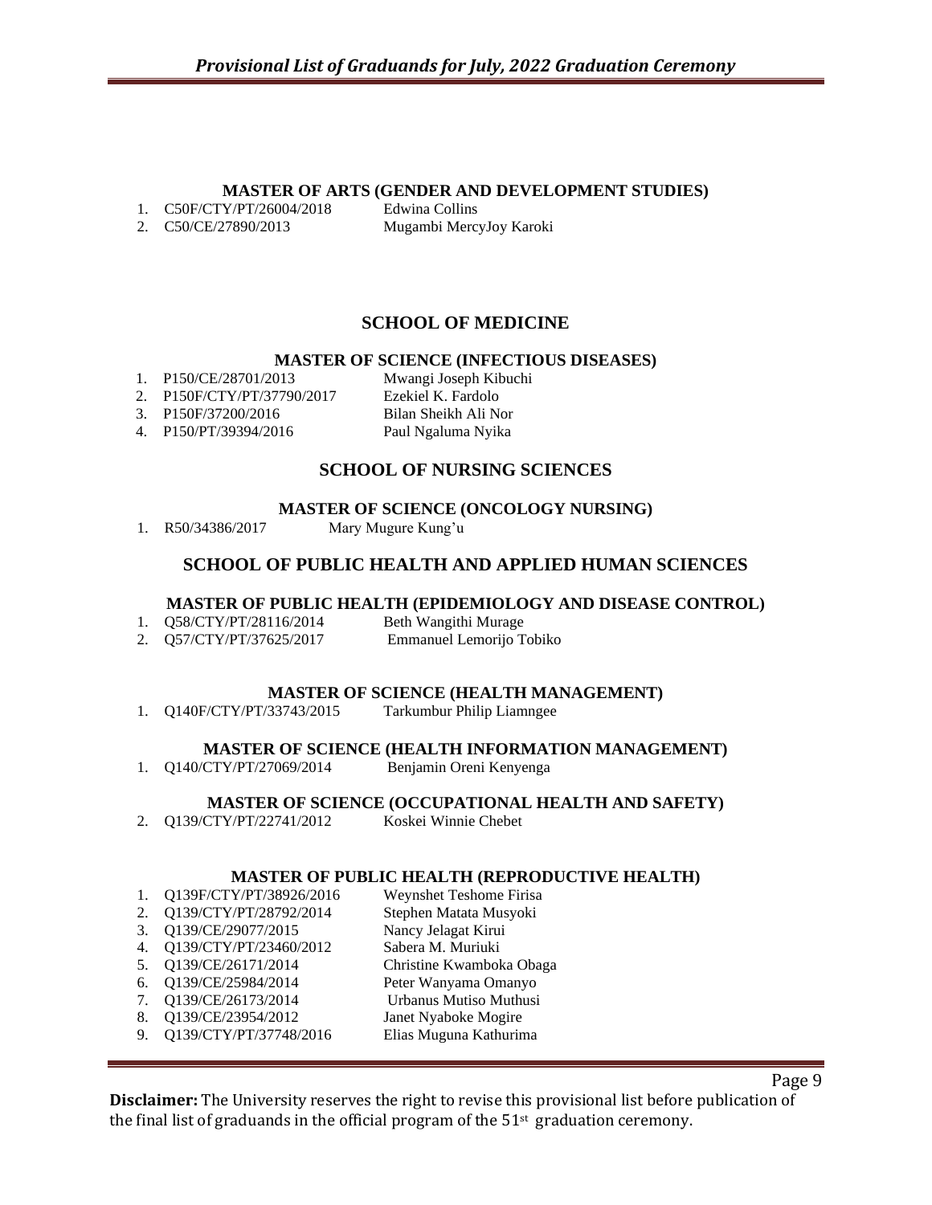### MASTER OF ARTS (GENDER AND DEVELOPMENT STUDIES)

1. C50F/CTY/PT/26004/2018 Edwina Collins
2. C50/CE/27890/2013 Mugambi MercyJoy Karoki

## SCHOOL OF MEDICINE

### MASTER OF SCIENCE (INFECTIOUS DISEASES)

1. P150/CE/28701/2013 Mwangi Joseph Kibuchi
2. P150F/CTY/PT/37790/2017 Ezekiel K. Fardolo
3. P150F/37200/2016 Bilan Sheikh Ali Nor
4. P150/PT/39394/2016 Paul Ngaluma Nyika

## SCHOOL OF NURSING SCIENCES

### MASTER OF SCIENCE (ONCOLOGY NURSING)

1. R50/34386/2017 Mary Mugure Kung'u

## SCHOOL OF PUBLIC HEALTH AND APPLIED HUMAN SCIENCES

### MASTER OF PUBLIC HEALTH (EPIDEMIOLOGY AND DISEASE CONTROL)

1. Q58/CTY/PT/28116/2014 Beth Wangithi Murage
2. Q57/CTY/PT/37625/2017 Emmanuel Lemorijo Tobiko

### MASTER OF SCIENCE (HEALTH MANAGEMENT)

1. Q140F/CTY/PT/33743/2015 Tarkumbur Philip Liamngee

### MASTER OF SCIENCE (HEALTH INFORMATION MANAGEMENT)

1. Q140/CTY/PT/27069/2014 Benjamin Oreni Kenyenga

### MASTER OF SCIENCE (OCCUPATIONAL HEALTH AND SAFETY)

2. Q139/CTY/PT/22741/2012 Koskei Winnie Chebet

### MASTER OF PUBLIC HEALTH (REPRODUCTIVE HEALTH)

1. Q139F/CTY/PT/38926/2016 Weynshet Teshome Firisa
2. Q139/CTY/PT/28792/2014 Stephen Matata Musyoki
3. Q139/CE/29077/2015 Nancy Jelagat Kirui
4. Q139/CTY/PT/23460/2012 Sabera M. Muriuki
5. Q139/CE/26171/2014 Christine Kwamboka Obaga
6. Q139/CE/25984/2014 Peter Wanyama Omanyo
7. Q139/CE/26173/2014 Urbanus Mutiso Muthusi
8. Q139/CE/23954/2012 Janet Nyaboke Mogire
9. Q139/CTY/PT/37748/2016 Elias Muguna Kathurima

**Disclaimer:** The University reserves the right to revise this provisional list before publication of the final list of graduands in the official program of the 51st graduation ceremony.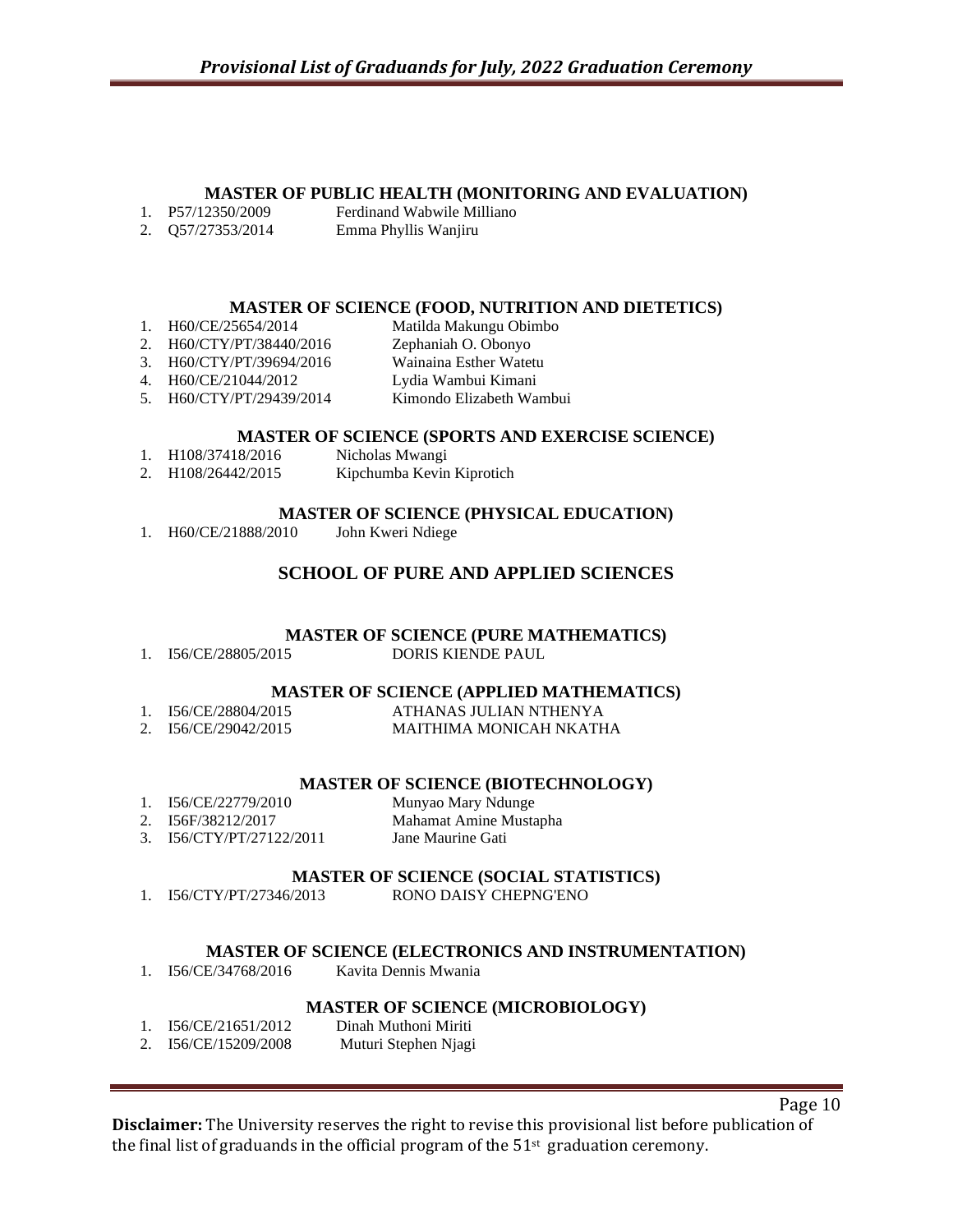### MASTER OF PUBLIC HEALTH (MONITORING AND EVALUATION)

1. P57/12350/2009 Ferdinand Wabwile Milliano
2. Q57/27353/2014 Emma Phyllis Wanjiru

### MASTER OF SCIENCE (FOOD, NUTRITION AND DIETETICS)

1. H60/CE/25654/2014 Matilda Makungu Obimbo
2. H60/CTY/PT/38440/2016 Zephaniah O. Obonyo
3. H60/CTY/PT/39694/2016 Wainaina Esther Watetu
4. H60/CE/21044/2012 Lydia Wambui Kimani
5. H60/CTY/PT/29439/2014 Kimondo Elizabeth Wambui

### MASTER OF SCIENCE (SPORTS AND EXERCISE SCIENCE)

1. H108/37418/2016 Nicholas Mwangi
2. H108/26442/2015 Kipchumba Kevin Kiprotich

### MASTER OF SCIENCE (PHYSICAL EDUCATION)

1. H60/CE/21888/2010 John Kweri Ndiege

## SCHOOL OF PURE AND APPLIED SCIENCES

### MASTER OF SCIENCE (PURE MATHEMATICS)

1. I56/CE/28805/2015 DORIS KIENDE PAUL

### MASTER OF SCIENCE (APPLIED MATHEMATICS)

1. I56/CE/28804/2015 ATHANAS JULIAN NTHENYA
2. I56/CE/29042/2015 MAITHIMA MONICAH NKATHA

### MASTER OF SCIENCE (BIOTECHNOLOGY)

1. I56/CE/22779/2010 Munyao Mary Ndunge
2. I56F/38212/2017 Mahamat Amine Mustapha
3. I56/CTY/PT/27122/2011 Jane Maurine Gati

### MASTER OF SCIENCE (SOCIAL STATISTICS)

1. I56/CTY/PT/27346/2013 RONO DAISY CHEPNG'ENO

### MASTER OF SCIENCE (ELECTRONICS AND INSTRUMENTATION)

1. I56/CE/34768/2016 Kavita Dennis Mwania

### MASTER OF SCIENCE (MICROBIOLOGY)

1. I56/CE/21651/2012 Dinah Muthoni Miriti
2. I56/CE/15209/2008 Muturi Stephen Njagi

**Disclaimer:** The University reserves the right to revise this provisional list before publication of the final list of graduands in the official program of the 51st graduation ceremony.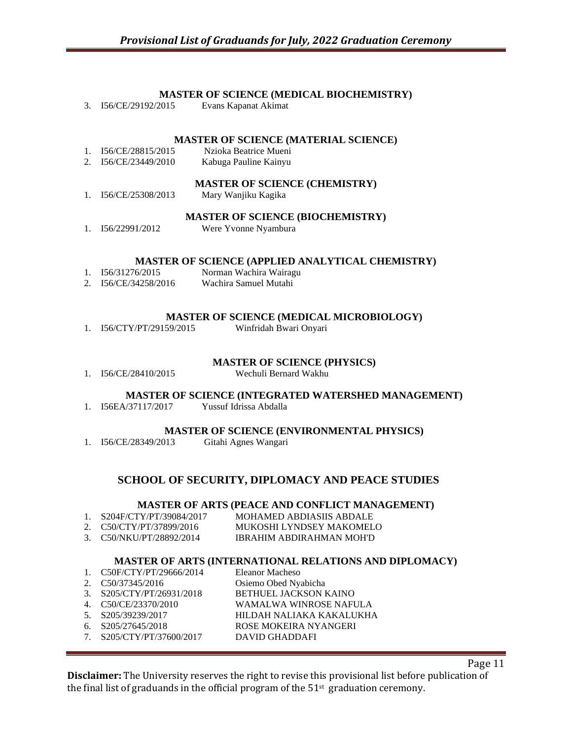### MASTER OF SCIENCE (MEDICAL BIOCHEMISTRY)

3. I56/CE/29192/2015 Evans Kapanat Akimat

### MASTER OF SCIENCE (MATERIAL SCIENCE)

1. I56/CE/28815/2015 Nzioka Beatrice Mueni
2. I56/CE/23449/2010 Kabuga Pauline Kainyu

### MASTER OF SCIENCE (CHEMISTRY)

1. I56/CE/25308/2013 Mary Wanjiku Kagika

### MASTER OF SCIENCE (BIOCHEMISTRY)

1. I56/22991/2012 Were Yvonne Nyambura

### MASTER OF SCIENCE (APPLIED ANALYTICAL CHEMISTRY)

1. I56/31276/2015 Norman Wachira Wairagu
2. I56/CE/34258/2016 Wachira Samuel Mutahi

### MASTER OF SCIENCE (MEDICAL MICROBIOLOGY)

1. I56/CTY/PT/29159/2015 Winfridah Bwari Onyari

### MASTER OF SCIENCE (PHYSICS)

1. I56/CE/28410/2015 Wechuli Bernard Wakhu

### MASTER OF SCIENCE (INTEGRATED WATERSHED MANAGEMENT)

1. I56EA/37117/2017 Yussuf Idrissa Abdalla

### MASTER OF SCIENCE (ENVIRONMENTAL PHYSICS)

1. I56/CE/28349/2013 Gitahi Agnes Wangari

## SCHOOL OF SECURITY, DIPLOMACY AND PEACE STUDIES

### MASTER OF ARTS (PEACE AND CONFLICT MANAGEMENT)

1. S204F/CTY/PT/39084/2017 MOHAMED ABDIASIIS ABDALE
2. C50/CTY/PT/37899/2016 MUKOSHI LYNDSEY MAKOMELO
3. C50/NKU/PT/28892/2014 IBRAHIM ABDIRAHMAN MOH'D

### MASTER OF ARTS (INTERNATIONAL RELATIONS AND DIPLOMACY)

1. C50F/CTY/PT/29666/2014 Eleanor Macheso
2. C50/37345/2016 Osiemo Obed Nyabicha
3. S205/CTY/PT/26931/2018 BETHUEL JACKSON KAINO
4. C50/CE/23370/2010 WAMALWA WINROSE NAFULA
5. S205/39239/2017 HILDAH NALIAKA KAKALUKHA
6. S205/27645/2018 ROSE MOKEIRA NYANGERI
7. S205/CTY/PT/37600/2017 DAVID GHADDAFI

**Disclaimer:** The University reserves the right to revise this provisional list before publication of the final list of graduands in the official program of the 51st graduation ceremony.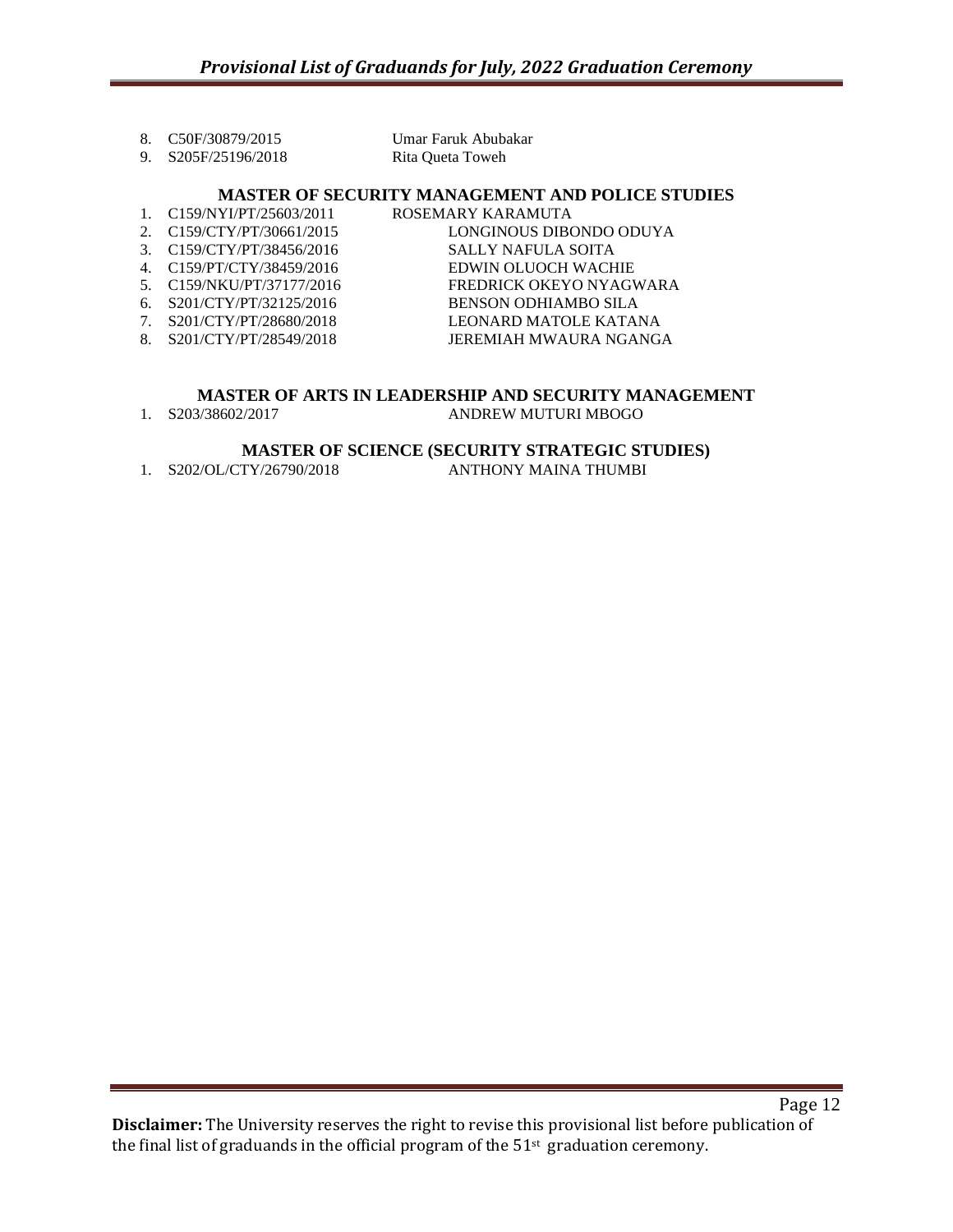8. C50F/30879/2015 Umar Faruk Abubakar
9. S205F/25196/2018 Rita Queta Toweh

### MASTER OF SECURITY MANAGEMENT AND POLICE STUDIES

1. C159/NYI/PT/25603/2011 ROSEMARY KARAMUTA
2. C159/CTY/PT/30661/2015 LONGINOUS DIBONDO ODUYA
3. C159/CTY/PT/38456/2016 SALLY NAFULA SOITA
4. C159/PT/CTY/38459/2016 EDWIN OLUOCH WACHIE
5. C159/NKU/PT/37177/2016 FREDRICK OKEYO NYAGWARA
6. S201/CTY/PT/32125/2016 BENSON ODHIAMBO SILA
7. S201/CTY/PT/28680/2018 LEONARD MATOLE KATANA
8. S201/CTY/PT/28549/2018 JEREMIAH MWAURA NGANGA

### MASTER OF ARTS IN LEADERSHIP AND SECURITY MANAGEMENT

1. S203/38602/2017 ANDREW MUTURI MBOGO

### MASTER OF SCIENCE (SECURITY STRATEGIC STUDIES)

1. S202/OL/CTY/26790/2018 ANTHONY MAINA THUMBI

**Disclaimer:** The University reserves the right to revise this provisional list before publication of the final list of graduands in the official program of the 51st graduation ceremony.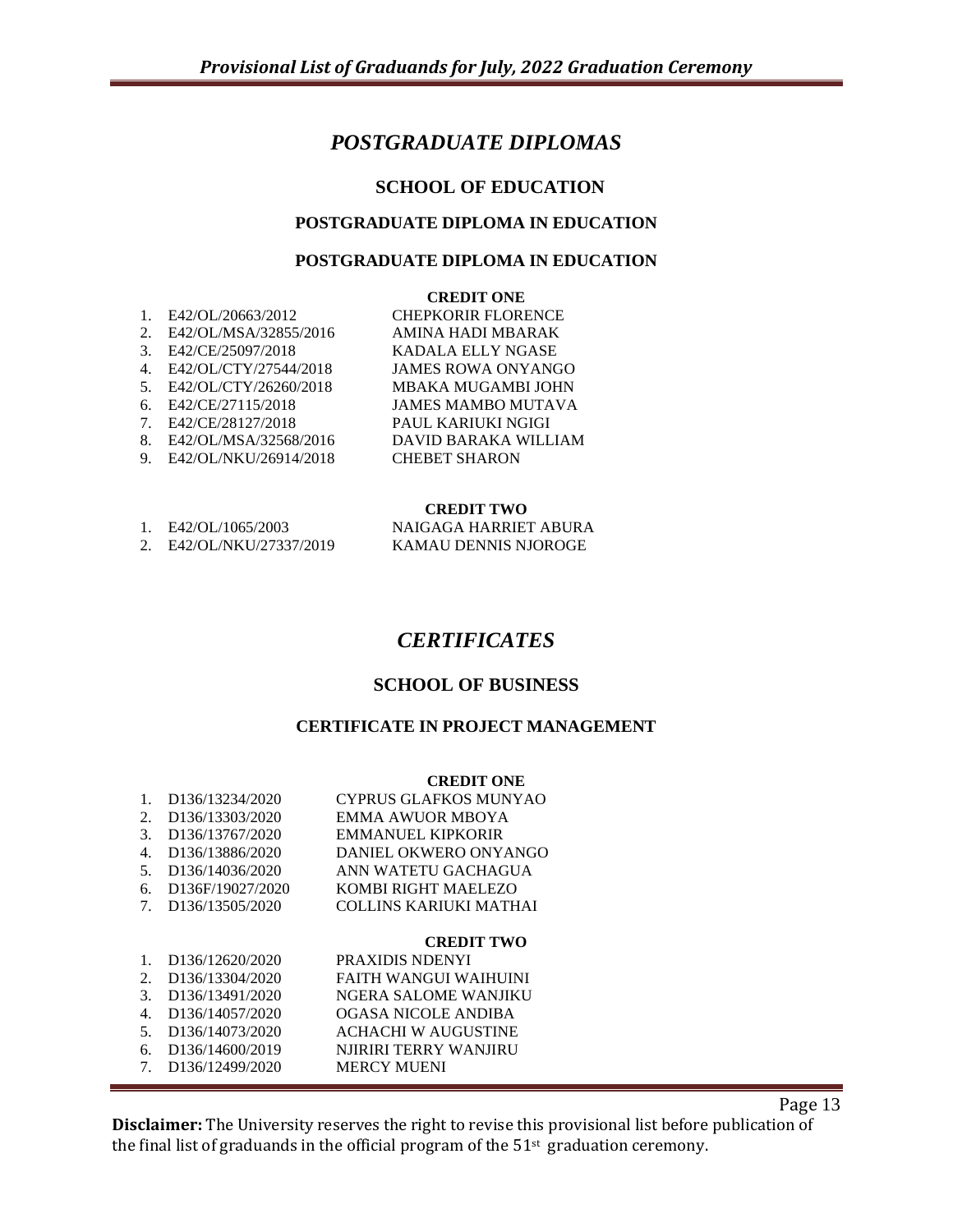# *POSTGRADUATE DIPLOMAS*

## SCHOOL OF EDUCATION

### POSTGRADUATE DIPLOMA IN EDUCATION

### POSTGRADUATE DIPLOMA IN EDUCATION

**CREDIT ONE**

1. E42/OL/20663/2012 CHEPKORIR FLORENCE
2. E42/OL/MSA/32855/2016 AMINA HADI MBARAK
3. E42/CE/25097/2018 KADALA ELLY NGASE
4. E42/OL/CTY/27544/2018 JAMES ROWA ONYANGO
5. E42/OL/CTY/26260/2018 MBAKA MUGAMBI JOHN
6. E42/CE/27115/2018 JAMES MAMBO MUTAVA
7. E42/CE/28127/2018 PAUL KARIUKI NGIGI
8. E42/OL/MSA/32568/2016 DAVID BARAKA WILLIAM
9. E42/OL/NKU/26914/2018 CHEBET SHARON

**CREDIT TWO**

1. E42/OL/1065/2003 NAIGAGA HARRIET ABURA
2. E42/OL/NKU/27337/2019 KAMAU DENNIS NJOROGE

# *CERTIFICATES*

## SCHOOL OF BUSINESS

### CERTIFICATE IN PROJECT MANAGEMENT

**CREDIT ONE**

1. D136/13234/2020 CYPRUS GLAFKOS MUNYAO
2. D136/13303/2020 EMMA AWUOR MBOYA
3. D136/13767/2020 EMMANUEL KIPKORIR
4. D136/13886/2020 DANIEL OKWERO ONYANGO
5. D136/14036/2020 ANN WATETU GACHAGUA
6. D136F/19027/2020 KOMBI RIGHT MAELEZO
7. D136/13505/2020 COLLINS KARIUKI MATHAI

**CREDIT TWO**

1. D136/12620/2020 PRAXIDIS NDENYI
2. D136/13304/2020 FAITH WANGUI WAIHUINI
3. D136/13491/2020 NGERA SALOME WANJIKU
4. D136/14057/2020 OGASA NICOLE ANDIBA
5. D136/14073/2020 ACHACHI W AUGUSTINE
6. D136/14600/2019 NJIRIRI TERRY WANJIRU
7. D136/12499/2020 MERCY MUENI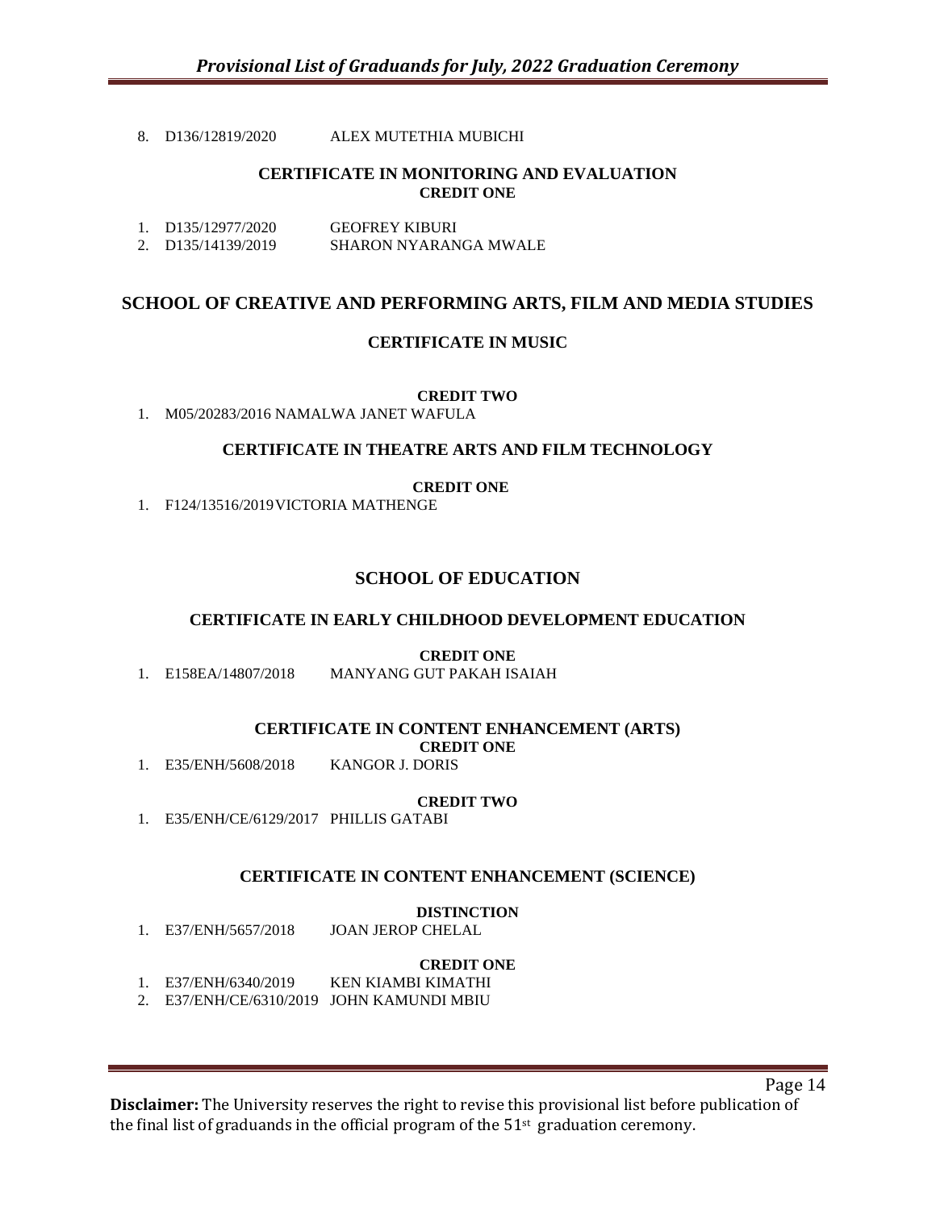8. D136/12819/2020 ALEX MUTETHIA MUBICHI

**CERTIFICATE IN MONITORING AND EVALUATION**

**CREDIT ONE**

1. D135/12977/2020 GEOFREY KIBURI
2. D135/14139/2019 SHARON NYARANGA MWALE

## SCHOOL OF CREATIVE AND PERFORMING ARTS, FILM AND MEDIA STUDIES

### CERTIFICATE IN MUSIC

**CREDIT TWO**

1. M05/20283/2016 NAMALWA JANET WAFULA

### CERTIFICATE IN THEATRE ARTS AND FILM TECHNOLOGY

**CREDIT ONE**

1. F124/13516/2019 VICTORIA MATHENGE

## SCHOOL OF EDUCATION

### CERTIFICATE IN EARLY CHILDHOOD DEVELOPMENT EDUCATION

**CREDIT ONE**

1. E158EA/14807/2018 MANYANG GUT PAKAH ISAIAH

### CERTIFICATE IN CONTENT ENHANCEMENT (ARTS)

**CREDIT ONE**

1. E35/ENH/5608/2018 KANGOR J. DORIS

**CREDIT TWO**

1. E35/ENH/CE/6129/2017 PHILLIS GATABI

### CERTIFICATE IN CONTENT ENHANCEMENT (SCIENCE)

**DISTINCTION**

1. E37/ENH/5657/2018 JOAN JEROP CHELAL

**CREDIT ONE**

1. E37/ENH/6340/2019 KEN KIAMBI KIMATHI
2. E37/ENH/CE/6310/2019 JOHN KAMUNDI MBIU

**Disclaimer:** The University reserves the right to revise this provisional list before publication of the final list of graduands in the official program of the 51st graduation ceremony.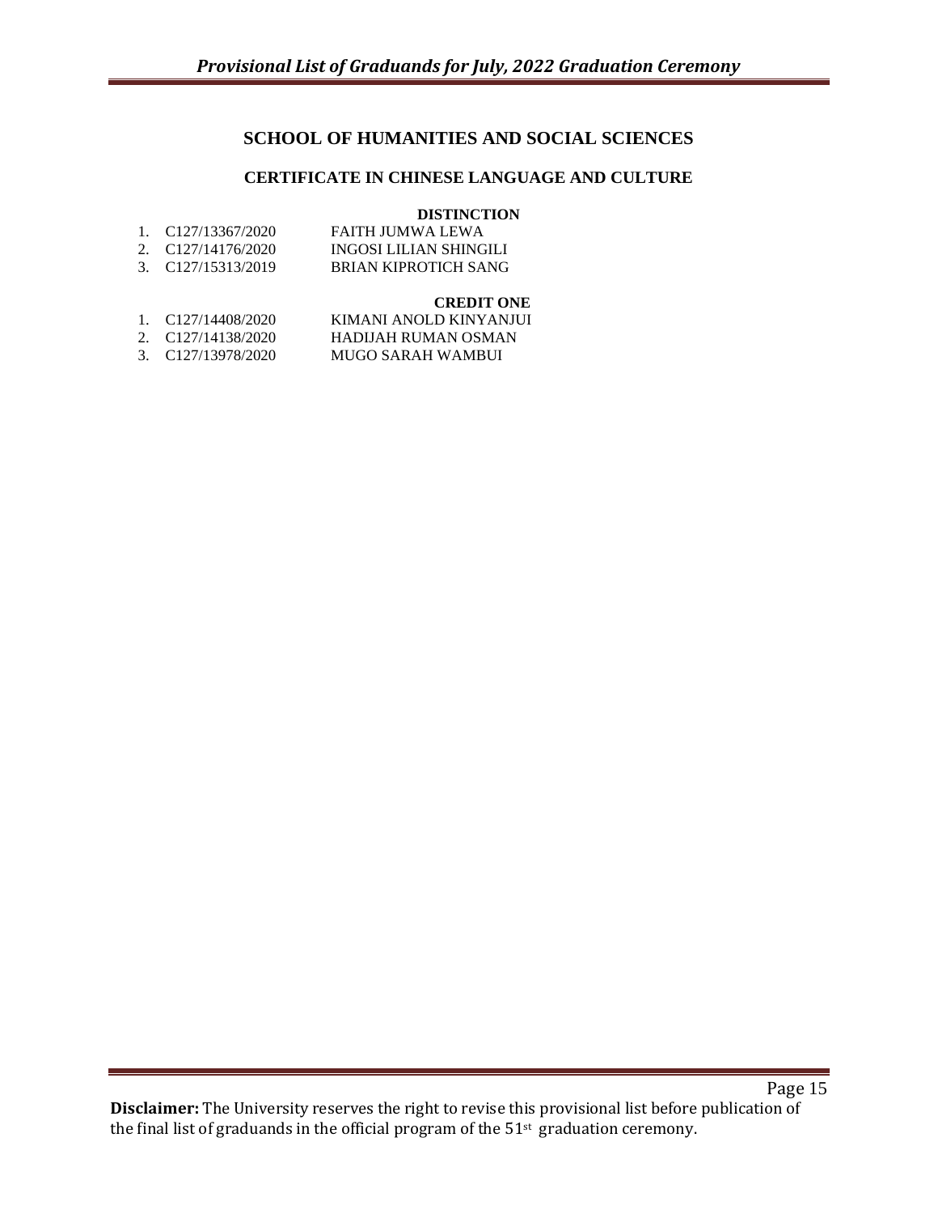## SCHOOL OF HUMANITIES AND SOCIAL SCIENCES

### CERTIFICATE IN CHINESE LANGUAGE AND CULTURE

**DISTINCTION**

1. C127/13367/2020 FAITH JUMWA LEWA
2. C127/14176/2020 INGOSI LILIAN SHINGILI
3. C127/15313/2019 BRIAN KIPROTICH SANG

**CREDIT ONE**

1. C127/14408/2020 KIMANI ANOLD KINYANJUI
2. C127/14138/2020 HADIJAH RUMAN OSMAN
3. C127/13978/2020 MUGO SARAH WAMBUI

**Disclaimer:** The University reserves the right to revise this provisional list before publication of the final list of graduands in the official program of the 51st graduation ceremony.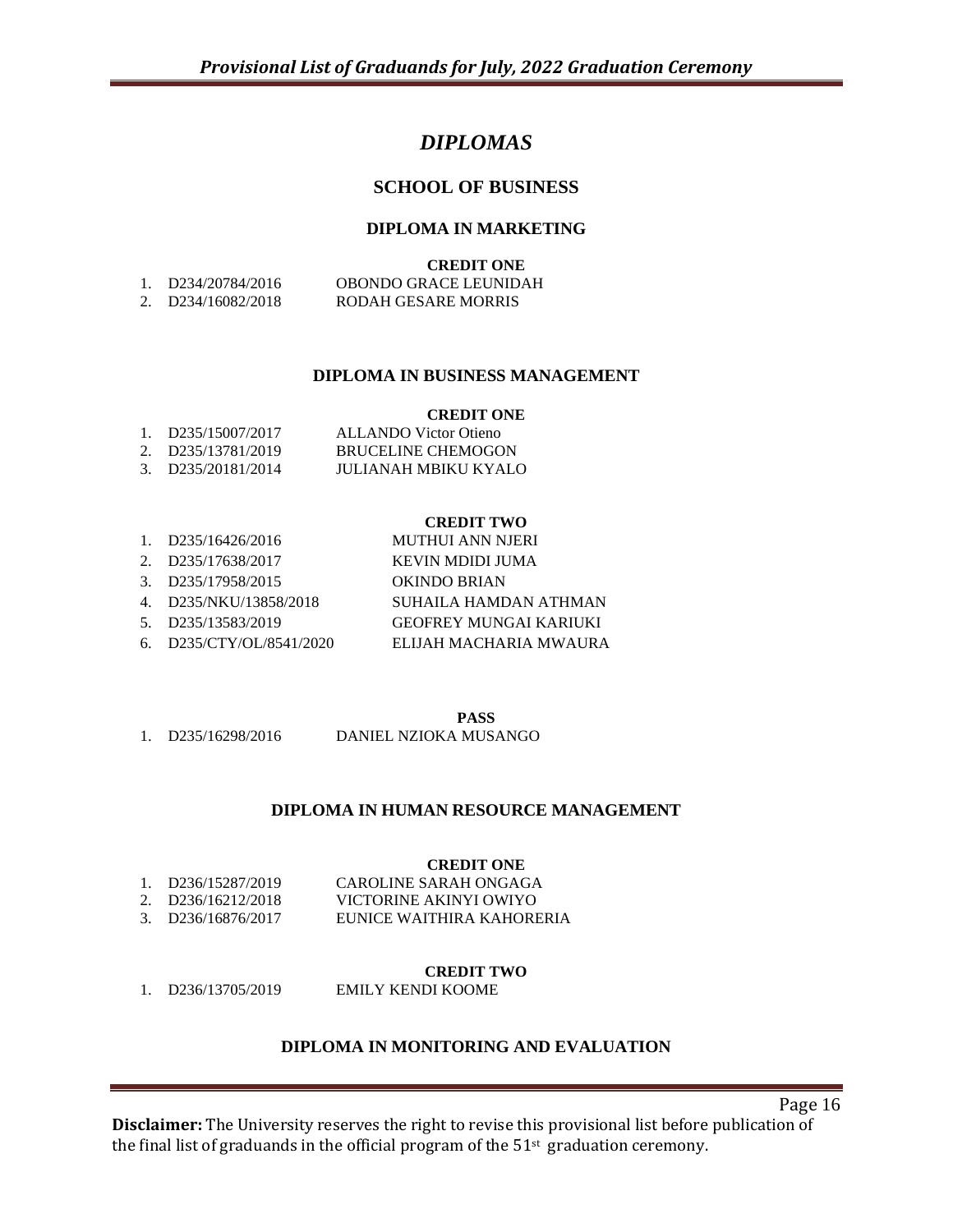# *DIPLOMAS*

## SCHOOL OF BUSINESS

### DIPLOMA IN MARKETING

**CREDIT ONE**

1. D234/20784/2016 OBONDO GRACE LEUNIDAH
2. D234/16082/2018 RODAH GESARE MORRIS

### DIPLOMA IN BUSINESS MANAGEMENT

**CREDIT ONE**

1. D235/15007/2017 ALLANDO Victor Otieno
2. D235/13781/2019 BRUCELINE CHEMOGON
3. D235/20181/2014 JULIANAH MBIKU KYALO

**CREDIT TWO**

1. D235/16426/2016 MUTHUI ANN NJERI
2. D235/17638/2017 KEVIN MDIDI JUMA
3. D235/17958/2015 OKINDO BRIAN
4. D235/NKU/13858/2018 SUHAILA HAMDAN ATHMAN
5. D235/13583/2019 GEOFREY MUNGAI KARIUKI
6. D235/CTY/OL/8541/2020 ELIJAH MACHARIA MWAURA

**PASS**

1. D235/16298/2016 DANIEL NZIOKA MUSANGO

### DIPLOMA IN HUMAN RESOURCE MANAGEMENT

**CREDIT ONE**

1. D236/15287/2019 CAROLINE SARAH ONGAGA
2. D236/16212/2018 VICTORINE AKINYI OWIYO
3. D236/16876/2017 EUNICE WAITHIRA KAHORERIA

**CREDIT TWO**

1. D236/13705/2019 EMILY KENDI KOOME

### DIPLOMA IN MONITORING AND EVALUATION

**Disclaimer:** The University reserves the right to revise this provisional list before publication of the final list of graduands in the official program of the 51st graduation ceremony.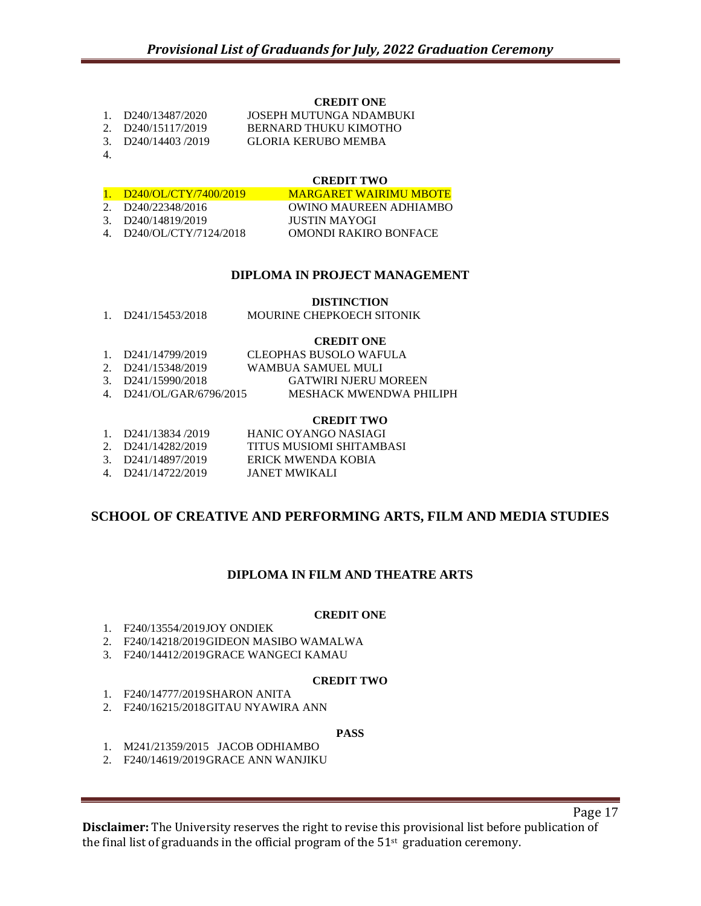**CREDIT ONE**

1. D240/13487/2020 JOSEPH MUTUNGA NDAMBUKI
2. D240/15117/2019 BERNARD THUKU KIMOTHO
3. D240/14403 /2019 GLORIA KERUBO MEMBA
4.

**CREDIT TWO**

1. D240/OL/CTY/7400/2019 MARGARET WAIRIMU MBOTE
2. D240/22348/2016 OWINO MAUREEN ADHIAMBO
3. D240/14819/2019 JUSTIN MAYOGI
4. D240/OL/CTY/7124/2018 OMONDI RAKIRO BONFACE

### DIPLOMA IN PROJECT MANAGEMENT

**DISTINCTION**

1. D241/15453/2018 MOURINE CHEPKOECH SITONIK

**CREDIT ONE**

1. D241/14799/2019 CLEOPHAS BUSOLO WAFULA
2. D241/15348/2019 WAMBUA SAMUEL MULI
3. D241/15990/2018 GATWIRI NJERU MOREEN
4. D241/OL/GAR/6796/2015 MESHACK MWENDWA PHILIPH

**CREDIT TWO**

1. D241/13834 /2019 HANIC OYANGO NASIAGI
2. D241/14282/2019 TITUS MUSIOMI SHITAMBASI
3. D241/14897/2019 ERICK MWENDA KOBIA
4. D241/14722/2019 JANET MWIKALI

## SCHOOL OF CREATIVE AND PERFORMING ARTS, FILM AND MEDIA STUDIES

### DIPLOMA IN FILM AND THEATRE ARTS

**CREDIT ONE**

1. F240/13554/2019 JOY ONDIEK
2. F240/14218/2019 GIDEON MASIBO WAMALWA
3. F240/14412/2019 GRACE WANGECI KAMAU

**CREDIT TWO**

1. F240/14777/2019 SHARON ANITA
2. F240/16215/2018 GITAU NYAWIRA ANN

**PASS**

1. M241/21359/2015 JACOB ODHIAMBO
2. F240/14619/2019 GRACE ANN WANJIKU

**Disclaimer:** The University reserves the right to revise this provisional list before publication of the final list of graduands in the official program of the 51st graduation ceremony.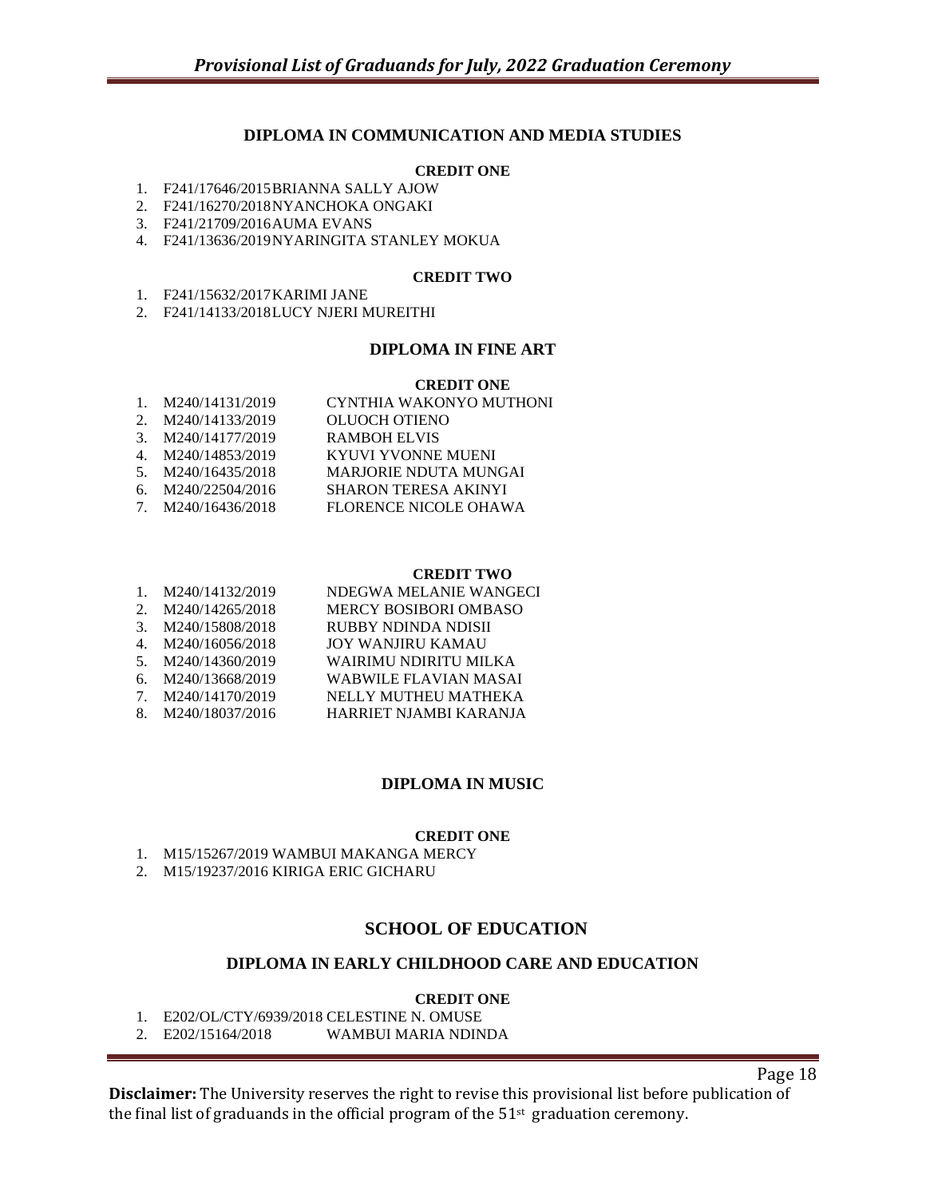### DIPLOMA IN COMMUNICATION AND MEDIA STUDIES

**CREDIT ONE**

1. F241/17646/2015 BRIANNA SALLY AJOW
2. F241/16270/2018 NYANCHOKA ONGAKI
3. F241/21709/2016 AUMA EVANS
4. F241/13636/2019 NYARINGITA STANLEY MOKUA

**CREDIT TWO**

1. F241/15632/2017 KARIMI JANE
2. F241/14133/2018 LUCY NJERI MUREITHI

### DIPLOMA IN FINE ART

**CREDIT ONE**

1. M240/14131/2019 CYNTHIA WAKONYO MUTHONI
2. M240/14133/2019 OLUOCH OTIENO
3. M240/14177/2019 RAMBOH ELVIS
4. M240/14853/2019 KYUVI YVONNE MUENI
5. M240/16435/2018 MARJORIE NDUTA MUNGAI
6. M240/22504/2016 SHARON TERESA AKINYI
7. M240/16436/2018 FLORENCE NICOLE OHAWA

**CREDIT TWO**

1. M240/14132/2019 NDEGWA MELANIE WANGECI
2. M240/14265/2018 MERCY BOSIBORI OMBASO
3. M240/15808/2018 RUBBY NDINDA NDISII
4. M240/16056/2018 JOY WANJIRU KAMAU
5. M240/14360/2019 WAIRIMU NDIRITU MILKA
6. M240/13668/2019 WABWILE FLAVIAN MASAI
7. M240/14170/2019 NELLY MUTHEU MATHEKA
8. M240/18037/2016 HARRIET NJAMBI KARANJA

### DIPLOMA IN MUSIC

**CREDIT ONE**

1. M15/15267/2019 WAMBUI MAKANGA MERCY
2. M15/19237/2016 KIRIGA ERIC GICHARU

## SCHOOL OF EDUCATION

### DIPLOMA IN EARLY CHILDHOOD CARE AND EDUCATION

**CREDIT ONE**

1. E202/OL/CTY/6939/2018 CELESTINE N. OMUSE
2. E202/15164/2018 WAMBUI MARIA NDINDA

**Disclaimer:** The University reserves the right to revise this provisional list before publication of the final list of graduands in the official program of the 51st graduation ceremony.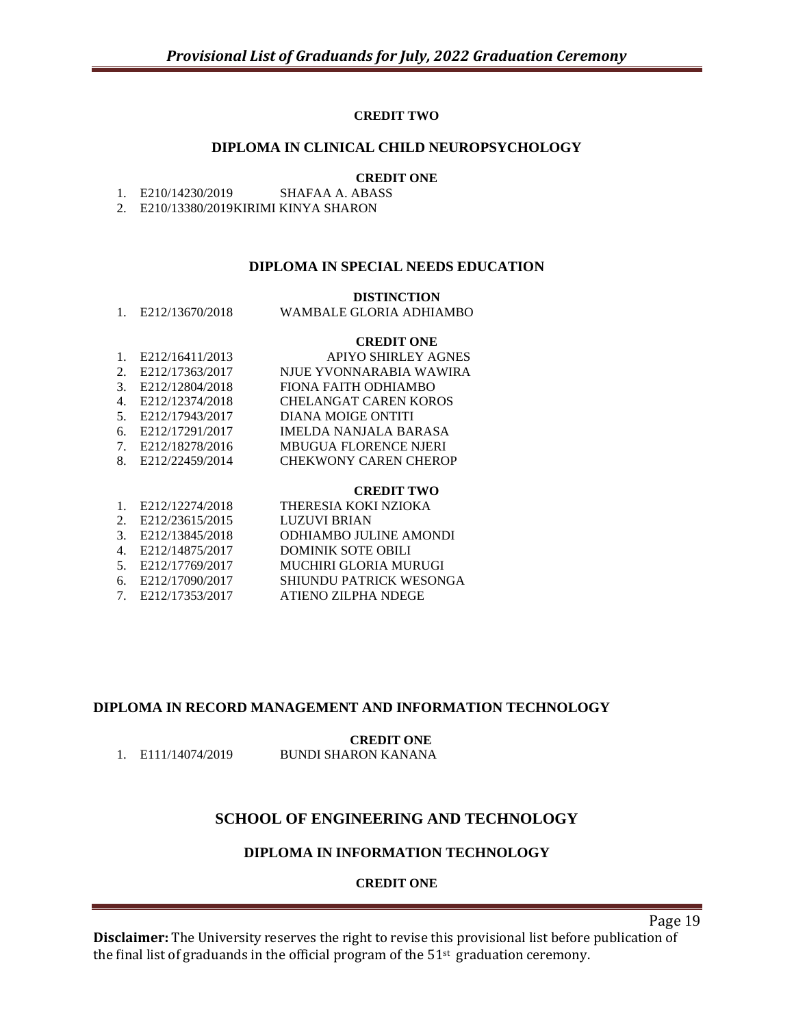**CREDIT TWO**

## DIPLOMA IN CLINICAL CHILD NEUROPSYCHOLOGY

**CREDIT ONE**

1. E210/14230/2019 SHAFAA A. ABASS
2. E210/13380/2019KIRIMI KINYA SHARON

## DIPLOMA IN SPECIAL NEEDS EDUCATION

**DISTINCTION**

1. E212/13670/2018 WAMBALE GLORIA ADHIAMBO

**CREDIT ONE**

1. E212/16411/2013 APIYO SHIRLEY AGNES
2. E212/17363/2017 NJUE YVONNARABIA WAWIRA
3. E212/12804/2018 FIONA FAITH ODHIAMBO
4. E212/12374/2018 CHELANGAT CAREN KOROS
5. E212/17943/2017 DIANA MOIGE ONTITI
6. E212/17291/2017 IMELDA NANJALA BARASA
7. E212/18278/2016 MBUGUA FLORENCE NJERI
8. E212/22459/2014 CHEKWONY CAREN CHEROP

**CREDIT TWO**

1. E212/12274/2018 THERESIA KOKI NZIOKA
2. E212/23615/2015 LUZUVI BRIAN
3. E212/13845/2018 ODHIAMBO JULINE AMONDI
4. E212/14875/2017 DOMINIK SOTE OBILI
5. E212/17769/2017 MUCHIRI GLORIA MURUGI
6. E212/17090/2017 SHIUNDU PATRICK WESONGA
7. E212/17353/2017 ATIENO ZILPHA NDEGE

## DIPLOMA IN RECORD MANAGEMENT AND INFORMATION TECHNOLOGY

**CREDIT ONE**

1. E111/14074/2019 BUNDI SHARON KANANA

# SCHOOL OF ENGINEERING AND TECHNOLOGY

## DIPLOMA IN INFORMATION TECHNOLOGY

**CREDIT ONE**

**Disclaimer:** The University reserves the right to revise this provisional list before publication of the final list of graduands in the official program of the 51st graduation ceremony.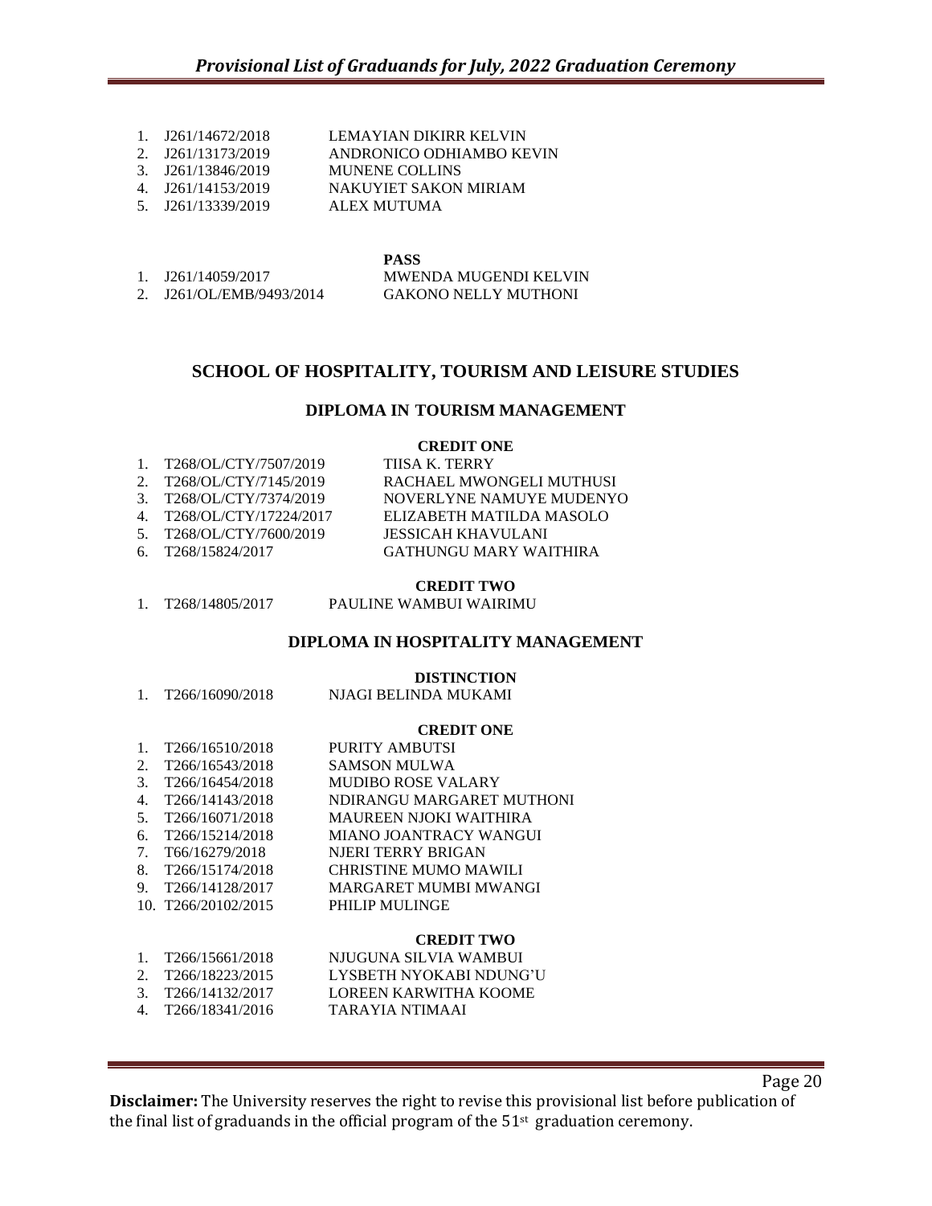1. J261/14672/2018 LEMAYIAN DIKIRR KELVIN
2. J261/13173/2019 ANDRONICO ODHIAMBO KEVIN
3. J261/13846/2019 MUNENE COLLINS
4. J261/14153/2019 NAKUYIET SAKON MIRIAM
5. J261/13339/2019 ALEX MUTUMA

**PASS**

1. J261/14059/2017 MWENDA MUGENDI KELVIN
2. J261/OL/EMB/9493/2014 GAKONO NELLY MUTHONI

## SCHOOL OF HOSPITALITY, TOURISM AND LEISURE STUDIES

### DIPLOMA IN TOURISM MANAGEMENT

**CREDIT ONE**

1. T268/OL/CTY/7507/2019 TIISA K. TERRY
2. T268/OL/CTY/7145/2019 RACHAEL MWONGELI MUTHUSI
3. T268/OL/CTY/7374/2019 NOVERLYNE NAMUYE MUDENYO
4. T268/OL/CTY/17224/2017 ELIZABETH MATILDA MASOLO
5. T268/OL/CTY/7600/2019 JESSICAH KHAVULANI
6. T268/15824/2017 GATHUNGU MARY WAITHIRA

**CREDIT TWO**

1. T268/14805/2017 PAULINE WAMBUI WAIRIMU

### DIPLOMA IN HOSPITALITY MANAGEMENT

**DISTINCTION**

1. T266/16090/2018 NJAGI BELINDA MUKAMI

**CREDIT ONE**

1. T266/16510/2018 PURITY AMBUTSI
2. T266/16543/2018 SAMSON MULWA
3. T266/16454/2018 MUDIBO ROSE VALARY
4. T266/14143/2018 NDIRANGU MARGARET MUTHONI
5. T266/16071/2018 MAUREEN NJOKI WAITHIRA
6. T266/15214/2018 MIANO JOANTRACY WANGUI
7. T66/16279/2018 NJERI TERRY BRIGAN
8. T266/15174/2018 CHRISTINE MUMO MAWILI
9. T266/14128/2017 MARGARET MUMBI MWANGI
10. T266/20102/2015 PHILIP MULINGE

**CREDIT TWO**

1. T266/15661/2018 NJUGUNA SILVIA WAMBUI
2. T266/18223/2015 LYSBETH NYOKABI NDUNG'U
3. T266/14132/2017 LOREEN KARWITHA KOOME
4. T266/18341/2016 TARAYIA NTIMAAI

**Disclaimer:** The University reserves the right to revise this provisional list before publication of the final list of graduands in the official program of the 51st graduation ceremony.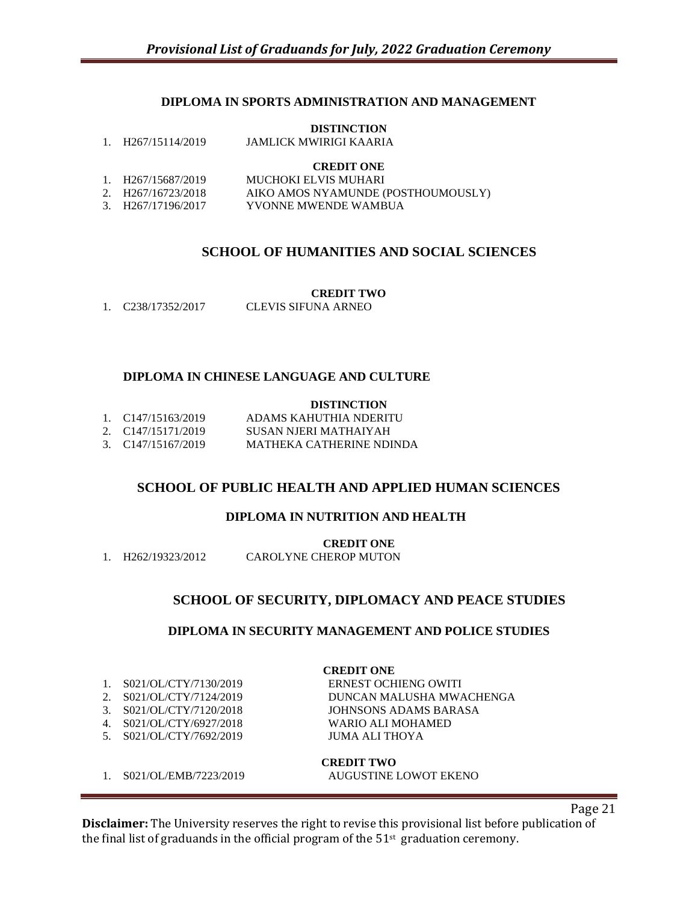### DIPLOMA IN SPORTS ADMINISTRATION AND MANAGEMENT

**DISTINCTION**

1. H267/15114/2019 JAMLICK MWIRIGI KAARIA

**CREDIT ONE**

1. H267/15687/2019 MUCHOKI ELVIS MUHARI
2. H267/16723/2018 AIKO AMOS NYAMUNDE (POSTHOUMOUSLY)
3. H267/17196/2017 YVONNE MWENDE WAMBUA

## SCHOOL OF HUMANITIES AND SOCIAL SCIENCES

**CREDIT TWO**

1. C238/17352/2017 CLEVIS SIFUNA ARNEO

### DIPLOMA IN CHINESE LANGUAGE AND CULTURE

**DISTINCTION**

1. C147/15163/2019 ADAMS KAHUTHIA NDERITU
2. C147/15171/2019 SUSAN NJERI MATHAIYAH
3. C147/15167/2019 MATHEKA CATHERINE NDINDA

## SCHOOL OF PUBLIC HEALTH AND APPLIED HUMAN SCIENCES

### DIPLOMA IN NUTRITION AND HEALTH

**CREDIT ONE**

1. H262/19323/2012 CAROLYNE CHEROP MUTON

## SCHOOL OF SECURITY, DIPLOMACY AND PEACE STUDIES

### DIPLOMA IN SECURITY MANAGEMENT AND POLICE STUDIES

**CREDIT ONE**

1. S021/OL/CTY/7130/2019 ERNEST OCHIENG OWITI
2. S021/OL/CTY/7124/2019 DUNCAN MALUSHA MWACHENGA
3. S021/OL/CTY/7120/2018 JOHNSONS ADAMS BARASA
4. S021/OL/CTY/6927/2018 WARIO ALI MOHAMED
5. S021/OL/CTY/7692/2019 JUMA ALI THOYA

**CREDIT TWO**

1. S021/OL/EMB/7223/2019 AUGUSTINE LOWOT EKENO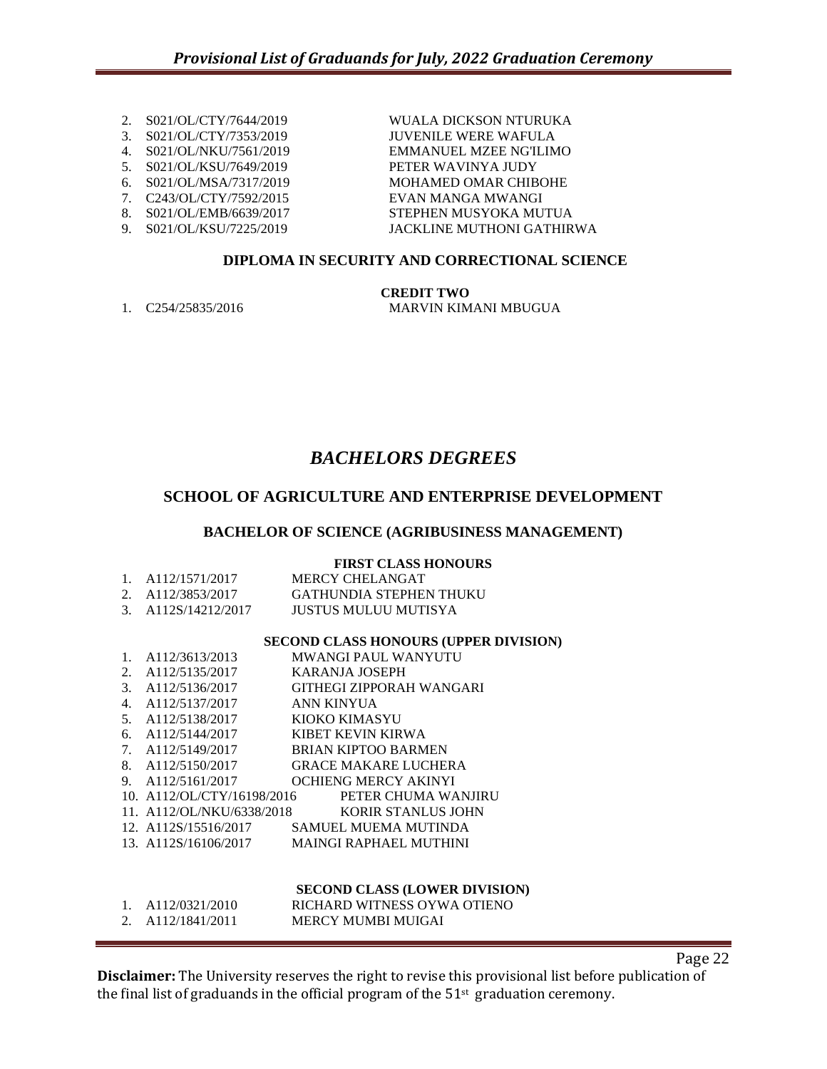2. S021/OL/CTY/7644/2019 WUALA DICKSON NTURUKA
3. S021/OL/CTY/7353/2019 JUVENILE WERE WAFULA
4. S021/OL/NKU/7561/2019 EMMANUEL MZEE NG'ILIMO
5. S021/OL/KSU/7649/2019 PETER WAVINYA JUDY
6. S021/OL/MSA/7317/2019 MOHAMED OMAR CHIBOHE
7. C243/OL/CTY/7592/2015 EVAN MANGA MWANGI
8. S021/OL/EMB/6639/2017 STEPHEN MUSYOKA MUTUA
9. S021/OL/KSU/7225/2019 JACKLINE MUTHONI GATHIRWA

### DIPLOMA IN SECURITY AND CORRECTIONAL SCIENCE

**CREDIT TWO**

1. C254/25835/2016 MARVIN KIMANI MBUGUA

# *BACHELORS DEGREES*

## SCHOOL OF AGRICULTURE AND ENTERPRISE DEVELOPMENT

### BACHELOR OF SCIENCE (AGRIBUSINESS MANAGEMENT)

**FIRST CLASS HONOURS**

1. A112/1571/2017 MERCY CHELANGAT
2. A112/3853/2017 GATHUNDIA STEPHEN THUKU
3. A112S/14212/2017 JUSTUS MULUU MUTISYA

**SECOND CLASS HONOURS (UPPER DIVISION)**

1. A112/3613/2013 MWANGI PAUL WANYUTU
2. A112/5135/2017 KARANJA JOSEPH
3. A112/5136/2017 GITHEGI ZIPPORAH WANGARI
4. A112/5137/2017 ANN KINYUA
5. A112/5138/2017 KIOKO KIMASYU
6. A112/5144/2017 KIBET KEVIN KIRWA
7. A112/5149/2017 BRIAN KIPTOO BARMEN
8. A112/5150/2017 GRACE MAKARE LUCHERA
9. A112/5161/2017 OCHIENG MERCY AKINYI
10. A112/OL/CTY/16198/2016 PETER CHUMA WANJIRU
11. A112/OL/NKU/6338/2018 KORIR STANLUS JOHN
12. A112S/15516/2017 SAMUEL MUEMA MUTINDA
13. A112S/16106/2017 MAINGI RAPHAEL MUTHINI

**SECOND CLASS (LOWER DIVISION)**

1. A112/0321/2010 RICHARD WITNESS OYWA OTIENO
2. A112/1841/2011 MERCY MUMBI MUIGAI

**Disclaimer:** The University reserves the right to revise this provisional list before publication of the final list of graduands in the official program of the 51st graduation ceremony.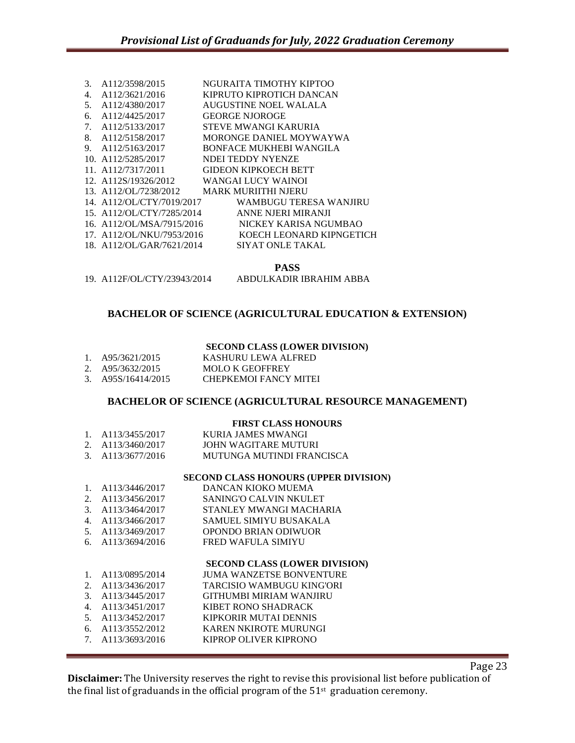3. A112/3598/2015 NGURAITA TIMOTHY KIPTOO
4. A112/3621/2016 KIPRUTO KIPROTICH DANCAN
5. A112/4380/2017 AUGUSTINE NOEL WALALA
6. A112/4425/2017 GEORGE NJOROGE
7. A112/5133/2017 STEVE MWANGI KARURIA
8. A112/5158/2017 MORONGE DANIEL MOYWAYWA
9. A112/5163/2017 BONFACE MUKHEBI WANGILA
10. A112/5285/2017 NDEI TEDDY NYENZE
11. A112/7317/2011 GIDEON KIPKOECH BETT
12. A112S/19326/2012 WANGAI LUCY WAINOI
13. A112/OL/7238/2012 MARK MURIITHI NJERU
14. A112/OL/CTY/7019/2017 WAMBUGU TERESA WANJIRU
15. A112/OL/CTY/7285/2014 ANNE NJERI MIRANJI
16. A112/OL/MSA/7915/2016 NICKEY KARISA NGUMBAO
17. A112/OL/NKU/7953/2016 KOECH LEONARD KIPNGETICH
18. A112/OL/GAR/7621/2014 SIYAT ONLE TAKAL

**PASS**

19. A112F/OL/CTY/23943/2014 ABDULKADIR IBRAHIM ABBA

## BACHELOR OF SCIENCE (AGRICULTURAL EDUCATION & EXTENSION)

**SECOND CLASS (LOWER DIVISION)**

1. A95/3621/2015 KASHURU LEWA ALFRED
2. A95/3632/2015 MOLO K GEOFFREY
3. A95S/16414/2015 CHEPKEMOI FANCY MITEI

## BACHELOR OF SCIENCE (AGRICULTURAL RESOURCE MANAGEMENT)

**FIRST CLASS HONOURS**

1. A113/3455/2017 KURIA JAMES MWANGI
2. A113/3460/2017 JOHN WAGITARE MUTURI
3. A113/3677/2016 MUTUNGA MUTINDI FRANCISCA

**SECOND CLASS HONOURS (UPPER DIVISION)**

1. A113/3446/2017 DANCAN KIOKO MUEMA
2. A113/3456/2017 SANING'O CALVIN NKULET
3. A113/3464/2017 STANLEY MWANGI MACHARIA
4. A113/3466/2017 SAMUEL SIMIYU BUSAKALA
5. A113/3469/2017 OPONDO BRIAN ODIWUOR
6. A113/3694/2016 FRED WAFULA SIMIYU

**SECOND CLASS (LOWER DIVISION)**

1. A113/0895/2014 JUMA WANZETSE BONVENTURE
2. A113/3436/2017 TARCISIO WAMBUGU KING'ORI
3. A113/3445/2017 GITHUMBI MIRIAM WANJIRU
4. A113/3451/2017 KIBET RONO SHADRACK
5. A113/3452/2017 KIPKORIR MUTAI DENNIS
6. A113/3552/2012 KAREN NKIROTE MURUNGI
7. A113/3693/2016 KIPROP OLIVER KIPRONO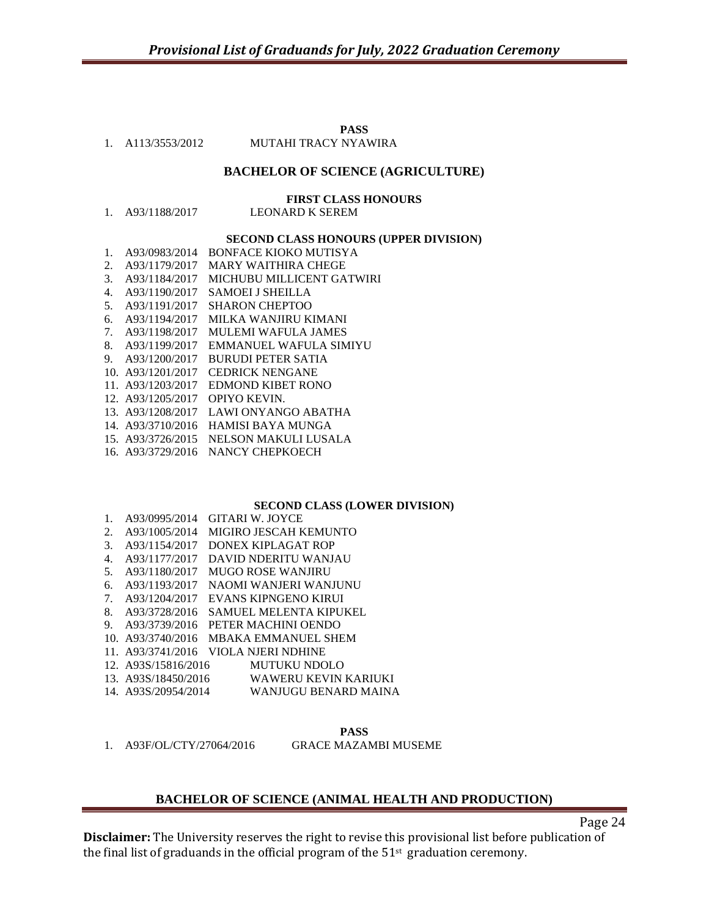**PASS**

1. A113/3553/2012 MUTAHI TRACY NYAWIRA

## BACHELOR OF SCIENCE (AGRICULTURE)

**FIRST CLASS HONOURS**

1. A93/1188/2017 LEONARD K SEREM

**SECOND CLASS HONOURS (UPPER DIVISION)**

1. A93/0983/2014 BONFACE KIOKO MUTISYA
2. A93/1179/2017 MARY WAITHIRA CHEGE
3. A93/1184/2017 MICHUBU MILLICENT GATWIRI
4. A93/1190/2017 SAMOEI J SHEILLA
5. A93/1191/2017 SHARON CHEPTOO
6. A93/1194/2017 MILKA WANJIRU KIMANI
7. A93/1198/2017 MULEMI WAFULA JAMES
8. A93/1199/2017 EMMANUEL WAFULA SIMIYU
9. A93/1200/2017 BURUDI PETER SATIA
10. A93/1201/2017 CEDRICK NENGANE
11. A93/1203/2017 EDMOND KIBET RONO
12. A93/1205/2017 OPIYO KEVIN.
13. A93/1208/2017 LAWI ONYANGO ABATHA
14. A93/3710/2016 HAMISI BAYA MUNGA
15. A93/3726/2015 NELSON MAKULI LUSALA
16. A93/3729/2016 NANCY CHEPKOECH

**SECOND CLASS (LOWER DIVISION)**

1. A93/0995/2014 GITARI W. JOYCE
2. A93/1005/2014 MIGIRO JESCAH KEMUNTO
3. A93/1154/2017 DONEX KIPLAGAT ROP
4. A93/1177/2017 DAVID NDERITU WANJAU
5. A93/1180/2017 MUGO ROSE WANJIRU
6. A93/1193/2017 NAOMI WANJERI WANJUNU
7. A93/1204/2017 EVANS KIPNGENO KIRUI
8. A93/3728/2016 SAMUEL MELENTA KIPUKEL
9. A93/3739/2016 PETER MACHINI OENDO
10. A93/3740/2016 MBAKA EMMANUEL SHEM
11. A93/3741/2016 VIOLA NJERI NDHINE
12. A93S/15816/2016 MUTUKU NDOLO
13. A93S/18450/2016 WAWERU KEVIN KARIUKI
14. A93S/20954/2014 WANJUGU BENARD MAINA

**PASS**

1. A93F/OL/CTY/27064/2016 GRACE MAZAMBI MUSEME

## BACHELOR OF SCIENCE (ANIMAL HEALTH AND PRODUCTION)

**Disclaimer:** The University reserves the right to revise this provisional list before publication of the final list of graduands in the official program of the 51st graduation ceremony.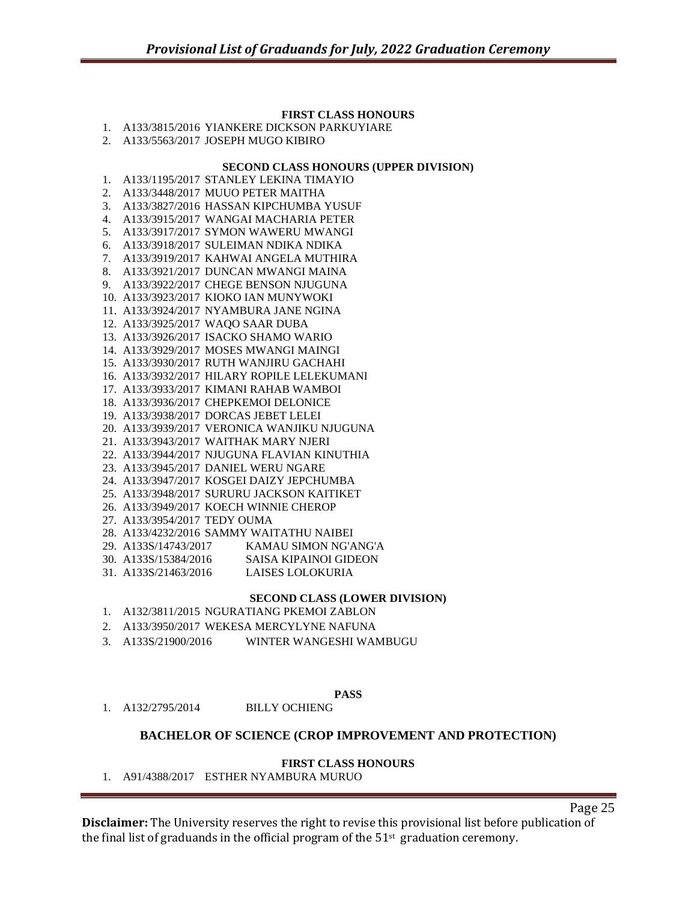**FIRST CLASS HONOURS**

1. A133/3815/2016 YIANKERE DICKSON PARKUYIARE
2. A133/5563/2017 JOSEPH MUGO KIBIRO

**SECOND CLASS HONOURS (UPPER DIVISION)**

1. A133/1195/2017 STANLEY LEKINA TIMAYIO
2. A133/3448/2017 MUUO PETER MAITHA
3. A133/3827/2016 HASSAN KIPCHUMBA YUSUF
4. A133/3915/2017 WANGAI MACHARIA PETER
5. A133/3917/2017 SYMON WAWERU MWANGI
6. A133/3918/2017 SULEIMAN NDIKA NDIKA
7. A133/3919/2017 KAHWAI ANGELA MUTHIRA
8. A133/3921/2017 DUNCAN MWANGI MAINA
9. A133/3922/2017 CHEGE BENSON NJUGUNA
10. A133/3923/2017 KIOKO IAN MUNYWOKI
11. A133/3924/2017 NYAMBURA JANE NGINA
12. A133/3925/2017 WAQO SAAR DUBA
13. A133/3926/2017 ISACKO SHAMO WARIO
14. A133/3929/2017 MOSES MWANGI MAINGI
15. A133/3930/2017 RUTH WANJIRU GACHAHI
16. A133/3932/2017 HILARY ROPILE LELEKUMANI
17. A133/3933/2017 KIMANI RAHAB WAMBOI
18. A133/3936/2017 CHEPKEMOI DELONICE
19. A133/3938/2017 DORCAS JEBET LELEI
20. A133/3939/2017 VERONICA WANJIKU NJUGUNA
21. A133/3943/2017 WAITHAK MARY NJERI
22. A133/3944/2017 NJUGUNA FLAVIAN KINUTHIA
23. A133/3945/2017 DANIEL WERU NGARE
24. A133/3947/2017 KOSGEI DAIZY JEPCHUMBA
25. A133/3948/2017 SURURU JACKSON KAITIKET
26. A133/3949/2017 KOECH WINNIE CHEROP
27. A133/3954/2017 TEDY OUMA
28. A133/4232/2016 SAMMY WAITATHU NAIBEI
29. A133S/14743/2017 KAMAU SIMON NG'ANG'A
30. A133S/15384/2016 SAISA KIPAINOI GIDEON
31. A133S/21463/2016 LAISES LOLOKURIA

**SECOND CLASS (LOWER DIVISION)**

1. A132/3811/2015 NGURATIANG PKEMOI ZABLON
2. A133/3950/2017 WEKESA MERCYLYNE NAFUNA
3. A133S/21900/2016 WINTER WANGESHI WAMBUGU

**PASS**

1. A132/2795/2014 BILLY OCHIENG

## BACHELOR OF SCIENCE (CROP IMPROVEMENT AND PROTECTION)

**FIRST CLASS HONOURS**

1. A91/4388/2017 ESTHER NYAMBURA MURUO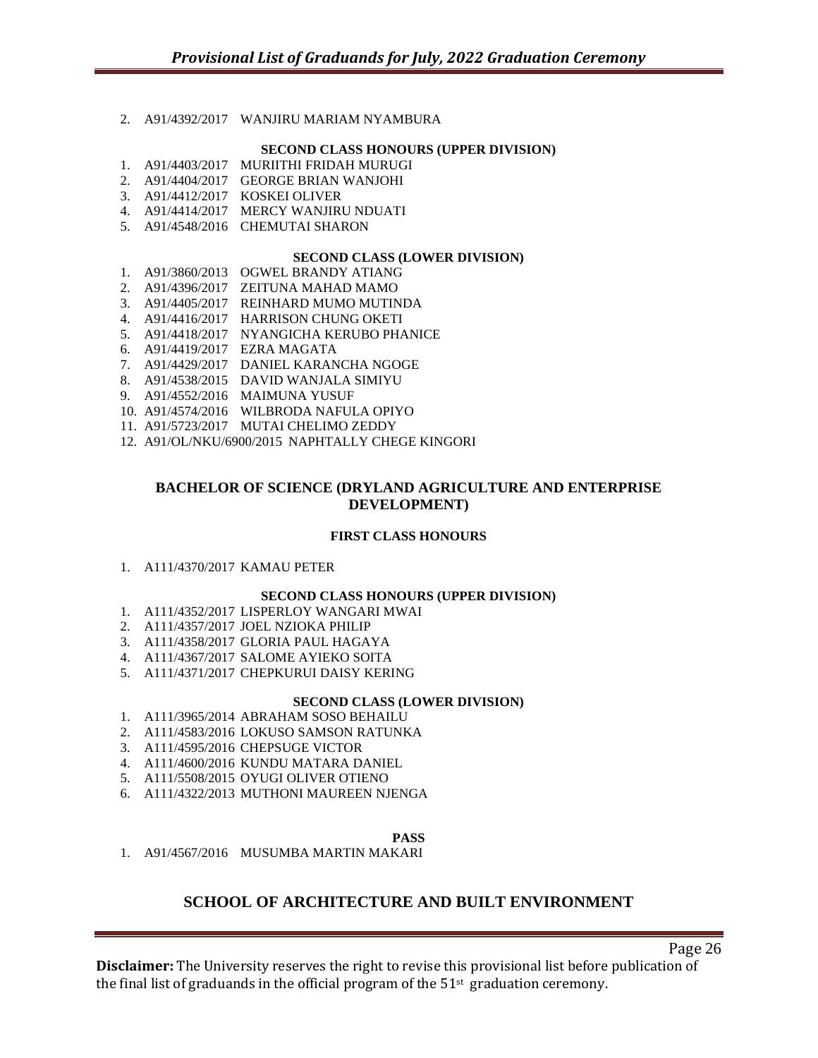2. A91/4392/2017 WANJIRU MARIAM NYAMBURA

**SECOND CLASS HONOURS (UPPER DIVISION)**

1. A91/4403/2017 MURIITHI FRIDAH MURUGI
2. A91/4404/2017 GEORGE BRIAN WANJOHI
3. A91/4412/2017 KOSKEI OLIVER
4. A91/4414/2017 MERCY WANJIRU NDUATI
5. A91/4548/2016 CHEMUTAI SHARON

**SECOND CLASS (LOWER DIVISION)**

1. A91/3860/2013 OGWEL BRANDY ATIANG
2. A91/4396/2017 ZEITUNA MAHAD MAMO
3. A91/4405/2017 REINHARD MUMO MUTINDA
4. A91/4416/2017 HARRISON CHUNG OKETI
5. A91/4418/2017 NYANGICHA KERUBO PHANICE
6. A91/4419/2017 EZRA MAGATA
7. A91/4429/2017 DANIEL KARANCHA NGOGE
8. A91/4538/2015 DAVID WANJALA SIMIYU
9. A91/4552/2016 MAIMUNA YUSUF
10. A91/4574/2016 WILBRODA NAFULA OPIYO
11. A91/5723/2017 MUTAI CHELIMO ZEDDY
12. A91/OL/NKU/6900/2015 NAPHTALLY CHEGE KINGORI

## BACHELOR OF SCIENCE (DRYLAND AGRICULTURE AND ENTERPRISE DEVELOPMENT)

**FIRST CLASS HONOURS**

1. A111/4370/2017 KAMAU PETER

**SECOND CLASS HONOURS (UPPER DIVISION)**

1. A111/4352/2017 LISPERLOY WANGARI MWAI
2. A111/4357/2017 JOEL NZIOKA PHILIP
3. A111/4358/2017 GLORIA PAUL HAGAYA
4. A111/4367/2017 SALOME AYIEKO SOITA
5. A111/4371/2017 CHEPKURUI DAISY KERING

**SECOND CLASS (LOWER DIVISION)**

1. A111/3965/2014 ABRAHAM SOSO BEHAILU
2. A111/4583/2016 LOKUSO SAMSON RATUNKA
3. A111/4595/2016 CHEPSUGE VICTOR
4. A111/4600/2016 KUNDU MATARA DANIEL
5. A111/5508/2015 OYUGI OLIVER OTIENO
6. A111/4322/2013 MUTHONI MAUREEN NJENGA

**PASS**

1. A91/4567/2016 MUSUMBA MARTIN MAKARI

# SCHOOL OF ARCHITECTURE AND BUILT ENVIRONMENT

**Disclaimer:** The University reserves the right to revise this provisional list before publication of the final list of graduands in the official program of the 51st graduation ceremony.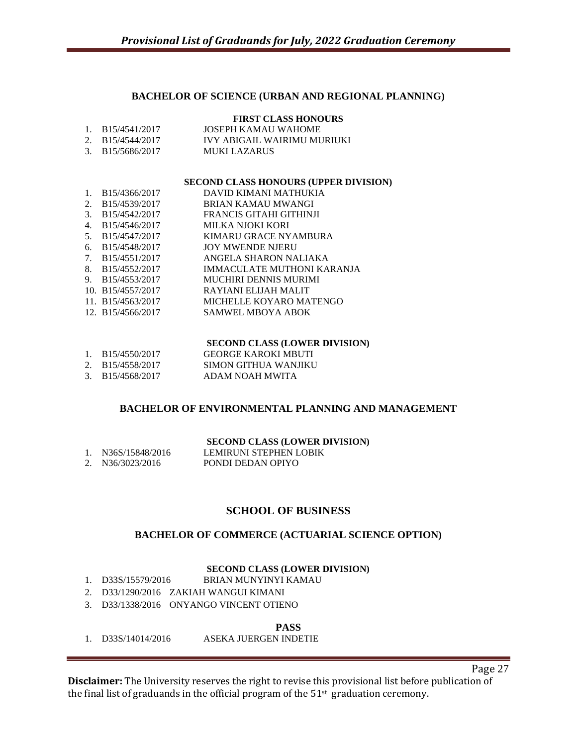### BACHELOR OF SCIENCE (URBAN AND REGIONAL PLANNING)

**FIRST CLASS HONOURS**

1. B15/4541/2017 JOSEPH KAMAU WAHOME
2. B15/4544/2017 IVY ABIGAIL WAIRIMU MURIUKI
3. B15/5686/2017 MUKI LAZARUS

**SECOND CLASS HONOURS (UPPER DIVISION)**

1. B15/4366/2017 DAVID KIMANI MATHUKIA
2. B15/4539/2017 BRIAN KAMAU MWANGI
3. B15/4542/2017 FRANCIS GITAHI GITHINJI
4. B15/4546/2017 MILKA NJOKI KORI
5. B15/4547/2017 KIMARU GRACE NYAMBURA
6. B15/4548/2017 JOY MWENDE NJERU
7. B15/4551/2017 ANGELA SHARON NALIAKA
8. B15/4552/2017 IMMACULATE MUTHONI KARANJA
9. B15/4553/2017 MUCHIRI DENNIS MURIMI
10. B15/4557/2017 RAYIANI ELIJAH MALIT
11. B15/4563/2017 MICHELLE KOYARO MATENGO
12. B15/4566/2017 SAMWEL MBOYA ABOK

**SECOND CLASS (LOWER DIVISION)**

1. B15/4550/2017 GEORGE KAROKI MBUTI
2. B15/4558/2017 SIMON GITHUA WANJIKU
3. B15/4568/2017 ADAM NOAH MWITA

### BACHELOR OF ENVIRONMENTAL PLANNING AND MANAGEMENT

**SECOND CLASS (LOWER DIVISION)**

1. N36S/15848/2016 LEMIRUNI STEPHEN LOBIK
2. N36/3023/2016 PONDI DEDAN OPIYO

## SCHOOL OF BUSINESS

### BACHELOR OF COMMERCE (ACTUARIAL SCIENCE OPTION)

**SECOND CLASS (LOWER DIVISION)**

1. D33S/15579/2016 BRIAN MUNYINYI KAMAU
2. D33/1290/2016 ZAKIAH WANGUI KIMANI
3. D33/1338/2016 ONYANGO VINCENT OTIENO

**PASS**

1. D33S/14014/2016 ASEKA JUERGEN INDETIE

**Disclaimer:** The University reserves the right to revise this provisional list before publication of the final list of graduands in the official program of the 51st graduation ceremony.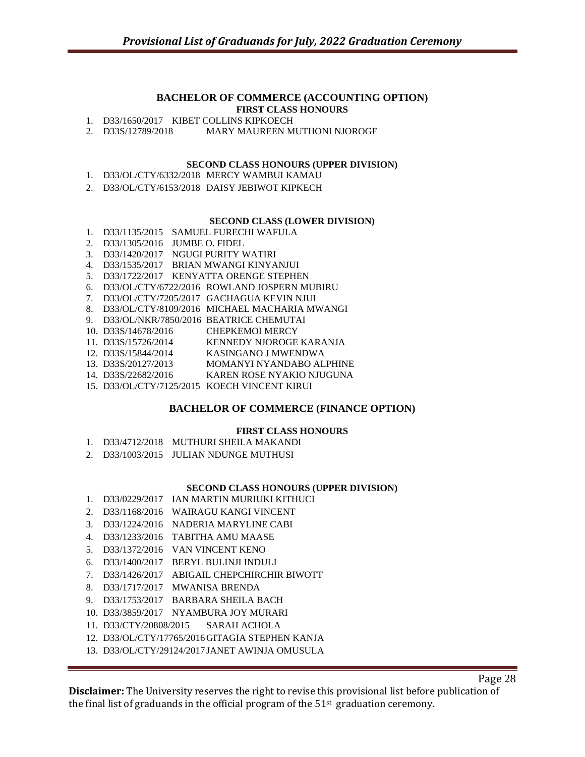## BACHELOR OF COMMERCE (ACCOUNTING OPTION)

### FIRST CLASS HONOURS

1. D33/1650/2017 KIBET COLLINS KIPKOECH
2. D33S/12789/2018 MARY MAUREEN MUTHONI NJOROGE

### SECOND CLASS HONOURS (UPPER DIVISION)

1. D33/OL/CTY/6332/2018 MERCY WAMBUI KAMAU
2. D33/OL/CTY/6153/2018 DAISY JEBIWOT KIPKECH

### SECOND CLASS (LOWER DIVISION)

1. D33/1135/2015 SAMUEL FURECHI WAFULA
2. D33/1305/2016 JUMBE O. FIDEL
3. D33/1420/2017 NGUGI PURITY WATIRI
4. D33/1535/2017 BRIAN MWANGI KINYANJUI
5. D33/1722/2017 KENYATTA ORENGE STEPHEN
6. D33/OL/CTY/6722/2016 ROWLAND JOSPERN MUBIRU
7. D33/OL/CTY/7205/2017 GACHAGUA KEVIN NJUI
8. D33/OL/CTY/8109/2016 MICHAEL MACHARIA MWANGI
9. D33/OL/NKR/7850/2016 BEATRICE CHEMUTAI
10. D33S/14678/2016 CHEPKEMOI MERCY
11. D33S/15726/2014 KENNEDY NJOROGE KARANJA
12. D33S/15844/2014 KASINGANO J MWENDWA
13. D33S/20127/2013 MOMANYI NYANDABO ALPHINE
14. D33S/22682/2016 KAREN ROSE NYAKIO NJUGUNA
15. D33/OL/CTY/7125/2015 KOECH VINCENT KIRUI

## BACHELOR OF COMMERCE (FINANCE OPTION)

### FIRST CLASS HONOURS

1. D33/4712/2018 MUTHURI SHEILA MAKANDI
2. D33/1003/2015 JULIAN NDUNGE MUTHUSI

### SECOND CLASS HONOURS (UPPER DIVISION)

1. D33/0229/2017 IAN MARTIN MURIUKI KITHUCI
2. D33/1168/2016 WAIRAGU KANGI VINCENT
3. D33/1224/2016 NADERIA MARYLINE CABI
4. D33/1233/2016 TABITHA AMU MAASE
5. D33/1372/2016 VAN VINCENT KENO
6. D33/1400/2017 BERYL BULINJI INDULI
7. D33/1426/2017 ABIGAIL CHEPCHIRCHIR BIWOTT
8. D33/1717/2017 MWANISA BRENDA
9. D33/1753/2017 BARBARA SHEILA BACH
10. D33/3859/2017 NYAMBURA JOY MURARI
11. D33/CTY/20808/2015 SARAH ACHOLA
12. D33/OL/CTY/17765/2016 GITAGIA STEPHEN KANJA
13. D33/OL/CTY/29124/2017 JANET AWINJA OMUSULA

**Disclaimer:** The University reserves the right to revise this provisional list before publication of the final list of graduands in the official program of the 51st graduation ceremony.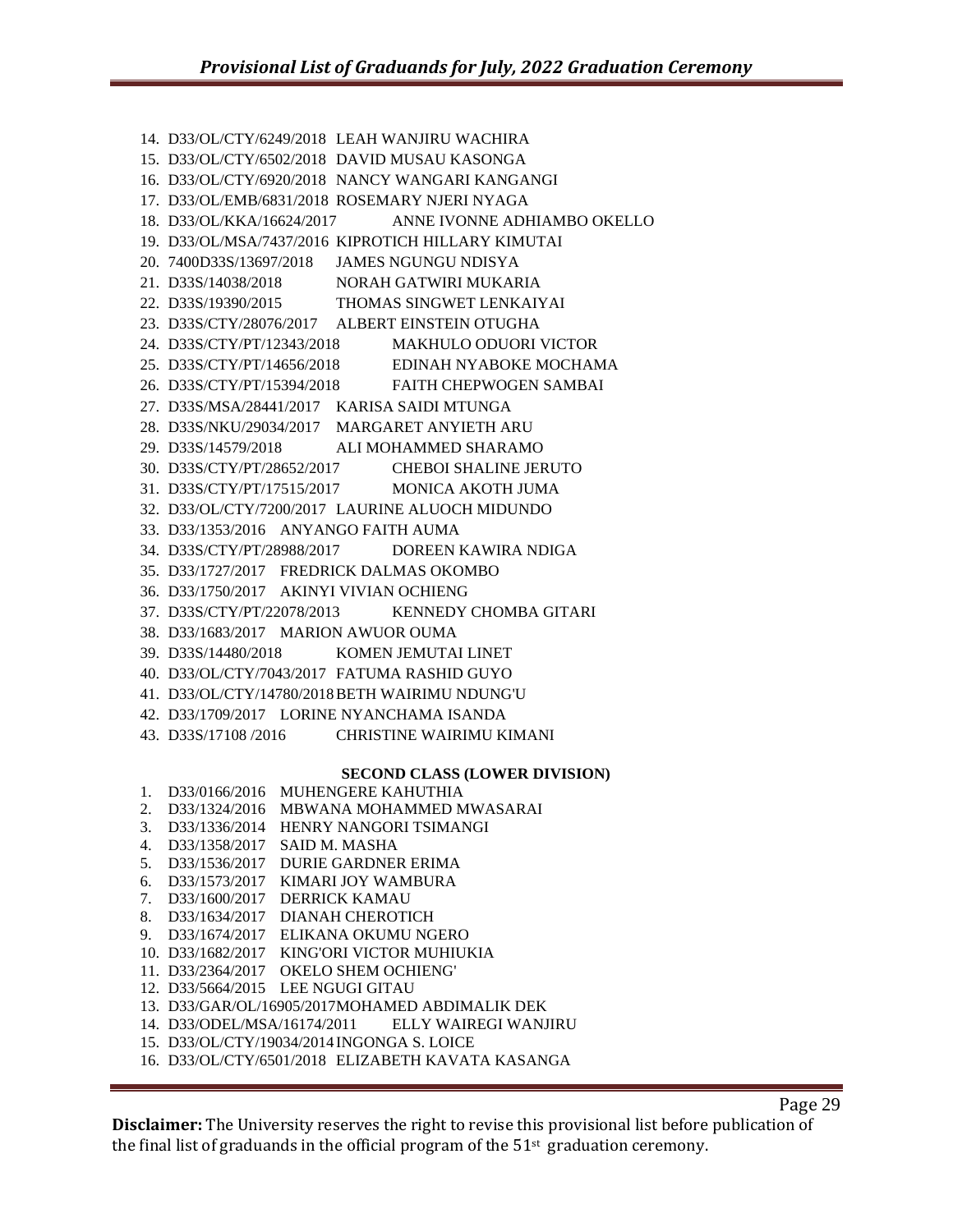14. D33/OL/CTY/6249/2018 LEAH WANJIRU WACHIRA
15. D33/OL/CTY/6502/2018 DAVID MUSAU KASONGA
16. D33/OL/CTY/6920/2018 NANCY WANGARI KANGANGI
17. D33/OL/EMB/6831/2018 ROSEMARY NJERI NYAGA
18. D33/OL/KKA/16624/2017 ANNE IVONNE ADHIAMBO OKELLO
19. D33/OL/MSA/7437/2016 KIPROTICH HILLARY KIMUTAI
20. 7400D33S/13697/2018 JAMES NGUNGU NDISYA
21. D33S/14038/2018 NORAH GATWIRI MUKARIA
22. D33S/19390/2015 THOMAS SINGWET LENKAIYAI
23. D33S/CTY/28076/2017 ALBERT EINSTEIN OTUGHA
24. D33S/CTY/PT/12343/2018 MAKHULO ODUORI VICTOR
25. D33S/CTY/PT/14656/2018 EDINAH NYABOKE MOCHAMA
26. D33S/CTY/PT/15394/2018 FAITH CHEPWOGEN SAMBAI
27. D33S/MSA/28441/2017 KARISA SAIDI MTUNGA
28. D33S/NKU/29034/2017 MARGARET ANYIETH ARU
29. D33S/14579/2018 ALI MOHAMMED SHARAMO
30. D33S/CTY/PT/28652/2017 CHEBOI SHALINE JERUTO
31. D33S/CTY/PT/17515/2017 MONICA AKOTH JUMA
32. D33/OL/CTY/7200/2017 LAURINE ALUOCH MIDUNDO
33. D33/1353/2016 ANYANGO FAITH AUMA
34. D33S/CTY/PT/28988/2017 DOREEN KAWIRA NDIGA
35. D33/1727/2017 FREDRICK DALMAS OKOMBO
36. D33/1750/2017 AKINYI VIVIAN OCHIENG
37. D33S/CTY/PT/22078/2013 KENNEDY CHOMBA GITARI
38. D33/1683/2017 MARION AWUOR OUMA
39. D33S/14480/2018 KOMEN JEMUTAI LINET
40. D33/OL/CTY/7043/2017 FATUMA RASHID GUYO
41. D33/OL/CTY/14780/2018 BETH WAIRIMU NDUNG'U
42. D33/1709/2017 LORINE NYANCHAMA ISANDA
43. D33S/17108 /2016 CHRISTINE WAIRIMU KIMANI

**SECOND CLASS (LOWER DIVISION)**

1. D33/0166/2016 MUHENGERE KAHUTHIA
2. D33/1324/2016 MBWANA MOHAMMED MWASARAI
3. D33/1336/2014 HENRY NANGORI TSIMANGI
4. D33/1358/2017 SAID M. MASHA
5. D33/1536/2017 DURIE GARDNER ERIMA
6. D33/1573/2017 KIMARI JOY WAMBURA
7. D33/1600/2017 DERRICK KAMAU
8. D33/1634/2017 DIANAH CHEROTICH
9. D33/1674/2017 ELIKANA OKUMU NGERO
10. D33/1682/2017 KING'ORI VICTOR MUHIUKIA
11. D33/2364/2017 OKELO SHEM OCHIENG'
12. D33/5664/2015 LEE NGUGI GITAU
13. D33/GAR/OL/16905/2017 MOHAMED ABDIMALIK DEK
14. D33/ODEL/MSA/16174/2011 ELLY WAIREGI WANJIRU
15. D33/OL/CTY/19034/2014 INGONGA S. LOICE
16. D33/OL/CTY/6501/2018 ELIZABETH KAVATA KASANGA

**Disclaimer:** The University reserves the right to revise this provisional list before publication of the final list of graduands in the official program of the 51st graduation ceremony.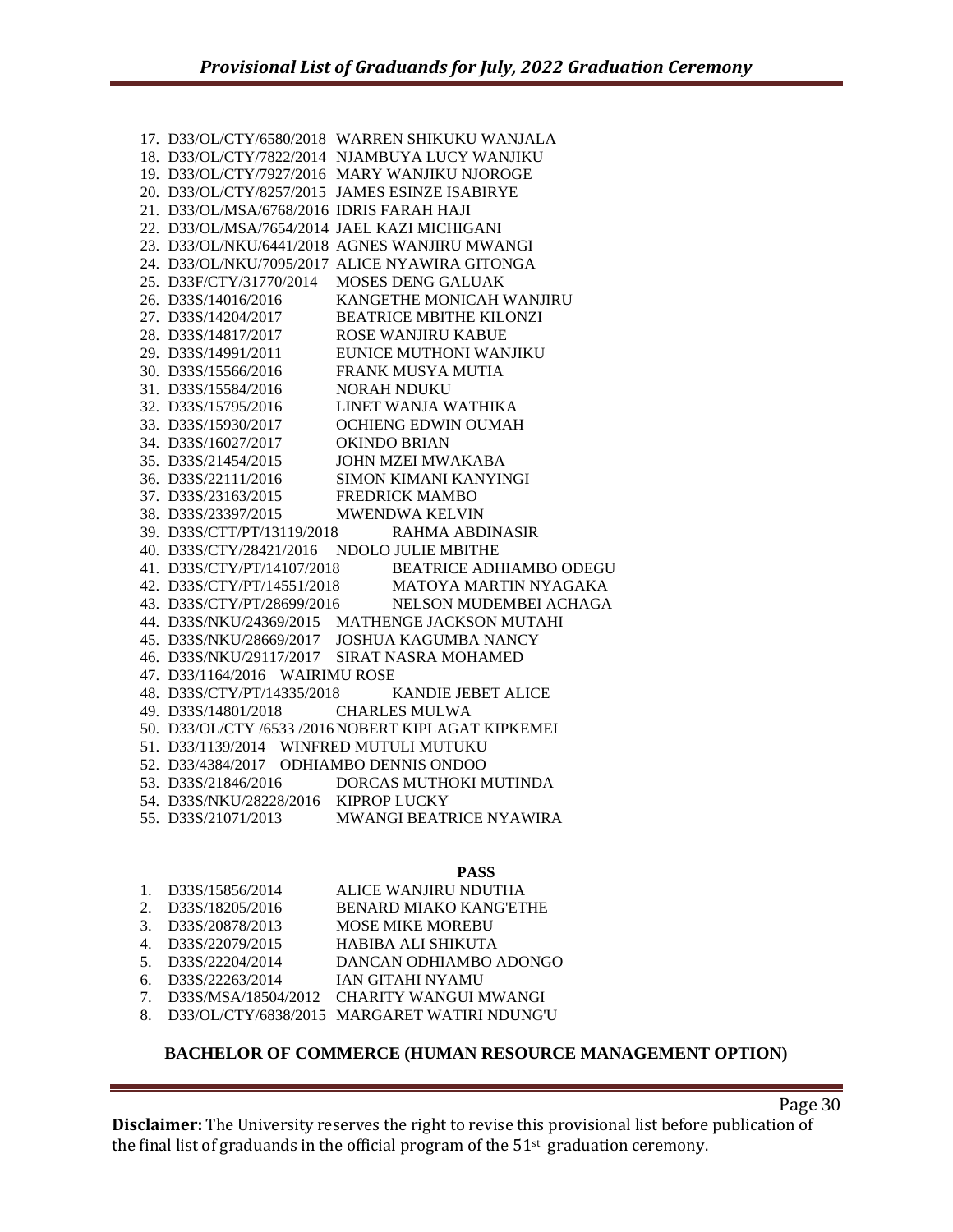17. D33/OL/CTY/6580/2018 WARREN SHIKUKU WANJALA
18. D33/OL/CTY/7822/2014 NJAMBUYA LUCY WANJIKU
19. D33/OL/CTY/7927/2016 MARY WANJIKU NJOROGE
20. D33/OL/CTY/8257/2015 JAMES ESINZE ISABIRYE
21. D33/OL/MSA/6768/2016 IDRIS FARAH HAJI
22. D33/OL/MSA/7654/2014 JAEL KAZI MICHIGANI
23. D33/OL/NKU/6441/2018 AGNES WANJIRU MWANGI
24. D33/OL/NKU/7095/2017 ALICE NYAWIRA GITONGA
25. D33F/CTY/31770/2014 MOSES DENG GALUAK
26. D33S/14016/2016 KANGETHE MONICAH WANJIRU
27. D33S/14204/2017 BEATRICE MBITHE KILONZI
28. D33S/14817/2017 ROSE WANJIRU KABUE
29. D33S/14991/2011 EUNICE MUTHONI WANJIKU
30. D33S/15566/2016 FRANK MUSYA MUTIA
31. D33S/15584/2016 NORAH NDUKU
32. D33S/15795/2016 LINET WANJA WATHIKA
33. D33S/15930/2017 OCHIENG EDWIN OUMAH
34. D33S/16027/2017 OKINDO BRIAN
35. D33S/21454/2015 JOHN MZEI MWAKABA
36. D33S/22111/2016 SIMON KIMANI KANYINGI
37. D33S/23163/2015 FREDRICK MAMBO
38. D33S/23397/2015 MWENDWA KELVIN
39. D33S/CTT/PT/13119/2018 RAHMA ABDINASIR
40. D33S/CTY/28421/2016 NDOLO JULIE MBITHE
41. D33S/CTY/PT/14107/2018 BEATRICE ADHIAMBO ODEGU
42. D33S/CTY/PT/14551/2018 MATOYA MARTIN NYAGAKA
43. D33S/CTY/PT/28699/2016 NELSON MUDEMBEI ACHAGA
44. D33S/NKU/24369/2015 MATHENGE JACKSON MUTAHI
45. D33S/NKU/28669/2017 JOSHUA KAGUMBA NANCY
46. D33S/NKU/29117/2017 SIRAT NASRA MOHAMED
47. D33/1164/2016 WAIRIMU ROSE
48. D33S/CTY/PT/14335/2018 KANDIE JEBET ALICE
49. D33S/14801/2018 CHARLES MULWA
50. D33/OL/CTY /6533 /2016 NOBERT KIPLAGAT KIPKEMEI
51. D33/1139/2014 WINFRED MUTULI MUTUKU
52. D33/4384/2017 ODHIAMBO DENNIS ONDOO
53. D33S/21846/2016 DORCAS MUTHOKI MUTINDA
54. D33S/NKU/28228/2016 KIPROP LUCKY
55. D33S/21071/2013 MWANGI BEATRICE NYAWIRA

**PASS**

1. D33S/15856/2014 ALICE WANJIRU NDUTHA
2. D33S/18205/2016 BENARD MIAKO KANG'ETHE
3. D33S/20878/2013 MOSE MIKE MOREBU
4. D33S/22079/2015 HABIBA ALI SHIKUTA
5. D33S/22204/2014 DANCAN ODHIAMBO ADONGO
6. D33S/22263/2014 IAN GITAHI NYAMU
7. D33S/MSA/18504/2012 CHARITY WANGUI MWANGI
8. D33/OL/CTY/6838/2015 MARGARET WATIRI NDUNG'U

**BACHELOR OF COMMERCE (HUMAN RESOURCE MANAGEMENT OPTION)**

**Disclaimer:** The University reserves the right to revise this provisional list before publication of the final list of graduands in the official program of the 51st graduation ceremony.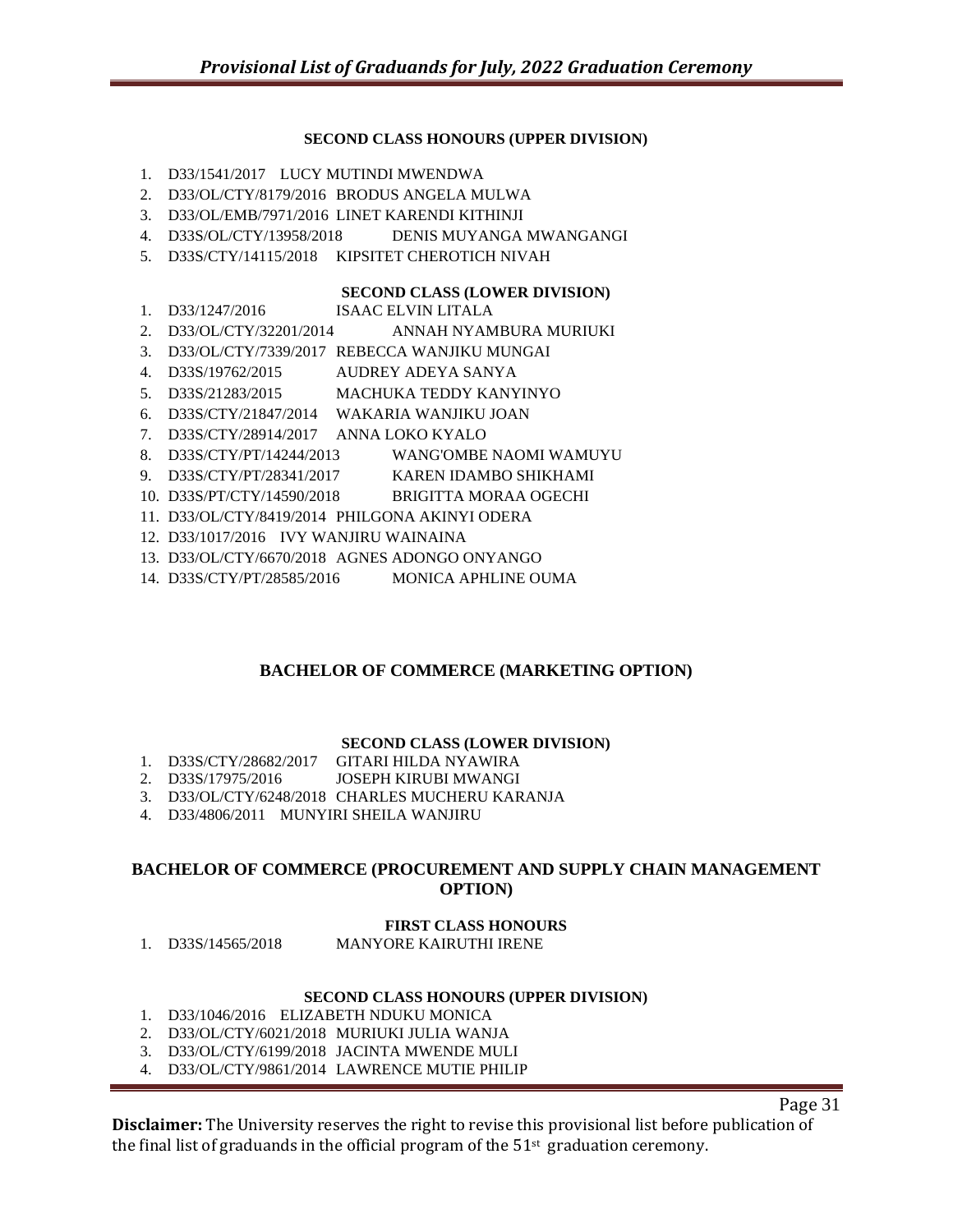#### SECOND CLASS HONOURS (UPPER DIVISION)

1. D33/1541/2017 LUCY MUTINDI MWENDWA
2. D33/OL/CTY/8179/2016 BRODUS ANGELA MULWA
3. D33/OL/EMB/7971/2016 LINET KARENDI KITHINJI
4. D33S/OL/CTY/13958/2018 DENIS MUYANGA MWANGANGI
5. D33S/CTY/14115/2018 KIPSITET CHEROTICH NIVAH

#### SECOND CLASS (LOWER DIVISION)

1. D33/1247/2016 ISAAC ELVIN LITALA
2. D33/OL/CTY/32201/2014 ANNAH NYAMBURA MURIUKI
3. D33/OL/CTY/7339/2017 REBECCA WANJIKU MUNGAI
4. D33S/19762/2015 AUDREY ADEYA SANYA
5. D33S/21283/2015 MACHUKA TEDDY KANYINYO
6. D33S/CTY/21847/2014 WAKARIA WANJIKU JOAN
7. D33S/CTY/28914/2017 ANNA LOKO KYALO
8. D33S/CTY/PT/14244/2013 WANG'OMBE NAOMI WAMUYU
9. D33S/CTY/PT/28341/2017 KAREN IDAMBO SHIKHAMI
10. D33S/PT/CTY/14590/2018 BRIGITTA MORAA OGECHI
11. D33/OL/CTY/8419/2014 PHILGONA AKINYI ODERA
12. D33/1017/2016 IVY WANJIRU WAINAINA
13. D33/OL/CTY/6670/2018 AGNES ADONGO ONYANGO
14. D33S/CTY/PT/28585/2016 MONICA APHLINE OUMA

### BACHELOR OF COMMERCE (MARKETING OPTION)

#### SECOND CLASS (LOWER DIVISION)

1. D33S/CTY/28682/2017 GITARI HILDA NYAWIRA
2. D33S/17975/2016 JOSEPH KIRUBI MWANGI
3. D33/OL/CTY/6248/2018 CHARLES MUCHERU KARANJA
4. D33/4806/2011 MUNYIRI SHEILA WANJIRU

### BACHELOR OF COMMERCE (PROCUREMENT AND SUPPLY CHAIN MANAGEMENT OPTION)

#### FIRST CLASS HONOURS

1. D33S/14565/2018 MANYORE KAIRUTHI IRENE

#### SECOND CLASS HONOURS (UPPER DIVISION)

1. D33/1046/2016 ELIZABETH NDUKU MONICA
2. D33/OL/CTY/6021/2018 MURIUKI JULIA WANJA
3. D33/OL/CTY/6199/2018 JACINTA MWENDE MULI
4. D33/OL/CTY/9861/2014 LAWRENCE MUTIE PHILIP

**Disclaimer:** The University reserves the right to revise this provisional list before publication of the final list of graduands in the official program of the 51st graduation ceremony.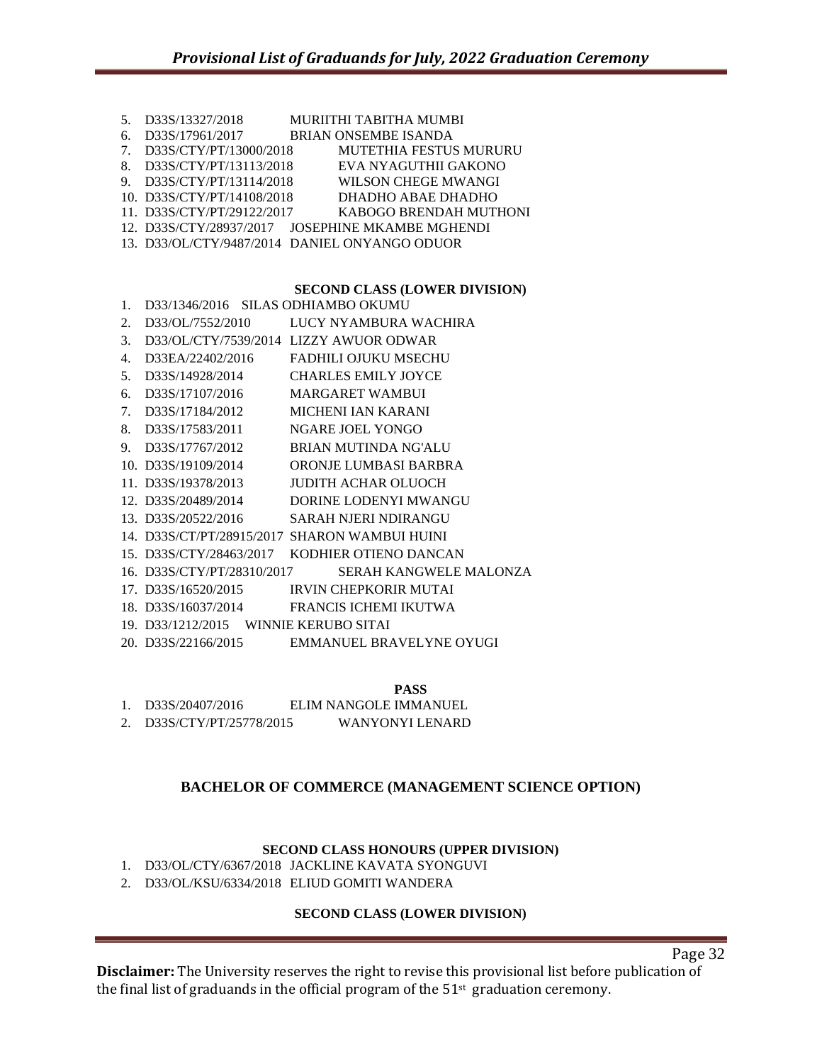5. D33S/13327/2018 MURIITHI TABITHA MUMBI
6. D33S/17961/2017 BRIAN ONSEMBE ISANDA
7. D33S/CTY/PT/13000/2018 MUTETHIA FESTUS MURURU
8. D33S/CTY/PT/13113/2018 EVA NYAGUTHII GAKONO
9. D33S/CTY/PT/13114/2018 WILSON CHEGE MWANGI
10. D33S/CTY/PT/14108/2018 DHADHO ABAE DHADHO
11. D33S/CTY/PT/29122/2017 KABOGO BRENDAH MUTHONI
12. D33S/CTY/28937/2017 JOSEPHINE MKAMBE MGHENDI
13. D33/OL/CTY/9487/2014 DANIEL ONYANGO ODUOR

**SECOND CLASS (LOWER DIVISION)**

1. D33/1346/2016 SILAS ODHIAMBO OKUMU
2. D33/OL/7552/2010 LUCY NYAMBURA WACHIRA
3. D33/OL/CTY/7539/2014 LIZZY AWUOR ODWAR
4. D33EA/22402/2016 FADHILI OJUKU MSECHU
5. D33S/14928/2014 CHARLES EMILY JOYCE
6. D33S/17107/2016 MARGARET WAMBUI
7. D33S/17184/2012 MICHENI IAN KARANI
8. D33S/17583/2011 NGARE JOEL YONGO
9. D33S/17767/2012 BRIAN MUTINDA NG'ALU
10. D33S/19109/2014 ORONJE LUMBASI BARBRA
11. D33S/19378/2013 JUDITH ACHAR OLUOCH
12. D33S/20489/2014 DORINE LODENYI MWANGU
13. D33S/20522/2016 SARAH NJERI NDIRANGU
14. D33S/CT/PT/28915/2017 SHARON WAMBUI HUINI
15. D33S/CTY/28463/2017 KODHIER OTIENO DANCAN
16. D33S/CTY/PT/28310/2017 SERAH KANGWELE MALONZA
17. D33S/16520/2015 IRVIN CHEPKORIR MUTAI
18. D33S/16037/2014 FRANCIS ICHEMI IKUTWA
19. D33/1212/2015 WINNIE KERUBO SITAI
20. D33S/22166/2015 EMMANUEL BRAVELYNE OYUGI

**PASS**

1. D33S/20407/2016 ELIM NANGOLE IMMANUEL
2. D33S/CTY/PT/25778/2015 WANYONYI LENARD

## BACHELOR OF COMMERCE (MANAGEMENT SCIENCE OPTION)

**SECOND CLASS HONOURS (UPPER DIVISION)**

1. D33/OL/CTY/6367/2018 JACKLINE KAVATA SYONGUVI
2. D33/OL/KSU/6334/2018 ELIUD GOMITI WANDERA

**SECOND CLASS (LOWER DIVISION)**

**Disclaimer:** The University reserves the right to revise this provisional list before publication of the final list of graduands in the official program of the 51st graduation ceremony.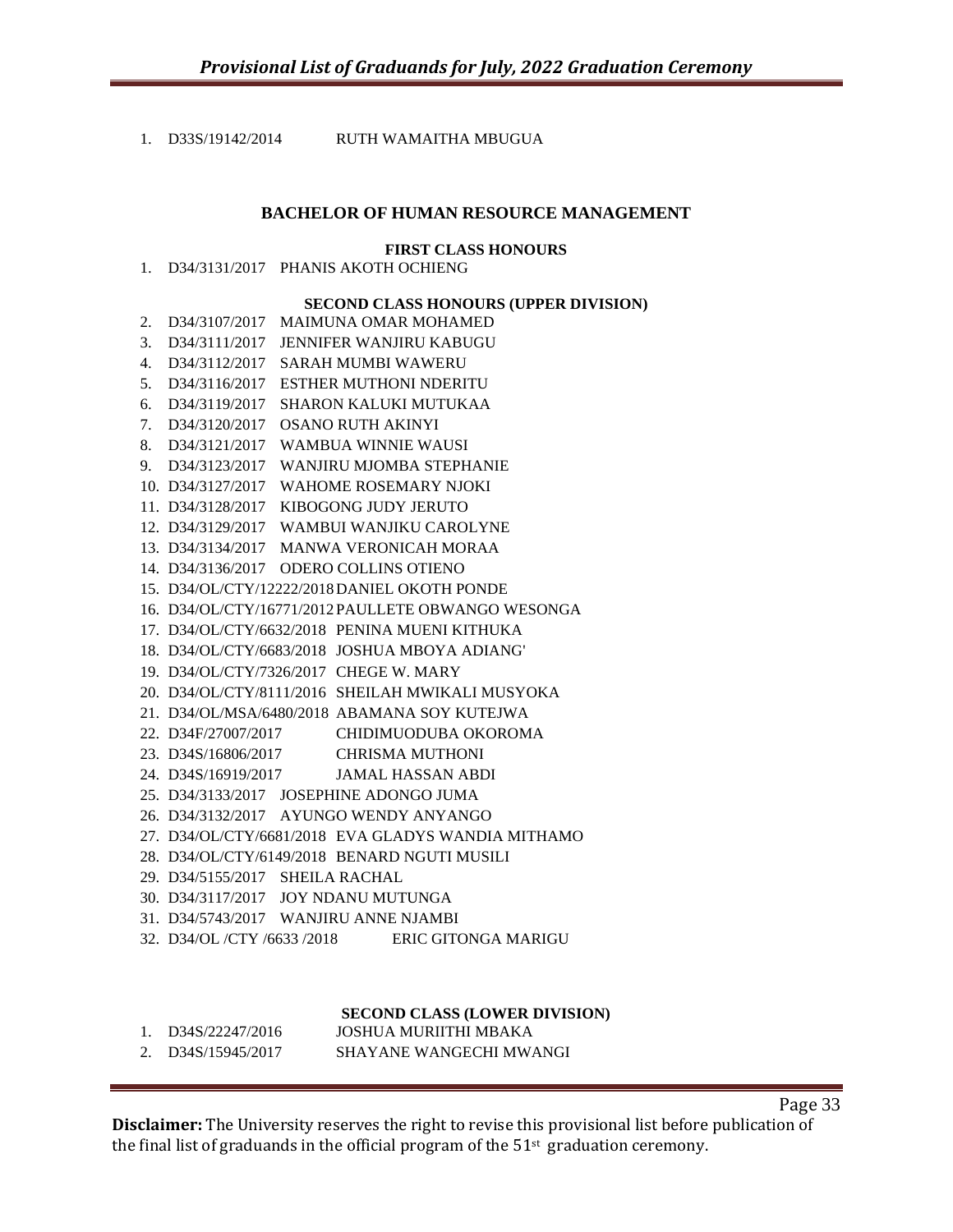1. D33S/19142/2014 RUTH WAMAITHA MBUGUA

## BACHELOR OF HUMAN RESOURCE MANAGEMENT

### FIRST CLASS HONOURS

1. D34/3131/2017 PHANIS AKOTH OCHIENG

### SECOND CLASS HONOURS (UPPER DIVISION)

2. D34/3107/2017 MAIMUNA OMAR MOHAMED
3. D34/3111/2017 JENNIFER WANJIRU KABUGU
4. D34/3112/2017 SARAH MUMBI WAWERU
5. D34/3116/2017 ESTHER MUTHONI NDERITU
6. D34/3119/2017 SHARON KALUKI MUTUKAA
7. D34/3120/2017 OSANO RUTH AKINYI
8. D34/3121/2017 WAMBUA WINNIE WAUSI
9. D34/3123/2017 WANJIRU MJOMBA STEPHANIE
10. D34/3127/2017 WAHOME ROSEMARY NJOKI
11. D34/3128/2017 KIBOGONG JUDY JERUTO
12. D34/3129/2017 WAMBUI WANJIKU CAROLYNE
13. D34/3134/2017 MANWA VERONICAH MORAA
14. D34/3136/2017 ODERO COLLINS OTIENO
15. D34/OL/CTY/12222/2018 DANIEL OKOTH PONDE
16. D34/OL/CTY/16771/2012 PAULLETE OBWANGO WESONGA
17. D34/OL/CTY/6632/2018 PENINA MUENI KITHUKA
18. D34/OL/CTY/6683/2018 JOSHUA MBOYA ADIANG'
19. D34/OL/CTY/7326/2017 CHEGE W. MARY
20. D34/OL/CTY/8111/2016 SHEILAH MWIKALI MUSYOKA
21. D34/OL/MSA/6480/2018 ABAMANA SOY KUTEJWA
22. D34F/27007/2017 CHIDIMUODUBA OKOROMA
23. D34S/16806/2017 CHRISMA MUTHONI
24. D34S/16919/2017 JAMAL HASSAN ABDI
25. D34/3133/2017 JOSEPHINE ADONGO JUMA
26. D34/3132/2017 AYUNGO WENDY ANYANGO
27. D34/OL/CTY/6681/2018 EVA GLADYS WANDIA MITHAMO
28. D34/OL/CTY/6149/2018 BENARD NGUTI MUSILI
29. D34/5155/2017 SHEILA RACHAL
30. D34/3117/2017 JOY NDANU MUTUNGA
31. D34/5743/2017 WANJIRU ANNE NJAMBI
32. D34/OL /CTY /6633 /2018 ERIC GITONGA MARIGU

### SECOND CLASS (LOWER DIVISION)

1. D34S/22247/2016 JOSHUA MURIITHI MBAKA
2. D34S/15945/2017 SHAYANE WANGECHI MWANGI

**Disclaimer:** The University reserves the right to revise this provisional list before publication of the final list of graduands in the official program of the 51st graduation ceremony.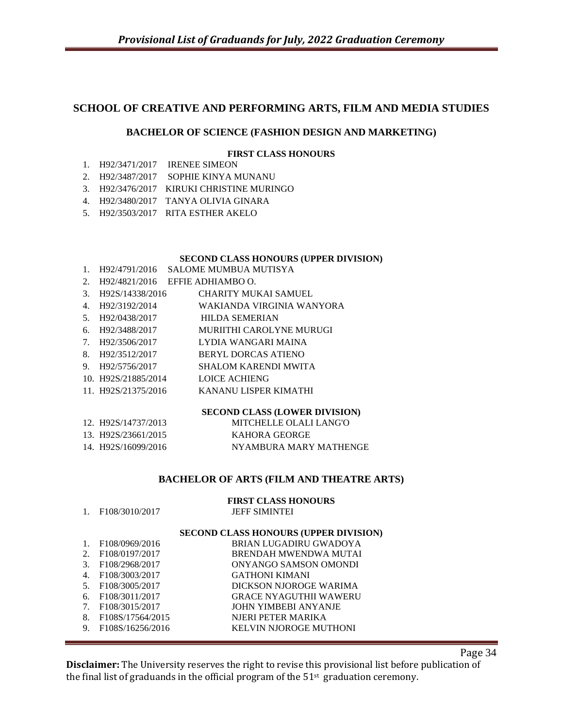## SCHOOL OF CREATIVE AND PERFORMING ARTS, FILM AND MEDIA STUDIES

### BACHELOR OF SCIENCE (FASHION DESIGN AND MARKETING)

**FIRST CLASS HONOURS**

1. H92/3471/2017 IRENEE SIMEON
2. H92/3487/2017 SOPHIE KINYA MUNANU
3. H92/3476/2017 KIRUKI CHRISTINE MURINGO
4. H92/3480/2017 TANYA OLIVIA GINARA
5. H92/3503/2017 RITA ESTHER AKELO

**SECOND CLASS HONOURS (UPPER DIVISION)**

1. H92/4791/2016 SALOME MUMBUA MUTISYA
2. H92/4821/2016 EFFIE ADHIAMBO O.
3. H92S/14338/2016 CHARITY MUKAI SAMUEL
4. H92/3192/2014 WAKIANDA VIRGINIA WANYORA
5. H92/0438/2017 HILDA SEMERIAN
6. H92/3488/2017 MURIITHI CAROLYNE MURUGI
7. H92/3506/2017 LYDIA WANGARI MAINA
8. H92/3512/2017 BERYL DORCAS ATIENO
9. H92/5756/2017 SHALOM KARENDI MWITA
10. H92S/21885/2014 LOICE ACHIENG
11. H92S/21375/2016 KANANU LISPER KIMATHI

**SECOND CLASS (LOWER DIVISION)**

12. H92S/14737/2013 MITCHELLE OLALI LANG'O
13. H92S/23661/2015 KAHORA GEORGE
14. H92S/16099/2016 NYAMBURA MARY MATHENGE

### BACHELOR OF ARTS (FILM AND THEATRE ARTS)

**FIRST CLASS HONOURS**

1. F108/3010/2017 JEFF SIMINTEI

**SECOND CLASS HONOURS (UPPER DIVISION)**

1. F108/0969/2016 BRIAN LUGADIRU GWADOYA
2. F108/0197/2017 BRENDAH MWENDWA MUTAI
3. F108/2968/2017 ONYANGO SAMSON OMONDI
4. F108/3003/2017 GATHONI KIMANI
5. F108/3005/2017 DICKSON NJOROGE WARIMA
6. F108/3011/2017 GRACE NYAGUTHII WAWERU
7. F108/3015/2017 JOHN YIMBEBI ANYANJE
8. F108S/17564/2015 NJERI PETER MARIKA
9. F108S/16256/2016 KELVIN NJOROGE MUTHONI

**Disclaimer:** The University reserves the right to revise this provisional list before publication of the final list of graduands in the official program of the 51st graduation ceremony.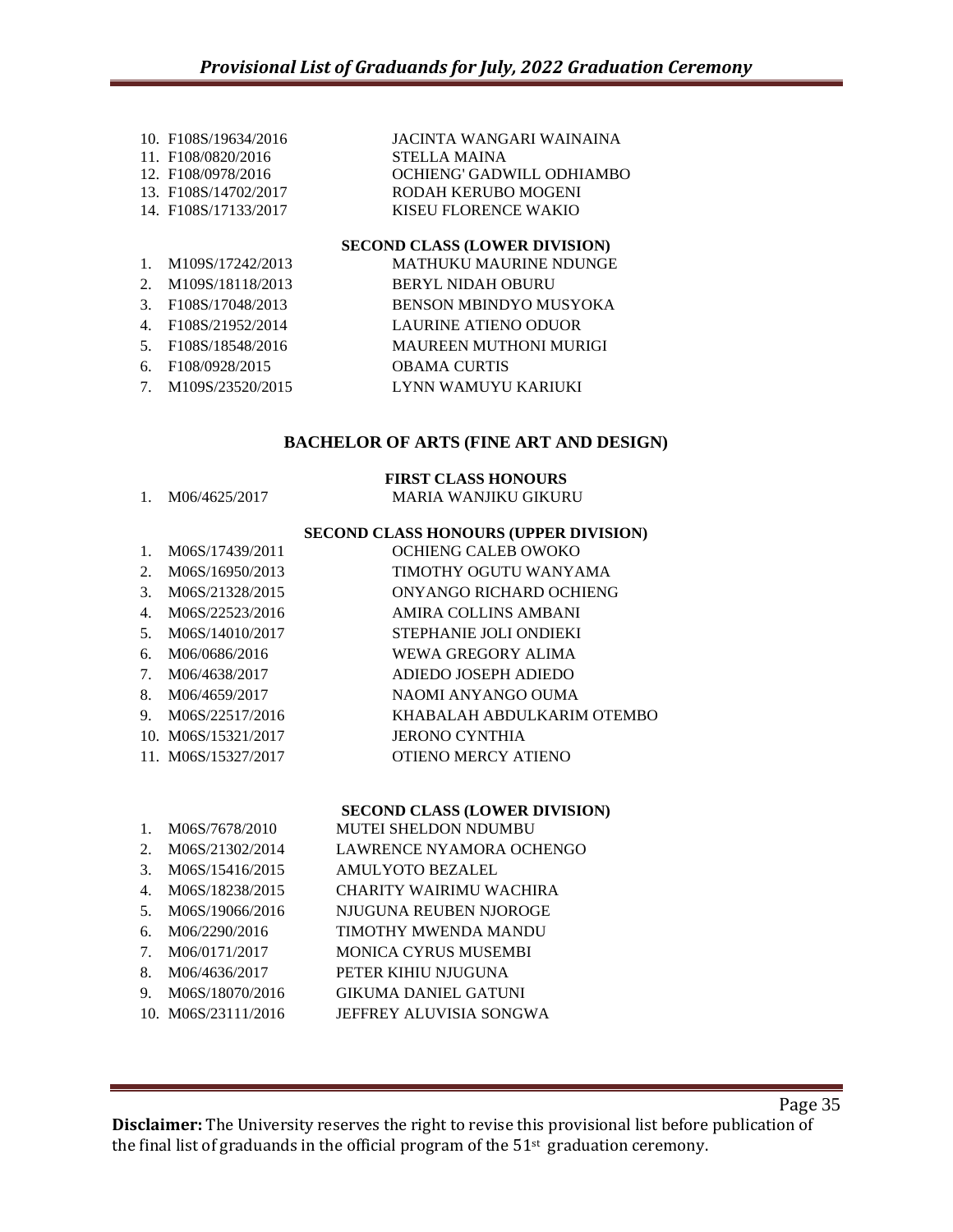10. F108S/19634/2016 JACINTA WANGARI WAINAINA
11. F108/0820/2016 STELLA MAINA
12. F108/0978/2016 OCHIENG' GADWILL ODHIAMBO
13. F108S/14702/2017 RODAH KERUBO MOGENI
14. F108S/17133/2017 KISEU FLORENCE WAKIO

**SECOND CLASS (LOWER DIVISION)**

1. M109S/17242/2013 MATHUKU MAURINE NDUNGE
2. M109S/18118/2013 BERYL NIDAH OBURU
3. F108S/17048/2013 BENSON MBINDYO MUSYOKA
4. F108S/21952/2014 LAURINE ATIENO ODUOR
5. F108S/18548/2016 MAUREEN MUTHONI MURIGI
6. F108/0928/2015 OBAMA CURTIS
7. M109S/23520/2015 LYNN WAMUYU KARIUKI

## BACHELOR OF ARTS (FINE ART AND DESIGN)

**FIRST CLASS HONOURS**

1. M06/4625/2017 MARIA WANJIKU GIKURU

**SECOND CLASS HONOURS (UPPER DIVISION)**

1. M06S/17439/2011 OCHIENG CALEB OWOKO
2. M06S/16950/2013 TIMOTHY OGUTU WANYAMA
3. M06S/21328/2015 ONYANGO RICHARD OCHIENG
4. M06S/22523/2016 AMIRA COLLINS AMBANI
5. M06S/14010/2017 STEPHANIE JOLI ONDIEKI
6. M06/0686/2016 WEWA GREGORY ALIMA
7. M06/4638/2017 ADIEDO JOSEPH ADIEDO
8. M06/4659/2017 NAOMI ANYANGO OUMA
9. M06S/22517/2016 KHABALAH ABDULKARIM OTEMBO
10. M06S/15321/2017 JERONO CYNTHIA
11. M06S/15327/2017 OTIENO MERCY ATIENO

**SECOND CLASS (LOWER DIVISION)**

1. M06S/7678/2010 MUTEI SHELDON NDUMBU
2. M06S/21302/2014 LAWRENCE NYAMORA OCHENGO
3. M06S/15416/2015 AMULYOTO BEZALEL
4. M06S/18238/2015 CHARITY WAIRIMU WACHIRA
5. M06S/19066/2016 NJUGUNA REUBEN NJOROGE
6. M06/2290/2016 TIMOTHY MWENDA MANDU
7. M06/0171/2017 MONICA CYRUS MUSEMBI
8. M06/4636/2017 PETER KIHIU NJUGUNA
9. M06S/18070/2016 GIKUMA DANIEL GATUNI
10. M06S/23111/2016 JEFFREY ALUVISIA SONGWA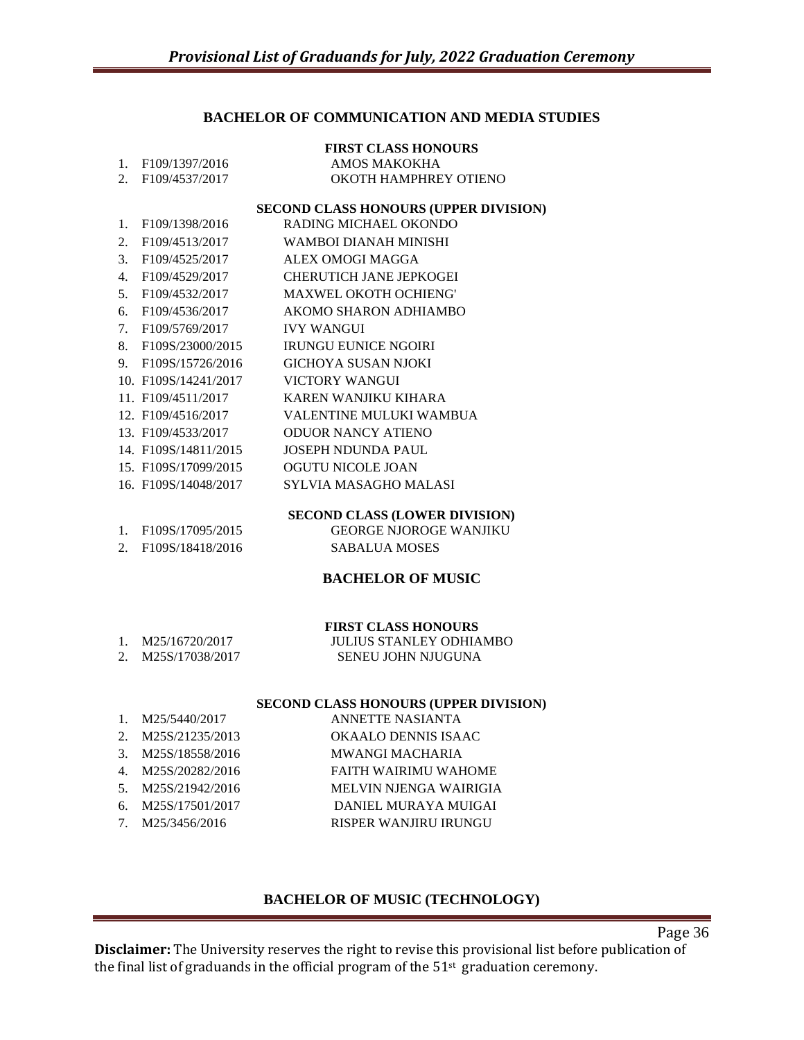## BACHELOR OF COMMUNICATION AND MEDIA STUDIES

### FIRST CLASS HONOURS

1. F109/1397/2016 AMOS MAKOKHA
2. F109/4537/2017 OKOTH HAMPHREY OTIENO

### SECOND CLASS HONOURS (UPPER DIVISION)

1. F109/1398/2016 RADING MICHAEL OKONDO
2. F109/4513/2017 WAMBOI DIANAH MINISHI
3. F109/4525/2017 ALEX OMOGI MAGGA
4. F109/4529/2017 CHERUTICH JANE JEPKOGEI
5. F109/4532/2017 MAXWEL OKOTH OCHIENG'
6. F109/4536/2017 AKOMO SHARON ADHIAMBO
7. F109/5769/2017 IVY WANGUI
8. F109S/23000/2015 IRUNGU EUNICE NGOIRI
9. F109S/15726/2016 GICHOYA SUSAN NJOKI
10. F109S/14241/2017 VICTORY WANGUI
11. F109/4511/2017 KAREN WANJIKU KIHARA
12. F109/4516/2017 VALENTINE MULUKI WAMBUA
13. F109/4533/2017 ODUOR NANCY ATIENO
14. F109S/14811/2015 JOSEPH NDUNDA PAUL
15. F109S/17099/2015 OGUTU NICOLE JOAN
16. F109S/14048/2017 SYLVIA MASAGHO MALASI

### SECOND CLASS (LOWER DIVISION)

1. F109S/17095/2015 GEORGE NJOROGE WANJIKU
2. F109S/18418/2016 SABALUA MOSES

## BACHELOR OF MUSIC

### FIRST CLASS HONOURS

1. M25/16720/2017 JULIUS STANLEY ODHIAMBO
2. M25S/17038/2017 SENEU JOHN NJUGUNA

### SECOND CLASS HONOURS (UPPER DIVISION)

1. M25/5440/2017 ANNETTE NASIANTA
2. M25S/21235/2013 OKAALO DENNIS ISAAC
3. M25S/18558/2016 MWANGI MACHARIA
4. M25S/20282/2016 FAITH WAIRIMU WAHOME
5. M25S/21942/2016 MELVIN NJENGA WAIRIGIA
6. M25S/17501/2017 DANIEL MURAYA MUIGAI
7. M25/3456/2016 RISPER WANJIRU IRUNGU

## BACHELOR OF MUSIC (TECHNOLOGY)

**Disclaimer:** The University reserves the right to revise this provisional list before publication of the final list of graduands in the official program of the 51st graduation ceremony.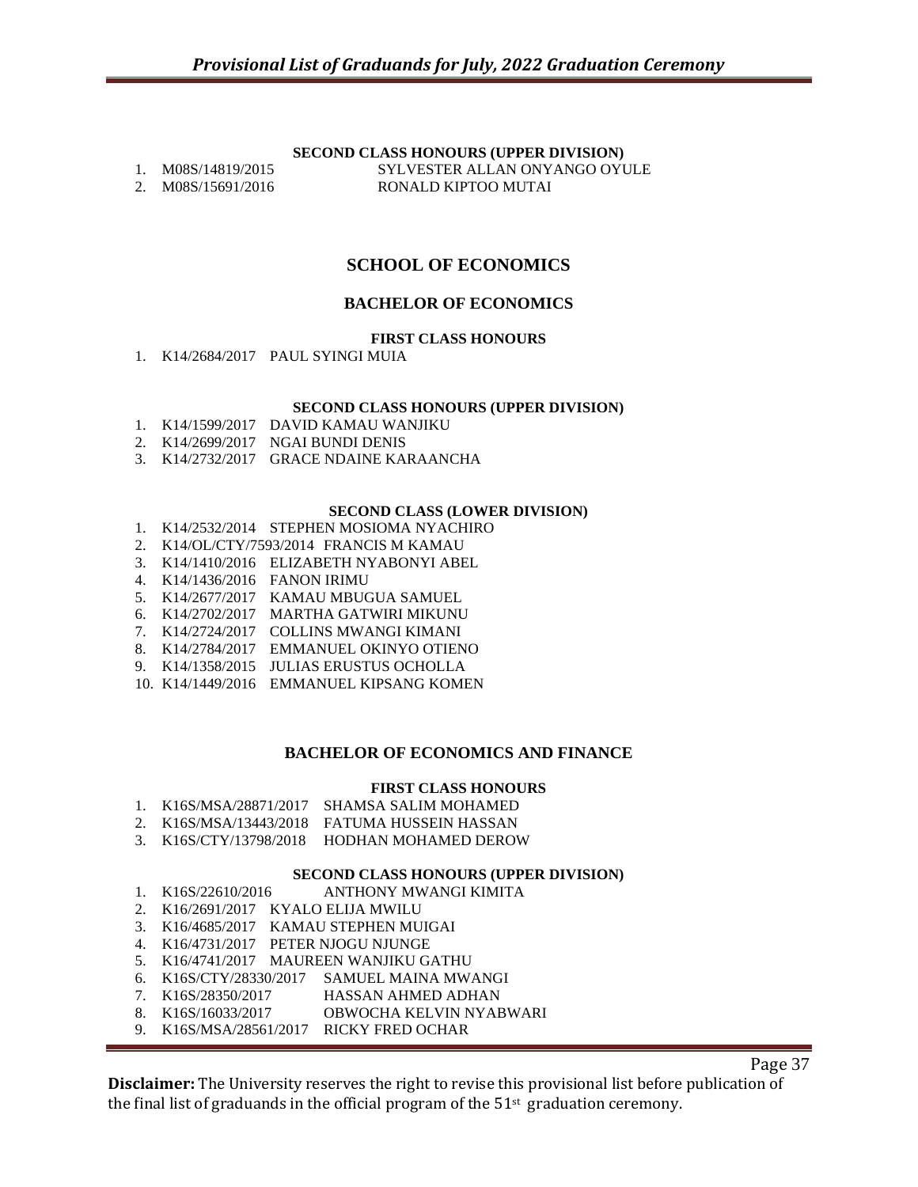#### SECOND CLASS HONOURS (UPPER DIVISION)

1. M08S/14819/2015 SYLVESTER ALLAN ONYANGO OYULE
2. M08S/15691/2016 RONALD KIPTOO MUTAI

## SCHOOL OF ECONOMICS

### BACHELOR OF ECONOMICS

#### FIRST CLASS HONOURS

1. K14/2684/2017 PAUL SYINGI MUIA

#### SECOND CLASS HONOURS (UPPER DIVISION)

1. K14/1599/2017 DAVID KAMAU WANJIKU
2. K14/2699/2017 NGAI BUNDI DENIS
3. K14/2732/2017 GRACE NDAINE KARAANCHA

#### SECOND CLASS (LOWER DIVISION)

1. K14/2532/2014 STEPHEN MOSIOMA NYACHIRO
2. K14/OL/CTY/7593/2014 FRANCIS M KAMAU
3. K14/1410/2016 ELIZABETH NYABONYI ABEL
4. K14/1436/2016 FANON IRIMU
5. K14/2677/2017 KAMAU MBUGUA SAMUEL
6. K14/2702/2017 MARTHA GATWIRI MIKUNU
7. K14/2724/2017 COLLINS MWANGI KIMANI
8. K14/2784/2017 EMMANUEL OKINYO OTIENO
9. K14/1358/2015 JULIAS ERUSTUS OCHOLLA
10. K14/1449/2016 EMMANUEL KIPSANG KOMEN

### BACHELOR OF ECONOMICS AND FINANCE

#### FIRST CLASS HONOURS

1. K16S/MSA/28871/2017 SHAMSA SALIM MOHAMED
2. K16S/MSA/13443/2018 FATUMA HUSSEIN HASSAN
3. K16S/CTY/13798/2018 HODHAN MOHAMED DEROW

#### SECOND CLASS HONOURS (UPPER DIVISION)

1. K16S/22610/2016 ANTHONY MWANGI KIMITA
2. K16/2691/2017 KYALO ELIJA MWILU
3. K16/4685/2017 KAMAU STEPHEN MUIGAI
4. K16/4731/2017 PETER NJOGU NJUNGE
5. K16/4741/2017 MAUREEN WANJIKU GATHU
6. K16S/CTY/28330/2017 SAMUEL MAINA MWANGI
7. K16S/28350/2017 HASSAN AHMED ADHAN
8. K16S/16033/2017 OBWOCHA KELVIN NYABWARI
9. K16S/MSA/28561/2017 RICKY FRED OCHAR

**Disclaimer:** The University reserves the right to revise this provisional list before publication of the final list of graduands in the official program of the 51st graduation ceremony.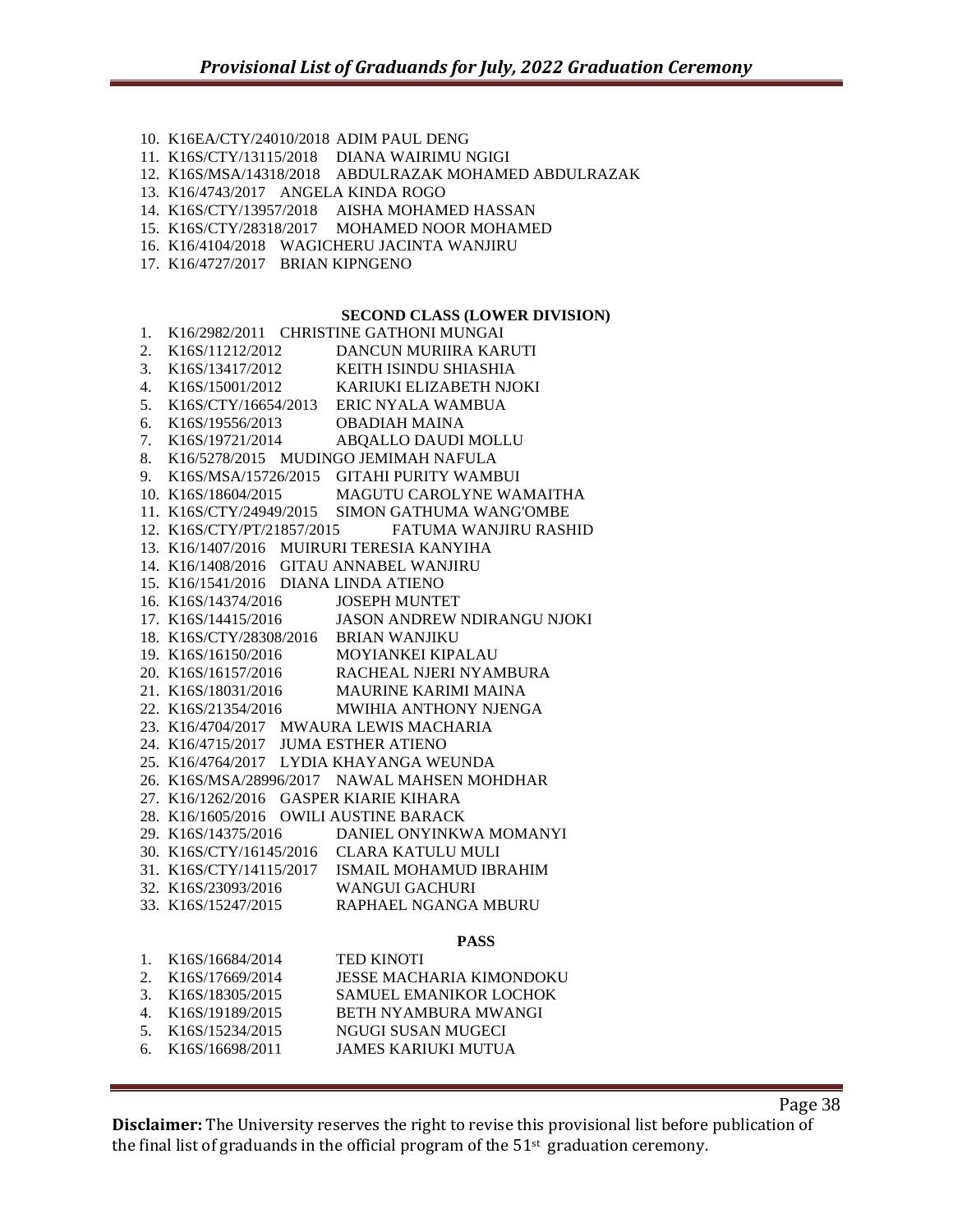10. K16EA/CTY/24010/2018 ADIM PAUL DENG
11. K16S/CTY/13115/2018 DIANA WAIRIMU NGIGI
12. K16S/MSA/14318/2018 ABDULRAZAK MOHAMED ABDULRAZAK
13. K16/4743/2017 ANGELA KINDA ROGO
14. K16S/CTY/13957/2018 AISHA MOHAMED HASSAN
15. K16S/CTY/28318/2017 MOHAMED NOOR MOHAMED
16. K16/4104/2018 WAGICHERU JACINTA WANJIRU
17. K16/4727/2017 BRIAN KIPNGENO

**SECOND CLASS (LOWER DIVISION)**

1. K16/2982/2011 CHRISTINE GATHONI MUNGAI
2. K16S/11212/2012 DANCUN MURIIRA KARUTI
3. K16S/13417/2012 KEITH ISINDU SHIASHIA
4. K16S/15001/2012 KARIUKI ELIZABETH NJOKI
5. K16S/CTY/16654/2013 ERIC NYALA WAMBUA
6. K16S/19556/2013 OBADIAH MAINA
7. K16S/19721/2014 ABQALLO DAUDI MOLLU
8. K16/5278/2015 MUDINGO JEMIMAH NAFULA
9. K16S/MSA/15726/2015 GITAHI PURITY WAMBUI
10. K16S/18604/2015 MAGUTU CAROLYNE WAMAITHA
11. K16S/CTY/24949/2015 SIMON GATHUMA WANG'OMBE
12. K16S/CTY/PT/21857/2015 FATUMA WANJIRU RASHID
13. K16/1407/2016 MUIRURI TERESIA KANYIHA
14. K16/1408/2016 GITAU ANNABEL WANJIRU
15. K16/1541/2016 DIANA LINDA ATIENO
16. K16S/14374/2016 JOSEPH MUNTET
17. K16S/14415/2016 JASON ANDREW NDIRANGU NJOKI
18. K16S/CTY/28308/2016 BRIAN WANJIKU
19. K16S/16150/2016 MOYIANKEI KIPALAU
20. K16S/16157/2016 RACHEAL NJERI NYAMBURA
21. K16S/18031/2016 MAURINE KARIMI MAINA
22. K16S/21354/2016 MWIHIA ANTHONY NJENGA
23. K16/4704/2017 MWAURA LEWIS MACHARIA
24. K16/4715/2017 JUMA ESTHER ATIENO
25. K16/4764/2017 LYDIA KHAYANGA WEUNDA
26. K16S/MSA/28996/2017 NAWAL MAHSEN MOHDHAR
27. K16/1262/2016 GASPER KIARIE KIHARA
28. K16/1605/2016 OWILI AUSTINE BARACK
29. K16S/14375/2016 DANIEL ONYINKWA MOMANYI
30. K16S/CTY/16145/2016 CLARA KATULU MULI
31. K16S/CTY/14115/2017 ISMAIL MOHAMUD IBRAHIM
32. K16S/23093/2016 WANGUI GACHURI
33. K16S/15247/2015 RAPHAEL NGANGA MBURU

**PASS**

1. K16S/16684/2014 TED KINOTI
2. K16S/17669/2014 JESSE MACHARIA KIMONDOKU
3. K16S/18305/2015 SAMUEL EMANIKOR LOCHOK
4. K16S/19189/2015 BETH NYAMBURA MWANGI
5. K16S/15234/2015 NGUGI SUSAN MUGECI
6. K16S/16698/2011 JAMES KARIUKI MUTUA

**Disclaimer:** The University reserves the right to revise this provisional list before publication of the final list of graduands in the official program of the 51st graduation ceremony.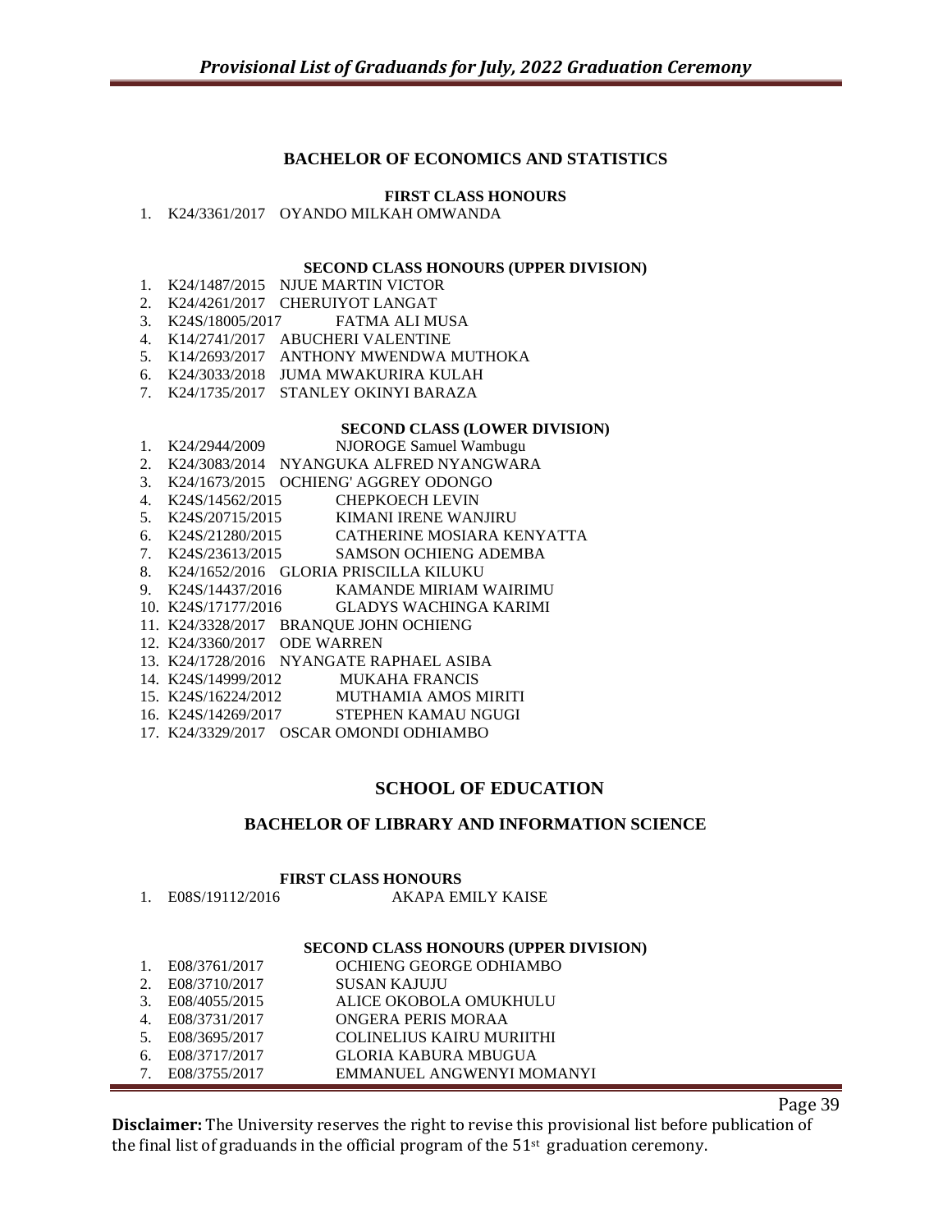## BACHELOR OF ECONOMICS AND STATISTICS

**FIRST CLASS HONOURS**

1. K24/3361/2017 OYANDO MILKAH OMWANDA

**SECOND CLASS HONOURS (UPPER DIVISION)**

1. K24/1487/2015 NJUE MARTIN VICTOR
2. K24/4261/2017 CHERUIYOT LANGAT
3. K24S/18005/2017 FATMA ALI MUSA
4. K14/2741/2017 ABUCHERI VALENTINE
5. K14/2693/2017 ANTHONY MWENDWA MUTHOKA
6. K24/3033/2018 JUMA MWAKURIRA KULAH
7. K24/1735/2017 STANLEY OKINYI BARAZA

**SECOND CLASS (LOWER DIVISION)**

1. K24/2944/2009 NJOROGE Samuel Wambugu
2. K24/3083/2014 NYANGUKA ALFRED NYANGWARA
3. K24/1673/2015 OCHIENG' AGGREY ODONGO
4. K24S/14562/2015 CHEPKOECH LEVIN
5. K24S/20715/2015 KIMANI IRENE WANJIRU
6. K24S/21280/2015 CATHERINE MOSIARA KENYATTA
7. K24S/23613/2015 SAMSON OCHIENG ADEMBA
8. K24/1652/2016 GLORIA PRISCILLA KILUKU
9. K24S/14437/2016 KAMANDE MIRIAM WAIRIMU
10. K24S/17177/2016 GLADYS WACHINGA KARIMI
11. K24/3328/2017 BRANQUE JOHN OCHIENG
12. K24/3360/2017 ODE WARREN
13. K24/1728/2016 NYANGATE RAPHAEL ASIBA
14. K24S/14999/2012 MUKAHA FRANCIS
15. K24S/16224/2012 MUTHAMIA AMOS MIRITI
16. K24S/14269/2017 STEPHEN KAMAU NGUGI
17. K24/3329/2017 OSCAR OMONDI ODHIAMBO

# SCHOOL OF EDUCATION

## BACHELOR OF LIBRARY AND INFORMATION SCIENCE

**FIRST CLASS HONOURS**

1. E08S/19112/2016 AKAPA EMILY KAISE

**SECOND CLASS HONOURS (UPPER DIVISION)**

1. E08/3761/2017 OCHIENG GEORGE ODHIAMBO
2. E08/3710/2017 SUSAN KAJUJU
3. E08/4055/2015 ALICE OKOBOLA OMUKHULU
4. E08/3731/2017 ONGERA PERIS MORAA
5. E08/3695/2017 COLINELIUS KAIRU MURIITHI
6. E08/3717/2017 GLORIA KABURA MBUGUA
7. E08/3755/2017 EMMANUEL ANGWENYI MOMANYI

**Disclaimer:** The University reserves the right to revise this provisional list before publication of the final list of graduands in the official program of the 51st graduation ceremony.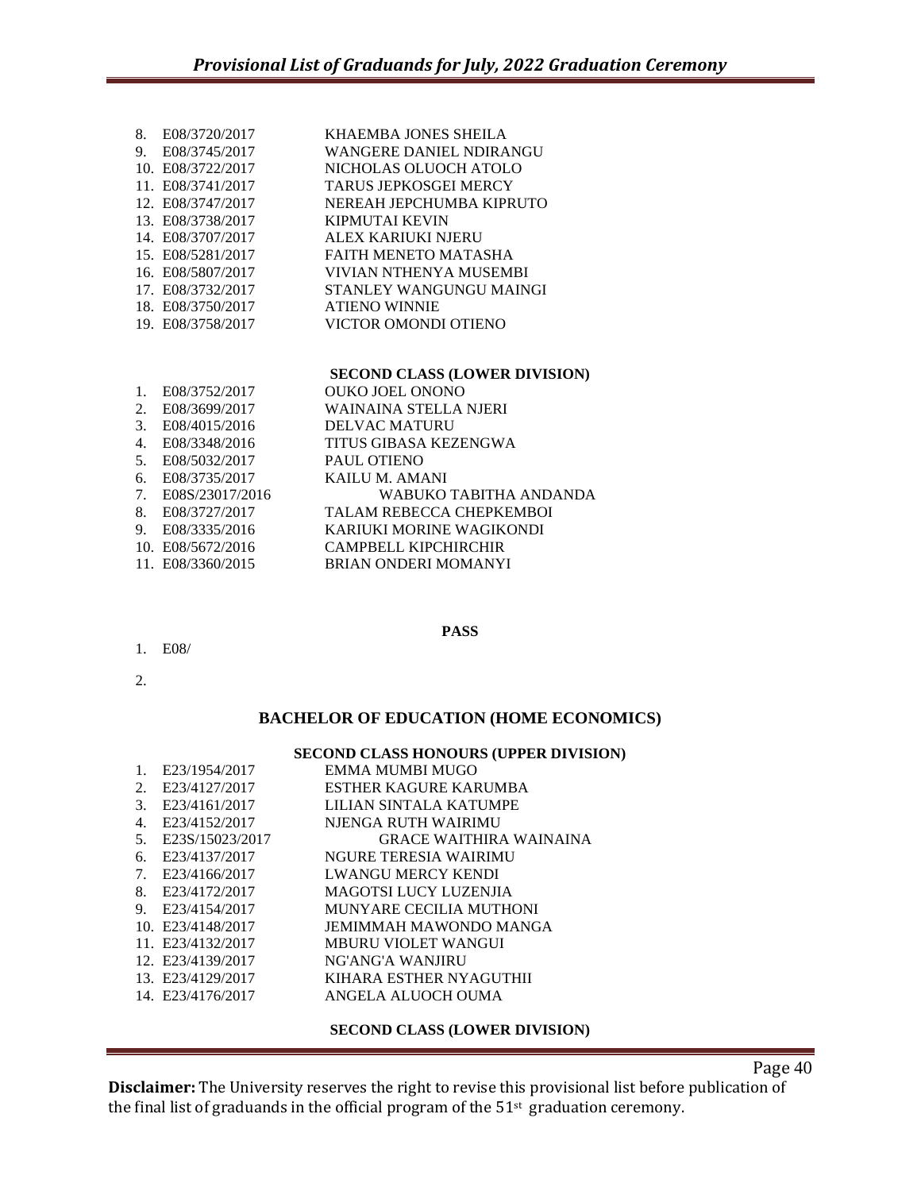8. E08/3720/2017 KHAEMBA JONES SHEILA
9. E08/3745/2017 WANGERE DANIEL NDIRANGU
10. E08/3722/2017 NICHOLAS OLUOCH ATOLO
11. E08/3741/2017 TARUS JEPKOSGEI MERCY
12. E08/3747/2017 NEREAH JEPCHUMBA KIPRUTO
13. E08/3738/2017 KIPMUTAI KEVIN
14. E08/3707/2017 ALEX KARIUKI NJERU
15. E08/5281/2017 FAITH MENETO MATASHA
16. E08/5807/2017 VIVIAN NTHENYA MUSEMBI
17. E08/3732/2017 STANLEY WANGUNGU MAINGI
18. E08/3750/2017 ATIENO WINNIE
19. E08/3758/2017 VICTOR OMONDI OTIENO

**SECOND CLASS (LOWER DIVISION)**

1. E08/3752/2017 OUKO JOEL ONONO
2. E08/3699/2017 WAINAINA STELLA NJERI
3. E08/4015/2016 DELVAC MATURU
4. E08/3348/2016 TITUS GIBASA KEZENGWA
5. E08/5032/2017 PAUL OTIENO
6. E08/3735/2017 KAILU M. AMANI
7. E08S/23017/2016 WABUKO TABITHA ANDANDA
8. E08/3727/2017 TALAM REBECCA CHEPKEMBOI
9. E08/3335/2016 KARIUKI MORINE WAGIKONDI
10. E08/5672/2016 CAMPBELL KIPCHIRCHIR
11. E08/3360/2015 BRIAN ONDERI MOMANYI

**PASS**

1. E08/
2.

## BACHELOR OF EDUCATION (HOME ECONOMICS)

**SECOND CLASS HONOURS (UPPER DIVISION)**

1. E23/1954/2017 EMMA MUMBI MUGO
2. E23/4127/2017 ESTHER KAGURE KARUMBA
3. E23/4161/2017 LILIAN SINTALA KATUMPE
4. E23/4152/2017 NJENGA RUTH WAIRIMU
5. E23S/15023/2017 GRACE WAITHIRA WAINAINA
6. E23/4137/2017 NGURE TERESIA WAIRIMU
7. E23/4166/2017 LWANGU MERCY KENDI
8. E23/4172/2017 MAGOTSI LUCY LUZENJIA
9. E23/4154/2017 MUNYARE CECILIA MUTHONI
10. E23/4148/2017 JEMIMMAH MAWONDO MANGA
11. E23/4132/2017 MBURU VIOLET WANGUI
12. E23/4139/2017 NG'ANG'A WANJIRU
13. E23/4129/2017 KIHARA ESTHER NYAGUTHII
14. E23/4176/2017 ANGELA ALUOCH OUMA

**SECOND CLASS (LOWER DIVISION)**

**Disclaimer:** The University reserves the right to revise this provisional list before publication of the final list of graduands in the official program of the 51st graduation ceremony.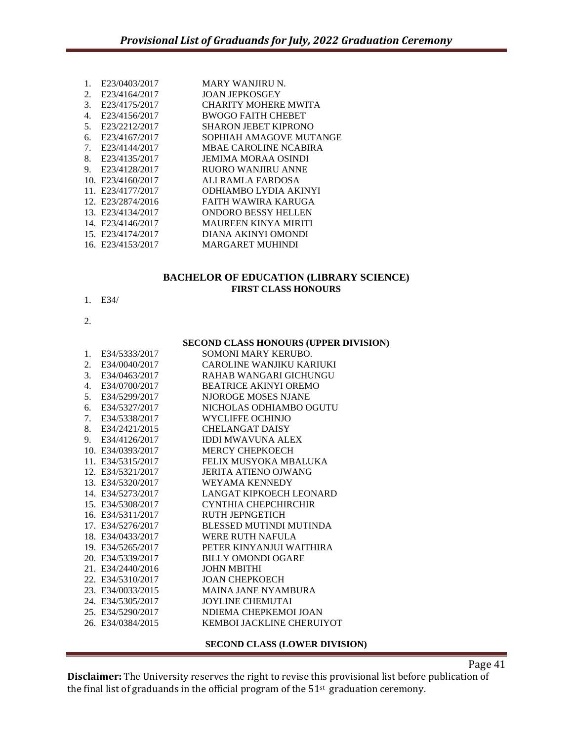1. E23/0403/2017 MARY WANJIRU N.
2. E23/4164/2017 JOAN JEPKOSGEY
3. E23/4175/2017 CHARITY MOHERE MWITA
4. E23/4156/2017 BWOGO FAITH CHEBET
5. E23/2212/2017 SHARON JEBET KIPRONO
6. E23/4167/2017 SOPHIAH AMAGOVE MUTANGE
7. E23/4144/2017 MBAE CAROLINE NCABIRA
8. E23/4135/2017 JEMIMA MORAA OSINDI
9. E23/4128/2017 RUORO WANJIRU ANNE
10. E23/4160/2017 ALI RAMLA FARDOSA
11. E23/4177/2017 ODHIAMBO LYDIA AKINYI
12. E23/2874/2016 FAITH WAWIRA KARUGA
13. E23/4134/2017 ONDORO BESSY HELLEN
14. E23/4146/2017 MAUREEN KINYA MIRITI
15. E23/4174/2017 DIANA AKINYI OMONDI
16. E23/4153/2017 MARGARET MUHINDI

## BACHELOR OF EDUCATION (LIBRARY SCIENCE)

### FIRST CLASS HONOURS

1. E34/
2. 

### SECOND CLASS HONOURS (UPPER DIVISION)

1. E34/5333/2017 SOMONI MARY KERUBO.
2. E34/0040/2017 CAROLINE WANJIKU KARIUKI
3. E34/0463/2017 RAHAB WANGARI GICHUNGU
4. E34/0700/2017 BEATRICE AKINYI OREMO
5. E34/5299/2017 NJOROGE MOSES NJANE
6. E34/5327/2017 NICHOLAS ODHIAMBO OGUTU
7. E34/5338/2017 WYCLIFFE OCHINJO
8. E34/2421/2015 CHELANGAT DAISY
9. E34/4126/2017 IDDI MWAVUNA ALEX
10. E34/0393/2017 MERCY CHEPKOECH
11. E34/5315/2017 FELIX MUSYOKA MBALUKA
12. E34/5321/2017 JERITA ATIENO OJWANG
13. E34/5320/2017 WEYAMA KENNEDY
14. E34/5273/2017 LANGAT KIPKOECH LEONARD
15. E34/5308/2017 CYNTHIA CHEPCHIRCHIR
16. E34/5311/2017 RUTH JEPNGETICH
17. E34/5276/2017 BLESSED MUTINDI MUTINDA
18. E34/0433/2017 WERE RUTH NAFULA
19. E34/5265/2017 PETER KINYANJUI WAITHIRA
20. E34/5339/2017 BILLY OMONDI OGARE
21. E34/2440/2016 JOHN MBITHI
22. E34/5310/2017 JOAN CHEPKOECH
23. E34/0033/2015 MAINA JANE NYAMBURA
24. E34/5305/2017 JOYLINE CHEMUTAI
25. E34/5290/2017 NDIEMA CHEPKEMOI JOAN
26. E34/0384/2015 KEMBOI JACKLINE CHERUIYOT

### SECOND CLASS (LOWER DIVISION)

**Disclaimer:** The University reserves the right to revise this provisional list before publication of the final list of graduands in the official program of the 51st graduation ceremony.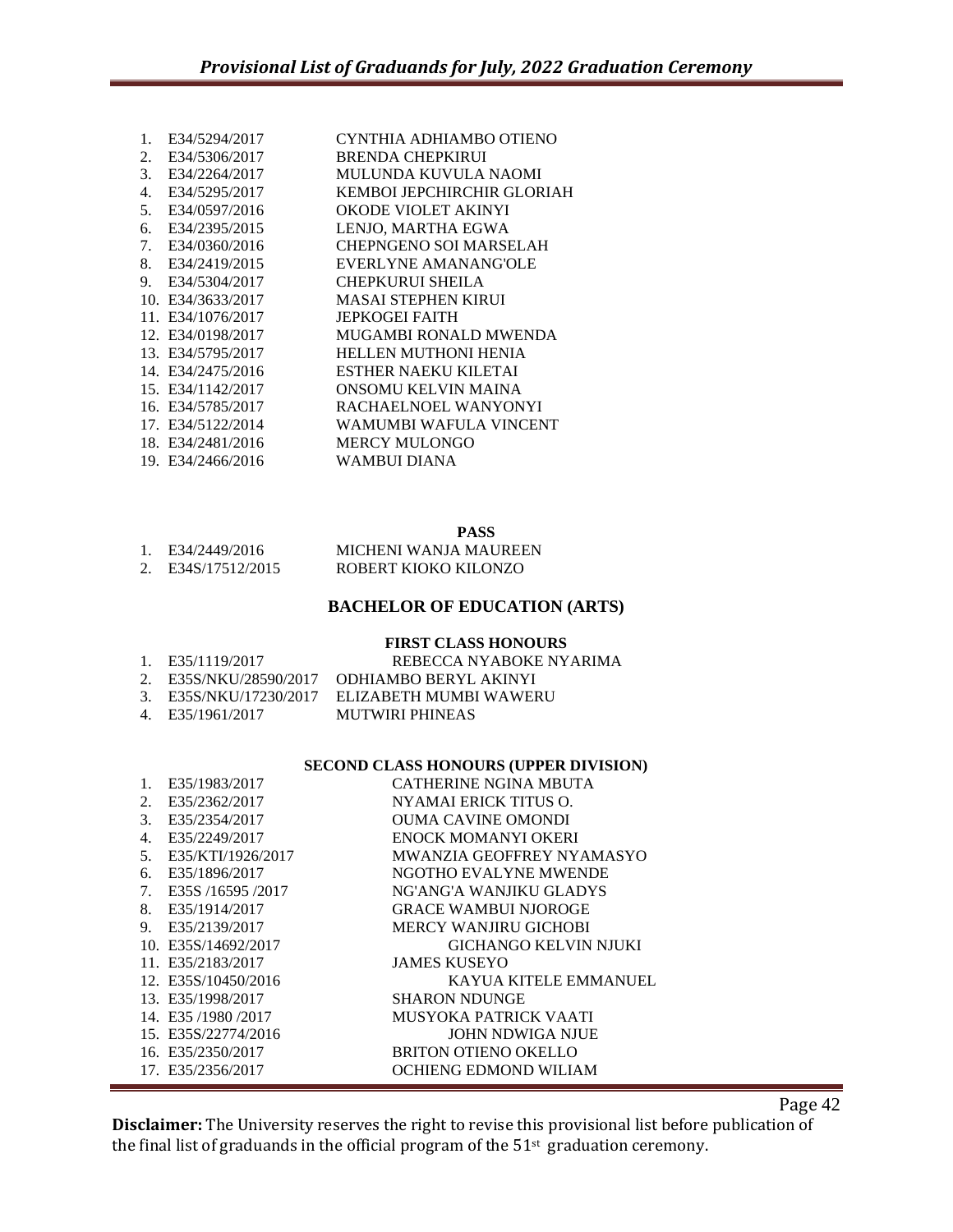1. E34/5294/2017 CYNTHIA ADHIAMBO OTIENO
2. E34/5306/2017 BRENDA CHEPKIRUI
3. E34/2264/2017 MULUNDA KUVULA NAOMI
4. E34/5295/2017 KEMBOI JEPCHIRCHIR GLORIAH
5. E34/0597/2016 OKODE VIOLET AKINYI
6. E34/2395/2015 LENJO, MARTHA EGWA
7. E34/0360/2016 CHEPNGENO SOI MARSELAH
8. E34/2419/2015 EVERLYNE AMANANG'OLE
9. E34/5304/2017 CHEPKURUI SHEILA
10. E34/3633/2017 MASAI STEPHEN KIRUI
11. E34/1076/2017 JEPKOGEI FAITH
12. E34/0198/2017 MUGAMBI RONALD MWENDA
13. E34/5795/2017 HELLEN MUTHONI HENIA
14. E34/2475/2016 ESTHER NAEKU KILETAI
15. E34/1142/2017 ONSOMU KELVIN MAINA
16. E34/5785/2017 RACHAELNOEL WANYONYI
17. E34/5122/2014 WAMUMBI WAFULA VINCENT
18. E34/2481/2016 MERCY MULONGO
19. E34/2466/2016 WAMBUI DIANA

**PASS**

1. E34/2449/2016 MICHENI WANJA MAUREEN
2. E34S/17512/2015 ROBERT KIOKO KILONZO

## BACHELOR OF EDUCATION (ARTS)

**FIRST CLASS HONOURS**

1. E35/1119/2017 REBECCA NYABOKE NYARIMA
2. E35S/NKU/28590/2017 ODHIAMBO BERYL AKINYI
3. E35S/NKU/17230/2017 ELIZABETH MUMBI WAWERU
4. E35/1961/2017 MUTWIRI PHINEAS

**SECOND CLASS HONOURS (UPPER DIVISION)**

1. E35/1983/2017 CATHERINE NGINA MBUTA
2. E35/2362/2017 NYAMAI ERICK TITUS O.
3. E35/2354/2017 OUMA CAVINE OMONDI
4. E35/2249/2017 ENOCK MOMANYI OKERI
5. E35/KTI/1926/2017 MWANZIA GEOFFREY NYAMASYO
6. E35/1896/2017 NGOTHO EVALYNE MWENDE
7. E35S /16595 /2017 NG'ANG'A WANJIKU GLADYS
8. E35/1914/2017 GRACE WAMBUI NJOROGE
9. E35/2139/2017 MERCY WANJIRU GICHOBI
10. E35S/14692/2017 GICHANGO KELVIN NJUKI
11. E35/2183/2017 JAMES KUSEYO
12. E35S/10450/2016 KAYUA KITELE EMMANUEL
13. E35/1998/2017 SHARON NDUNGE
14. E35 /1980 /2017 MUSYOKA PATRICK VAATI
15. E35S/22774/2016 JOHN NDWIGA NJUE
16. E35/2350/2017 BRITON OTIENO OKELLO
17. E35/2356/2017 OCHIENG EDMOND WILIAM

**Disclaimer:** The University reserves the right to revise this provisional list before publication of the final list of graduands in the official program of the 51st graduation ceremony.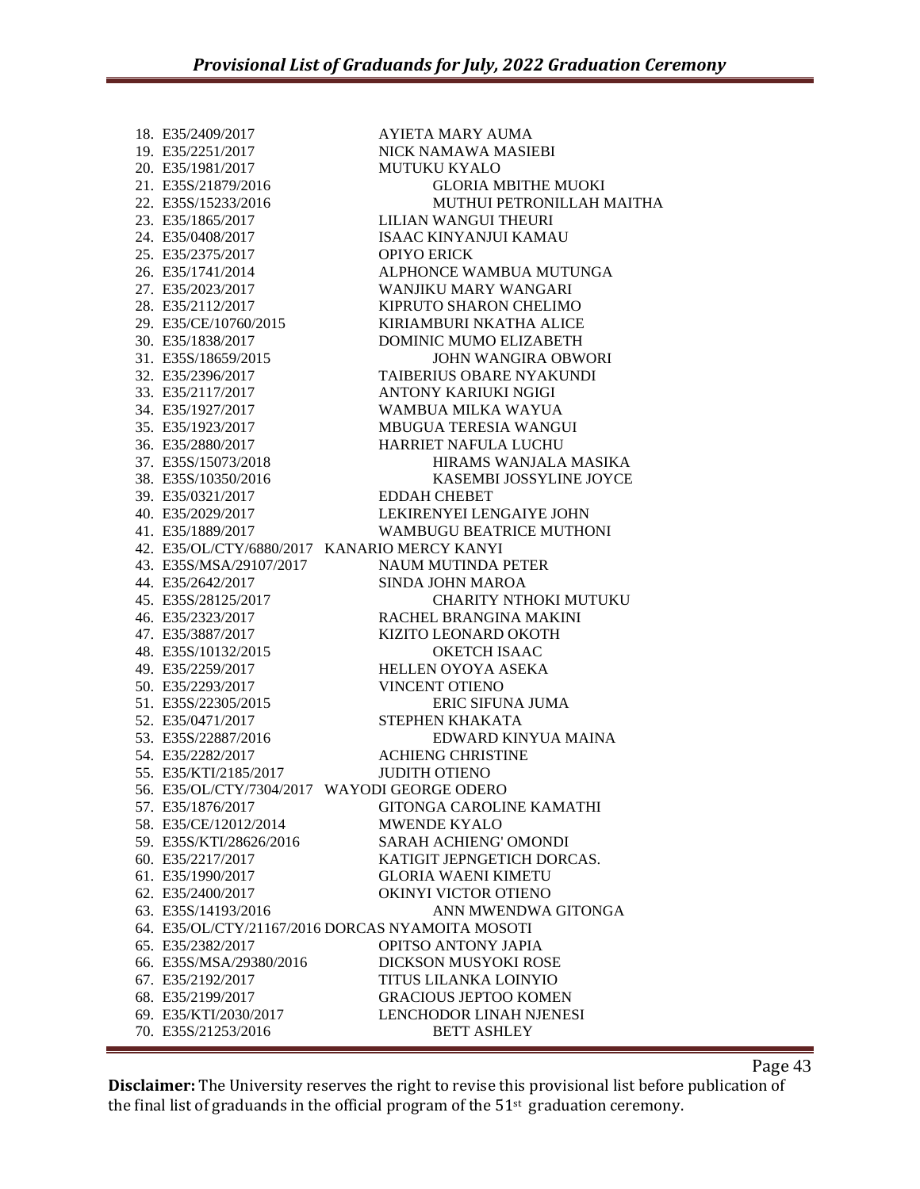18. E35/2409/2017 AYIETA MARY AUMA
19. E35/2251/2017 NICK NAMAWA MASIEBI
20. E35/1981/2017 MUTUKU KYALO
21. E35S/21879/2016 GLORIA MBITHE MUOKI
22. E35S/15233/2016 MUTHUI PETRONILLAH MAITHA
23. E35/1865/2017 LILIAN WANGUI THEURI
24. E35/0408/2017 ISAAC KINYANJUI KAMAU
25. E35/2375/2017 OPIYO ERICK
26. E35/1741/2014 ALPHONCE WAMBUA MUTUNGA
27. E35/2023/2017 WANJIKU MARY WANGARI
28. E35/2112/2017 KIPRUTO SHARON CHELIMO
29. E35/CE/10760/2015 KIRIAMBURI NKATHA ALICE
30. E35/1838/2017 DOMINIC MUMO ELIZABETH
31. E35S/18659/2015 JOHN WANGIRA OBWORI
32. E35/2396/2017 TAIBERIUS OBARE NYAKUNDI
33. E35/2117/2017 ANTONY KARIUKI NGIGI
34. E35/1927/2017 WAMBUA MILKA WAYUA
35. E35/1923/2017 MBUGUA TERESIA WANGUI
36. E35/2880/2017 HARRIET NAFULA LUCHU
37. E35S/15073/2018 HIRAMS WANJALA MASIKA
38. E35S/10350/2016 KASEMBI JOSSYLINE JOYCE
39. E35/0321/2017 EDDAH CHEBET
40. E35/2029/2017 LEKIRENYEI LENGAIYE JOHN
41. E35/1889/2017 WAMBUGU BEATRICE MUTHONI
42. E35/OL/CTY/6880/2017 KANARIO MERCY KANYI
43. E35S/MSA/29107/2017 NAUM MUTINDA PETER
44. E35/2642/2017 SINDA JOHN MAROA
45. E35S/28125/2017 CHARITY NTHOKI MUTUKU
46. E35/2323/2017 RACHEL BRANGINA MAKINI
47. E35/3887/2017 KIZITO LEONARD OKOTH
48. E35S/10132/2015 OKETCH ISAAC
49. E35/2259/2017 HELLEN OYOYA ASEKA
50. E35/2293/2017 VINCENT OTIENO
51. E35S/22305/2015 ERIC SIFUNA JUMA
52. E35/0471/2017 STEPHEN KHAKATA
53. E35S/22887/2016 EDWARD KINYUA MAINA
54. E35/2282/2017 ACHIENG CHRISTINE
55. E35/KTI/2185/2017 JUDITH OTIENO
56. E35/OL/CTY/7304/2017 WAYODI GEORGE ODERO
57. E35/1876/2017 GITONGA CAROLINE KAMATHI
58. E35/CE/12012/2014 MWENDE KYALO
59. E35S/KTI/28626/2016 SARAH ACHIENG' OMONDI
60. E35/2217/2017 KATIGIT JEPNGETICH DORCAS.
61. E35/1990/2017 GLORIA WAENI KIMETU
62. E35/2400/2017 OKINYI VICTOR OTIENO
63. E35S/14193/2016 ANN MWENDWA GITONGA
64. E35/OL/CTY/21167/2016 DORCAS NYAMOITA MOSOTI
65. E35/2382/2017 OPITSO ANTONY JAPIA
66. E35S/MSA/29380/2016 DICKSON MUSYOKI ROSE
67. E35/2192/2017 TITUS LILANKA LOINYIO
68. E35/2199/2017 GRACIOUS JEPTOO KOMEN
69. E35/KTI/2030/2017 LENCHODOR LINAH NJENESI
70. E35S/21253/2016 BETT ASHLEY

**Disclaimer:** The University reserves the right to revise this provisional list before publication of the final list of graduands in the official program of the 51st graduation ceremony.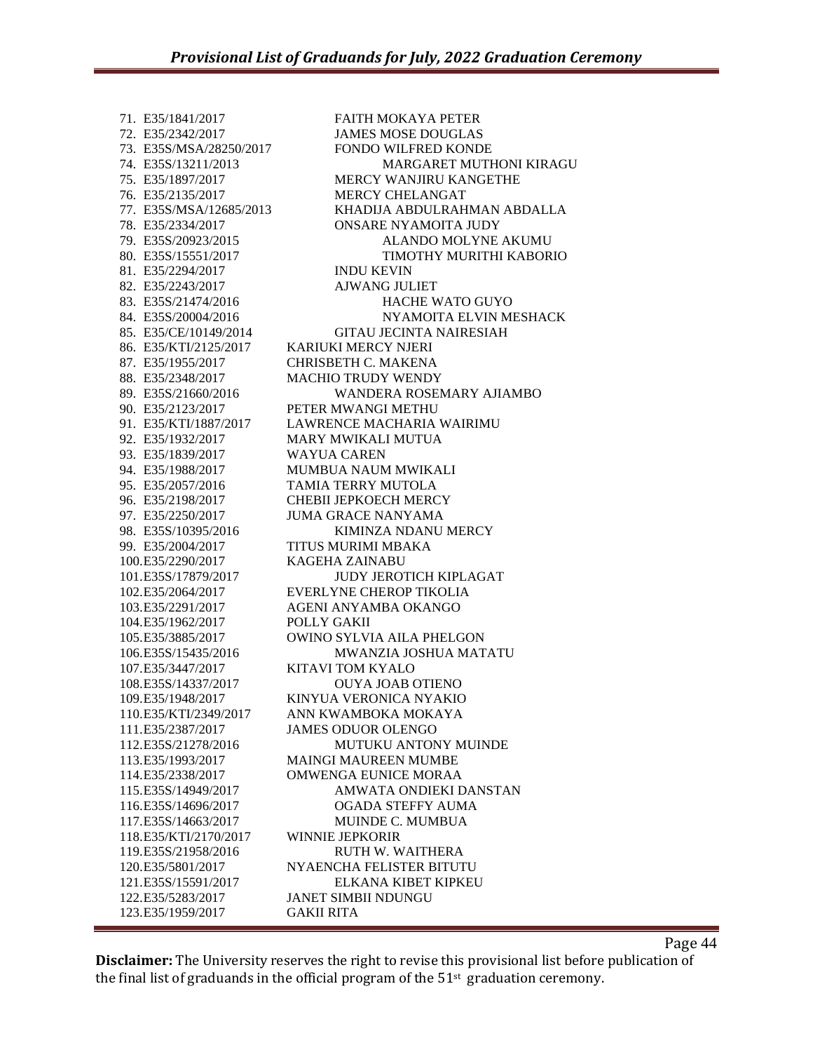71. E35/1841/2017 FAITH MOKAYA PETER
72. E35/2342/2017 JAMES MOSE DOUGLAS
73. E35S/MSA/28250/2017 FONDO WILFRED KONDE
74. E35S/13211/2013 MARGARET MUTHONI KIRAGU
75. E35/1897/2017 MERCY WANJIRU KANGETHE
76. E35/2135/2017 MERCY CHELANGAT
77. E35S/MSA/12685/2013 KHADIJA ABDULRAHMAN ABDALLA
78. E35/2334/2017 ONSARE NYAMOITA JUDY
79. E35S/20923/2015 ALANDO MOLYNE AKUMU
80. E35S/15551/2017 TIMOTHY MURITHI KABORIO
81. E35/2294/2017 INDU KEVIN
82. E35/2243/2017 AJWANG JULIET
83. E35S/21474/2016 HACHE WATO GUYO
84. E35S/20004/2016 NYAMOITA ELVIN MESHACK
85. E35/CE/10149/2014 GITAU JECINTA NAIRESIAH
86. E35/KTI/2125/2017 KARIUKI MERCY NJERI
87. E35/1955/2017 CHRISBETH C. MAKENA
88. E35/2348/2017 MACHIO TRUDY WENDY
89. E35S/21660/2016 WANDERA ROSEMARY AJIAMBO
90. E35/2123/2017 PETER MWANGI METHU
91. E35/KTI/1887/2017 LAWRENCE MACHARIA WAIRIMU
92. E35/1932/2017 MARY MWIKALI MUTUA
93. E35/1839/2017 WAYUA CAREN
94. E35/1988/2017 MUMBUA NAUM MWIKALI
95. E35/2057/2016 TAMIA TERRY MUTOLA
96. E35/2198/2017 CHEBII JEPKOECH MERCY
97. E35/2250/2017 JUMA GRACE NANYAMA
98. E35S/10395/2016 KIMINZA NDANU MERCY
99. E35/2004/2017 TITUS MURIMI MBAKA
100. E35/2290/2017 KAGEHA ZAINABU
101. E35S/17879/2017 JUDY JEROTICH KIPLAGAT
102. E35/2064/2017 EVERLYNE CHEROP TIKOLIA
103. E35/2291/2017 AGENI ANYAMBA OKANGO
104. E35/1962/2017 POLLY GAKII
105. E35/3885/2017 OWINO SYLVIA AILA PHELGON
106. E35S/15435/2016 MWANZIA JOSHUA MATATU
107. E35/3447/2017 KITAVI TOM KYALO
108. E35S/14337/2017 OUYA JOAB OTIENO
109. E35/1948/2017 KINYUA VERONICA NYAKIO
110. E35/KTI/2349/2017 ANN KWAMBOKA MOKAYA
111. E35/2387/2017 JAMES ODUOR OLENGO
112. E35S/21278/2016 MUTUKU ANTONY MUINDE
113. E35/1993/2017 MAINGI MAUREEN MUMBE
114. E35/2338/2017 OMWENGA EUNICE MORAA
115. E35S/14949/2017 AMWATA ONDIEKI DANSTAN
116. E35S/14696/2017 OGADA STEFFY AUMA
117. E35S/14663/2017 MUINDE C. MUMBUA
118. E35/KTI/2170/2017 WINNIE JEPKORIR
119. E35S/21958/2016 RUTH W. WAITHERA
120. E35/5801/2017 NYAENCHA FELISTER BITUTU
121. E35S/15591/2017 ELKANA KIBET KIPKEU
122. E35/5283/2017 JANET SIMBII NDUNGU
123. E35/1959/2017 GAKII RITA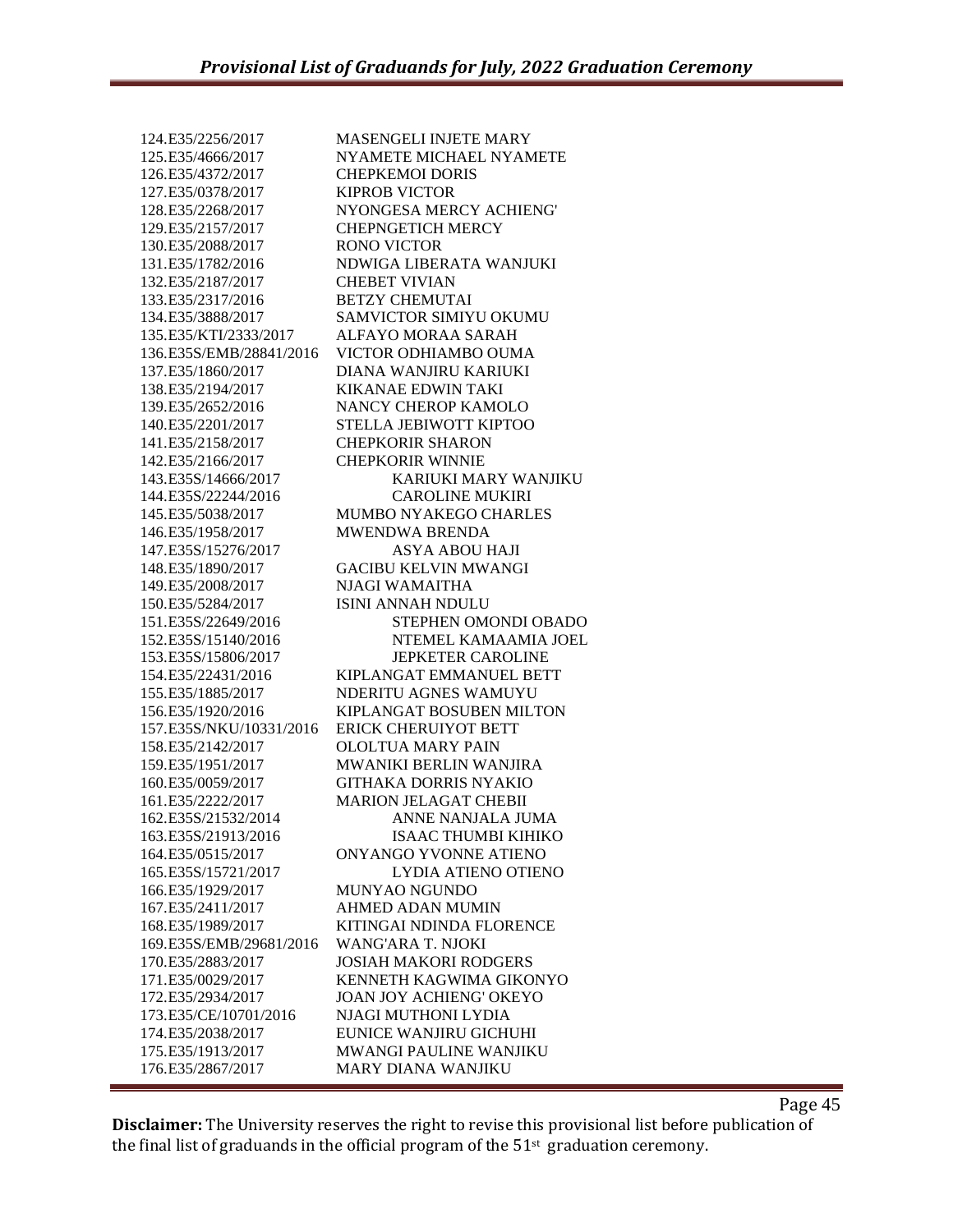124.E35/2256/2017 MASENGELI INJETE MARY
125.E35/4666/2017 NYAMETE MICHAEL NYAMETE
126.E35/4372/2017 CHEPKEMOI DORIS
127.E35/0378/2017 KIPROB VICTOR
128.E35/2268/2017 NYONGESA MERCY ACHIENG'
129.E35/2157/2017 CHEPNGETICH MERCY
130.E35/2088/2017 RONO VICTOR
131.E35/1782/2016 NDWIGA LIBERATA WANJUKI
132.E35/2187/2017 CHEBET VIVIAN
133.E35/2317/2016 BETZY CHEMUTAI
134.E35/3888/2017 SAMVICTOR SIMIYU OKUMU
135.E35/KTI/2333/2017 ALFAYO MORAA SARAH
136.E35S/EMB/28841/2016 VICTOR ODHIAMBO OUMA
137.E35/1860/2017 DIANA WANJIRU KARIUKI
138.E35/2194/2017 KIKANAE EDWIN TAKI
139.E35/2652/2016 NANCY CHEROP KAMOLO
140.E35/2201/2017 STELLA JEBIWOTT KIPTOO
141.E35/2158/2017 CHEPKORIR SHARON
142.E35/2166/2017 CHEPKORIR WINNIE
143.E35S/14666/2017 KARIUKI MARY WANJIKU
144.E35S/22244/2016 CAROLINE MUKIRI
145.E35/5038/2017 MUMBO NYAKEGO CHARLES
146.E35/1958/2017 MWENDWA BRENDA
147.E35S/15276/2017 ASYA ABOU HAJI
148.E35/1890/2017 GACIBU KELVIN MWANGI
149.E35/2008/2017 NJAGI WAMAITHA
150.E35/5284/2017 ISINI ANNAH NDULU
151.E35S/22649/2016 STEPHEN OMONDI OBADO
152.E35S/15140/2016 NTEMEL KAMAAMIA JOEL
153.E35S/15806/2017 JEPKETER CAROLINE
154.E35/22431/2016 KIPLANGAT EMMANUEL BETT
155.E35/1885/2017 NDERITU AGNES WAMUYU
156.E35/1920/2016 KIPLANGAT BOSUBEN MILTON
157.E35S/NKU/10331/2016 ERICK CHERUIYOT BETT
158.E35/2142/2017 OLOLTUA MARY PAIN
159.E35/1951/2017 MWANIKI BERLIN WANJIRA
160.E35/0059/2017 GITHAKA DORRIS NYAKIO
161.E35/2222/2017 MARION JELAGAT CHEBII
162.E35S/21532/2014 ANNE NANJALA JUMA
163.E35S/21913/2016 ISAAC THUMBI KIHIKO
164.E35/0515/2017 ONYANGO YVONNE ATIENO
165.E35S/15721/2017 LYDIA ATIENO OTIENO
166.E35/1929/2017 MUNYAO NGUNDO
167.E35/2411/2017 AHMED ADAN MUMIN
168.E35/1989/2017 KITINGAI NDINDA FLORENCE
169.E35S/EMB/29681/2016 WANG'ARA T. NJOKI
170.E35/2883/2017 JOSIAH MAKORI RODGERS
171.E35/0029/2017 KENNETH KAGWIMA GIKONYO
172.E35/2934/2017 JOAN JOY ACHIENG' OKEYO
173.E35/CE/10701/2016 NJAGI MUTHONI LYDIA
174.E35/2038/2017 EUNICE WANJIRU GICHUHI
175.E35/1913/2017 MWANGI PAULINE WANJIKU
176.E35/2867/2017 MARY DIANA WANJIKU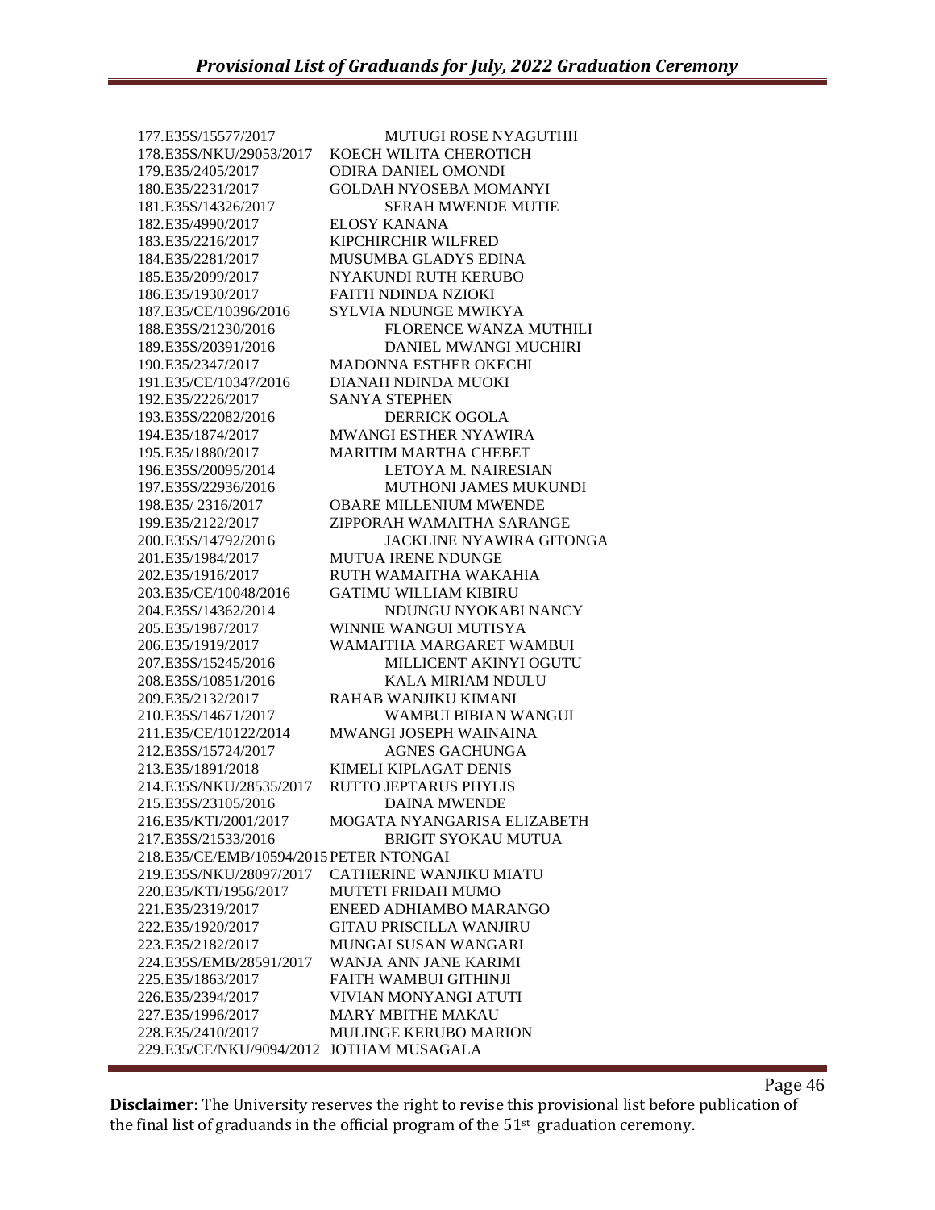177.E35S/15577/2017 MUTUGI ROSE NYAGUTHII
178.E35S/NKU/29053/2017 KOECH WILITA CHEROTICH
179.E35/2405/2017 ODIRA DANIEL OMONDI
180.E35/2231/2017 GOLDAH NYOSEBA MOMANYI
181.E35S/14326/2017 SERAH MWENDE MUTIE
182.E35/4990/2017 ELOSY KANANA
183.E35/2216/2017 KIPCHIRCHIR WILFRED
184.E35/2281/2017 MUSUMBA GLADYS EDINA
185.E35/2099/2017 NYAKUNDI RUTH KERUBO
186.E35/1930/2017 FAITH NDINDA NZIOKI
187.E35/CE/10396/2016 SYLVIA NDUNGE MWIKYA
188.E35S/21230/2016 FLORENCE WANZA MUTHILI
189.E35S/20391/2016 DANIEL MWANGI MUCHIRI
190.E35/2347/2017 MADONNA ESTHER OKECHI
191.E35/CE/10347/2016 DIANAH NDINDA MUOKI
192.E35/2226/2017 SANYA STEPHEN
193.E35S/22082/2016 DERRICK OGOLA
194.E35/1874/2017 MWANGI ESTHER NYAWIRA
195.E35/1880/2017 MARITIM MARTHA CHEBET
196.E35S/20095/2014 LETOYA M. NAIRESIAN
197.E35S/22936/2016 MUTHONI JAMES MUKUNDI
198.E35/ 2316/2017 OBARE MILLENIUM MWENDE
199.E35/2122/2017 ZIPPORAH WAMAITHA SARANGE
200.E35S/14792/2016 JACKLINE NYAWIRA GITONGA
201.E35/1984/2017 MUTUA IRENE NDUNGE
202.E35/1916/2017 RUTH WAMAITHA WAKAHIA
203.E35/CE/10048/2016 GATIMU WILLIAM KIBIRU
204.E35S/14362/2014 NDUNGU NYOKABI NANCY
205.E35/1987/2017 WINNIE WANGUI MUTISYA
206.E35/1919/2017 WAMAITHA MARGARET WAMBUI
207.E35S/15245/2016 MILLICENT AKINYI OGUTU
208.E35S/10851/2016 KALA MIRIAM NDULU
209.E35/2132/2017 RAHAB WANJIKU KIMANI
210.E35S/14671/2017 WAMBUI BIBIAN WANGUI
211.E35/CE/10122/2014 MWANGI JOSEPH WAINAINA
212.E35S/15724/2017 AGNES GACHUNGA
213.E35/1891/2018 KIMELI KIPLAGAT DENIS
214.E35S/NKU/28535/2017 RUTTO JEPTARUS PHYLIS
215.E35S/23105/2016 DAINA MWENDE
216.E35/KTI/2001/2017 MOGATA NYANGARISA ELIZABETH
217.E35S/21533/2016 BRIGIT SYOKAU MUTUA
218.E35/CE/EMB/10594/2015 PETER NTONGAI
219.E35S/NKU/28097/2017 CATHERINE WANJIKU MIATU
220.E35/KTI/1956/2017 MUTETI FRIDAH MUMO
221.E35/2319/2017 ENEED ADHIAMBO MARANGO
222.E35/1920/2017 GITAU PRISCILLA WANJIRU
223.E35/2182/2017 MUNGAI SUSAN WANGARI
224.E35S/EMB/28591/2017 WANJA ANN JANE KARIMI
225.E35/1863/2017 FAITH WAMBUI GITHINJI
226.E35/2394/2017 VIVIAN MONYANGI ATUTI
227.E35/1996/2017 MARY MBITHE MAKAU
228.E35/2410/2017 MULINGE KERUBO MARION
229.E35/CE/NKU/9094/2012 JOTHAM MUSAGALA

**Disclaimer:** The University reserves the right to revise this provisional list before publication of the final list of graduands in the official program of the 51st graduation ceremony.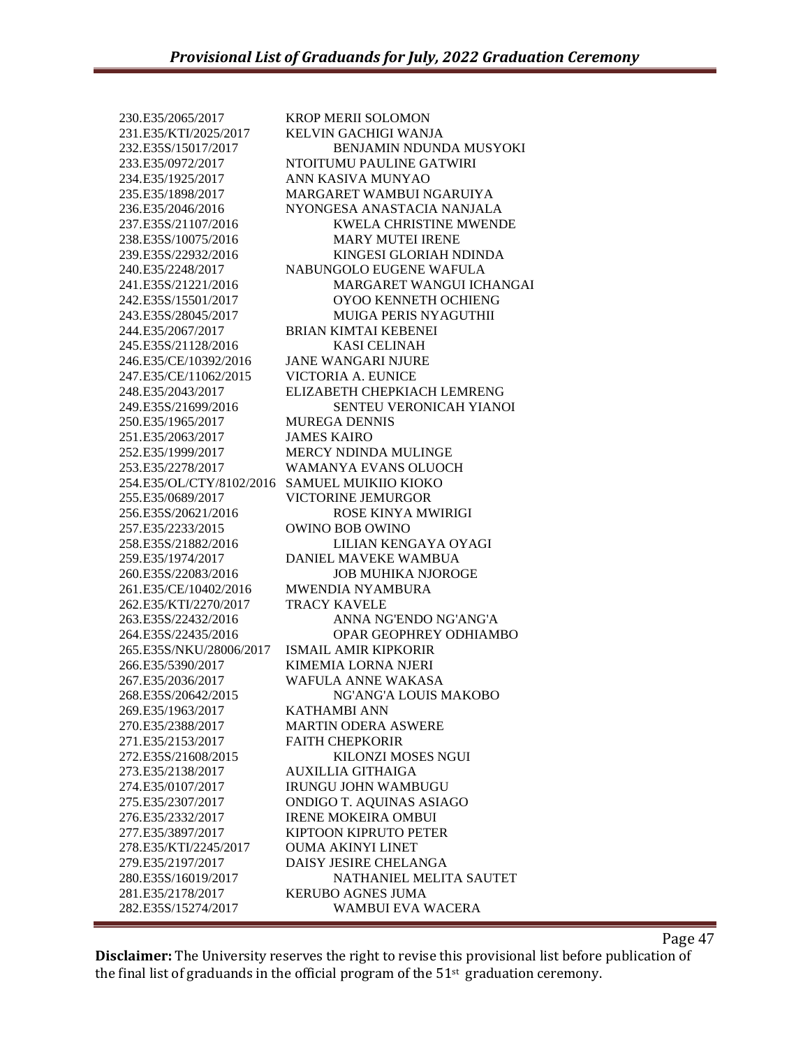230.E35/2065/2017 KROP MERII SOLOMON
231.E35/KTI/2025/2017 KELVIN GACHIGI WANJA
232.E35S/15017/2017 BENJAMIN NDUNDA MUSYOKI
233.E35/0972/2017 NTOITUMU PAULINE GATWIRI
234.E35/1925/2017 ANN KASIVA MUNYAO
235.E35/1898/2017 MARGARET WAMBUI NGARUIYA
236.E35/2046/2016 NYONGESA ANASTACIA NANJALA
237.E35S/21107/2016 KWELA CHRISTINE MWENDE
238.E35S/10075/2016 MARY MUTEI IRENE
239.E35S/22932/2016 KINGESI GLORIAH NDINDA
240.E35/2248/2017 NABUNGOLO EUGENE WAFULA
241.E35S/21221/2016 MARGARET WANGUI ICHANGAI
242.E35S/15501/2017 OYOO KENNETH OCHIENG
243.E35S/28045/2017 MUIGA PERIS NYAGUTHII
244.E35/2067/2017 BRIAN KIMTAI KEBENEI
245.E35S/21128/2016 KASI CELINAH
246.E35/CE/10392/2016 JANE WANGARI NJURE
247.E35/CE/11062/2015 VICTORIA A. EUNICE
248.E35/2043/2017 ELIZABETH CHEPKIACH LEMRENG
249.E35S/21699/2016 SENTEU VERONICAH YIANOI
250.E35/1965/2017 MUREGA DENNIS
251.E35/2063/2017 JAMES KAIRO
252.E35/1999/2017 MERCY NDINDA MULINGE
253.E35/2278/2017 WAMANYA EVANS OLUOCH
254.E35/OL/CTY/8102/2016 SAMUEL MUIKIIO KIOKO
255.E35/0689/2017 VICTORINE JEMURGOR
256.E35S/20621/2016 ROSE KINYA MWIRIGI
257.E35/2233/2015 OWINO BOB OWINO
258.E35S/21882/2016 LILIAN KENGAYA OYAGI
259.E35/1974/2017 DANIEL MAVEKE WAMBUA
260.E35S/22083/2016 JOB MUHIKA NJOROGE
261.E35/CE/10402/2016 MWENDIA NYAMBURA
262.E35/KTI/2270/2017 TRACY KAVELE
263.E35S/22432/2016 ANNA NG'ENDO NG'ANG'A
264.E35S/22435/2016 OPAR GEOPHREY ODHIAMBO
265.E35S/NKU/28006/2017 ISMAIL AMIR KIPKORIR
266.E35/5390/2017 KIMEMIA LORNA NJERI
267.E35/2036/2017 WAFULA ANNE WAKASA
268.E35S/20642/2015 NG'ANG'A LOUIS MAKOBO
269.E35/1963/2017 KATHAMBI ANN
270.E35/2388/2017 MARTIN ODERA ASWERE
271.E35/2153/2017 FAITH CHEPKORIR
272.E35S/21608/2015 KILONZI MOSES NGUI
273.E35/2138/2017 AUXILLIA GITHAIGA
274.E35/0107/2017 IRUNGU JOHN WAMBUGU
275.E35/2307/2017 ONDIGO T. AQUINAS ASIAGO
276.E35/2332/2017 IRENE MOKEIRA OMBUI
277.E35/3897/2017 KIPTOON KIPRUTO PETER
278.E35/KTI/2245/2017 OUMA AKINYI LINET
279.E35/2197/2017 DAISY JESIRE CHELANGA
280.E35S/16019/2017 NATHANIEL MELITA SAUTET
281.E35/2178/2017 KERUBO AGNES JUMA
282.E35S/15274/2017 WAMBUI EVA WACERA

**Disclaimer:** The University reserves the right to revise this provisional list before publication of the final list of graduands in the official program of the 51st graduation ceremony.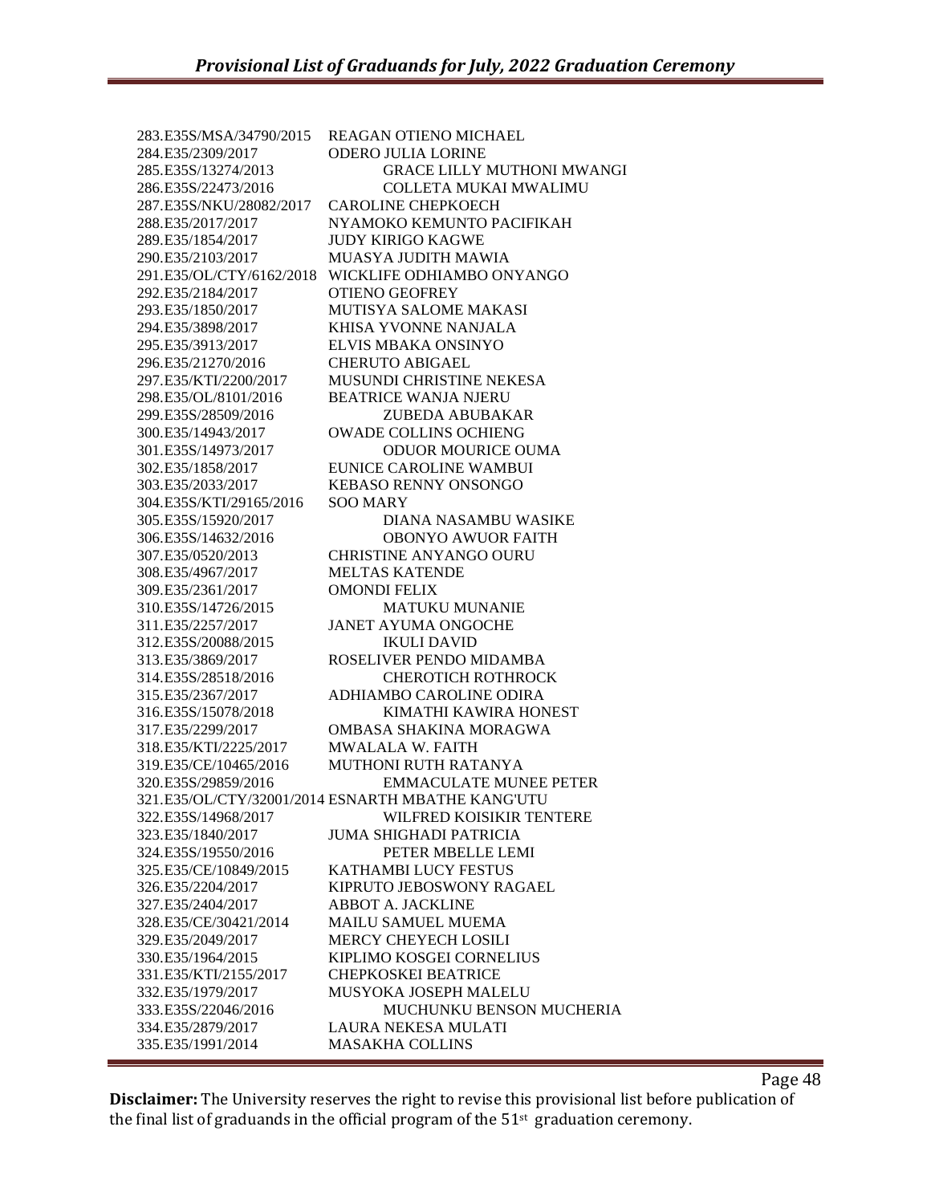283.E35S/MSA/34790/2015 REAGAN OTIENO MICHAEL
284.E35/2309/2017 ODERO JULIA LORINE
285.E35S/13274/2013 GRACE LILLY MUTHONI MWANGI
286.E35S/22473/2016 COLLETA MUKAI MWALIMU
287.E35S/NKU/28082/2017 CAROLINE CHEPKOECH
288.E35/2017/2017 NYAMOKO KEMUNTO PACIFIKAH
289.E35/1854/2017 JUDY KIRIGO KAGWE
290.E35/2103/2017 MUASYA JUDITH MAWIA
291.E35/OL/CTY/6162/2018 WICKLIFE ODHIAMBO ONYANGO
292.E35/2184/2017 OTIENO GEOFREY
293.E35/1850/2017 MUTISYA SALOME MAKASI
294.E35/3898/2017 KHISA YVONNE NANJALA
295.E35/3913/2017 ELVIS MBAKA ONSINYO
296.E35/21270/2016 CHERUTO ABIGAEL
297.E35/KTI/2200/2017 MUSUNDI CHRISTINE NEKESA
298.E35/OL/8101/2016 BEATRICE WANJA NJERU
299.E35S/28509/2016 ZUBEDA ABUBAKAR
300.E35/14943/2017 OWADE COLLINS OCHIENG
301.E35S/14973/2017 ODUOR MOURICE OUMA
302.E35/1858/2017 EUNICE CAROLINE WAMBUI
303.E35/2033/2017 KEBASO RENNY ONSONGO
304.E35S/KTI/29165/2016 SOO MARY
305.E35S/15920/2017 DIANA NASAMBU WASIKE
306.E35S/14632/2016 OBONYO AWUOR FAITH
307.E35/0520/2013 CHRISTINE ANYANGO OURU
308.E35/4967/2017 MELTAS KATENDE
309.E35/2361/2017 OMONDI FELIX
310.E35S/14726/2015 MATUKU MUNANIE
311.E35/2257/2017 JANET AYUMA ONGOCHE
312.E35S/20088/2015 IKULI DAVID
313.E35/3869/2017 ROSELIVER PENDO MIDAMBA
314.E35S/28518/2016 CHEROTICH ROTHROCK
315.E35/2367/2017 ADHIAMBO CAROLINE ODIRA
316.E35S/15078/2018 KIMATHI KAWIRA HONEST
317.E35/2299/2017 OMBASA SHAKINA MORAGWA
318.E35/KTI/2225/2017 MWALALA W. FAITH
319.E35/CE/10465/2016 MUTHONI RUTH RATANYA
320.E35S/29859/2016 EMMACULATE MUNEE PETER
321.E35/OL/CTY/32001/2014 ESNARTH MBATHE KANG'UTU
322.E35S/14968/2017 WILFRED KOISIKIR TENTERE
323.E35/1840/2017 JUMA SHIGHADI PATRICIA
324.E35S/19550/2016 PETER MBELLE LEMI
325.E35/CE/10849/2015 KATHAMBI LUCY FESTUS
326.E35/2204/2017 KIPRUTO JEBOSWONY RAGAEL
327.E35/2404/2017 ABBOT A. JACKLINE
328.E35/CE/30421/2014 MAILU SAMUEL MUEMA
329.E35/2049/2017 MERCY CHEYECH LOSILI
330.E35/1964/2015 KIPLIMO KOSGEI CORNELIUS
331.E35/KTI/2155/2017 CHEPKOSKEI BEATRICE
332.E35/1979/2017 MUSYOKA JOSEPH MALELU
333.E35S/22046/2016 MUCHUNKU BENSON MUCHERIA
334.E35/2879/2017 LAURA NEKESA MULATI
335.E35/1991/2014 MASAKHA COLLINS

**Disclaimer:** The University reserves the right to revise this provisional list before publication of the final list of graduands in the official program of the 51st graduation ceremony.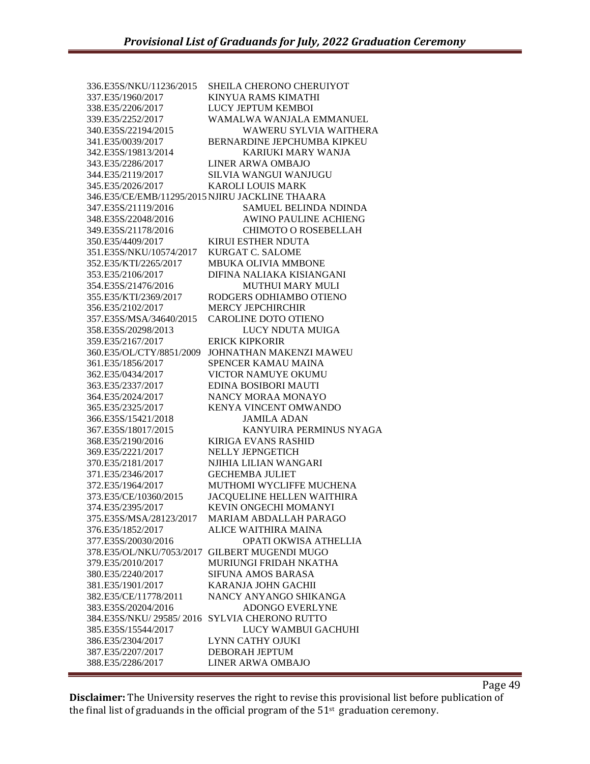336.E35S/NKU/11236/2015 SHEILA CHERONO CHERUIYOT
337.E35/1960/2017 KINYUA RAMS KIMATHI
338.E35/2206/2017 LUCY JEPTUM KEMBOI
339.E35/2252/2017 WAMALWA WANJALA EMMANUEL
340.E35S/22194/2015 WAWERU SYLVIA WAITHERA
341.E35/0039/2017 BERNARDINE JEPCHUMBA KIPKEU
342.E35S/19813/2014 KARIUKI MARY WANJA
343.E35/2286/2017 LINER ARWA OMBAJO
344.E35/2119/2017 SILVIA WANGUI WANJUGU
345.E35/2026/2017 KAROLI LOUIS MARK
346.E35/CE/EMB/11295/2015 NJIRU JACKLINE THAARA
347.E35S/21119/2016 SAMUEL BELINDA NDINDA
348.E35S/22048/2016 AWINO PAULINE ACHIENG
349.E35S/21178/2016 CHIMOTO O ROSEBELLAH
350.E35/4409/2017 KIRUI ESTHER NDUTA
351.E35S/NKU/10574/2017 KURGAT C. SALOME
352.E35/KTI/2265/2017 MBUKA OLIVIA MMBONE
353.E35/2106/2017 DIFINA NALIAKA KISIANGANI
354.E35S/21476/2016 MUTHUI MARY MULI
355.E35/KTI/2369/2017 RODGERS ODHIAMBO OTIENO
356.E35/2102/2017 MERCY JEPCHIRCHIR
357.E35S/MSA/34640/2015 CAROLINE DOTO OTIENO
358.E35S/20298/2013 LUCY NDUTA MUIGA
359.E35/2167/2017 ERICK KIPKORIR
360.E35/OL/CTY/8851/2009 JOHNATHAN MAKENZI MAWEU
361.E35/1856/2017 SPENCER KAMAU MAINA
362.E35/0434/2017 VICTOR NAMUYE OKUMU
363.E35/2337/2017 EDINA BOSIBORI MAUTI
364.E35/2024/2017 NANCY MORAA MONAYO
365.E35/2325/2017 KENYA VINCENT OMWANDO
366.E35S/15421/2018 JAMILA ADAN
367.E35S/18017/2015 KANYUIRA PERMINUS NYAGA
368.E35/2190/2016 KIRIGA EVANS RASHID
369.E35/2221/2017 NELLY JEPNGETICH
370.E35/2181/2017 NJIHIA LILIAN WANGARI
371.E35/2346/2017 GECHEMBA JULIET
372.E35/1964/2017 MUTHOMI WYCLIFFE MUCHENA
373.E35/CE/10360/2015 JACQUELINE HELLEN WAITHIRA
374.E35/2395/2017 KEVIN ONGECHI MOMANYI
375.E35S/MSA/28123/2017 MARIAM ABDALLAH PARAGO
376.E35/1852/2017 ALICE WAITHIRA MAINA
377.E35S/20030/2016 OPATI OKWISA ATHELLIA
378.E35/OL/NKU/7053/2017 GILBERT MUGENDI MUGO
379.E35/2010/2017 MURIUNGI FRIDAH NKATHA
380.E35/2240/2017 SIFUNA AMOS BARASA
381.E35/1901/2017 KARANJA JOHN GACHII
382.E35/CE/11778/2011 NANCY ANYANGO SHIKANGA
383.E35S/20204/2016 ADONGO EVERLYNE
384.E35S/NKU/ 29585/ 2016 SYLVIA CHERONO RUTTO
385.E35S/15544/2017 LUCY WAMBUI GACHUHI
386.E35/2304/2017 LYNN CATHY OJUKI
387.E35/2207/2017 DEBORAH JEPTUM
388.E35/2286/2017 LINER ARWA OMBAJO

**Disclaimer:** The University reserves the right to revise this provisional list before publication of the final list of graduands in the official program of the 51st graduation ceremony.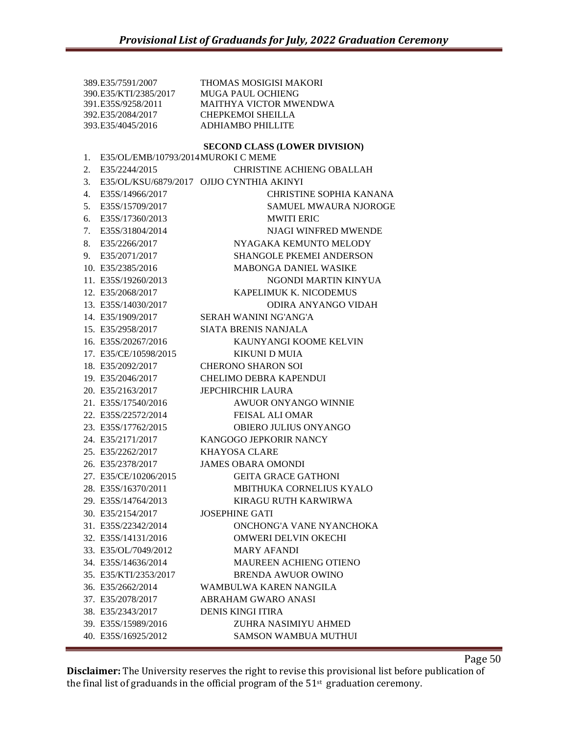389. E35/7591/2007 THOMAS MOSIGISI MAKORI
390. E35/KTI/2385/2017 MUGA PAUL OCHIENG
391. E35S/9258/2011 MAITHYA VICTOR MWENDWA
392. E35/2084/2017 CHEPKEMOI SHEILLA
393. E35/4045/2016 ADHIAMBO PHILLITE

**SECOND CLASS (LOWER DIVISION)**

1. E35/OL/EMB/10793/2014 MUROKI C MEME
2. E35/2244/2015 CHRISTINE ACHIENG OBALLAH
3. E35/OL/KSU/6879/2017 OJIJO CYNTHIA AKINYI
4. E35S/14966/2017 CHRISTINE SOPHIA KANANA
5. E35S/15709/2017 SAMUEL MWAURA NJOROGE
6. E35S/17360/2013 MWITI ERIC
7. E35S/31804/2014 NJAGI WINFRED MWENDE
8. E35/2266/2017 NYAGAKA KEMUNTO MELODY
9. E35/2071/2017 SHANGOLE PKEMEI ANDERSON
10. E35/2385/2016 MABONGA DANIEL WASIKE
11. E35S/19260/2013 NGONDI MARTIN KINYUA
12. E35/2068/2017 KAPELIMUK K. NICODEMUS
13. E35S/14030/2017 ODIRA ANYANGO VIDAH
14. E35/1909/2017 SERAH WANINI NG'ANG'A
15. E35/2958/2017 SIATA BRENIS NANJALA
16. E35S/20267/2016 KAUNYANGI KOOME KELVIN
17. E35/CE/10598/2015 KIKUNI D MUIA
18. E35/2092/2017 CHERONO SHARON SOI
19. E35/2046/2017 CHELIMO DEBRA KAPENDUI
20. E35/2163/2017 JEPCHIRCHIR LAURA
21. E35S/17540/2016 AWUOR ONYANGO WINNIE
22. E35S/22572/2014 FEISAL ALI OMAR
23. E35S/17762/2015 OBIERO JULIUS ONYANGO
24. E35/2171/2017 KANGOGO JEPKORIR NANCY
25. E35/2262/2017 KHAYOSA CLARE
26. E35/2378/2017 JAMES OBARA OMONDI
27. E35/CE/10206/2015 GEITA GRACE GATHONI
28. E35S/16370/2011 MBITHUKA CORNELIUS KYALO
29. E35S/14764/2013 KIRAGU RUTH KARWIRWA
30. E35/2154/2017 JOSEPHINE GATI
31. E35S/22342/2014 ONCHONG'A VANE NYANCHOKA
32. E35S/14131/2016 OMWERI DELVIN OKECHI
33. E35/OL/7049/2012 MARY AFANDI
34. E35S/14636/2014 MAUREEN ACHIENG OTIENO
35. E35/KTI/2353/2017 BRENDA AWUOR OWINO
36. E35/2662/2014 WAMBULWA KAREN NANGILA
37. E35/2078/2017 ABRAHAM GWARO ANASI
38. E35/2343/2017 DENIS KINGI ITIRA
39. E35S/15989/2016 ZUHRA NASIMIYU AHMED
40. E35S/16925/2012 SAMSON WAMBUA MUTHUI

**Disclaimer:** The University reserves the right to revise this provisional list before publication of the final list of graduands in the official program of the 51st graduation ceremony.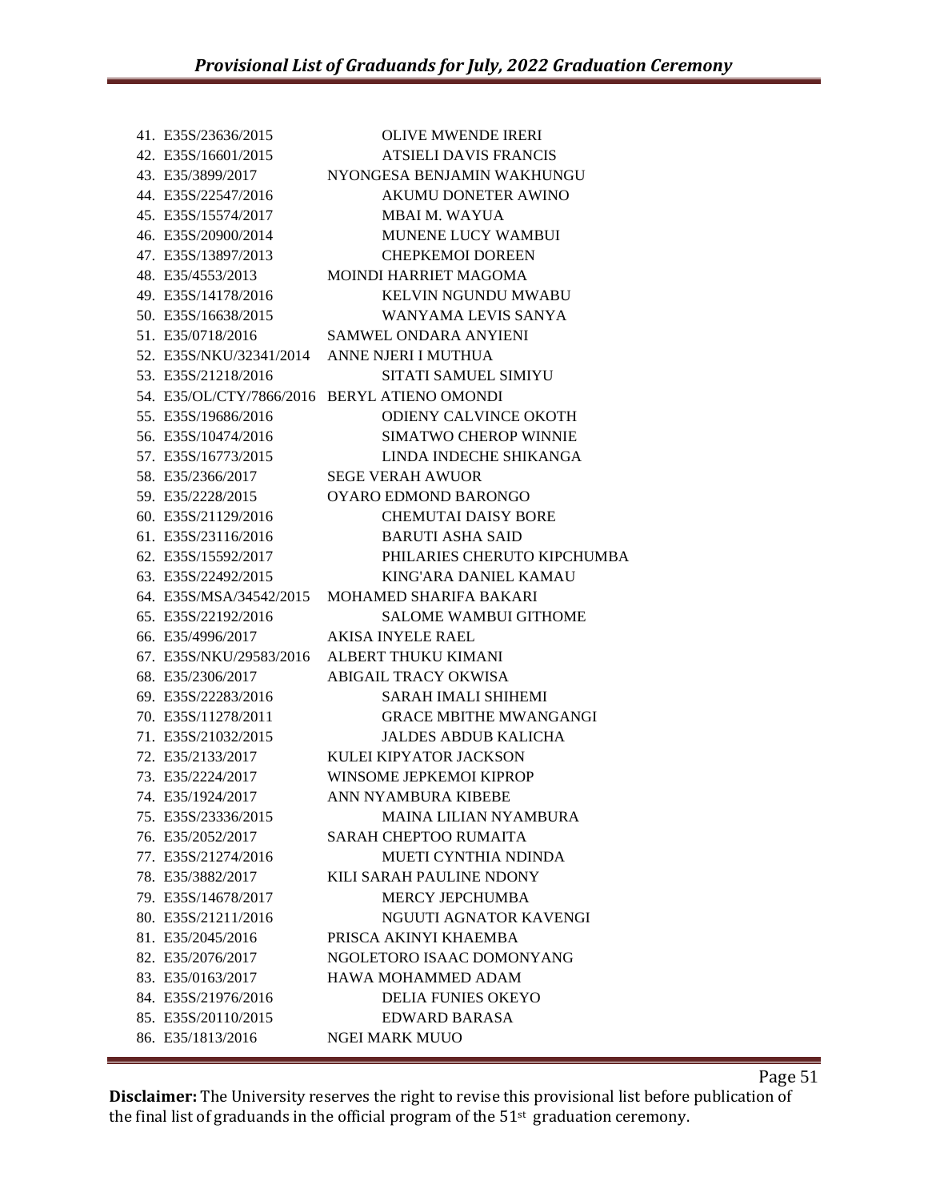41. E35S/23636/2015 OLIVE MWENDE IRERI
42. E35S/16601/2015 ATSIELI DAVIS FRANCIS
43. E35/3899/2017 NYONGESA BENJAMIN WAKHUNGU
44. E35S/22547/2016 AKUMU DONETER AWINO
45. E35S/15574/2017 MBAI M. WAYUA
46. E35S/20900/2014 MUNENE LUCY WAMBUI
47. E35S/13897/2013 CHEPKEMOI DOREEN
48. E35/4553/2013 MOINDI HARRIET MAGOMA
49. E35S/14178/2016 KELVIN NGUNDU MWABU
50. E35S/16638/2015 WANYAMA LEVIS SANYA
51. E35/0718/2016 SAMWEL ONDARA ANYIENI
52. E35S/NKU/32341/2014 ANNE NJERI I MUTHUA
53. E35S/21218/2016 SITATI SAMUEL SIMIYU
54. E35/OL/CTY/7866/2016 BERYL ATIENO OMONDI
55. E35S/19686/2016 ODIENY CALVINCE OKOTH
56. E35S/10474/2016 SIMATWO CHEROP WINNIE
57. E35S/16773/2015 LINDA INDECHE SHIKANGA
58. E35S/2366/2017 SEGE VERAH AWUOR
59. E35/2228/2015 OYARO EDMOND BARONGO
60. E35S/21129/2016 CHEMUTAI DAISY BORE
61. E35S/23116/2016 BARUTI ASHA SAID
62. E35S/15592/2017 PHILARIES CHERUTO KIPCHUMBA
63. E35S/22492/2015 KING'ARA DANIEL KAMAU
64. E35S/MSA/34542/2015 MOHAMED SHARIFA BAKARI
65. E35S/22192/2016 SALOME WAMBUI GITHOME
66. E35/4996/2017 AKISA INYELE RAEL
67. E35S/NKU/29583/2016 ALBERT THUKU KIMANI
68. E35/2306/2017 ABIGAIL TRACY OKWISA
69. E35S/22283/2016 SARAH IMALI SHIHEMI
70. E35S/11278/2011 GRACE MBITHE MWANGANGI
71. E35S/21032/2015 JALDES ABDUB KALICHA
72. E35/2133/2017 KULEI KIPYATOR JACKSON
73. E35/2224/2017 WINSOME JEPKEMOI KIPROP
74. E35/1924/2017 ANN NYAMBURA KIBEBE
75. E35S/23336/2015 MAINA LILIAN NYAMBURA
76. E35/2052/2017 SARAH CHEPTOO RUMAITA
77. E35S/21274/2016 MUETI CYNTHIA NDINDA
78. E35/3882/2017 KILI SARAH PAULINE NDONY
79. E35S/14678/2017 MERCY JEPCHUMBA
80. E35S/21211/2016 NGUUTI AGNATOR KAVENGI
81. E35/2045/2016 PRISCA AKINYI KHAEMBA
82. E35/2076/2017 NGOLETORO ISAAC DOMONYANG
83. E35/0163/2017 HAWA MOHAMMED ADAM
84. E35S/21976/2016 DELIA FUNIES OKEYO
85. E35S/20110/2015 EDWARD BARASA
86. E35/1813/2016 NGEI MARK MUUO

**Disclaimer:** The University reserves the right to revise this provisional list before publication of the final list of graduands in the official program of the 51st graduation ceremony.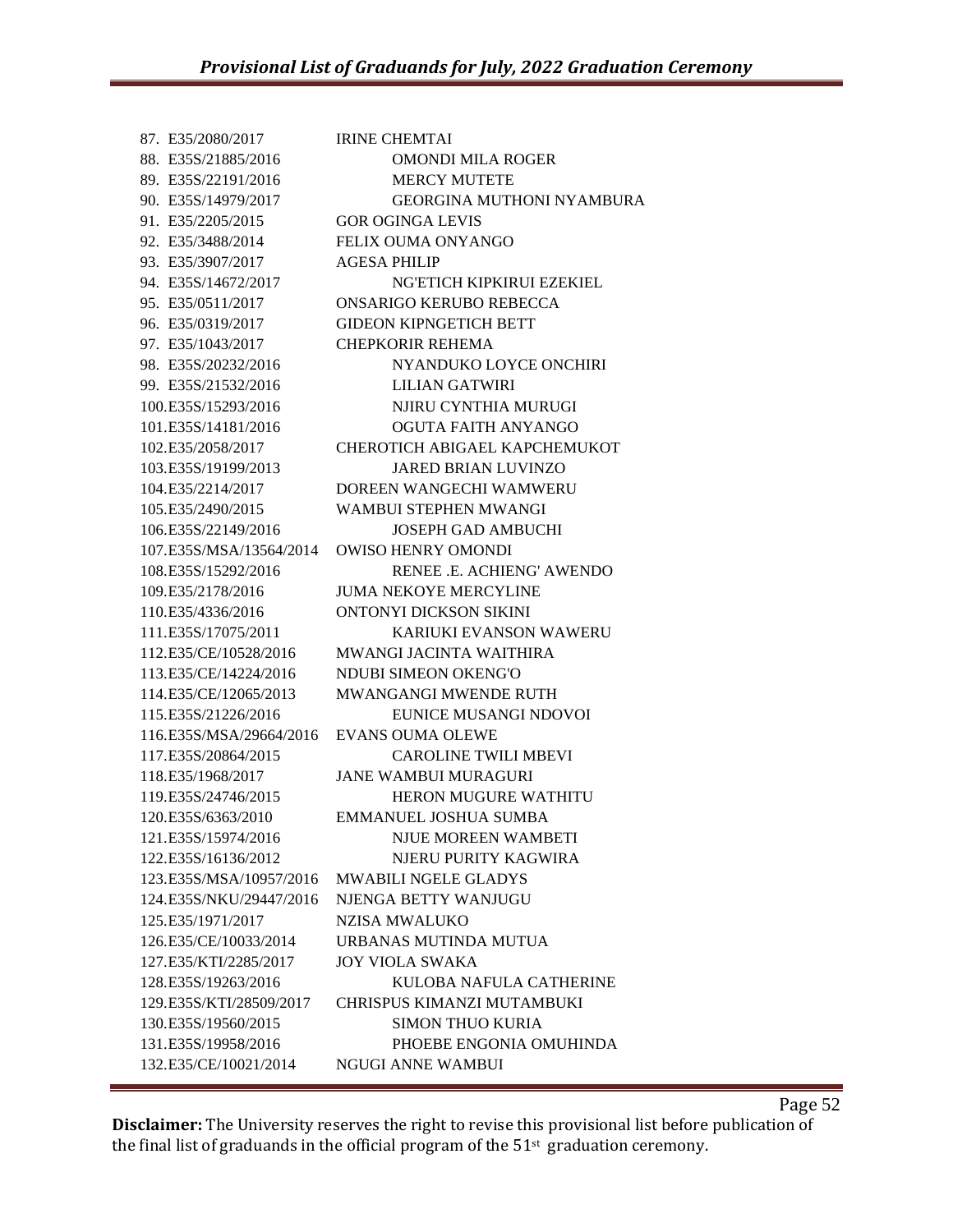87. E35/2080/2017 IRINE CHEMTAI
88. E35S/21885/2016 OMONDI MILA ROGER
89. E35S/22191/2016 MERCY MUTETE
90. E35S/14979/2017 GEORGINA MUTHONI NYAMBURA
91. E35/2205/2015 GOR OGINGA LEVIS
92. E35/3488/2014 FELIX OUMA ONYANGO
93. E35/3907/2017 AGESA PHILIP
94. E35S/14672/2017 NG'ETICH KIPKIRUI EZEKIEL
95. E35/0511/2017 ONSARIGO KERUBO REBECCA
96. E35/0319/2017 GIDEON KIPNGETICH BETT
97. E35/1043/2017 CHEPKORIR REHEMA
98. E35S/20232/2016 NYANDUKO LOYCE ONCHIRI
99. E35S/21532/2016 LILIAN GATWIRI
100. E35S/15293/2016 NJIRU CYNTHIA MURUGI
101. E35S/14181/2016 OGUTA FAITH ANYANGO
102. E35/2058/2017 CHEROTICH ABIGAEL KAPCHEMUKOT
103. E35S/19199/2013 JARED BRIAN LUVINZO
104. E35/2214/2017 DOREEN WANGECHI WAMWERU
105. E35/2490/2015 WAMBUI STEPHEN MWANGI
106. E35S/22149/2016 JOSEPH GAD AMBUCHI
107. E35S/MSA/13564/2014 OWISO HENRY OMONDI
108. E35S/15292/2016 RENEE .E. ACHIENG' AWENDO
109. E35/2178/2016 JUMA NEKOYE MERCYLINE
110. E35/4336/2016 ONTONYI DICKSON SIKINI
111. E35S/17075/2011 KARIUKI EVANSON WAWERU
112. E35/CE/10528/2016 MWANGI JACINTA WAITHIRA
113. E35/CE/14224/2016 NDUBI SIMEON OKENG'O
114. E35/CE/12065/2013 MWANGANGI MWENDE RUTH
115. E35S/21226/2016 EUNICE MUSANGI NDOVOI
116. E35S/MSA/29664/2016 EVANS OUMA OLEWE
117. E35S/20864/2015 CAROLINE TWILI MBEVI
118. E35/1968/2017 JANE WAMBUI MURAGURI
119. E35S/24746/2015 HERON MUGURE WATHITU
120. E35S/6363/2010 EMMANUEL JOSHUA SUMBA
121. E35S/15974/2016 NJUE MOREEN WAMBETI
122. E35S/16136/2012 NJERU PURITY KAGWIRA
123. E35S/MSA/10957/2016 MWABILI NGELE GLADYS
124. E35S/NKU/29447/2016 NJENGA BETTY WANJUGU
125. E35/1971/2017 NZISA MWALUKO
126. E35/CE/10033/2014 URBANAS MUTINDA MUTUA
127. E35/KTI/2285/2017 JOY VIOLA SWAKA
128. E35S/19263/2016 KULOBA NAFULA CATHERINE
129. E35S/KTI/28509/2017 CHRISPUS KIMANZI MUTAMBUKI
130. E35S/19560/2015 SIMON THUO KURIA
131. E35S/19958/2016 PHOEBE ENGONIA OMUHINDA
132. E35/CE/10021/2014 NGUGI ANNE WAMBUI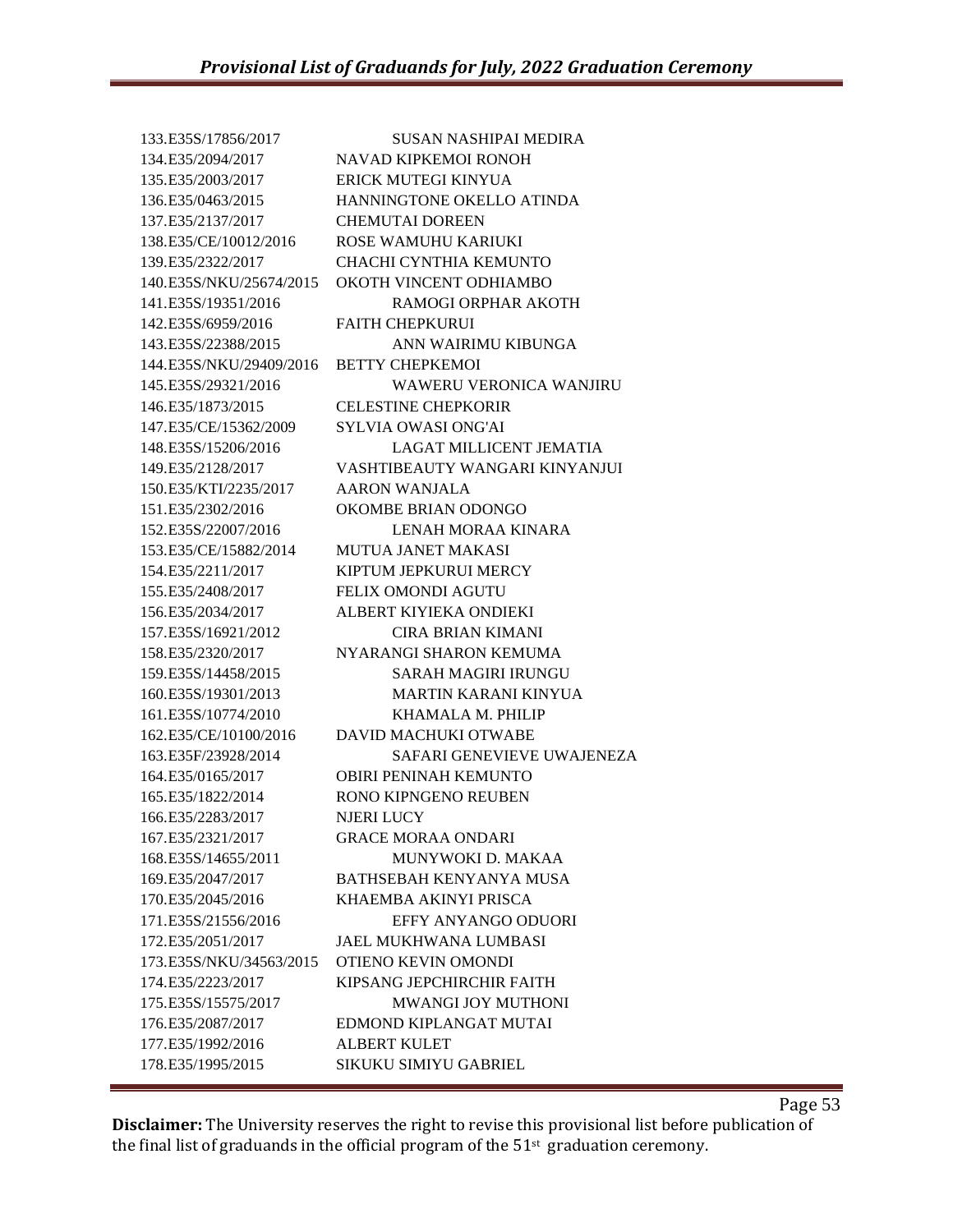133.E35S/17856/2017 SUSAN NASHIPAI MEDIRA
134.E35/2094/2017 NAVAD KIPKEMOI RONOH
135.E35/2003/2017 ERICK MUTEGI KINYUA
136.E35/0463/2015 HANNINGTONE OKELLO ATINDA
137.E35/2137/2017 CHEMUTAI DOREEN
138.E35/CE/10012/2016 ROSE WAMUHU KARIUKI
139.E35/2322/2017 CHACHI CYNTHIA KEMUNTO
140.E35S/NKU/25674/2015 OKOTH VINCENT ODHIAMBO
141.E35S/19351/2016 RAMOGI ORPHAR AKOTH
142.E35S/6959/2016 FAITH CHEPKURUI
143.E35S/22388/2015 ANN WAIRIMU KIBUNGA
144.E35S/NKU/29409/2016 BETTY CHEPKEMOI
145.E35S/29321/2016 WAWERU VERONICA WANJIRU
146.E35/1873/2015 CELESTINE CHEPKORIR
147.E35/CE/15362/2009 SYLVIA OWASI ONG'AI
148.E35S/15206/2016 LAGAT MILLICENT JEMATIA
149.E35/2128/2017 VASHTIBEAUTY WANGARI KINYANJUI
150.E35/KTI/2235/2017 AARON WANJALA
151.E35/2302/2016 OKOMBE BRIAN ODONGO
152.E35S/22007/2016 LENAH MORAA KINARA
153.E35/CE/15882/2014 MUTUA JANET MAKASI
154.E35/2211/2017 KIPTUM JEPKURUI MERCY
155.E35/2408/2017 FELIX OMONDI AGUTU
156.E35/2034/2017 ALBERT KIYIEKA ONDIEKI
157.E35S/16921/2012 CIRA BRIAN KIMANI
158.E35/2320/2017 NYARANGI SHARON KEMUMA
159.E35S/14458/2015 SARAH MAGIRI IRUNGU
160.E35S/19301/2013 MARTIN KARANI KINYUA
161.E35S/10774/2010 KHAMALA M. PHILIP
162.E35/CE/10100/2016 DAVID MACHUKI OTWABE
163.E35F/23928/2014 SAFARI GENEVIEVE UWAJENEZA
164.E35/0165/2017 OBIRI PENINAH KEMUNTO
165.E35/1822/2014 RONO KIPNGENO REUBEN
166.E35/2283/2017 NJERI LUCY
167.E35/2321/2017 GRACE MORAA ONDARI
168.E35S/14655/2011 MUNYWOKI D. MAKAA
169.E35/2047/2017 BATHSEBAH KENYANYA MUSA
170.E35/2045/2016 KHAEMBA AKINYI PRISCA
171.E35S/21556/2016 EFFY ANYANGO ODUORI
172.E35/2051/2017 JAEL MUKHWANA LUMBASI
173.E35S/NKU/34563/2015 OTIENO KEVIN OMONDI
174.E35/2223/2017 KIPSANG JEPCHIRCHIR FAITH
175.E35S/15575/2017 MWANGI JOY MUTHONI
176.E35/2087/2017 EDMOND KIPLANGAT MUTAI
177.E35/1992/2016 ALBERT KULET
178.E35/1995/2015 SIKUKU SIMIYU GABRIEL

**Disclaimer:** The University reserves the right to revise this provisional list before publication of the final list of graduands in the official program of the 51st graduation ceremony.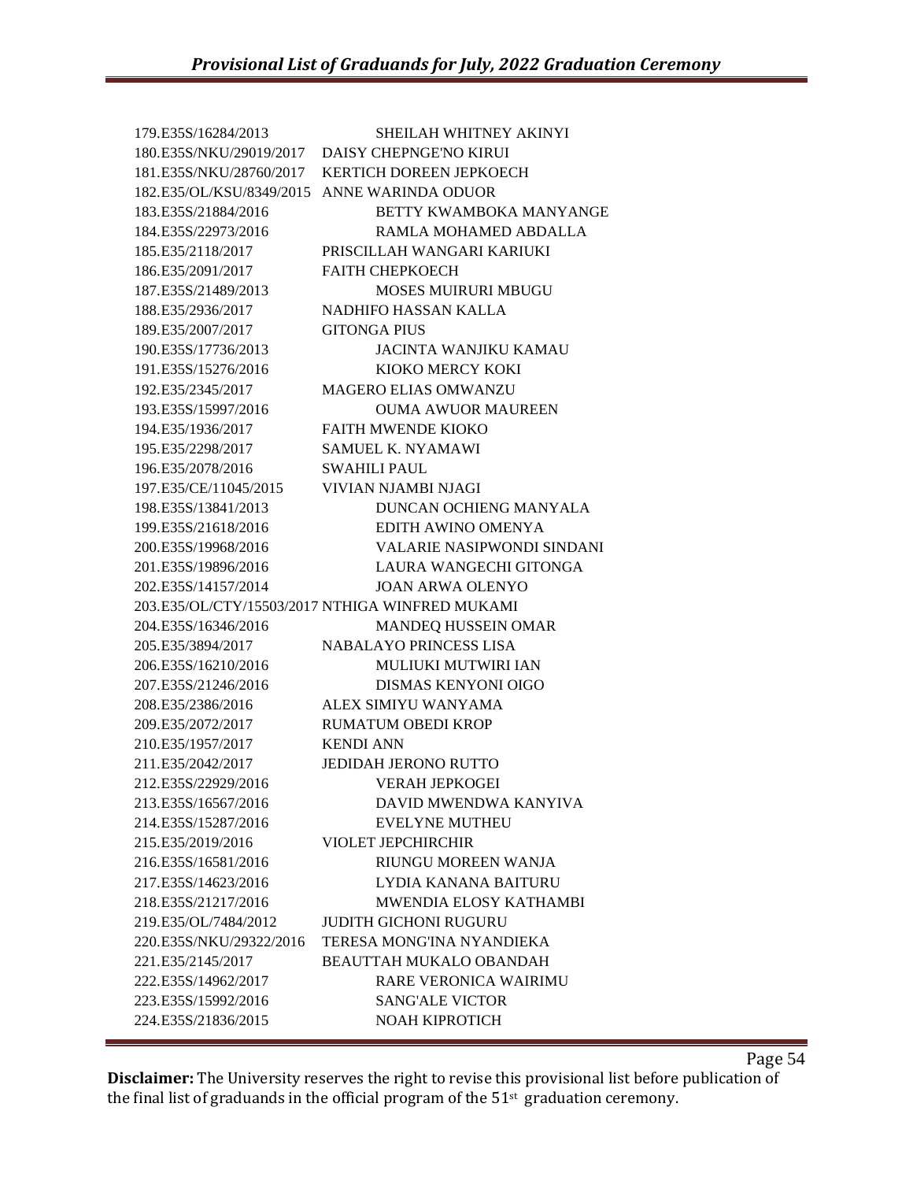179.E35S/16284/2013 SHEILAH WHITNEY AKINYI
180.E35S/NKU/29019/2017 DAISY CHEPNGE'NO KIRUI
181.E35S/NKU/28760/2017 KERTICH DOREEN JEPKOECH
182.E35/OL/KSU/8349/2015 ANNE WARINDA ODUOR
183.E35S/21884/2016 BETTY KWAMBOKA MANYANGE
184.E35S/22973/2016 RAMLA MOHAMED ABDALLA
185.E35/2118/2017 PRISCILLAH WANGARI KARIUKI
186.E35/2091/2017 FAITH CHEPKOECH
187.E35S/21489/2013 MOSES MUIRURI MBUGU
188.E35/2936/2017 NADHIFO HASSAN KALLA
189.E35/2007/2017 GITONGA PIUS
190.E35S/17736/2013 JACINTA WANJIKU KAMAU
191.E35S/15276/2016 KIOKO MERCY KOKI
192.E35/2345/2017 MAGERO ELIAS OMWANZU
193.E35S/15997/2016 OUMA AWUOR MAUREEN
194.E35/1936/2017 FAITH MWENDE KIOKO
195.E35/2298/2017 SAMUEL K. NYAMAWI
196.E35/2078/2016 SWAHILI PAUL
197.E35/CE/11045/2015 VIVIAN NJAMBI NJAGI
198.E35S/13841/2013 DUNCAN OCHIENG MANYALA
199.E35S/21618/2016 EDITH AWINO OMENYA
200.E35S/19968/2016 VALARIE NASIPWONDI SINDANI
201.E35S/19896/2016 LAURA WANGECHI GITONGA
202.E35S/14157/2014 JOAN ARWA OLENYO
203.E35/OL/CTY/15503/2017 NTHIGA WINFRED MUKAMI
204.E35S/16346/2016 MANDEQ HUSSEIN OMAR
205.E35/3894/2017 NABALAYO PRINCESS LISA
206.E35S/16210/2016 MULIUKI MUTWIRI IAN
207.E35S/21246/2016 DISMAS KENYONI OIGO
208.E35/2386/2016 ALEX SIMIYU WANYAMA
209.E35/2072/2017 RUMATUM OBEDI KROP
210.E35/1957/2017 KENDI ANN
211.E35/2042/2017 JEDIDAH JERONO RUTTO
212.E35S/22929/2016 VERAH JEPKOGEI
213.E35S/16567/2016 DAVID MWENDWA KANYIVA
214.E35S/15287/2016 EVELYNE MUTHEU
215.E35/2019/2016 VIOLET JEPCHIRCHIR
216.E35S/16581/2016 RIUNGU MOREEN WANJA
217.E35S/14623/2016 LYDIA KANANA BAITURU
218.E35S/21217/2016 MWENDIA ELOSY KATHAMBI
219.E35/OL/7484/2012 JUDITH GICHONI RUGURU
220.E35S/NKU/29322/2016 TERESA MONG'INA NYANDIEKA
221.E35/2145/2017 BEAUTTAH MUKALO OBANDAH
222.E35S/14962/2017 RARE VERONICA WAIRIMU
223.E35S/15992/2016 SANG'ALE VICTOR
224.E35S/21836/2015 NOAH KIPROTICH

**Disclaimer:** The University reserves the right to revise this provisional list before publication of the final list of graduands in the official program of the 51st graduation ceremony.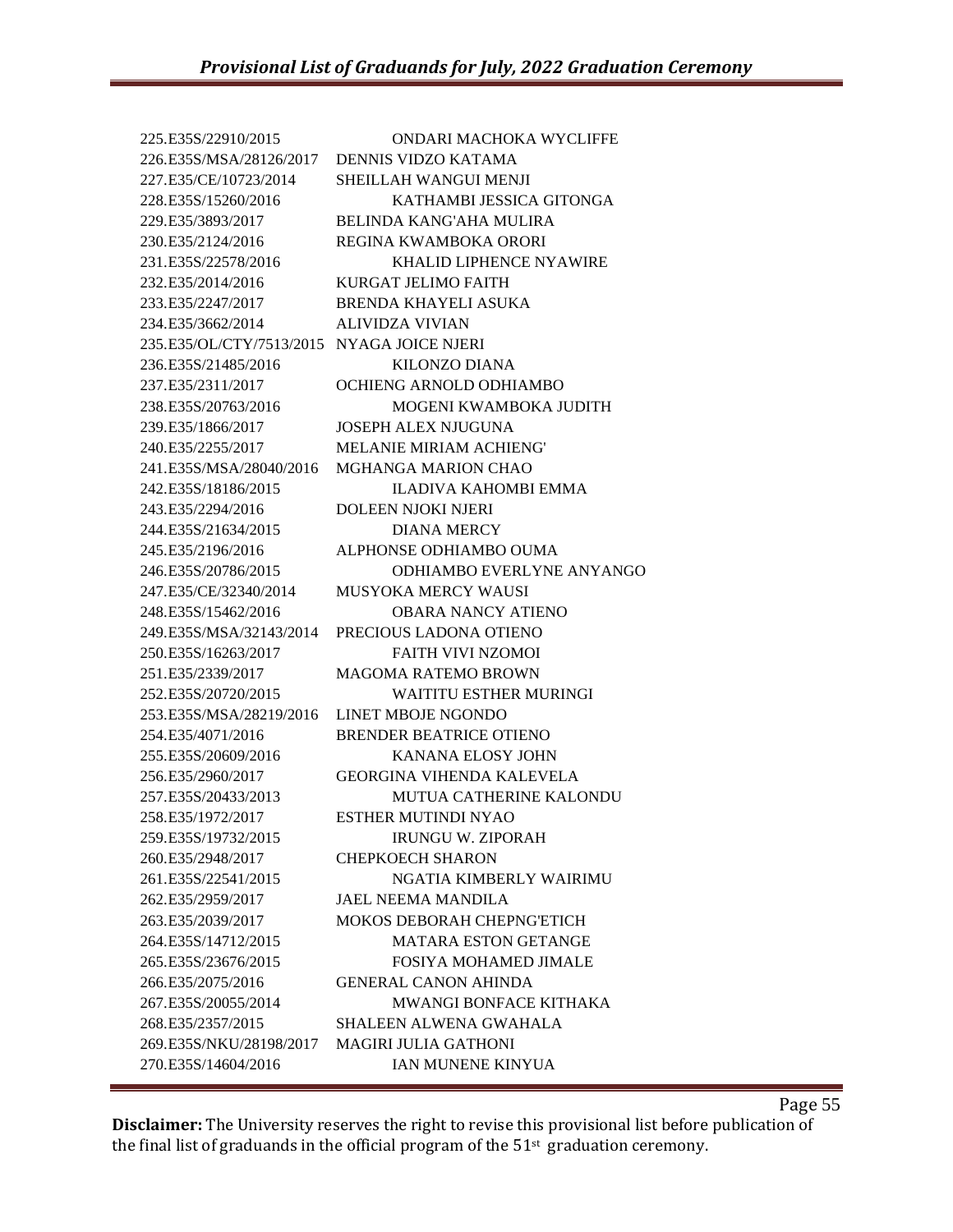225.E35S/22910/2015 ONDARI MACHOKA WYCLIFFE
226.E35S/MSA/28126/2017 DENNIS VIDZO KATAMA
227.E35/CE/10723/2014 SHEILLAH WANGUI MENJI
228.E35S/15260/2016 KATHAMBI JESSICA GITONGA
229.E35/3893/2017 BELINDA KANG'AHA MULIRA
230.E35/2124/2016 REGINA KWAMBOKA ORORI
231.E35S/22578/2016 KHALID LIPHENCE NYAWIRE
232.E35/2014/2016 KURGAT JELIMO FAITH
233.E35/2247/2017 BRENDA KHAYELI ASUKA
234.E35/3662/2014 ALIVIDZA VIVIAN
235.E35/OL/CTY/7513/2015 NYAGA JOICE NJERI
236.E35S/21485/2016 KILONZO DIANA
237.E35/2311/2017 OCHIENG ARNOLD ODHIAMBO
238.E35S/20763/2016 MOGENI KWAMBOKA JUDITH
239.E35/1866/2017 JOSEPH ALEX NJUGUNA
240.E35/2255/2017 MELANIE MIRIAM ACHIENG'
241.E35S/MSA/28040/2016 MGHANGA MARION CHAO
242.E35S/18186/2015 ILADIVA KAHOMBI EMMA
243.E35/2294/2016 DOLEEN NJOKI NJERI
244.E35S/21634/2015 DIANA MERCY
245.E35/2196/2016 ALPHONSE ODHIAMBO OUMA
246.E35S/20786/2015 ODHIAMBO EVERLYNE ANYANGO
247.E35/CE/32340/2014 MUSYOKA MERCY WAUSI
248.E35S/15462/2016 OBARA NANCY ATIENO
249.E35S/MSA/32143/2014 PRECIOUS LADONA OTIENO
250.E35S/16263/2017 FAITH VIVI NZOMOI
251.E35/2339/2017 MAGOMA RATEMO BROWN
252.E35S/20720/2015 WAITITU ESTHER MURINGI
253.E35S/MSA/28219/2016 LINET MBOJE NGONDO
254.E35/4071/2016 BRENDER BEATRICE OTIENO
255.E35S/20609/2016 KANANA ELOSY JOHN
256.E35/2960/2017 GEORGINA VIHENDA KALEVELA
257.E35S/20433/2013 MUTUA CATHERINE KALONDU
258.E35/1972/2017 ESTHER MUTINDI NYAO
259.E35S/19732/2015 IRUNGU W. ZIPORAH
260.E35/2948/2017 CHEPKOECH SHARON
261.E35S/22541/2015 NGATIA KIMBERLY WAIRIMU
262.E35/2959/2017 JAEL NEEMA MANDILA
263.E35/2039/2017 MOKOS DEBORAH CHEPNG'ETICH
264.E35S/14712/2015 MATARA ESTON GETANGE
265.E35S/23676/2015 FOSIYA MOHAMED JIMALE
266.E35/2075/2016 GENERAL CANON AHINDA
267.E35S/20055/2014 MWANGI BONFACE KITHAKA
268.E35/2357/2015 SHALEEN ALWENA GWAHALA
269.E35S/NKU/28198/2017 MAGIRI JULIA GATHONI
270.E35S/14604/2016 IAN MUNENE KINYUA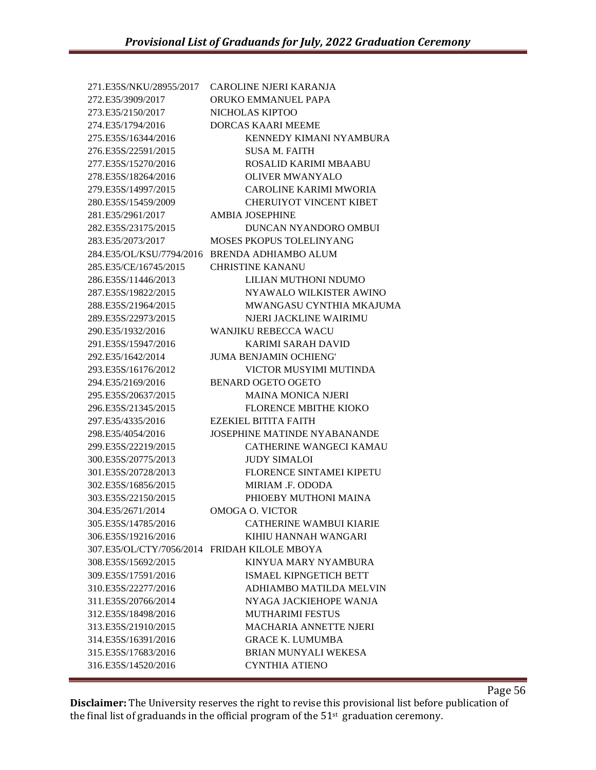271.E35S/NKU/28955/2017 CAROLINE NJERI KARANJA
272.E35/3909/2017 ORUKO EMMANUEL PAPA
273.E35/2150/2017 NICHOLAS KIPTOO
274.E35/1794/2016 DORCAS KAARI MEEME
275.E35S/16344/2016 KENNEDY KIMANI NYAMBURA
276.E35S/22591/2015 SUSA M. FAITH
277.E35S/15270/2016 ROSALID KARIMI MBAABU
278.E35S/18264/2016 OLIVER MWANYALO
279.E35S/14997/2015 CAROLINE KARIMI MWORIA
280.E35S/15459/2009 CHERUIYOT VINCENT KIBET
281.E35/2961/2017 AMBIA JOSEPHINE
282.E35S/23175/2015 DUNCAN NYANDORO OMBUI
283.E35/2073/2017 MOSES PKOPUS TOLELINYANG
284.E35/OL/KSU/7794/2016 BRENDA ADHIAMBO ALUM
285.E35/CE/16745/2015 CHRISTINE KANANU
286.E35S/11446/2013 LILIAN MUTHONI NDUMO
287.E35S/19822/2015 NYAWALO WILKISTER AWINO
288.E35S/21964/2015 MWANGASU CYNTHIA MKAJUMA
289.E35S/22973/2015 NJERI JACKLINE WAIRIMU
290.E35/1932/2016 WANJIKU REBECCA WACU
291.E35S/15947/2016 KARIMI SARAH DAVID
292.E35/1642/2014 JUMA BENJAMIN OCHIENG'
293.E35S/16176/2012 VICTOR MUSYIMI MUTINDA
294.E35/2169/2016 BENARD OGETO OGETO
295.E35S/20637/2015 MAINA MONICA NJERI
296.E35S/21345/2015 FLORENCE MBITHE KIOKO
297.E35/4335/2016 EZEKIEL BITITA FAITH
298.E35/4054/2016 JOSEPHINE MATINDE NYABANANDE
299.E35S/22219/2015 CATHERINE WANGECI KAMAU
300.E35S/20775/2013 JUDY SIMALOI
301.E35S/20728/2013 FLORENCE SINTAMEI KIPETU
302.E35S/16856/2015 MIRIAM .F. ODODA
303.E35S/22150/2015 PHIOEBY MUTHONI MAINA
304.E35/2671/2014 OMOGA O. VICTOR
305.E35S/14785/2016 CATHERINE WAMBUI KIARIE
306.E35S/19216/2016 KIHIU HANNAH WANGARI
307.E35/OL/CTY/7056/2014 FRIDAH KILOLE MBOYA
308.E35S/15692/2015 KINYUA MARY NYAMBURA
309.E35S/17591/2016 ISMAEL KIPNGETICH BETT
310.E35S/22277/2016 ADHIAMBO MATILDA MELVIN
311.E35S/20766/2014 NYAGA JACKIEHOPE WANJA
312.E35S/18498/2016 MUTHARIMI FESTUS
313.E35S/21910/2015 MACHARIA ANNETTE NJERI
314.E35S/16391/2016 GRACE K. LUMUMBA
315.E35S/17683/2016 BRIAN MUNYALI WEKESA
316.E35S/14520/2016 CYNTHIA ATIENO

**Disclaimer:** The University reserves the right to revise this provisional list before publication of the final list of graduands in the official program of the 51st graduation ceremony.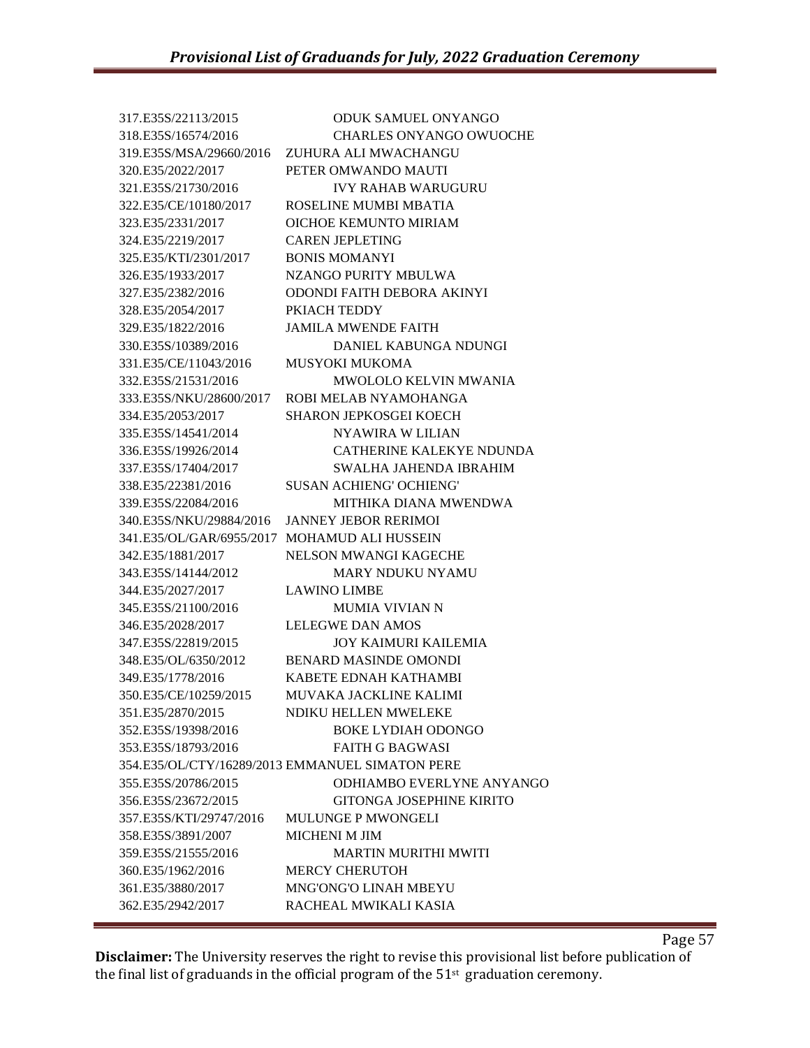317.E35S/22113/2015 ODUK SAMUEL ONYANGO
318.E35S/16574/2016 CHARLES ONYANGO OWUOCHE
319.E35S/MSA/29660/2016 ZUHURA ALI MWACHANGU
320.E35/2022/2017 PETER OMWANDO MAUTI
321.E35S/21730/2016 IVY RAHAB WARUGURU
322.E35/CE/10180/2017 ROSELINE MUMBI MBATIA
323.E35/2331/2017 OICHOE KEMUNTO MIRIAM
324.E35/2219/2017 CAREN JEPLETING
325.E35/KTI/2301/2017 BONIS MOMANYI
326.E35/1933/2017 NZANGO PURITY MBULWA
327.E35/2382/2016 ODONDI FAITH DEBORA AKINYI
328.E35/2054/2017 PKIACH TEDDY
329.E35/1822/2016 JAMILA MWENDE FAITH
330.E35S/10389/2016 DANIEL KABUNGA NDUNGI
331.E35/CE/11043/2016 MUSYOKI MUKOMA
332.E35S/21531/2016 MWOLOLO KELVIN MWANIA
333.E35S/NKU/28600/2017 ROBI MELAB NYAMOHANGA
334.E35/2053/2017 SHARON JEPKOSGEI KOECH
335.E35S/14541/2014 NYAWIRA W LILIAN
336.E35S/19926/2014 CATHERINE KALEKYE NDUNDA
337.E35S/17404/2017 SWALHA JAHENDA IBRAHIM
338.E35/22381/2016 SUSAN ACHIENG' OCHIENG'
339.E35S/22084/2016 MITHIKA DIANA MWENDWA
340.E35S/NKU/29884/2016 JANNEY JEBOR RERIMOI
341.E35/OL/GAR/6955/2017 MOHAMUD ALI HUSSEIN
342.E35/1881/2017 NELSON MWANGI KAGECHE
343.E35S/14144/2012 MARY NDUKU NYAMU
344.E35/2027/2017 LAWINO LIMBE
345.E35S/21100/2016 MUMIA VIVIAN N
346.E35/2028/2017 LELEGWE DAN AMOS
347.E35S/22819/2015 JOY KAIMURI KAILEMIA
348.E35/OL/6350/2012 BENARD MASINDE OMONDI
349.E35/1778/2016 KABETE EDNAH KATHAMBI
350.E35/CE/10259/2015 MUVAKA JACKLINE KALIMI
351.E35/2870/2015 NDIKU HELLEN MWELEKE
352.E35S/19398/2016 BOKE LYDIAH ODONGO
353.E35S/18793/2016 FAITH G BAGWASI
354.E35/OL/CTY/16289/2013 EMMANUEL SIMATON PERE
355.E35S/20786/2015 ODHIAMBO EVERLYNE ANYANGO
356.E35S/23672/2015 GITONGA JOSEPHINE KIRITO
357.E35S/KTI/29747/2016 MULUNGE P MWONGELI
358.E35S/3891/2007 MICHENI M JIM
359.E35S/21555/2016 MARTIN MURITHI MWITI
360.E35/1962/2016 MERCY CHERUTOH
361.E35/3880/2017 MNG'ONG'O LINAH MBEYU
362.E35/2942/2017 RACHEAL MWIKALI KASIA

**Disclaimer:** The University reserves the right to revise this provisional list before publication of the final list of graduands in the official program of the 51st graduation ceremony.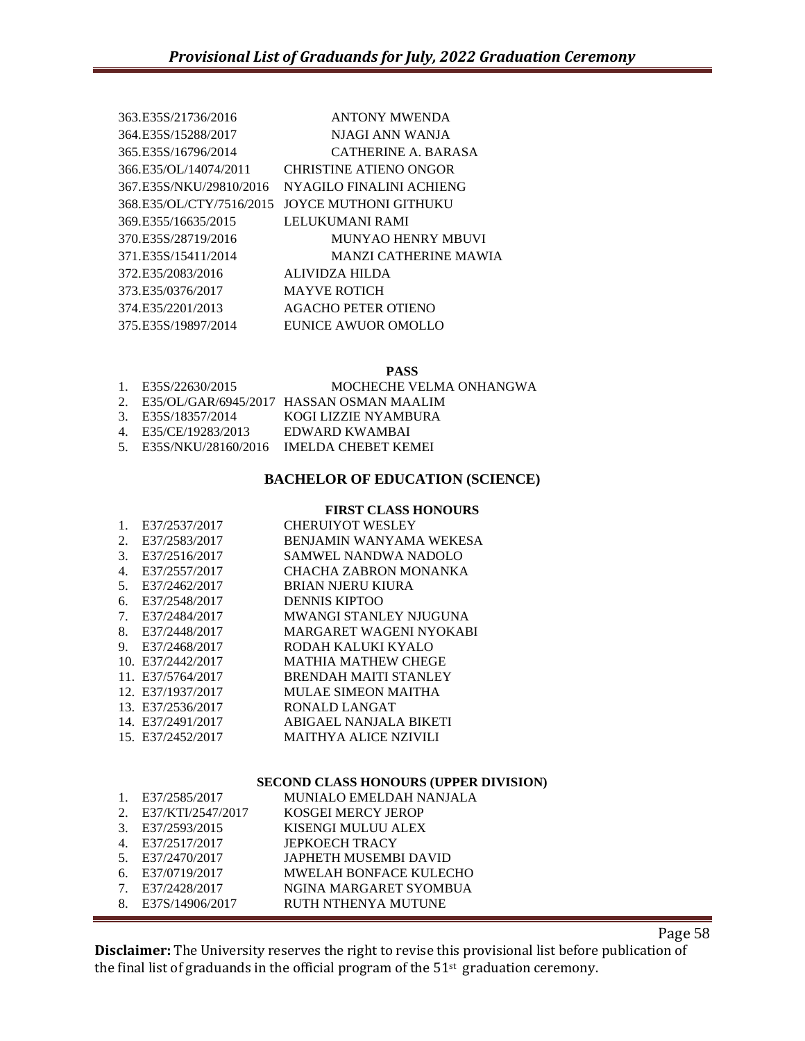363. E35S/21736/2016 ANTONY MWENDA
364. E35S/15288/2017 NJAGI ANN WANJA
365. E35S/16796/2014 CATHERINE A. BARASA
366. E35/OL/14074/2011 CHRISTINE ATIENO ONGOR
367. E35S/NKU/29810/2016 NYAGILO FINALINI ACHIENG
368. E35/OL/CTY/7516/2015 JOYCE MUTHONI GITHUKU
369. E355/16635/2015 LELUKUMANI RAMI
370. E35S/28719/2016 MUNYAO HENRY MBUVI
371. E35S/15411/2014 MANZI CATHERINE MAWIA
372. E35/2083/2016 ALIVIDZA HILDA
373. E35/0376/2017 MAYVE ROTICH
374. E35/2201/2013 AGACHO PETER OTIENO
375. E35S/19897/2014 EUNICE AWUOR OMOLLO

#### PASS

1. E35S/22630/2015 MOCHECHE VELMA ONHANGWA
2. E35/OL/GAR/6945/2017 HASSAN OSMAN MAALIM
3. E35S/18357/2014 KOGI LIZZIE NYAMBURA
4. E35/CE/19283/2013 EDWARD KWAMBAI
5. E35S/NKU/28160/2016 IMELDA CHEBET KEMEI

## BACHELOR OF EDUCATION (SCIENCE)

#### FIRST CLASS HONOURS

1. E37/2537/2017 CHERUIYOT WESLEY
2. E37/2583/2017 BENJAMIN WANYAMA WEKESA
3. E37/2516/2017 SAMWEL NANDWA NADOLO
4. E37/2557/2017 CHACHA ZABRON MONANKA
5. E37/2462/2017 BRIAN NJERU KIURA
6. E37/2548/2017 DENNIS KIPTOO
7. E37/2484/2017 MWANGI STANLEY NJUGUNA
8. E37/2448/2017 MARGARET WAGENI NYOKABI
9. E37/2468/2017 RODAH KALUKI KYALO
10. E37/2442/2017 MATHIA MATHEW CHEGE
11. E37/5764/2017 BRENDAH MAITI STANLEY
12. E37/1937/2017 MULAE SIMEON MAITHA
13. E37/2536/2017 RONALD LANGAT
14. E37/2491/2017 ABIGAEL NANJALA BIKETI
15. E37/2452/2017 MAITHYA ALICE NZIVILI

#### SECOND CLASS HONOURS (UPPER DIVISION)

1. E37/2585/2017 MUNIALO EMELDAH NANJALA
2. E37/KTI/2547/2017 KOSGEI MERCY JEROP
3. E37/2593/2015 KISENGI MULUU ALEX
4. E37/2517/2017 JEPKOECH TRACY
5. E37/2470/2017 JAPHETH MUSEMBI DAVID
6. E37/0719/2017 MWELAH BONFACE KULECHO
7. E37/2428/2017 NGINA MARGARET SYOMBUA
8. E37S/14906/2017 RUTH NTHENYA MUTUNE

**Disclaimer:** The University reserves the right to revise this provisional list before publication of the final list of graduands in the official program of the 51st graduation ceremony.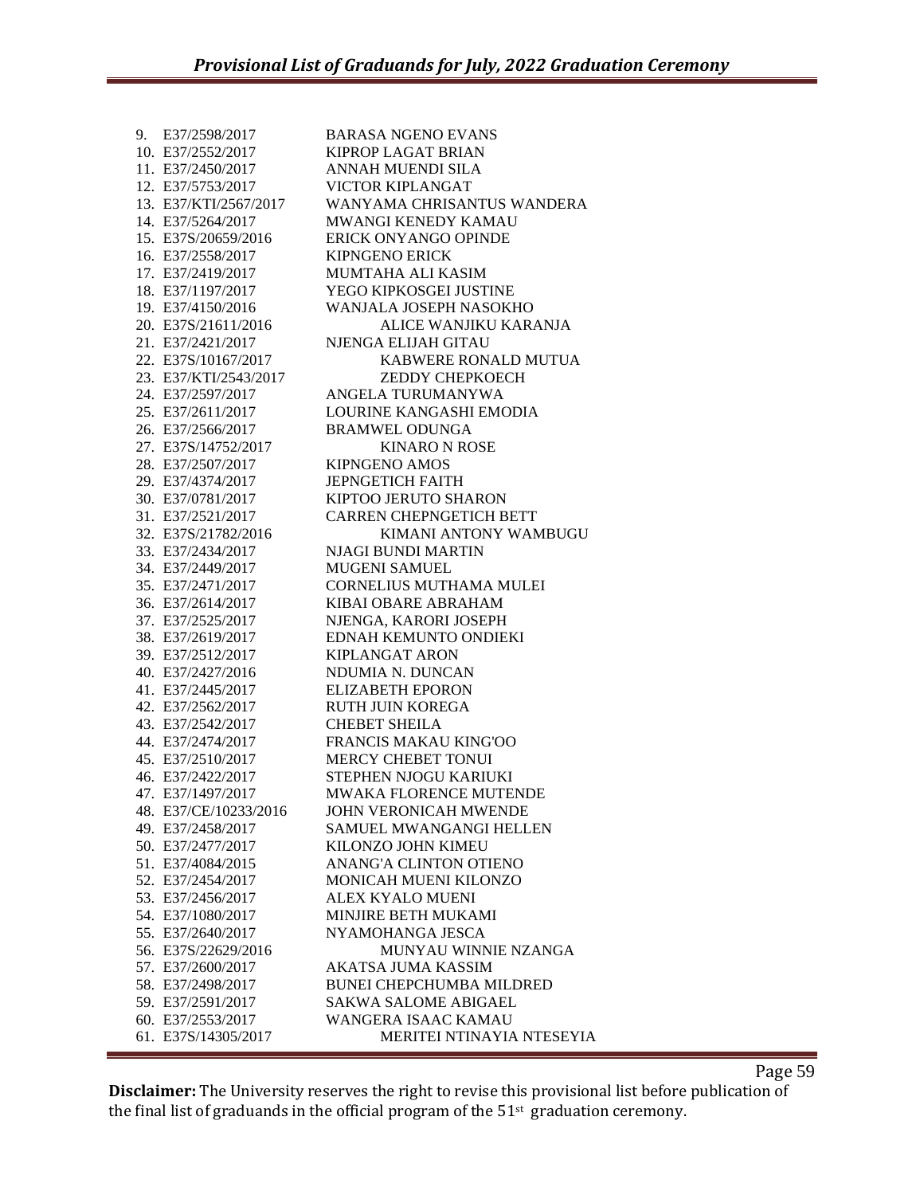9. E37/2598/2017 BARASA NGENO EVANS
10. E37/2552/2017 KIPROP LAGAT BRIAN
11. E37/2450/2017 ANNAH MUENDI SILA
12. E37/5753/2017 VICTOR KIPLANGAT
13. E37/KTI/2567/2017 WANYAMA CHRISANTUS WANDERA
14. E37/5264/2017 MWANGI KENEDY KAMAU
15. E37S/20659/2016 ERICK ONYANGO OPINDE
16. E37/2558/2017 KIPNGENO ERICK
17. E37/2419/2017 MUMTAHA ALI KASIM
18. E37/1197/2017 YEGO KIPKOSGEI JUSTINE
19. E37/4150/2016 WANJALA JOSEPH NASOKHO
20. E37S/21611/2016 ALICE WANJIKU KARANJA
21. E37/2421/2017 NJENGA ELIJAH GITAU
22. E37S/10167/2017 KABWERE RONALD MUTUA
23. E37/KTI/2543/2017 ZEDDY CHEPKOECH
24. E37/2597/2017 ANGELA TURUMANYWA
25. E37/2611/2017 LOURINE KANGASHI EMODIA
26. E37/2566/2017 BRAMWEL ODUNGA
27. E37S/14752/2017 KINARO N ROSE
28. E37/2507/2017 KIPNGENO AMOS
29. E37/4374/2017 JEPNGETICH FAITH
30. E37/0781/2017 KIPTOO JERUTO SHARON
31. E37/2521/2017 CARREN CHEPNGETICH BETT
32. E37S/21782/2016 KIMANI ANTONY WAMBUGU
33. E37/2434/2017 NJAGI BUNDI MARTIN
34. E37/2449/2017 MUGENI SAMUEL
35. E37/2471/2017 CORNELIUS MUTHAMA MULEI
36. E37/2614/2017 KIBAI OBARE ABRAHAM
37. E37/2525/2017 NJENGA, KARORI JOSEPH
38. E37/2619/2017 EDNAH KEMUNTO ONDIEKI
39. E37/2512/2017 KIPLANGAT ARON
40. E37/2427/2016 NDUMIA N. DUNCAN
41. E37/2445/2017 ELIZABETH EPORON
42. E37/2562/2017 RUTH JUIN KOREGA
43. E37/2542/2017 CHEBET SHEILA
44. E37/2474/2017 FRANCIS MAKAU KING'OO
45. E37/2510/2017 MERCY CHEBET TONUI
46. E37/2422/2017 STEPHEN NJOGU KARIUKI
47. E37/1497/2017 MWAKA FLORENCE MUTENDE
48. E37/CE/10233/2016 JOHN VERONICAH MWENDE
49. E37/2458/2017 SAMUEL MWANGANGI HELLEN
50. E37/2477/2017 KILONZO JOHN KIMEU
51. E37/4084/2015 ANANG'A CLINTON OTIENO
52. E37/2454/2017 MONICAH MUENI KILONZO
53. E37/2456/2017 ALEX KYALO MUENI
54. E37/1080/2017 MINJIRE BETH MUKAMI
55. E37/2640/2017 NYAMOHANGA JESCA
56. E37S/22629/2016 MUNYAU WINNIE NZANGA
57. E37/2600/2017 AKATSA JUMA KASSIM
58. E37/2498/2017 BUNEI CHEPCHUMBA MILDRED
59. E37/2591/2017 SAKWA SALOME ABIGAEL
60. E37/2553/2017 WANGERA ISAAC KAMAU
61. E37S/14305/2017 MERITEI NTINAYIA NTESEYIA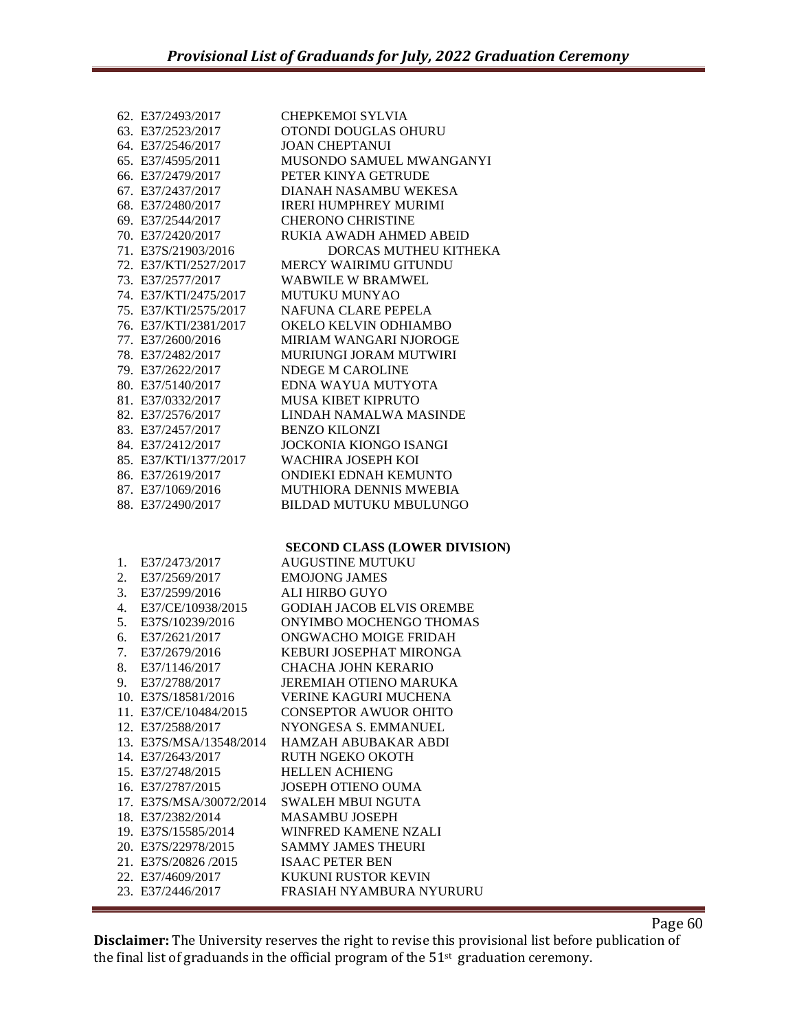62. E37/2493/2017 CHEPKEMOI SYLVIA
63. E37/2523/2017 OTONDI DOUGLAS OHURU
64. E37/2546/2017 JOAN CHEPTANUI
65. E37/4595/2011 MUSONDO SAMUEL MWANGANYI
66. E37/2479/2017 PETER KINYA GETRUDE
67. E37/2437/2017 DIANAH NASAMBU WEKESA
68. E37/2480/2017 IRERI HUMPHREY MURIMI
69. E37/2544/2017 CHERONO CHRISTINE
70. E37/2420/2017 RUKIA AWADH AHMED ABEID
71. E37S/21903/2016 DORCAS MUTHEU KITHEKA
72. E37/KTI/2527/2017 MERCY WAIRIMU GITUNDU
73. E37/2577/2017 WABWILE W BRAMWEL
74. E37/KTI/2475/2017 MUTUKU MUNYAO
75. E37/KTI/2575/2017 NAFUNA CLARE PEPELA
76. E37/KTI/2381/2017 OKELO KELVIN ODHIAMBO
77. E37/2600/2016 MIRIAM WANGARI NJOROGE
78. E37/2482/2017 MURIUNGI JORAM MUTWIRI
79. E37/2622/2017 NDEGE M CAROLINE
80. E37/5140/2017 EDNA WAYUA MUTYOTA
81. E37/0332/2017 MUSA KIBET KIPRUTO
82. E37/2576/2017 LINDAH NAMALWA MASINDE
83. E37/2457/2017 BENZO KILONZI
84. E37/2412/2017 JOCKONIA KIONGO ISANGI
85. E37/KTI/1377/2017 WACHIRA JOSEPH KOI
86. E37/2619/2017 ONDIEKI EDNAH KEMUNTO
87. E37/1069/2016 MUTHIORA DENNIS MWEBIA
88. E37/2490/2017 BILDAD MUTUKU MBULUNGO

**SECOND CLASS (LOWER DIVISION)**

1. E37/2473/2017 AUGUSTINE MUTUKU
2. E37/2569/2017 EMOJONG JAMES
3. E37/2599/2016 ALI HIRBO GUYO
4. E37/CE/10938/2015 GODIAH JACOB ELVIS OREMBE
5. E37S/10239/2016 ONYIMBO MOCHENGO THOMAS
6. E37/2621/2017 ONGWACHO MOIGE FRIDAH
7. E37/2679/2016 KEBURI JOSEPHAT MIRONGA
8. E37/1146/2017 CHACHA JOHN KERARIO
9. E37/2788/2017 JEREMIAH OTIENO MARUKA
10. E37S/18581/2016 VERINE KAGURI MUCHENA
11. E37/CE/10484/2015 CONSEPTOR AWUOR OHITO
12. E37/2588/2017 NYONGESA S. EMMANUEL
13. E37S/MSA/13548/2014 HAMZAH ABUBAKAR ABDI
14. E37/2643/2017 RUTH NGEKO OKOTH
15. E37/2748/2015 HELLEN ACHIENG
16. E37/2787/2015 JOSEPH OTIENO OUMA
17. E37S/MSA/30072/2014 SWALEH MBUI NGUTA
18. E37/2382/2014 MASAMBU JOSEPH
19. E37S/15585/2014 WINFRED KAMENE NZALI
20. E37S/22978/2015 SAMMY JAMES THEURI
21. E37S/20826 /2015 ISAAC PETER BEN
22. E37/4609/2017 KUKUNI RUSTOR KEVIN
23. E37/2446/2017 FRASIAH NYAMBURA NYURURU

**Disclaimer:** The University reserves the right to revise this provisional list before publication of the final list of graduands in the official program of the 51st graduation ceremony.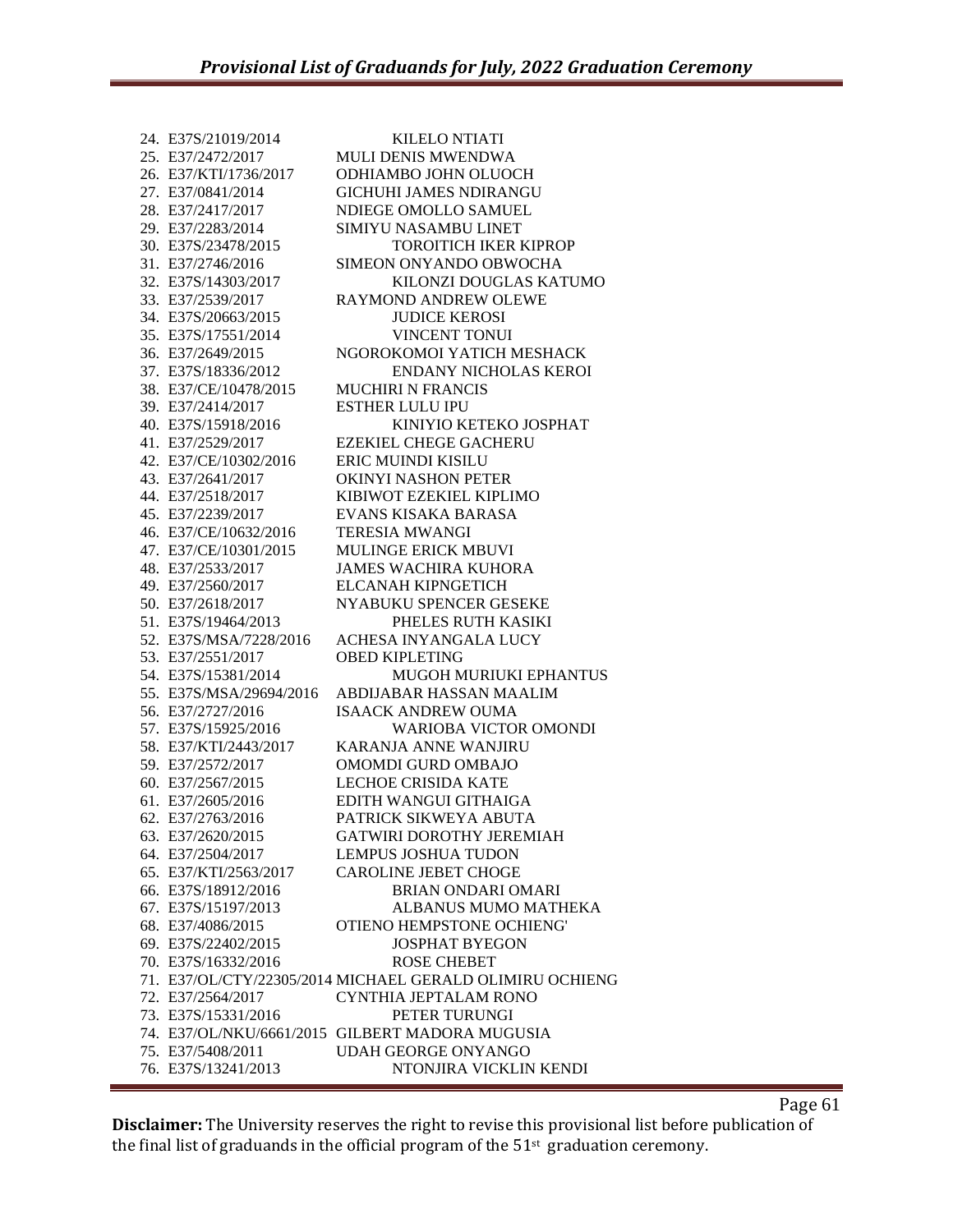24. E37S/21019/2014 KILELO NTIATI
25. E37/2472/2017 MULI DENIS MWENDWA
26. E37/KTI/1736/2017 ODHIAMBO JOHN OLUOCH
27. E37/0841/2014 GICHUHI JAMES NDIRANGU
28. E37/2417/2017 NDIEGE OMOLLO SAMUEL
29. E37/2283/2014 SIMIYU NASAMBU LINET
30. E37S/23478/2015 TOROITICH IKER KIPROP
31. E37/2746/2016 SIMEON ONYANDO OBWOCHA
32. E37S/14303/2017 KILONZI DOUGLAS KATUMO
33. E37/2539/2017 RAYMOND ANDREW OLEWE
34. E37S/20663/2015 JUDICE KEROSI
35. E37S/17551/2014 VINCENT TONUI
36. E37/2649/2015 NGOROKOMOI YATICH MESHACK
37. E37S/18336/2012 ENDANY NICHOLAS KEROI
38. E37/CE/10478/2015 MUCHIRI N FRANCIS
39. E37/2414/2017 ESTHER LULU IPU
40. E37S/15918/2016 KINIYIO KETEKO JOSPHAT
41. E37/2529/2017 EZEKIEL CHEGE GACHERU
42. E37/CE/10302/2016 ERIC MUINDI KISILU
43. E37/2641/2017 OKINYI NASHON PETER
44. E37/2518/2017 KIBIWOT EZEKIEL KIPLIMO
45. E37/2239/2017 EVANS KISAKA BARASA
46. E37/CE/10632/2016 TERESIA MWANGI
47. E37/CE/10301/2015 MULINGE ERICK MBUVI
48. E37/2533/2017 JAMES WACHIRA KUHORA
49. E37/2560/2017 ELCANAH KIPNGETICH
50. E37/2618/2017 NYABUKU SPENCER GESEKE
51. E37S/19464/2013 PHELES RUTH KASIKI
52. E37S/MSA/7228/2016 ACHESA INYANGALA LUCY
53. E37/2551/2017 OBED KIPLETING
54. E37S/15381/2014 MUGOH MURIUKI EPHANTUS
55. E37S/MSA/29694/2016 ABDIJABAR HASSAN MAALIM
56. E37/2727/2016 ISAACK ANDREW OUMA
57. E37S/15925/2016 WARIOBA VICTOR OMONDI
58. E37/KTI/2443/2017 KARANJA ANNE WANJIRU
59. E37/2572/2017 OMOMDI GURD OMBAJO
60. E37/2567/2015 LECHOE CRISIDA KATE
61. E37/2605/2016 EDITH WANGUI GITHAIGA
62. E37/2763/2016 PATRICK SIKWEYA ABUTA
63. E37/2620/2015 GATWIRI DOROTHY JEREMIAH
64. E37/2504/2017 LEMPUS JOSHUA TUDON
65. E37/KTI/2563/2017 CAROLINE JEBET CHOGE
66. E37S/18912/2016 BRIAN ONDARI OMARI
67. E37S/15197/2013 ALBANUS MUMO MATHEKA
68. E37/4086/2015 OTIENO HEMPSTONE OCHIENG'
69. E37S/22402/2015 JOSPHAT BYEGON
70. E37S/16332/2016 ROSE CHEBET
71. E37/OL/CTY/22305/2014 MICHAEL GERALD OLIMIRU OCHIENG
72. E37/2564/2017 CYNTHIA JEPTALAM RONO
73. E37S/15331/2016 PETER TURUNGI
74. E37/OL/NKU/6661/2015 GILBERT MADORA MUGUSIA
75. E37/5408/2011 UDAH GEORGE ONYANGO
76. E37S/13241/2013 NTONJIRA VICKLIN KENDI

**Disclaimer:** The University reserves the right to revise this provisional list before publication of the final list of graduands in the official program of the 51st graduation ceremony.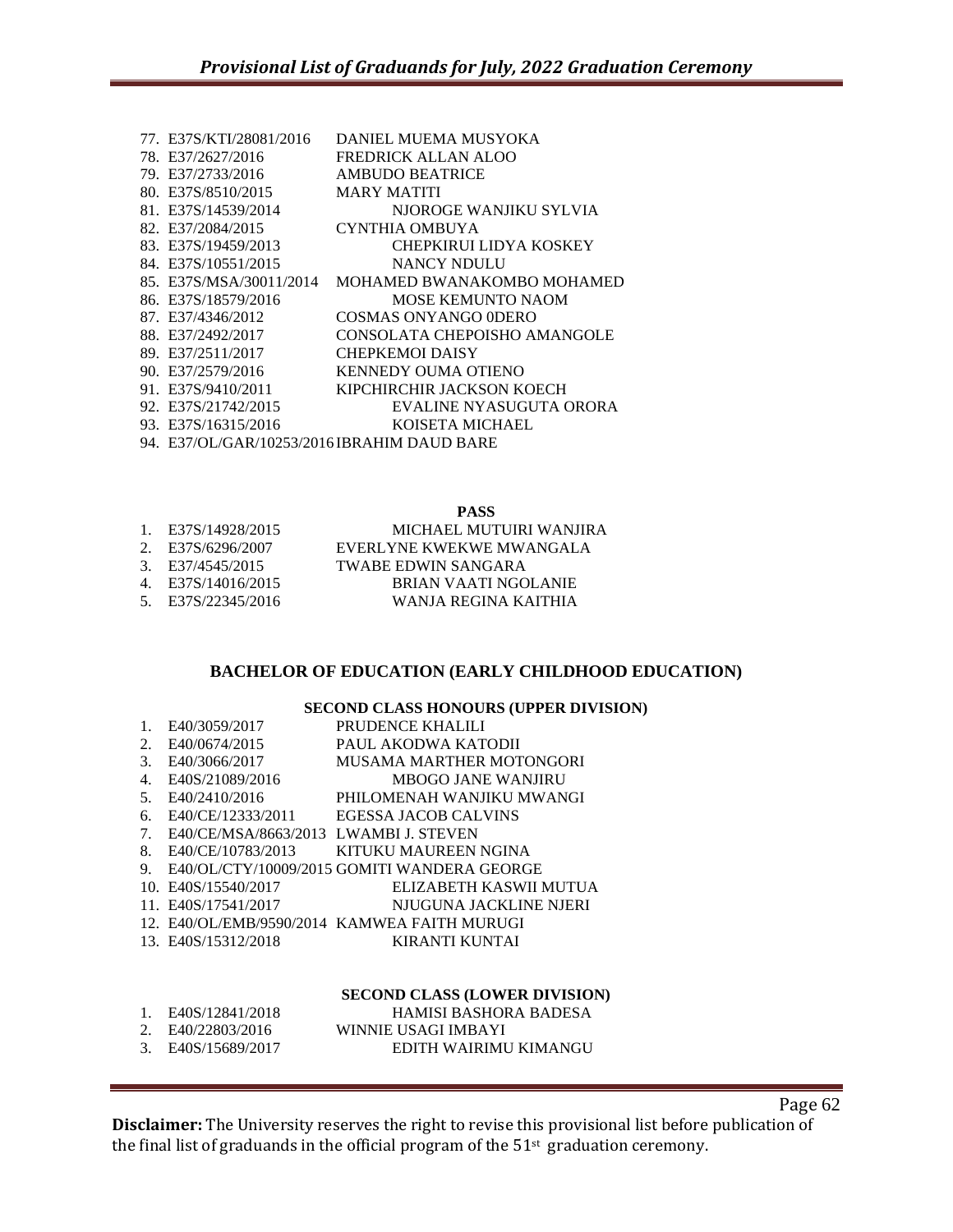77. E37S/KTI/28081/2016 DANIEL MUEMA MUSYOKA
78. E37/2627/2016 FREDRICK ALLAN ALOO
79. E37/2733/2016 AMBUDO BEATRICE
80. E37S/8510/2015 MARY MATITI
81. E37S/14539/2014 NJOROGE WANJIKU SYLVIA
82. E37/2084/2015 CYNTHIA OMBUYA
83. E37S/19459/2013 CHEPKIRUI LIDYA KOSKEY
84. E37S/10551/2015 NANCY NDULU
85. E37S/MSA/30011/2014 MOHAMED BWANAKOMBO MOHAMED
86. E37S/18579/2016 MOSE KEMUNTO NAOM
87. E37/4346/2012 COSMAS ONYANGO 0DERO
88. E37/2492/2017 CONSOLATA CHEPOISHO AMANGOLE
89. E37/2511/2017 CHEPKEMOI DAISY
90. E37/2579/2016 KENNEDY OUMA OTIENO
91. E37S/9410/2011 KIPCHIRCHIR JACKSON KOECH
92. E37S/21742/2015 EVALINE NYASUGUTA ORORA
93. E37S/16315/2016 KOISETA MICHAEL
94. E37/OL/GAR/10253/2016 IBRAHIM DAUD BARE

**PASS**

1. E37S/14928/2015 MICHAEL MUTUIRI WANJIRA
2. E37S/6296/2007 EVERLYNE KWEKWE MWANGALA
3. E37/4545/2015 TWABE EDWIN SANGARA
4. E37S/14016/2015 BRIAN VAATI NGOLANIE
5. E37S/22345/2016 WANJA REGINA KAITHIA

## BACHELOR OF EDUCATION (EARLY CHILDHOOD EDUCATION)

**SECOND CLASS HONOURS (UPPER DIVISION)**

1. E40/3059/2017 PRUDENCE KHALILI
2. E40/0674/2015 PAUL AKODWA KATODII
3. E40/3066/2017 MUSAMA MARTHER MOTONGORI
4. E40S/21089/2016 MBOGO JANE WANJIRU
5. E40/2410/2016 PHILOMENAH WANJIKU MWANGI
6. E40/CE/12333/2011 EGESSA JACOB CALVINS
7. E40/CE/MSA/8663/2013 LWAMBI J. STEVEN
8. E40/CE/10783/2013 KITUKU MAUREEN NGINA
9. E40/OL/CTY/10009/2015 GOMITI WANDERA GEORGE
10. E40S/15540/2017 ELIZABETH KASWII MUTUA
11. E40S/17541/2017 NJUGUNA JACKLINE NJERI
12. E40/OL/EMB/9590/2014 KAMWEA FAITH MURUGI
13. E40S/15312/2018 KIRANTI KUNTAI

**SECOND CLASS (LOWER DIVISION)**

1. E40S/12841/2018 HAMISI BASHORA BADESA
2. E40/22803/2016 WINNIE USAGI IMBAYI
3. E40S/15689/2017 EDITH WAIRIMU KIMANGU

**Disclaimer:** The University reserves the right to revise this provisional list before publication of the final list of graduands in the official program of the 51st graduation ceremony.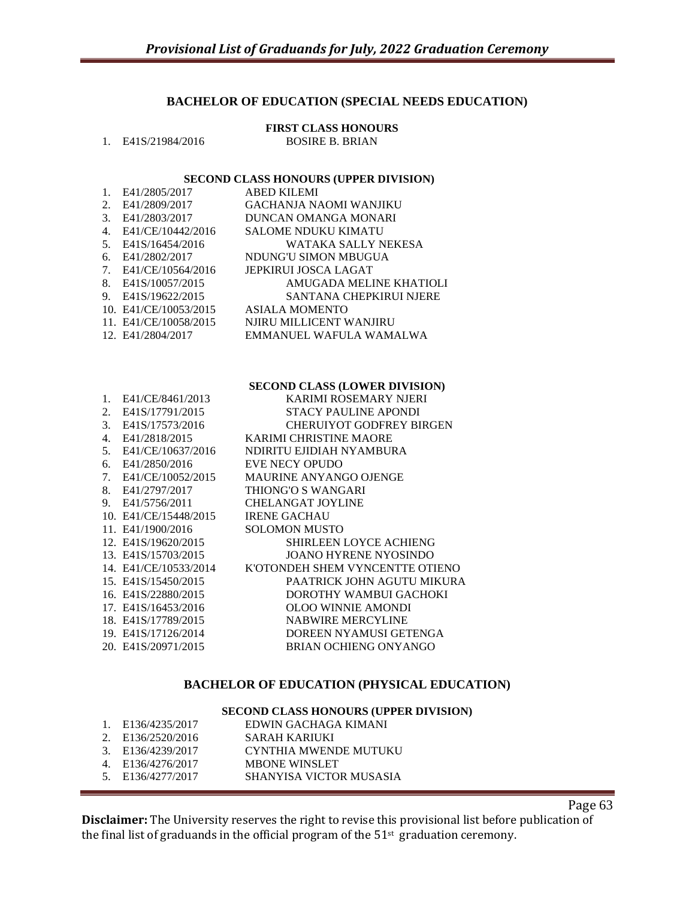## BACHELOR OF EDUCATION (SPECIAL NEEDS EDUCATION)

### FIRST CLASS HONOURS

1. E41S/21984/2016 BOSIRE B. BRIAN

### SECOND CLASS HONOURS (UPPER DIVISION)

1. E41/2805/2017 ABED KILEMI
2. E41/2809/2017 GACHANJA NAOMI WANJIKU
3. E41/2803/2017 DUNCAN OMANGA MONARI
4. E41/CE/10442/2016 SALOME NDUKU KIMATU
5. E41S/16454/2016 WATAKA SALLY NEKESA
6. E41/2802/2017 NDUNG'U SIMON MBUGUA
7. E41/CE/10564/2016 JEPKIRUI JOSCA LAGAT
8. E41S/10057/2015 AMUGADA MELINE KHATIOLI
9. E41S/19622/2015 SANTANA CHEPKIRUI NJERE
10. E41/CE/10053/2015 ASIALA MOMENTO
11. E41/CE/10058/2015 NJIRU MILLICENT WANJIRU
12. E41/2804/2017 EMMANUEL WAFULA WAMALWA

### SECOND CLASS (LOWER DIVISION)

1. E41/CE/8461/2013 KARIMI ROSEMARY NJERI
2. E41S/17791/2015 STACY PAULINE APONDI
3. E41S/17573/2016 CHERUIYOT GODFREY BIRGEN
4. E41/2818/2015 KARIMI CHRISTINE MAORE
5. E41/CE/10637/2016 NDIRITU EJIDIAH NYAMBURA
6. E41/2850/2016 EVE NECY OPUDO
7. E41/CE/10052/2015 MAURINE ANYANGO OJENGE
8. E41/2797/2017 THIONG'O S WANGARI
9. E41/5756/2011 CHELANGAT JOYLINE
10. E41/CE/15448/2015 IRENE GACHAU
11. E41/1900/2016 SOLOMON MUSTO
12. E41S/19620/2015 SHIRLEEN LOYCE ACHIENG
13. E41S/15703/2015 JOANO HYRENE NYOSINDO
14. E41/CE/10533/2014 K'OTONDEH SHEM VYNCENTTE OTIENO
15. E41S/15450/2015 PAATRICK JOHN AGUTU MIKURA
16. E41S/22880/2015 DOROTHY WAMBUI GACHOKI
17. E41S/16453/2016 OLOO WINNIE AMONDI
18. E41S/17789/2015 NABWIRE MERCYLINE
19. E41S/17126/2014 DOREEN NYAMUSI GETENGA
20. E41S/20971/2015 BRIAN OCHIENG ONYANGO

## BACHELOR OF EDUCATION (PHYSICAL EDUCATION)

### SECOND CLASS HONOURS (UPPER DIVISION)

1. E136/4235/2017 EDWIN GACHAGA KIMANI
2. E136/2520/2016 SARAH KARIUKI
3. E136/4239/2017 CYNTHIA MWENDE MUTUKU
4. E136/4276/2017 MBONE WINSLET
5. E136/4277/2017 SHANYISA VICTOR MUSASIA

**Disclaimer:** The University reserves the right to revise this provisional list before publication of the final list of graduands in the official program of the 51st graduation ceremony.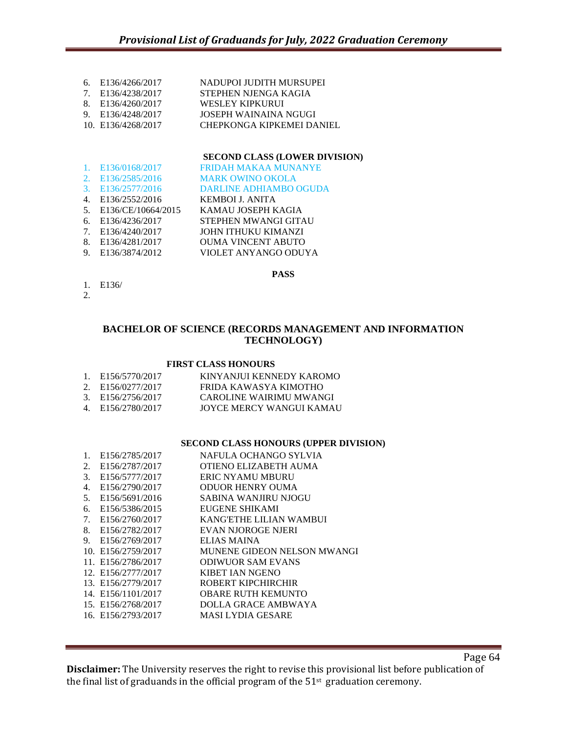6. E136/4266/2017 NADUPOI JUDITH MURSUPEI
7. E136/4238/2017 STEPHEN NJENGA KAGIA
8. E136/4260/2017 WESLEY KIPKURUI
9. E136/4248/2017 JOSEPH WAINAINA NGUGI
10. E136/4268/2017 CHEPKONGA KIPKEMEI DANIEL

**SECOND CLASS (LOWER DIVISION)**

1. E136/0168/2017 FRIDAH MAKAA MUNANYE
2. E136/2585/2016 MARK OWINO OKOLA
3. E136/2577/2016 DARLINE ADHIAMBO OGUDA
4. E136/2552/2016 KEMBOI J. ANITA
5. E136/CE/10664/2015 KAMAU JOSEPH KAGIA
6. E136/4236/2017 STEPHEN MWANGI GITAU
7. E136/4240/2017 JOHN ITHUKU KIMANZI
8. E136/4281/2017 OUMA VINCENT ABUTO
9. E136/3874/2012 VIOLET ANYANGO ODUYA

**PASS**

1. E136/
2. 

## BACHELOR OF SCIENCE (RECORDS MANAGEMENT AND INFORMATION TECHNOLOGY)

**FIRST CLASS HONOURS**

1. E156/5770/2017 KINYANJUI KENNEDY KAROMO
2. E156/0277/2017 FRIDA KAWASYA KIMOTHO
3. E156/2756/2017 CAROLINE WAIRIMU MWANGI
4. E156/2780/2017 JOYCE MERCY WANGUI KAMAU

**SECOND CLASS HONOURS (UPPER DIVISION)**

1. E156/2785/2017 NAFULA OCHANGO SYLVIA
2. E156/2787/2017 OTIENO ELIZABETH AUMA
3. E156/5777/2017 ERIC NYAMU MBURU
4. E156/2790/2017 ODUOR HENRY OUMA
5. E156/5691/2016 SABINA WANJIRU NJOGU
6. E156/5386/2015 EUGENE SHIKAMI
7. E156/2760/2017 KANG'ETHE LILIAN WAMBUI
8. E156/2782/2017 EVAN NJOROGE NJERI
9. E156/2769/2017 ELIAS MAINA
10. E156/2759/2017 MUNENE GIDEON NELSON MWANGI
11. E156/2786/2017 ODIWUOR SAM EVANS
12. E156/2777/2017 KIBET IAN NGENO
13. E156/2779/2017 ROBERT KIPCHIRCHIR
14. E156/1101/2017 OBARE RUTH KEMUNTO
15. E156/2768/2017 DOLLA GRACE AMBWAYA
16. E156/2793/2017 MASI LYDIA GESARE

**Disclaimer:** The University reserves the right to revise this provisional list before publication of the final list of graduands in the official program of the 51st graduation ceremony.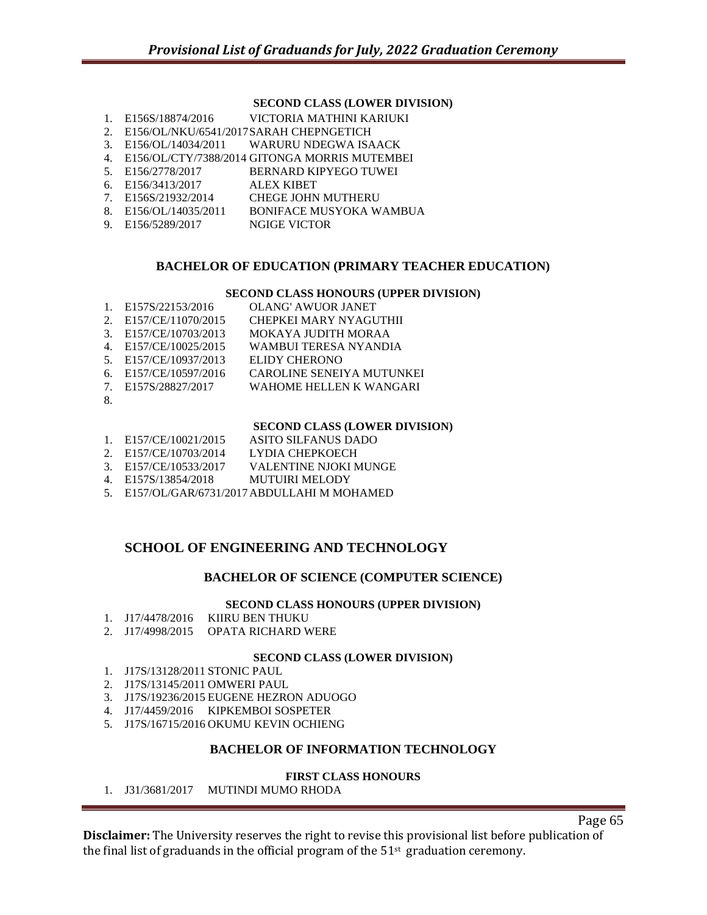#### SECOND CLASS (LOWER DIVISION)

1. E156S/18874/2016 VICTORIA MATHINI KARIUKI
2. E156/OL/NKU/6541/2017 SARAH CHEPNGETICH
3. E156/OL/14034/2011 WARURU NDEGWA ISAACK
4. E156/OL/CTY/7388/2014 GITONGA MORRIS MUTEMBEI
5. E156/2778/2017 BERNARD KIPYEGO TUWEI
6. E156/3413/2017 ALEX KIBET
7. E156S/21932/2014 CHEGE JOHN MUTHERU
8. E156/OL/14035/2011 BONIFACE MUSYOKA WAMBUA
9. E156/5289/2017 NGIGE VICTOR

### BACHELOR OF EDUCATION (PRIMARY TEACHER EDUCATION)

#### SECOND CLASS HONOURS (UPPER DIVISION)

1. E157S/22153/2016 OLANG' AWUOR JANET
2. E157/CE/11070/2015 CHEPKEI MARY NYAGUTHII
3. E157/CE/10703/2013 MOKAYA JUDITH MORAA
4. E157/CE/10025/2015 WAMBUI TERESA NYANDIA
5. E157/CE/10937/2013 ELIDY CHERONO
6. E157/CE/10597/2016 CAROLINE SENEIYA MUTUNKEI
7. E157S/28827/2017 WAHOME HELLEN K WANGARI
8. 

#### SECOND CLASS (LOWER DIVISION)

1. E157/CE/10021/2015 ASITO SILFANUS DADO
2. E157/CE/10703/2014 LYDIA CHEPKOECH
3. E157/CE/10533/2017 VALENTINE NJOKI MUNGE
4. E157S/13854/2018 MUTUIRI MELODY
5. E157/OL/GAR/6731/2017 ABDULLAHI M MOHAMED

## SCHOOL OF ENGINEERING AND TECHNOLOGY

### BACHELOR OF SCIENCE (COMPUTER SCIENCE)

#### SECOND CLASS HONOURS (UPPER DIVISION)

1. J17/4478/2016 KIIRU BEN THUKU
2. J17/4998/2015 OPATA RICHARD WERE

#### SECOND CLASS (LOWER DIVISION)

1. J17S/13128/2011 STONIC PAUL
2. J17S/13145/2011 OMWERI PAUL
3. J17S/19236/2015 EUGENE HEZRON ADUOGO
4. J17/4459/2016 KIPKEMBOI SOSPETER
5. J17S/16715/2016 OKUMU KEVIN OCHIENG

### BACHELOR OF INFORMATION TECHNOLOGY

#### FIRST CLASS HONOURS

1. J31/3681/2017 MUTINDI MUMO RHODA

**Disclaimer:** The University reserves the right to revise this provisional list before publication of the final list of graduands in the official program of the 51st graduation ceremony.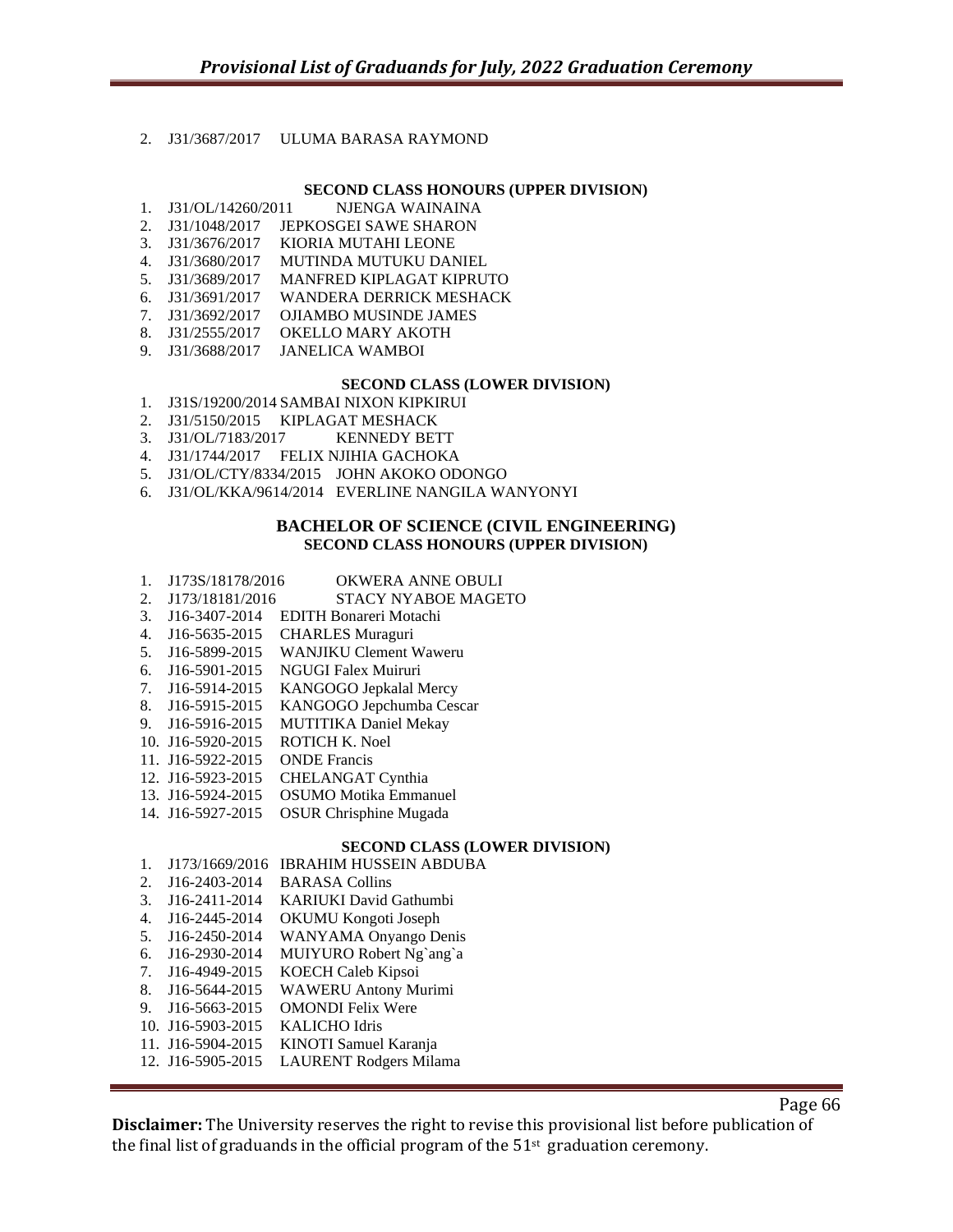2. J31/3687/2017 ULUMA BARASA RAYMOND

**SECOND CLASS HONOURS (UPPER DIVISION)**

1. J31/OL/14260/2011 NJENGA WAINAINA
2. J31/1048/2017 JEPKOSGEI SAWE SHARON
3. J31/3676/2017 KIORIA MUTAHI LEONE
4. J31/3680/2017 MUTINDA MUTUKU DANIEL
5. J31/3689/2017 MANFRED KIPLAGAT KIPRUTO
6. J31/3691/2017 WANDERA DERRICK MESHACK
7. J31/3692/2017 OJIAMBO MUSINDE JAMES
8. J31/2555/2017 OKELLO MARY AKOTH
9. J31/3688/2017 JANELICA WAMBOI

**SECOND CLASS (LOWER DIVISION)**

1. J31S/19200/2014 SAMBAI NIXON KIPKIRUI
2. J31/5150/2015 KIPLAGAT MESHACK
3. J31/OL/7183/2017 KENNEDY BETT
4. J31/1744/2017 FELIX NJIHIA GACHOKA
5. J31/OL/CTY/8334/2015 JOHN AKOKO ODONGO
6. J31/OL/KKA/9614/2014 EVERLINE NANGILA WANYONYI

## BACHELOR OF SCIENCE (CIVIL ENGINEERING)

**SECOND CLASS HONOURS (UPPER DIVISION)**

1. J173S/18178/2016 OKWERA ANNE OBULI
2. J173/18181/2016 STACY NYABOE MAGETO
3. J16-3407-2014 EDITH Bonareri Motachi
4. J16-5635-2015 CHARLES Muraguri
5. J16-5899-2015 WANJIKU Clement Waweru
6. J16-5901-2015 NGUGI Falex Muiruri
7. J16-5914-2015 KANGOGO Jepkalal Mercy
8. J16-5915-2015 KANGOGO Jepchumba Cescar
9. J16-5916-2015 MUTITIKA Daniel Mekay
10. J16-5920-2015 ROTICH K. Noel
11. J16-5922-2015 ONDE Francis
12. J16-5923-2015 CHELANGAT Cynthia
13. J16-5924-2015 OSUMO Motika Emmanuel
14. J16-5927-2015 OSUR Chrisphine Mugada

**SECOND CLASS (LOWER DIVISION)**

1. J173/1669/2016 IBRAHIM HUSSEIN ABDUBA
2. J16-2403-2014 BARASA Collins
3. J16-2411-2014 KARIUKI David Gathumbi
4. J16-2445-2014 OKUMU Kongoti Joseph
5. J16-2450-2014 WANYAMA Onyango Denis
6. J16-2930-2014 MUIYURO Robert Ng`ang`a
7. J16-4949-2015 KOECH Caleb Kipsoi
8. J16-5644-2015 WAWERU Antony Murimi
9. J16-5663-2015 OMONDI Felix Were
10. J16-5903-2015 KALICHO Idris
11. J16-5904-2015 KINOTI Samuel Karanja
12. J16-5905-2015 LAURENT Rodgers Milama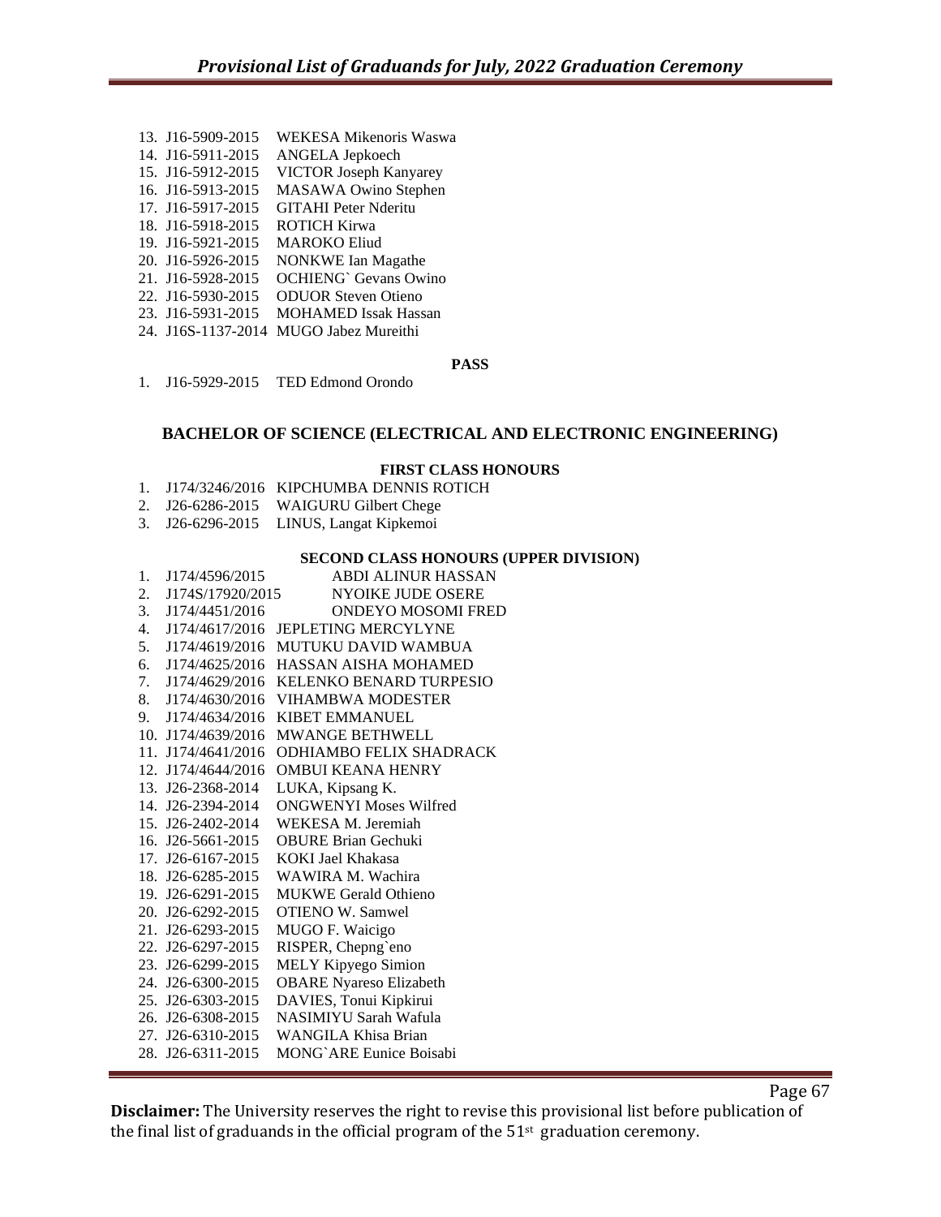13. J16-5909-2015 WEKESA Mikenoris Waswa
14. J16-5911-2015 ANGELA Jepkoech
15. J16-5912-2015 VICTOR Joseph Kanyarey
16. J16-5913-2015 MASAWA Owino Stephen
17. J16-5917-2015 GITAHI Peter Nderitu
18. J16-5918-2015 ROTICH Kirwa
19. J16-5921-2015 MAROKO Eliud
20. J16-5926-2015 NONKWE Ian Magathe
21. J16-5928-2015 OCHIENG` Gevans Owino
22. J16-5930-2015 ODUOR Steven Otieno
23. J16-5931-2015 MOHAMED Issak Hassan
24. J16S-1137-2014 MUGO Jabez Mureithi

**PASS**

1. J16-5929-2015 TED Edmond Orondo

## BACHELOR OF SCIENCE (ELECTRICAL AND ELECTRONIC ENGINEERING)

**FIRST CLASS HONOURS**

1. J174/3246/2016 KIPCHUMBA DENNIS ROTICH
2. J26-6286-2015 WAIGURU Gilbert Chege
3. J26-6296-2015 LINUS, Langat Kipkemoi

**SECOND CLASS HONOURS (UPPER DIVISION)**

1. J174/4596/2015 ABDI ALINUR HASSAN
2. J174S/17920/2015 NYOIKE JUDE OSERE
3. J174/4451/2016 ONDEYO MOSOMI FRED
4. J174/4617/2016 JEPLETING MERCYLYNE
5. J174/4619/2016 MUTUKU DAVID WAMBUA
6. J174/4625/2016 HASSAN AISHA MOHAMED
7. J174/4629/2016 KELENKO BENARD TURPESIO
8. J174/4630/2016 VIHAMBWA MODESTER
9. J174/4634/2016 KIBET EMMANUEL
10. J174/4639/2016 MWANGE BETHWELL
11. J174/4641/2016 ODHIAMBO FELIX SHADRACK
12. J174/4644/2016 OMBUI KEANA HENRY
13. J26-2368-2014 LUKA, Kipsang K.
14. J26-2394-2014 ONGWENYI Moses Wilfred
15. J26-2402-2014 WEKESA M. Jeremiah
16. J26-5661-2015 OBURE Brian Gechuki
17. J26-6167-2015 KOKI Jael Khakasa
18. J26-6285-2015 WAWIRA M. Wachira
19. J26-6291-2015 MUKWE Gerald Othieno
20. J26-6292-2015 OTIENO W. Samwel
21. J26-6293-2015 MUGO F. Waicigo
22. J26-6297-2015 RISPER, Chepng`eno
23. J26-6299-2015 MELY Kipyego Simion
24. J26-6300-2015 OBARE Nyareso Elizabeth
25. J26-6303-2015 DAVIES, Tonui Kipkirui
26. J26-6308-2015 NASIMIYU Sarah Wafula
27. J26-6310-2015 WANGILA Khisa Brian
28. J26-6311-2015 MONG`ARE Eunice Boisabi

**Disclaimer:** The University reserves the right to revise this provisional list before publication of the final list of graduands in the official program of the 51st graduation ceremony.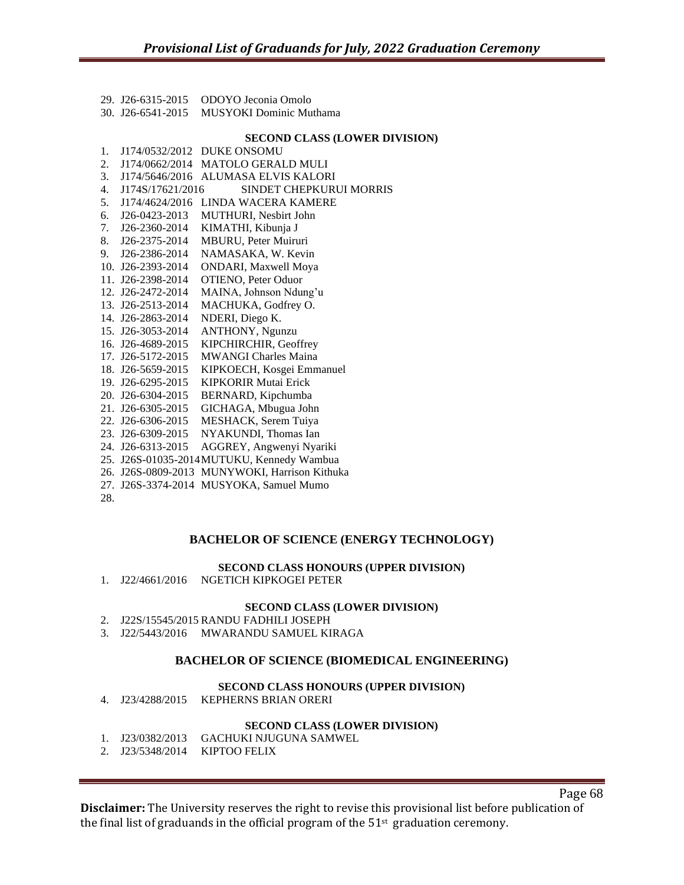29. J26-6315-2015 ODOYO Jeconia Omolo
30. J26-6541-2015 MUSYOKI Dominic Muthama

**SECOND CLASS (LOWER DIVISION)**

1. J174/0532/2012 DUKE ONSOMU
2. J174/0662/2014 MATOLO GERALD MULI
3. J174/5646/2016 ALUMASA ELVIS KALORI
4. J174S/17621/2016 SINDET CHEPKURUI MORRIS
5. J174/4624/2016 LINDA WACERA KAMERE
6. J26-0423-2013 MUTHURI, Nesbirt John
7. J26-2360-2014 KIMATHI, Kibunja J
8. J26-2375-2014 MBURU, Peter Muiruri
9. J26-2386-2014 NAMASAKA, W. Kevin
10. J26-2393-2014 ONDARI, Maxwell Moya
11. J26-2398-2014 OTIENO, Peter Oduor
12. J26-2472-2014 MAINA, Johnson Ndung'u
13. J26-2513-2014 MACHUKA, Godfrey O.
14. J26-2863-2014 NDERI, Diego K.
15. J26-3053-2014 ANTHONY, Ngunzu
16. J26-4689-2015 KIPCHIRCHIR, Geoffrey
17. J26-5172-2015 MWANGI Charles Maina
18. J26-5659-2015 KIPKOECH, Kosgei Emmanuel
19. J26-6295-2015 KIPKORIR Mutai Erick
20. J26-6304-2015 BERNARD, Kipchumba
21. J26-6305-2015 GICHAGA, Mbugua John
22. J26-6306-2015 MESHACK, Serem Tuiya
23. J26-6309-2015 NYAKUNDI, Thomas Ian
24. J26-6313-2015 AGGREY, Angwenyi Nyariki
25. J26S-01035-2014 MUTUKU, Kennedy Wambua
26. J26S-0809-2013 MUNYWOKI, Harrison Kithuka
27. J26S-3374-2014 MUSYOKA, Samuel Mumo
28.

## BACHELOR OF SCIENCE (ENERGY TECHNOLOGY)

**SECOND CLASS HONOURS (UPPER DIVISION)**

1. J22/4661/2016 NGETICH KIPKOGEI PETER

**SECOND CLASS (LOWER DIVISION)**

2. J22S/15545/2015 RANDU FADHILI JOSEPH
3. J22/5443/2016 MWARANDU SAMUEL KIRAGA

## BACHELOR OF SCIENCE (BIOMEDICAL ENGINEERING)

**SECOND CLASS HONOURS (UPPER DIVISION)**

4. J23/4288/2015 KEPHERNS BRIAN ORERI

**SECOND CLASS (LOWER DIVISION)**

1. J23/0382/2013 GACHUKI NJUGUNA SAMWEL
2. J23/5348/2014 KIPTOO FELIX

**Disclaimer:** The University reserves the right to revise this provisional list before publication of the final list of graduands in the official program of the 51st graduation ceremony.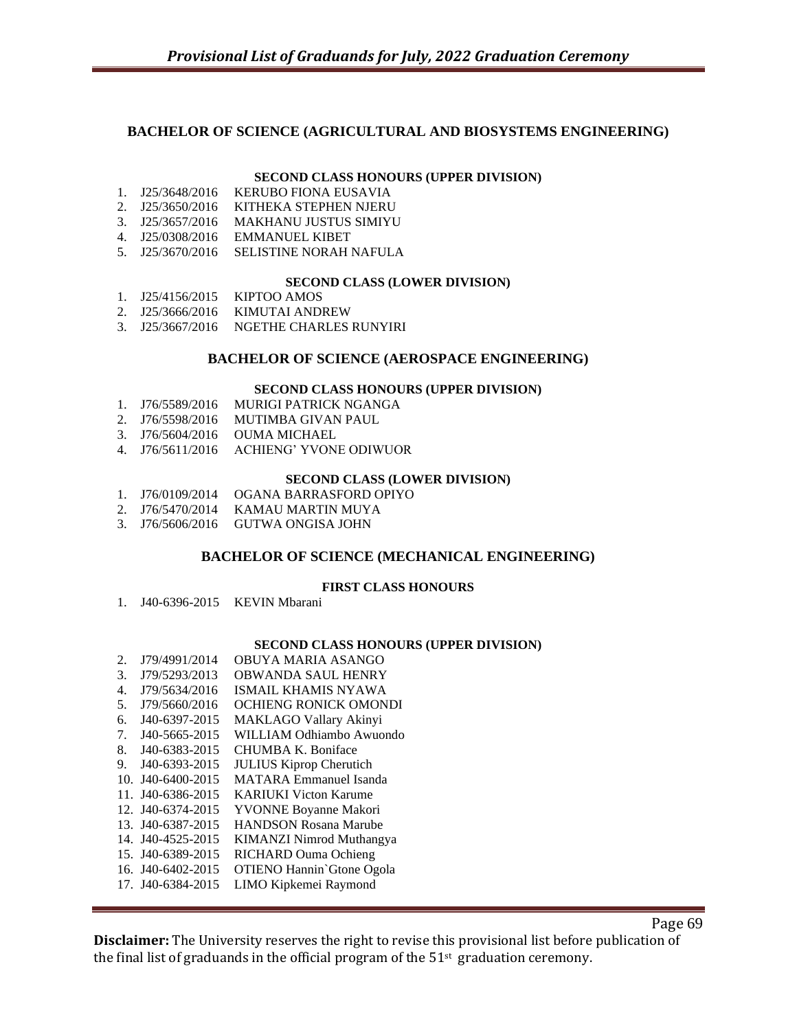## BACHELOR OF SCIENCE (AGRICULTURAL AND BIOSYSTEMS ENGINEERING)

#### SECOND CLASS HONOURS (UPPER DIVISION)

1. J25/3648/2016 KERUBO FIONA EUSAVIA
2. J25/3650/2016 KITHEKA STEPHEN NJERU
3. J25/3657/2016 MAKHANU JUSTUS SIMIYU
4. J25/0308/2016 EMMANUEL KIBET
5. J25/3670/2016 SELISTINE NORAH NAFULA

#### SECOND CLASS (LOWER DIVISION)

1. J25/4156/2015 KIPTOO AMOS
2. J25/3666/2016 KIMUTAI ANDREW
3. J25/3667/2016 NGETHE CHARLES RUNYIRI

## BACHELOR OF SCIENCE (AEROSPACE ENGINEERING)

#### SECOND CLASS HONOURS (UPPER DIVISION)

1. J76/5589/2016 MURIGI PATRICK NGANGA
2. J76/5598/2016 MUTIMBA GIVAN PAUL
3. J76/5604/2016 OUMA MICHAEL
4. J76/5611/2016 ACHIENG' YVONE ODIWUOR

#### SECOND CLASS (LOWER DIVISION)

1. J76/0109/2014 OGANA BARRASFORD OPIYO
2. J76/5470/2014 KAMAU MARTIN MUYA
3. J76/5606/2016 GUTWA ONGISA JOHN

## BACHELOR OF SCIENCE (MECHANICAL ENGINEERING)

#### FIRST CLASS HONOURS

1. J40-6396-2015 KEVIN Mbarani

#### SECOND CLASS HONOURS (UPPER DIVISION)

2. J79/4991/2014 OBUYA MARIA ASANGO
3. J79/5293/2013 OBWANDA SAUL HENRY
4. J79/5634/2016 ISMAIL KHAMIS NYAWA
5. J79/5660/2016 OCHIENG RONICK OMONDI
6. J40-6397-2015 MAKLAGO Vallary Akinyi
7. J40-5665-2015 WILLIAM Odhiambo Awuondo
8. J40-6383-2015 CHUMBA K. Boniface
9. J40-6393-2015 JULIUS Kiprop Cherutich
10. J40-6400-2015 MATARA Emmanuel Isanda
11. J40-6386-2015 KARIUKI Victon Karume
12. J40-6374-2015 YVONNE Boyanne Makori
13. J40-6387-2015 HANDSON Rosana Marube
14. J40-4525-2015 KIMANZI Nimrod Muthangya
15. J40-6389-2015 RICHARD Ouma Ochieng
16. J40-6402-2015 OTIENO Hannin`Gtone Ogola
17. J40-6384-2015 LIMO Kipkemei Raymond

**Disclaimer:** The University reserves the right to revise this provisional list before publication of the final list of graduands in the official program of the 51st graduation ceremony.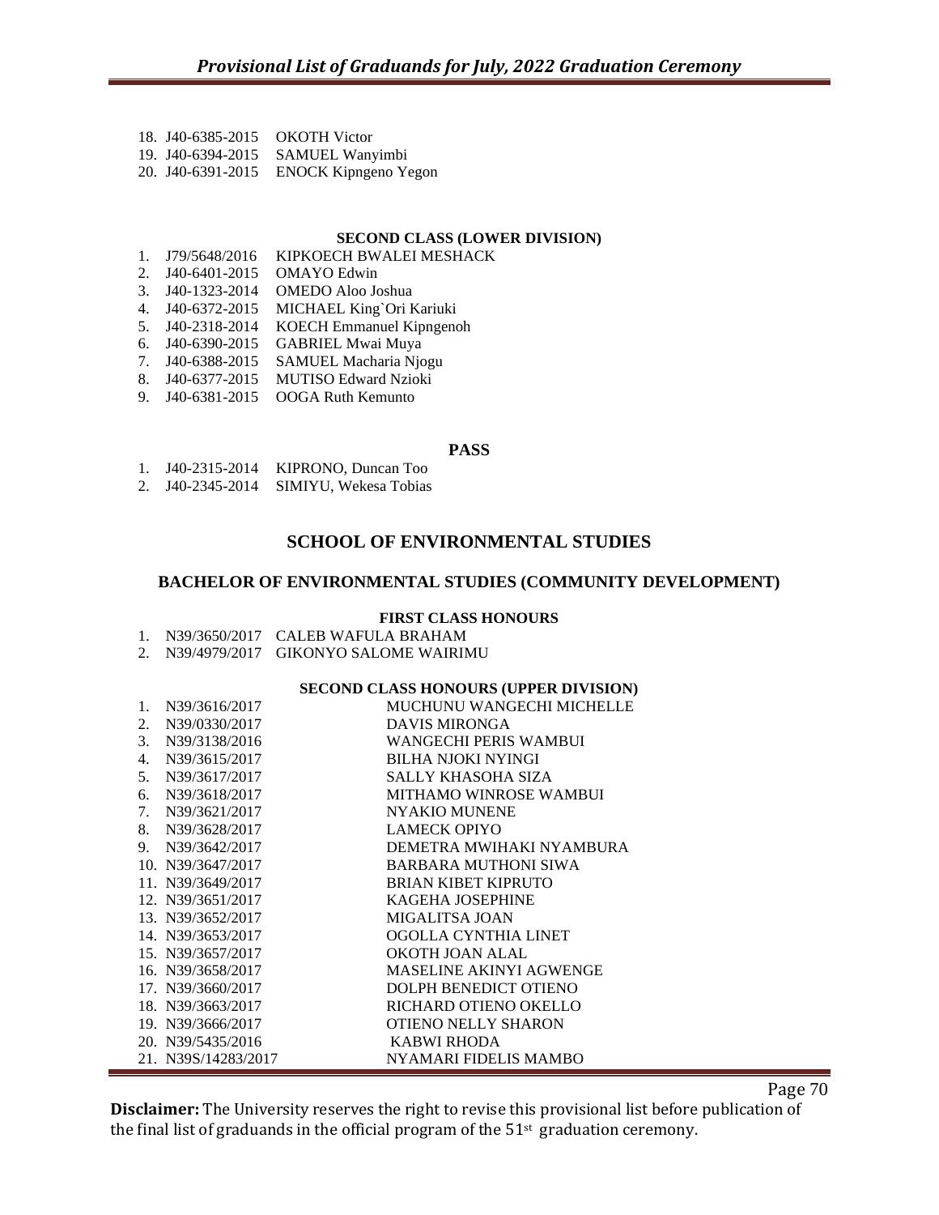18. J40-6385-2015 OKOTH Victor
19. J40-6394-2015 SAMUEL Wanyimbi
20. J40-6391-2015 ENOCK Kipngeno Yegon

**SECOND CLASS (LOWER DIVISION)**

1. J79/5648/2016 KIPKOECH BWALEI MESHACK
2. J40-6401-2015 OMAYO Edwin
3. J40-1323-2014 OMEDO Aloo Joshua
4. J40-6372-2015 MICHAEL King`Ori Kariuki
5. J40-2318-2014 KOECH Emmanuel Kipngenoh
6. J40-6390-2015 GABRIEL Mwai Muya
7. J40-6388-2015 SAMUEL Macharia Njogu
8. J40-6377-2015 MUTISO Edward Nzioki
9. J40-6381-2015 OOGA Ruth Kemunto

**PASS**

1. J40-2315-2014 KIPRONO, Duncan Too
2. J40-2345-2014 SIMIYU, Wekesa Tobias

## SCHOOL OF ENVIRONMENTAL STUDIES

### BACHELOR OF ENVIRONMENTAL STUDIES (COMMUNITY DEVELOPMENT)

**FIRST CLASS HONOURS**

1. N39/3650/2017 CALEB WAFULA BRAHAM
2. N39/4979/2017 GIKONYO SALOME WAIRIMU

**SECOND CLASS HONOURS (UPPER DIVISION)**

1. N39/3616/2017 MUCHUNU WANGECHI MICHELLE
2. N39/0330/2017 DAVIS MIRONGA
3. N39/3138/2016 WANGECHI PERIS WAMBUI
4. N39/3615/2017 BILHA NJOKI NYINGI
5. N39/3617/2017 SALLY KHASOHA SIZA
6. N39/3618/2017 MITHAMO WINROSE WAMBUI
7. N39/3621/2017 NYAKIO MUNENE
8. N39/3628/2017 LAMECK OPIYO
9. N39/3642/2017 DEMETRA MWIHAKI NYAMBURA
10. N39/3647/2017 BARBARA MUTHONI SIWA
11. N39/3649/2017 BRIAN KIBET KIPRUTO
12. N39/3651/2017 KAGEHA JOSEPHINE
13. N39/3652/2017 MIGALITSA JOAN
14. N39/3653/2017 OGOLLA CYNTHIA LINET
15. N39/3657/2017 OKOTH JOAN ALAL
16. N39/3658/2017 MASELINE AKINYI AGWENGE
17. N39/3660/2017 DOLPH BENEDICT OTIENO
18. N39/3663/2017 RICHARD OTIENO OKELLO
19. N39/3666/2017 OTIENO NELLY SHARON
20. N39/5435/2016 KABWI RHODA
21. N39S/14283/2017 NYAMARI FIDELIS MAMBO

**Disclaimer:** The University reserves the right to revise this provisional list before publication of the final list of graduands in the official program of the 51st graduation ceremony.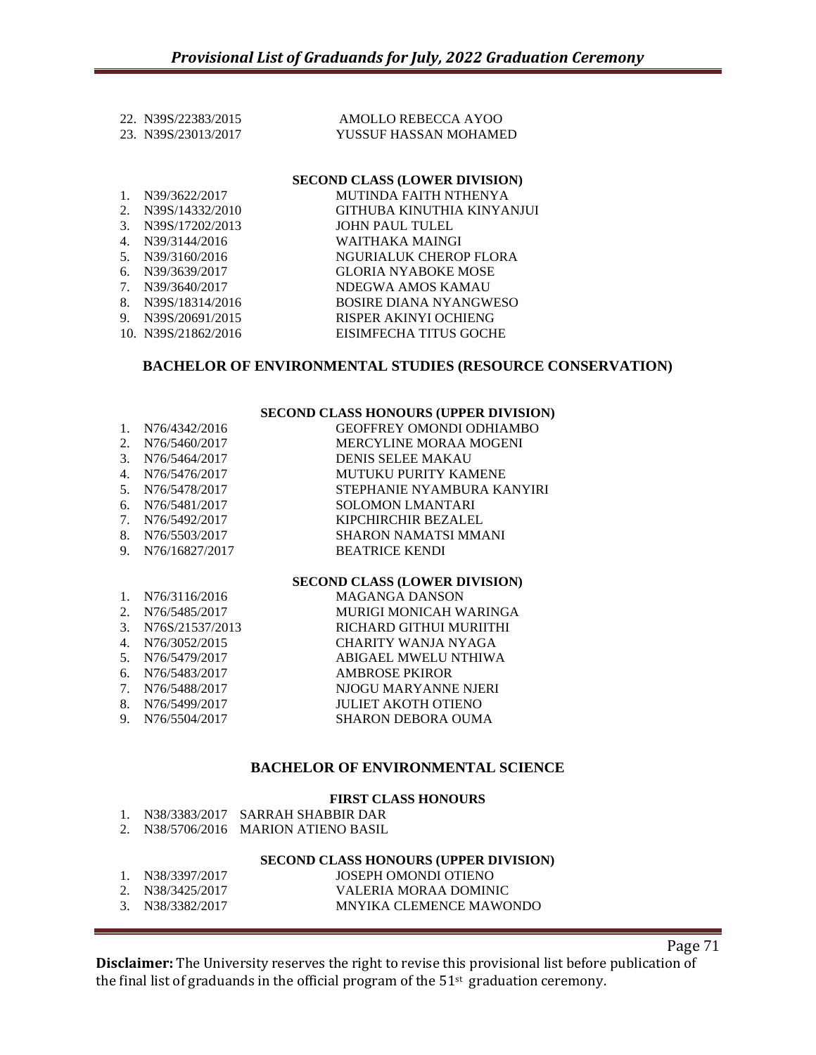22. N39S/22383/2015 AMOLLO REBECCA AYOO
23. N39S/23013/2017 YUSSUF HASSAN MOHAMED

**SECOND CLASS (LOWER DIVISION)**

1. N39/3622/2017 MUTINDA FAITH NTHENYA
2. N39S/14332/2010 GITHUBA KINUTHIA KINYANJUI
3. N39S/17202/2013 JOHN PAUL TULEL
4. N39/3144/2016 WAITHAKA MAINGI
5. N39/3160/2016 NGURIALUK CHEROP FLORA
6. N39/3639/2017 GLORIA NYABOKE MOSE
7. N39/3640/2017 NDEGWA AMOS KAMAU
8. N39S/18314/2016 BOSIRE DIANA NYANGWESO
9. N39S/20691/2015 RISPER AKINYI OCHIENG
10. N39S/21862/2016 EISIMFECHA TITUS GOCHE

## BACHELOR OF ENVIRONMENTAL STUDIES (RESOURCE CONSERVATION)

**SECOND CLASS HONOURS (UPPER DIVISION)**

1. N76/4342/2016 GEOFFREY OMONDI ODHIAMBO
2. N76/5460/2017 MERCYLINE MORAA MOGENI
3. N76/5464/2017 DENIS SELEE MAKAU
4. N76/5476/2017 MUTUKU PURITY KAMENE
5. N76/5478/2017 STEPHANIE NYAMBURA KANYIRI
6. N76/5481/2017 SOLOMON LMANTARI
7. N76/5492/2017 KIPCHIRCHIR BEZALEL
8. N76/5503/2017 SHARON NAMATSI MMANI
9. N76/16827/2017 BEATRICE KENDI

**SECOND CLASS (LOWER DIVISION)**

1. N76/3116/2016 MAGANGA DANSON
2. N76/5485/2017 MURIGI MONICAH WARINGA
3. N76S/21537/2013 RICHARD GITHUI MURIITHI
4. N76/3052/2015 CHARITY WANJA NYAGA
5. N76/5479/2017 ABIGAEL MWELU NTHIWA
6. N76/5483/2017 AMBROSE PKIROR
7. N76/5488/2017 NJOGU MARYANNE NJERI
8. N76/5499/2017 JULIET AKOTH OTIENO
9. N76/5504/2017 SHARON DEBORA OUMA

## BACHELOR OF ENVIRONMENTAL SCIENCE

**FIRST CLASS HONOURS**

1. N38/3383/2017 SARRAH SHABBIR DAR
2. N38/5706/2016 MARION ATIENO BASIL

**SECOND CLASS HONOURS (UPPER DIVISION)**

1. N38/3397/2017 JOSEPH OMONDI OTIENO
2. N38/3425/2017 VALERIA MORAA DOMINIC
3. N38/3382/2017 MNYIKA CLEMENCE MAWONDO

**Disclaimer:** The University reserves the right to revise this provisional list before publication of the final list of graduands in the official program of the 51st graduation ceremony.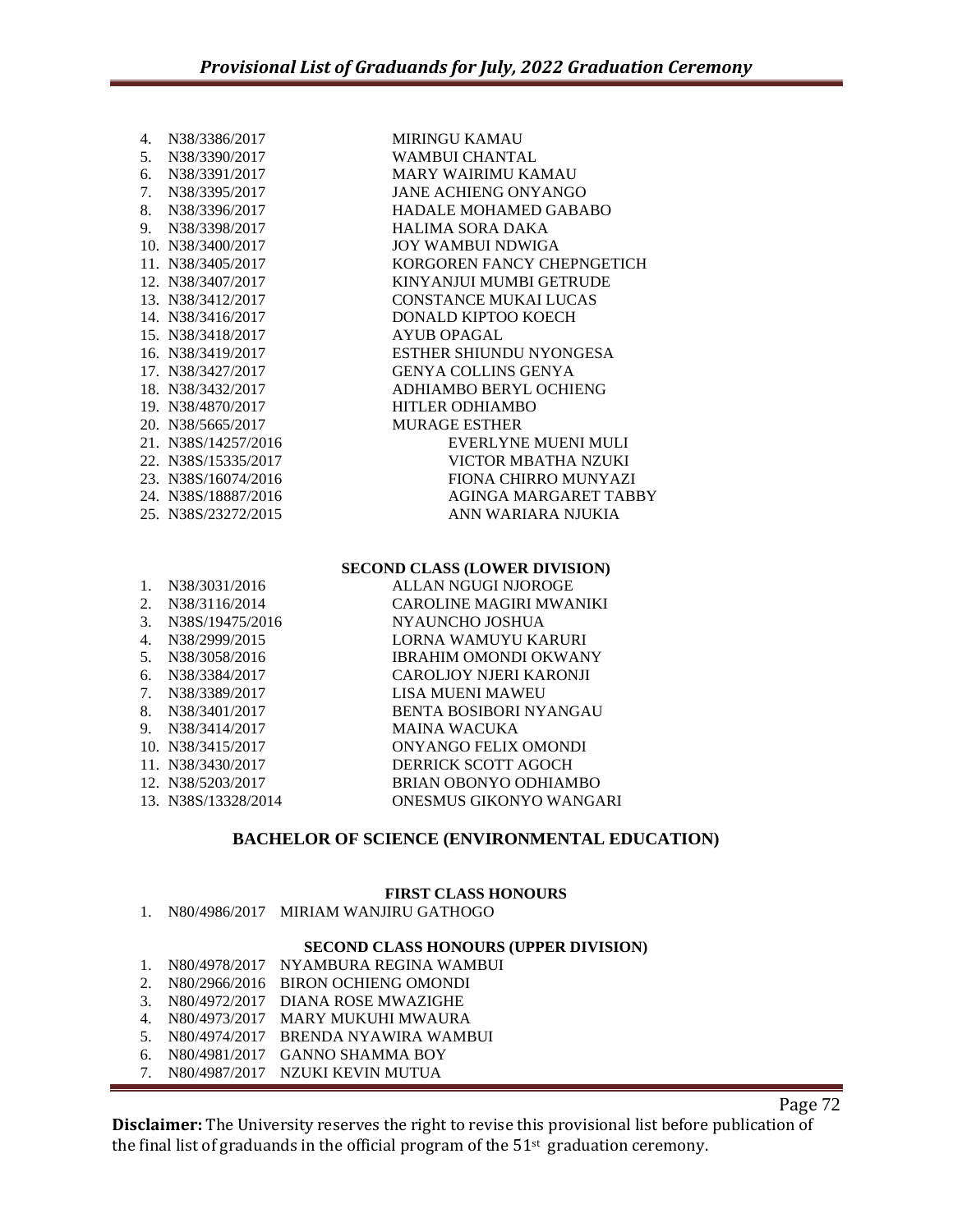4. N38/3386/2017 MIRINGU KAMAU
5. N38/3390/2017 WAMBUI CHANTAL
6. N38/3391/2017 MARY WAIRIMU KAMAU
7. N38/3395/2017 JANE ACHIENG ONYANGO
8. N38/3396/2017 HADALE MOHAMED GABABO
9. N38/3398/2017 HALIMA SORA DAKA
10. N38/3400/2017 JOY WAMBUI NDWIGA
11. N38/3405/2017 KORGOREN FANCY CHEPNGETICH
12. N38/3407/2017 KINYANJUI MUMBI GETRUDE
13. N38/3412/2017 CONSTANCE MUKAI LUCAS
14. N38/3416/2017 DONALD KIPTOO KOECH
15. N38/3418/2017 AYUB OPAGAL
16. N38/3419/2017 ESTHER SHIUNDU NYONGESA
17. N38/3427/2017 GENYA COLLINS GENYA
18. N38/3432/2017 ADHIAMBO BERYL OCHIENG
19. N38/4870/2017 HITLER ODHIAMBO
20. N38/5665/2017 MURAGE ESTHER
21. N38S/14257/2016 EVERLYNE MUENI MULI
22. N38S/15335/2017 VICTOR MBATHA NZUKI
23. N38S/16074/2016 FIONA CHIRRO MUNYAZI
24. N38S/18887/2016 AGINGA MARGARET TABBY
25. N38S/23272/2015 ANN WARIARA NJUKIA

**SECOND CLASS (LOWER DIVISION)**

1. N38/3031/2016 ALLAN NGUGI NJOROGE
2. N38/3116/2014 CAROLINE MAGIRI MWANIKI
3. N38S/19475/2016 NYAUNCHO JOSHUA
4. N38/2999/2015 LORNA WAMUYU KARURI
5. N38/3058/2016 IBRAHIM OMONDI OKWANY
6. N38/3384/2017 CAROLJOY NJERI KARONJI
7. N38/3389/2017 LISA MUENI MAWEU
8. N38/3401/2017 BENTA BOSIBORI NYANGAU
9. N38/3414/2017 MAINA WACUKA
10. N38/3415/2017 ONYANGO FELIX OMONDI
11. N38/3430/2017 DERRICK SCOTT AGOCH
12. N38/5203/2017 BRIAN OBONYO ODHIAMBO
13. N38S/13328/2014 ONESMUS GIKONYO WANGARI

## BACHELOR OF SCIENCE (ENVIRONMENTAL EDUCATION)

**FIRST CLASS HONOURS**

1. N80/4986/2017 MIRIAM WANJIRU GATHOGO

**SECOND CLASS HONOURS (UPPER DIVISION)**

1. N80/4978/2017 NYAMBURA REGINA WAMBUI
2. N80/2966/2016 BIRON OCHIENG OMONDI
3. N80/4972/2017 DIANA ROSE MWAZIGHE
4. N80/4973/2017 MARY MUKUHI MWAURA
5. N80/4974/2017 BRENDA NYAWIRA WAMBUI
6. N80/4981/2017 GANNO SHAMMA BOY
7. N80/4987/2017 NZUKI KEVIN MUTUA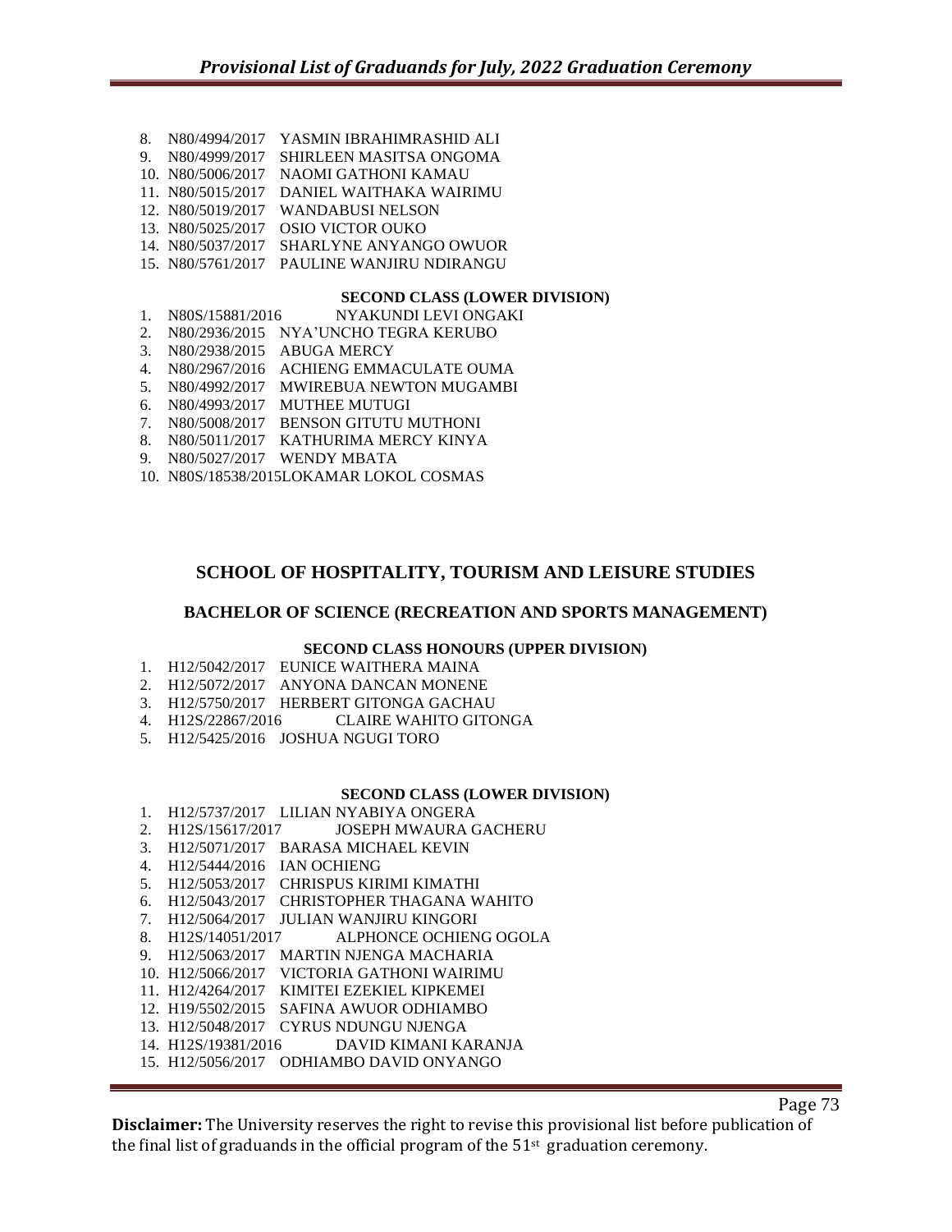8. N80/4994/2017 YASMIN IBRAHIMRASHID ALI
9. N80/4999/2017 SHIRLEEN MASITSA ONGOMA
10. N80/5006/2017 NAOMI GATHONI KAMAU
11. N80/5015/2017 DANIEL WAITHAKA WAIRIMU
12. N80/5019/2017 WANDABUSI NELSON
13. N80/5025/2017 OSIO VICTOR OUKO
14. N80/5037/2017 SHARLYNE ANYANGO OWUOR
15. N80/5761/2017 PAULINE WANJIRU NDIRANGU

**SECOND CLASS (LOWER DIVISION)**

1. N80S/15881/2016 NYAKUNDI LEVI ONGAKI
2. N80/2936/2015 NYA'UNCHO TEGRA KERUBO
3. N80/2938/2015 ABUGA MERCY
4. N80/2967/2016 ACHIENG EMMACULATE OUMA
5. N80/4992/2017 MWIREBUA NEWTON MUGAMBI
6. N80/4993/2017 MUTHEE MUTUGI
7. N80/5008/2017 BENSON GITUTU MUTHONI
8. N80/5011/2017 KATHURIMA MERCY KINYA
9. N80/5027/2017 WENDY MBATA
10. N80S/18538/2015LOKAMAR LOKOL COSMAS

## SCHOOL OF HOSPITALITY, TOURISM AND LEISURE STUDIES

### BACHELOR OF SCIENCE (RECREATION AND SPORTS MANAGEMENT)

**SECOND CLASS HONOURS (UPPER DIVISION)**

1. H12/5042/2017 EUNICE WAITHERA MAINA
2. H12/5072/2017 ANYONA DANCAN MONENE
3. H12/5750/2017 HERBERT GITONGA GACHAU
4. H12S/22867/2016 CLAIRE WAHITO GITONGA
5. H12/5425/2016 JOSHUA NGUGI TORO

**SECOND CLASS (LOWER DIVISION)**

1. H12/5737/2017 LILIAN NYABIYA ONGERA
2. H12S/15617/2017 JOSEPH MWAURA GACHERU
3. H12/5071/2017 BARASA MICHAEL KEVIN
4. H12/5444/2016 IAN OCHIENG
5. H12/5053/2017 CHRISPUS KIRIMI KIMATHI
6. H12/5043/2017 CHRISTOPHER THAGANA WAHITO
7. H12/5064/2017 JULIAN WANJIRU KINGORI
8. H12S/14051/2017 ALPHONCE OCHIENG OGOLA
9. H12/5063/2017 MARTIN NJENGA MACHARIA
10. H12/5066/2017 VICTORIA GATHONI WAIRIMU
11. H12/4264/2017 KIMITEI EZEKIEL KIPKEMEI
12. H19/5502/2015 SAFINA AWUOR ODHIAMBO
13. H12/5048/2017 CYRUS NDUNGU NJENGA
14. H12S/19381/2016 DAVID KIMANI KARANJA
15. H12/5056/2017 ODHIAMBO DAVID ONYANGO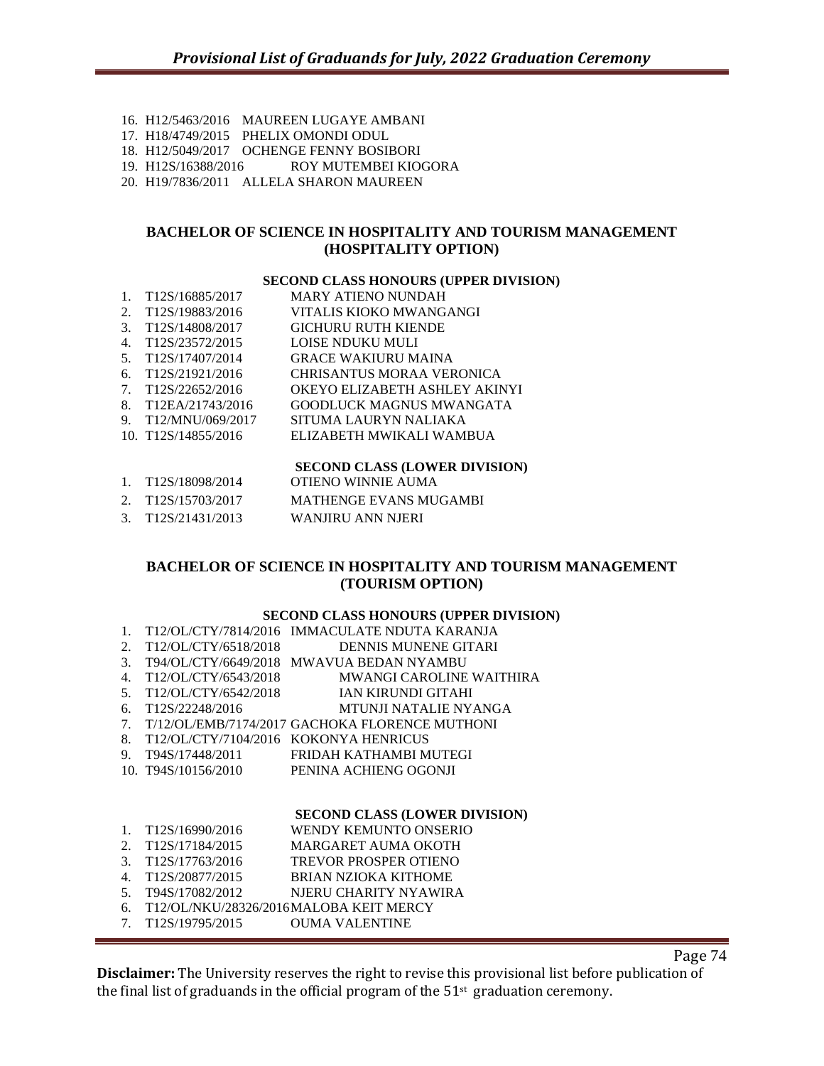16. H12/5463/2016 MAUREEN LUGAYE AMBANI
17. H18/4749/2015 PHELIX OMONDI ODUL
18. H12/5049/2017 OCHENGE FENNY BOSIBORI
19. H12S/16388/2016 ROY MUTEMBEI KIOGORA
20. H19/7836/2011 ALLELA SHARON MAUREEN

## BACHELOR OF SCIENCE IN HOSPITALITY AND TOURISM MANAGEMENT (HOSPITALITY OPTION)

### SECOND CLASS HONOURS (UPPER DIVISION)

1. T12S/16885/2017 MARY ATIENO NUNDAH
2. T12S/19883/2016 VITALIS KIOKO MWANGANGI
3. T12S/14808/2017 GICHURU RUTH KIENDE
4. T12S/23572/2015 LOISE NDUKU MULI
5. T12S/17407/2014 GRACE WAKIURU MAINA
6. T12S/21921/2016 CHRISANTUS MORAA VERONICA
7. T12S/22652/2016 OKEYO ELIZABETH ASHLEY AKINYI
8. T12EA/21743/2016 GOODLUCK MAGNUS MWANGATA
9. T12/MNU/069/2017 SITUMA LAURYN NALIAKA
10. T12S/14855/2016 ELIZABETH MWIKALI WAMBUA

### SECOND CLASS (LOWER DIVISION)

1. T12S/18098/2014 OTIENO WINNIE AUMA
2. T12S/15703/2017 MATHENGE EVANS MUGAMBI
3. T12S/21431/2013 WANJIRU ANN NJERI

## BACHELOR OF SCIENCE IN HOSPITALITY AND TOURISM MANAGEMENT (TOURISM OPTION)

### SECOND CLASS HONOURS (UPPER DIVISION)

1. T12/OL/CTY/7814/2016 IMMACULATE NDUTA KARANJA
2. T12/OL/CTY/6518/2018 DENNIS MUNENE GITARI
3. T94/OL/CTY/6649/2018 MWAVUA BEDAN NYAMBU
4. T12/OL/CTY/6543/2018 MWANGI CAROLINE WAITHIRA
5. T12/OL/CTY/6542/2018 IAN KIRUNDI GITAHI
6. T12S/22248/2016 MTUNJI NATALIE NYANGA
7. T/12/OL/EMB/7174/2017 GACHOKA FLORENCE MUTHONI
8. T12/OL/CTY/7104/2016 KOKONYA HENRICUS
9. T94S/17448/2011 FRIDAH KATHAMBI MUTEGI
10. T94S/10156/2010 PENINA ACHIENG OGONJI

### SECOND CLASS (LOWER DIVISION)

1. T12S/16990/2016 WENDY KEMUNTO ONSERIO
2. T12S/17184/2015 MARGARET AUMA OKOTH
3. T12S/17763/2016 TREVOR PROSPER OTIENO
4. T12S/20877/2015 BRIAN NZIOKA KITHOME
5. T94S/17082/2012 NJERU CHARITY NYAWIRA
6. T12/OL/NKU/28326/2016 MALOBA KEIT MERCY
7. T12S/19795/2015 OUMA VALENTINE

**Disclaimer:** The University reserves the right to revise this provisional list before publication of the final list of graduands in the official program of the 51st graduation ceremony.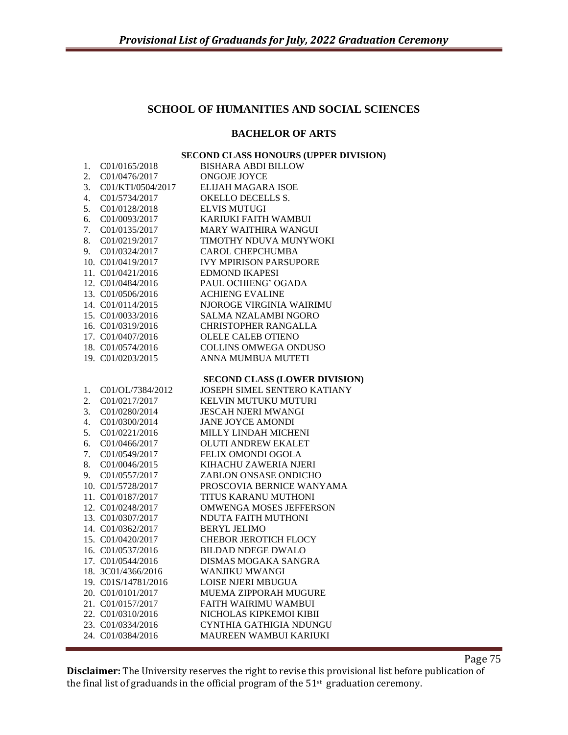## SCHOOL OF HUMANITIES AND SOCIAL SCIENCES

### BACHELOR OF ARTS

#### SECOND CLASS HONOURS (UPPER DIVISION)

1. C01/0165/2018 BISHARA ABDI BILLOW
2. C01/0476/2017 ONGOJE JOYCE
3. C01/KTI/0504/2017 ELIJAH MAGARA ISOE
4. C01/5734/2017 OKELLO DECELLS S.
5. C01/0128/2018 ELVIS MUTUGI
6. C01/0093/2017 KARIUKI FAITH WAMBUI
7. C01/0135/2017 MARY WAITHIRA WANGUI
8. C01/0219/2017 TIMOTHY NDUVA MUNYWOKI
9. C01/0324/2017 CAROL CHEPCHUMBA
10. C01/0419/2017 IVY MPIRISON PARSUPORE
11. C01/0421/2016 EDMOND IKAPESI
12. C01/0484/2016 PAUL OCHIENG' OGADA
13. C01/0506/2016 ACHIENG EVALINE
14. C01/0114/2015 NJOROGE VIRGINIA WAIRIMU
15. C01/0033/2016 SALMA NZALAMBI NGORO
16. C01/0319/2016 CHRISTOPHER RANGALLA
17. C01/0407/2016 OLELE CALEB OTIENO
18. C01/0574/2016 COLLINS OMWEGA ONDUSO
19. C01/0203/2015 ANNA MUMBUA MUTETI

#### SECOND CLASS (LOWER DIVISION)

1. C01/OL/7384/2012 JOSEPH SIMEL SENTERO KATIANY
2. C01/0217/2017 KELVIN MUTUKU MUTURI
3. C01/0280/2014 JESCAH NJERI MWANGI
4. C01/0300/2014 JANE JOYCE AMONDI
5. C01/0221/2016 MILLY LINDAH MICHENI
6. C01/0466/2017 OLUTI ANDREW EKALET
7. C01/0549/2017 FELIX OMONDI OGOLA
8. C01/0046/2015 KIHACHU ZAWERIA NJERI
9. C01/0557/2017 ZABLON ONSASE ONDICHO
10. C01/5728/2017 PROSCOVIA BERNICE WANYAMA
11. C01/0187/2017 TITUS KARANU MUTHONI
12. C01/0248/2017 OMWENGA MOSES JEFFERSON
13. C01/0307/2017 NDUTA FAITH MUTHONI
14. C01/0362/2017 BERYL JELIMO
15. C01/0420/2017 CHEBOR JEROTICH FLOCY
16. C01/0537/2016 BILDAD NDEGE DWALO
17. C01/0544/2016 DISMAS MOGAKA SANGRA
18. 3C01/4366/2016 WANJIKU MWANGI
19. C01S/14781/2016 LOISE NJERI MBUGUA
20. C01/0101/2017 MUEMA ZIPPORAH MUGURE
21. C01/0157/2017 FAITH WAIRIMU WAMBUI
22. C01/0310/2016 NICHOLAS KIPKEMOI KIBII
23. C01/0334/2016 CYNTHIA GATHIGIA NDUNGU
24. C01/0384/2016 MAUREEN WAMBUI KARIUKI

**Disclaimer:** The University reserves the right to revise this provisional list before publication of the final list of graduands in the official program of the 51st graduation ceremony.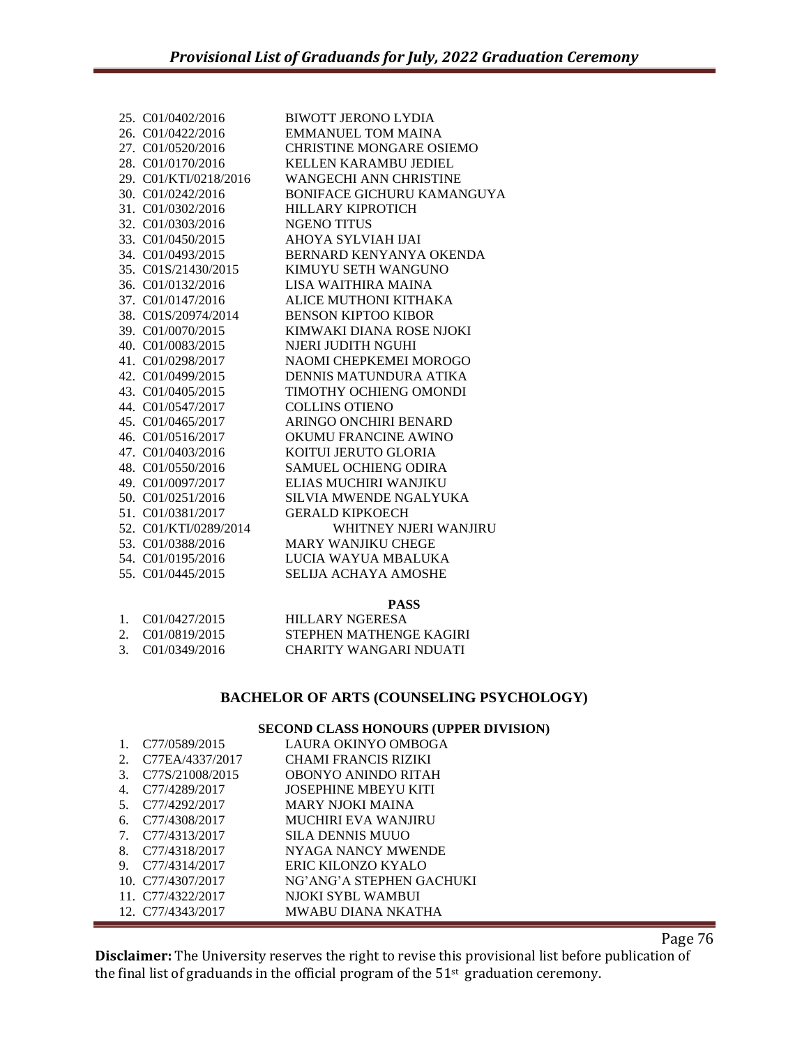25. C01/0402/2016 BIWOTT JERONO LYDIA
26. C01/0422/2016 EMMANUEL TOM MAINA
27. C01/0520/2016 CHRISTINE MONGARE OSIEMO
28. C01/0170/2016 KELLEN KARAMBU JEDIEL
29. C01/KTI/0218/2016 WANGECHI ANN CHRISTINE
30. C01/0242/2016 BONIFACE GICHURU KAMANGUYA
31. C01/0302/2016 HILLARY KIPROTICH
32. C01/0303/2016 NGENO TITUS
33. C01/0450/2015 AHOYA SYLVIAH IJAI
34. C01/0493/2015 BERNARD KENYANYA OKENDA
35. C01S/21430/2015 KIMUYU SETH WANGUNO
36. C01/0132/2016 LISA WAITHIRA MAINA
37. C01/0147/2016 ALICE MUTHONI KITHAKA
38. C01S/20974/2014 BENSON KIPTOO KIBOR
39. C01/0070/2015 KIMWAKI DIANA ROSE NJOKI
40. C01/0083/2015 NJERI JUDITH NGUHI
41. C01/0298/2017 NAOMI CHEPKEMEI MOROGO
42. C01/0499/2015 DENNIS MATUNDURA ATIKA
43. C01/0405/2015 TIMOTHY OCHIENG OMONDI
44. C01/0547/2017 COLLINS OTIENO
45. C01/0465/2017 ARINGO ONCHIRI BENARD
46. C01/0516/2017 OKUMU FRANCINE AWINO
47. C01/0403/2016 KOITUI JERUTO GLORIA
48. C01/0550/2016 SAMUEL OCHIENG ODIRA
49. C01/0097/2017 ELIAS MUCHIRI WANJIKU
50. C01/0251/2016 SILVIA MWENDE NGALYUKA
51. C01/0381/2017 GERALD KIPKOECH
52. C01/KTI/0289/2014 WHITNEY NJERI WANJIRU
53. C01/0388/2016 MARY WANJIKU CHEGE
54. C01/0195/2016 LUCIA WAYUA MBALUKA
55. C01/0445/2015 SELIJA ACHAYA AMOSHE

**PASS**

1. C01/0427/2015 HILLARY NGERESA
2. C01/0819/2015 STEPHEN MATHENGE KAGIRI
3. C01/0349/2016 CHARITY WANGARI NDUATI

## BACHELOR OF ARTS (COUNSELING PSYCHOLOGY)

**SECOND CLASS HONOURS (UPPER DIVISION)**

1. C77/0589/2015 LAURA OKINYO OMBOGA
2. C77EA/4337/2017 CHAMI FRANCIS RIZIKI
3. C77S/21008/2015 OBONYO ANINDO RITAH
4. C77/4289/2017 JOSEPHINE MBEYU KITI
5. C77/4292/2017 MARY NJOKI MAINA
6. C77/4308/2017 MUCHIRI EVA WANJIRU
7. C77/4313/2017 SILA DENNIS MUUO
8. C77/4318/2017 NYAGA NANCY MWENDE
9. C77/4314/2017 ERIC KILONZO KYALO
10. C77/4307/2017 NG'ANG'A STEPHEN GACHUKI
11. C77/4322/2017 NJOKI SYBL WAMBUI
12. C77/4343/2017 MWABU DIANA NKATHA

**Disclaimer:** The University reserves the right to revise this provisional list before publication of the final list of graduands in the official program of the 51st graduation ceremony.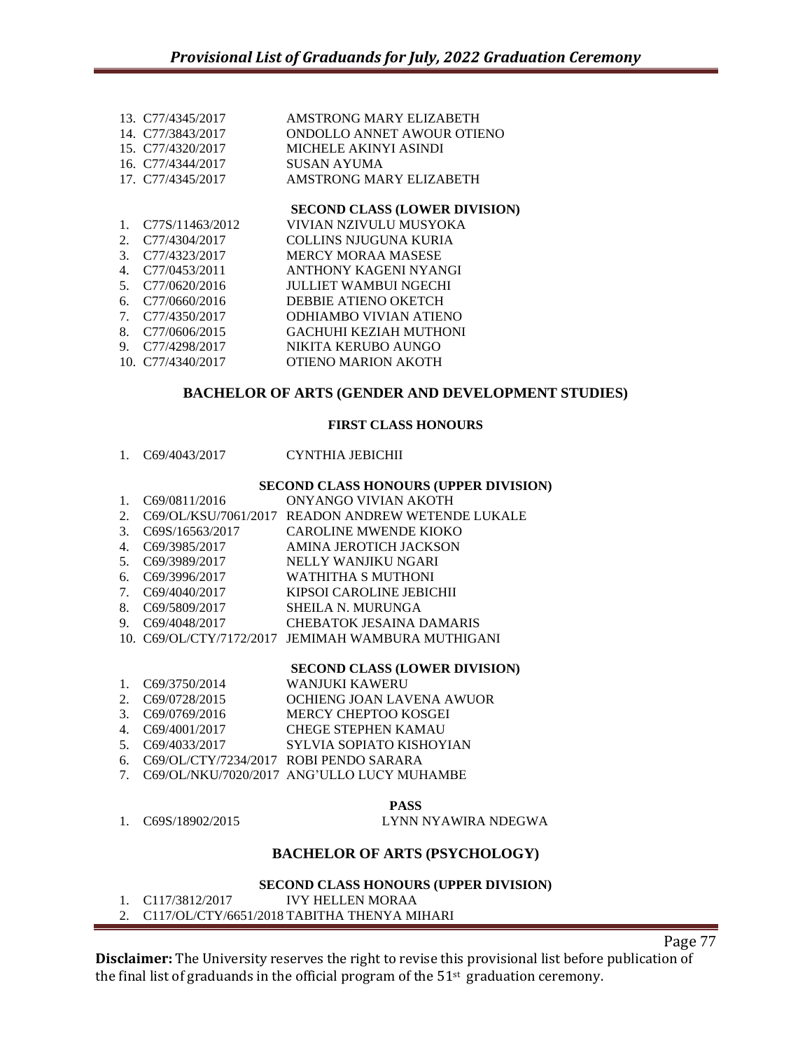13. C77/4345/2017 AMSTRONG MARY ELIZABETH
14. C77/3843/2017 ONDOLLO ANNET AWOUR OTIENO
15. C77/4320/2017 MICHELE AKINYI ASINDI
16. C77/4344/2017 SUSAN AYUMA
17. C77/4345/2017 AMSTRONG MARY ELIZABETH

**SECOND CLASS (LOWER DIVISION)**

1. C77S/11463/2012 VIVIAN NZIVULU MUSYOKA
2. C77/4304/2017 COLLINS NJUGUNA KURIA
3. C77/4323/2017 MERCY MORAA MASESE
4. C77/0453/2011 ANTHONY KAGENI NYANGI
5. C77/0620/2016 JULLIET WAMBUI NGECHI
6. C77/0660/2016 DEBBIE ATIENO OKETCH
7. C77/4350/2017 ODHIAMBO VIVIAN ATIENO
8. C77/0606/2015 GACHUHI KEZIAH MUTHONI
9. C77/4298/2017 NIKITA KERUBO AUNGO
10. C77/4340/2017 OTIENO MARION AKOTH

## BACHELOR OF ARTS (GENDER AND DEVELOPMENT STUDIES)

**FIRST CLASS HONOURS**

1. C69/4043/2017 CYNTHIA JEBICHII

**SECOND CLASS HONOURS (UPPER DIVISION)**

1. C69/0811/2016 ONYANGO VIVIAN AKOTH
2. C69/OL/KSU/7061/2017 READON ANDREW WETENDE LUKALE
3. C69S/16563/2017 CAROLINE MWENDE KIOKO
4. C69/3985/2017 AMINA JEROTICH JACKSON
5. C69/3989/2017 NELLY WANJIKU NGARI
6. C69/3996/2017 WATHITHA S MUTHONI
7. C69/4040/2017 KIPSOI CAROLINE JEBICHII
8. C69/5809/2017 SHEILA N. MURUNGA
9. C69/4048/2017 CHEBATOK JESAINA DAMARIS
10. C69/OL/CTY/7172/2017 JEMIMAH WAMBURA MUTHIGANI

**SECOND CLASS (LOWER DIVISION)**

1. C69/3750/2014 WANJUKI KAWERU
2. C69/0728/2015 OCHIENG JOAN LAVENA AWUOR
3. C69/0769/2016 MERCY CHEPTOO KOSGEI
4. C69/4001/2017 CHEGE STEPHEN KAMAU
5. C69/4033/2017 SYLVIA SOPIATO KISHOYIAN
6. C69/OL/CTY/7234/2017 ROBI PENDO SARARA
7. C69/OL/NKU/7020/2017 ANG'ULLO LUCY MUHAMBE

**PASS**

1. C69S/18902/2015 LYNN NYAWIRA NDEGWA

## BACHELOR OF ARTS (PSYCHOLOGY)

**SECOND CLASS HONOURS (UPPER DIVISION)**

1. C117/3812/2017 IVY HELLEN MORAA
2. C117/OL/CTY/6651/2018 TABITHA THENYA MIHARI

**Disclaimer:** The University reserves the right to revise this provisional list before publication of the final list of graduands in the official program of the 51st graduation ceremony.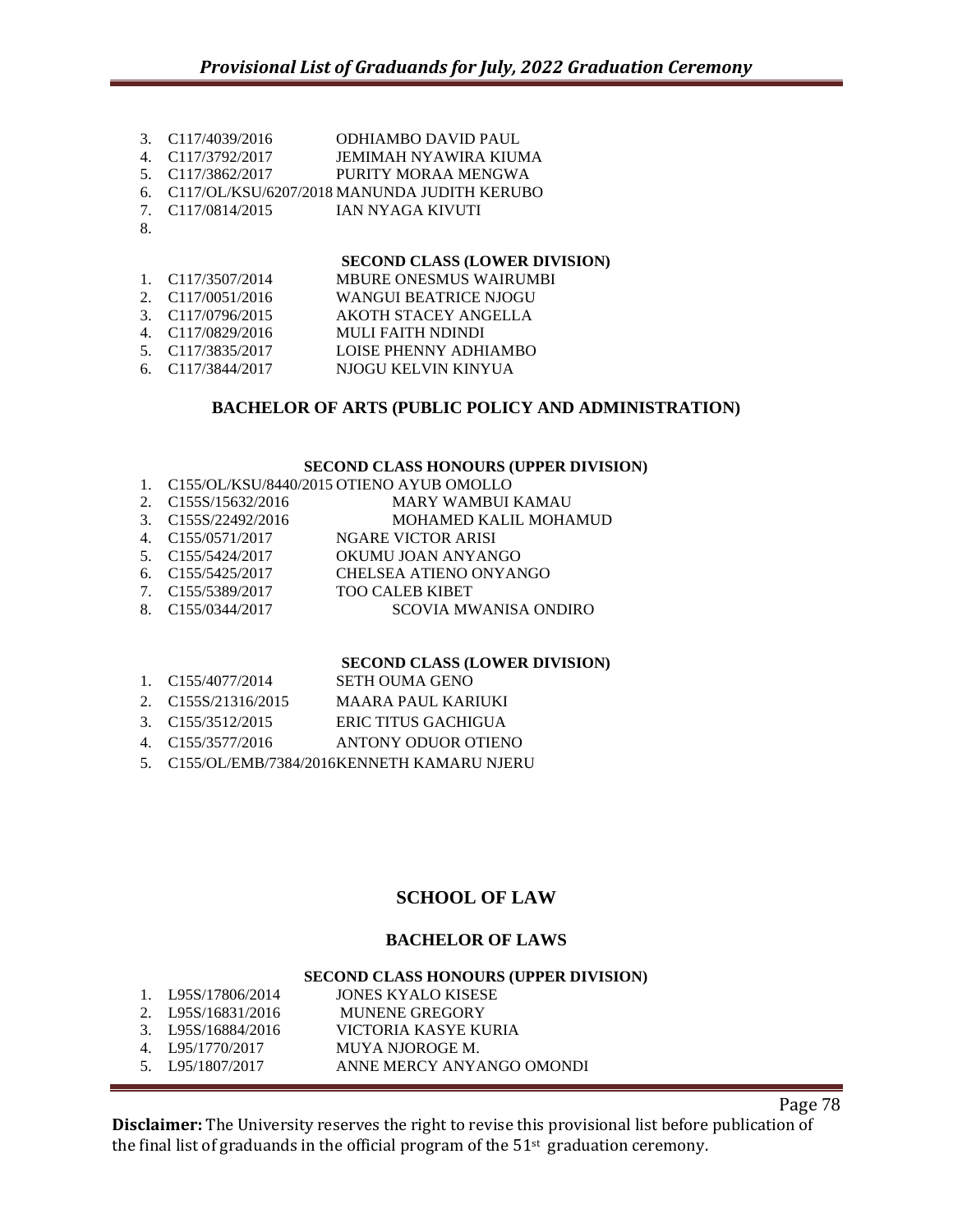3. C117/4039/2016 ODHIAMBO DAVID PAUL
4. C117/3792/2017 JEMIMAH NYAWIRA KIUMA
5. C117/3862/2017 PURITY MORAA MENGWA
6. C117/OL/KSU/6207/2018 MANUNDA JUDITH KERUBO
7. C117/0814/2015 IAN NYAGA KIVUTI
8.

**SECOND CLASS (LOWER DIVISION)**

1. C117/3507/2014 MBURE ONESMUS WAIRUMBI
2. C117/0051/2016 WANGUI BEATRICE NJOGU
3. C117/0796/2015 AKOTH STACEY ANGELLA
4. C117/0829/2016 MULI FAITH NDINDI
5. C117/3835/2017 LOISE PHENNY ADHIAMBO
6. C117/3844/2017 NJOGU KELVIN KINYUA

## BACHELOR OF ARTS (PUBLIC POLICY AND ADMINISTRATION)

**SECOND CLASS HONOURS (UPPER DIVISION)**

1. C155/OL/KSU/8440/2015 OTIENO AYUB OMOLLO
2. C155S/15632/2016 MARY WAMBUI KAMAU
3. C155S/22492/2016 MOHAMED KALIL MOHAMUD
4. C155/0571/2017 NGARE VICTOR ARISI
5. C155/5424/2017 OKUMU JOAN ANYANGO
6. C155/5425/2017 CHELSEA ATIENO ONYANGO
7. C155/5389/2017 TOO CALEB KIBET
8. C155/0344/2017 SCOVIA MWANISA ONDIRO

**SECOND CLASS (LOWER DIVISION)**

1. C155/4077/2014 SETH OUMA GENO
2. C155S/21316/2015 MAARA PAUL KARIUKI
3. C155/3512/2015 ERIC TITUS GACHIGUA
4. C155/3577/2016 ANTONY ODUOR OTIENO
5. C155/OL/EMB/7384/2016 KENNETH KAMARU NJERU

# SCHOOL OF LAW

## BACHELOR OF LAWS

**SECOND CLASS HONOURS (UPPER DIVISION)**

1. L95S/17806/2014 JONES KYALO KISESE
2. L95S/16831/2016 MUNENE GREGORY
3. L95S/16884/2016 VICTORIA KASYE KURIA
4. L95/1770/2017 MUYA NJOROGE M.
5. L95/1807/2017 ANNE MERCY ANYANGO OMONDI

**Disclaimer:** The University reserves the right to revise this provisional list before publication of the final list of graduands in the official program of the 51st graduation ceremony.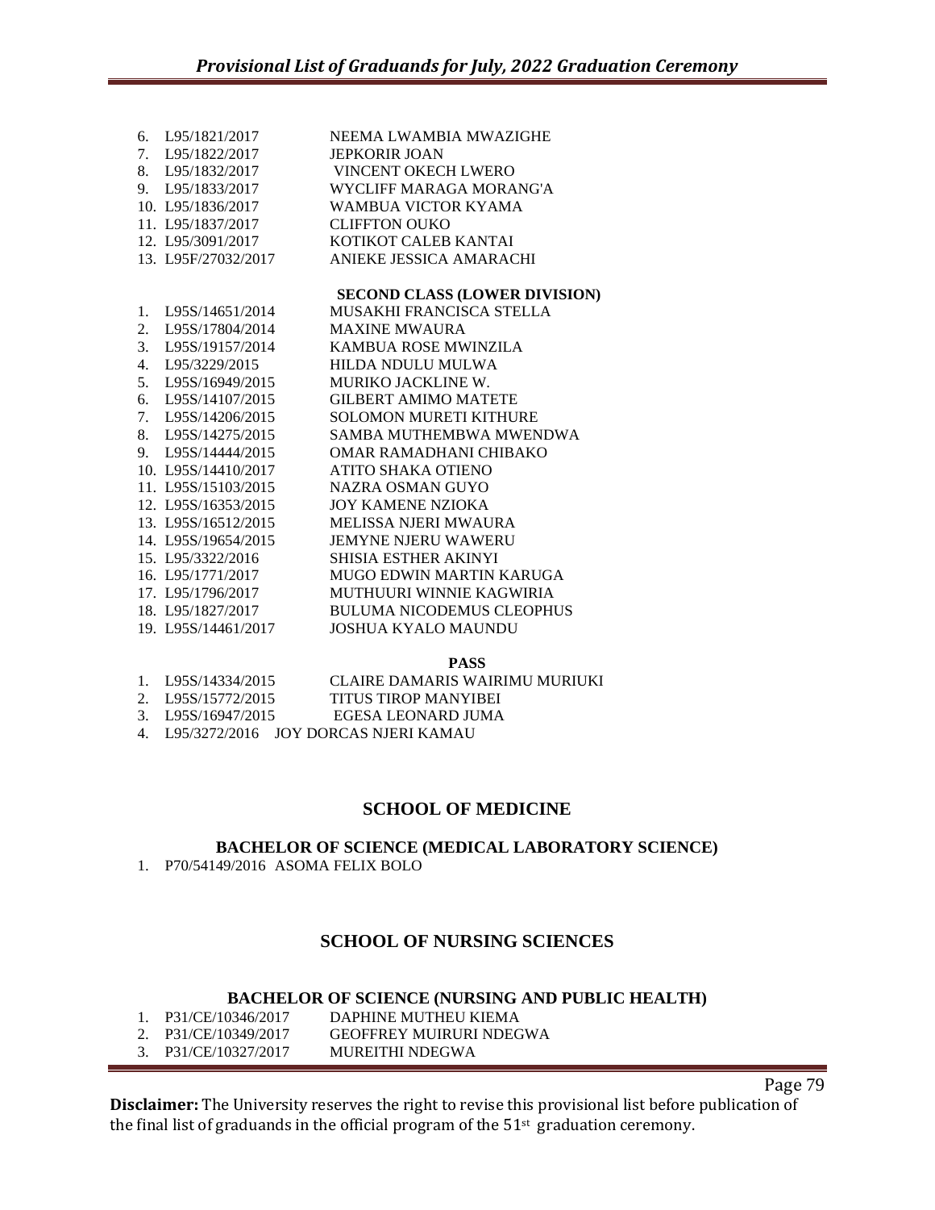6. L95/1821/2017 NEEMA LWAMBIA MWAZIGHE
7. L95/1822/2017 JEPKORIR JOAN
8. L95/1832/2017 VINCENT OKECH LWERO
9. L95/1833/2017 WYCLIFF MARAGA MORANG'A
10. L95/1836/2017 WAMBUA VICTOR KYAMA
11. L95/1837/2017 CLIFFTON OUKO
12. L95/3091/2017 KOTIKOT CALEB KANTAI
13. L95F/27032/2017 ANIEKE JESSICA AMARACHI

**SECOND CLASS (LOWER DIVISION)**

1. L95S/14651/2014 MUSAKHI FRANCISCA STELLA
2. L95S/17804/2014 MAXINE MWAURA
3. L95S/19157/2014 KAMBUA ROSE MWINZILA
4. L95/3229/2015 HILDA NDULU MULWA
5. L95S/16949/2015 MURIKO JACKLINE W.
6. L95S/14107/2015 GILBERT AMIMO MATETE
7. L95S/14206/2015 SOLOMON MURETI KITHURE
8. L95S/14275/2015 SAMBA MUTHEMBWA MWENDWA
9. L95S/14444/2015 OMAR RAMADHANI CHIBAKO
10. L95S/14410/2017 ATITO SHAKA OTIENO
11. L95S/15103/2015 NAZRA OSMAN GUYO
12. L95S/16353/2015 JOY KAMENE NZIOKA
13. L95S/16512/2015 MELISSA NJERI MWAURA
14. L95S/19654/2015 JEMYNE NJERU WAWERU
15. L95/3322/2016 SHISIA ESTHER AKINYI
16. L95/1771/2017 MUGO EDWIN MARTIN KARUGA
17. L95/1796/2017 MUTHUURI WINNIE KAGWIRIA
18. L95/1827/2017 BULUMA NICODEMUS CLEOPHUS
19. L95S/14461/2017 JOSHUA KYALO MAUNDU

**PASS**

1. L95S/14334/2015 CLAIRE DAMARIS WAIRIMU MURIUKI
2. L95S/15772/2015 TITUS TIROP MANYIBEI
3. L95S/16947/2015 EGESA LEONARD JUMA
4. L95/3272/2016 JOY DORCAS NJERI KAMAU

## SCHOOL OF MEDICINE

### BACHELOR OF SCIENCE (MEDICAL LABORATORY SCIENCE)

1. P70/54149/2016 ASOMA FELIX BOLO

## SCHOOL OF NURSING SCIENCES

### BACHELOR OF SCIENCE (NURSING AND PUBLIC HEALTH)

1. P31/CE/10346/2017 DAPHINE MUTHEU KIEMA
2. P31/CE/10349/2017 GEOFFREY MUIRURI NDEGWA
3. P31/CE/10327/2017 MUREITHI NDEGWA

**Disclaimer:** The University reserves the right to revise this provisional list before publication of the final list of graduands in the official program of the 51st graduation ceremony.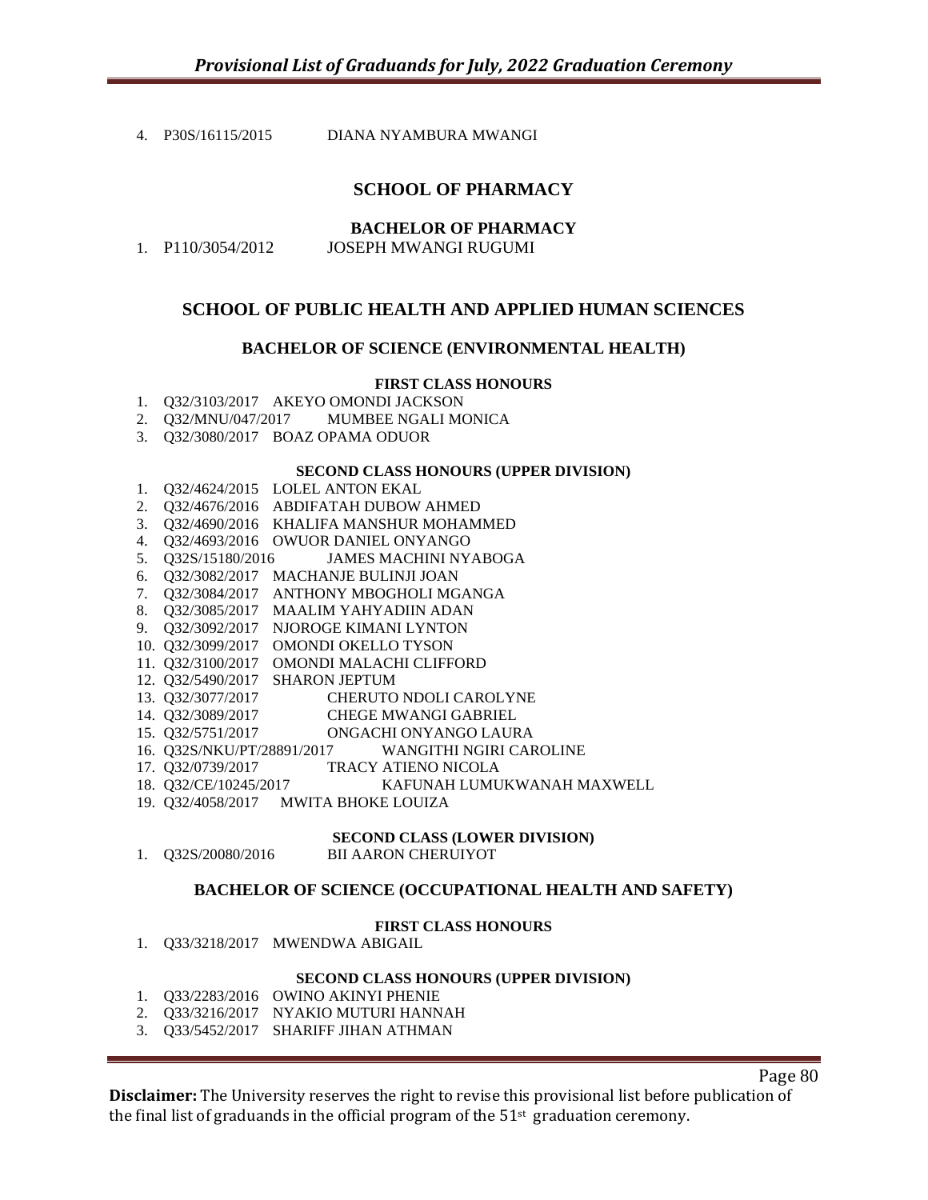4. P30S/16115/2015 DIANA NYAMBURA MWANGI

## SCHOOL OF PHARMACY

### BACHELOR OF PHARMACY

1. P110/3054/2012 JOSEPH MWANGI RUGUMI

## SCHOOL OF PUBLIC HEALTH AND APPLIED HUMAN SCIENCES

### BACHELOR OF SCIENCE (ENVIRONMENTAL HEALTH)

#### FIRST CLASS HONOURS

1. Q32/3103/2017 AKEYO OMONDI JACKSON
2. Q32/MNU/047/2017 MUMBEE NGALI MONICA
3. Q32/3080/2017 BOAZ OPAMA ODUOR

#### SECOND CLASS HONOURS (UPPER DIVISION)

1. Q32/4624/2015 LOLEL ANTON EKAL
2. Q32/4676/2016 ABDIFATAH DUBOW AHMED
3. Q32/4690/2016 KHALIFA MANSHUR MOHAMMED
4. Q32/4693/2016 OWUOR DANIEL ONYANGO
5. Q32S/15180/2016 JAMES MACHINI NYABOGA
6. Q32/3082/2017 MACHANJE BULINJI JOAN
7. Q32/3084/2017 ANTHONY MBOGHOLI MGANGA
8. Q32/3085/2017 MAALIM YAHYADIIN ADAN
9. Q32/3092/2017 NJOROGE KIMANI LYNTON
10. Q32/3099/2017 OMONDI OKELLO TYSON
11. Q32/3100/2017 OMONDI MALACHI CLIFFORD
12. Q32/5490/2017 SHARON JEPTUM
13. Q32/3077/2017 CHERUTO NDOLI CAROLYNE
14. Q32/3089/2017 CHEGE MWANGI GABRIEL
15. Q32/5751/2017 ONGACHI ONYANGO LAURA
16. Q32S/NKU/PT/28891/2017 WANGITHI NGIRI CAROLINE
17. Q32/0739/2017 TRACY ATIENO NICOLA
18. Q32/CE/10245/2017 KAFUNAH LUMUKWANAH MAXWELL
19. Q32/4058/2017 MWITA BHOKE LOUIZA

#### SECOND CLASS (LOWER DIVISION)

1. Q32S/20080/2016 BII AARON CHERUIYOT

### BACHELOR OF SCIENCE (OCCUPATIONAL HEALTH AND SAFETY)

#### FIRST CLASS HONOURS

1. Q33/3218/2017 MWENDWA ABIGAIL

#### SECOND CLASS HONOURS (UPPER DIVISION)

1. Q33/2283/2016 OWINO AKINYI PHENIE
2. Q33/3216/2017 NYAKIO MUTURI HANNAH
3. Q33/5452/2017 SHARIFF JIHAN ATHMAN

**Disclaimer:** The University reserves the right to revise this provisional list before publication of the final list of graduands in the official program of the 51st graduation ceremony.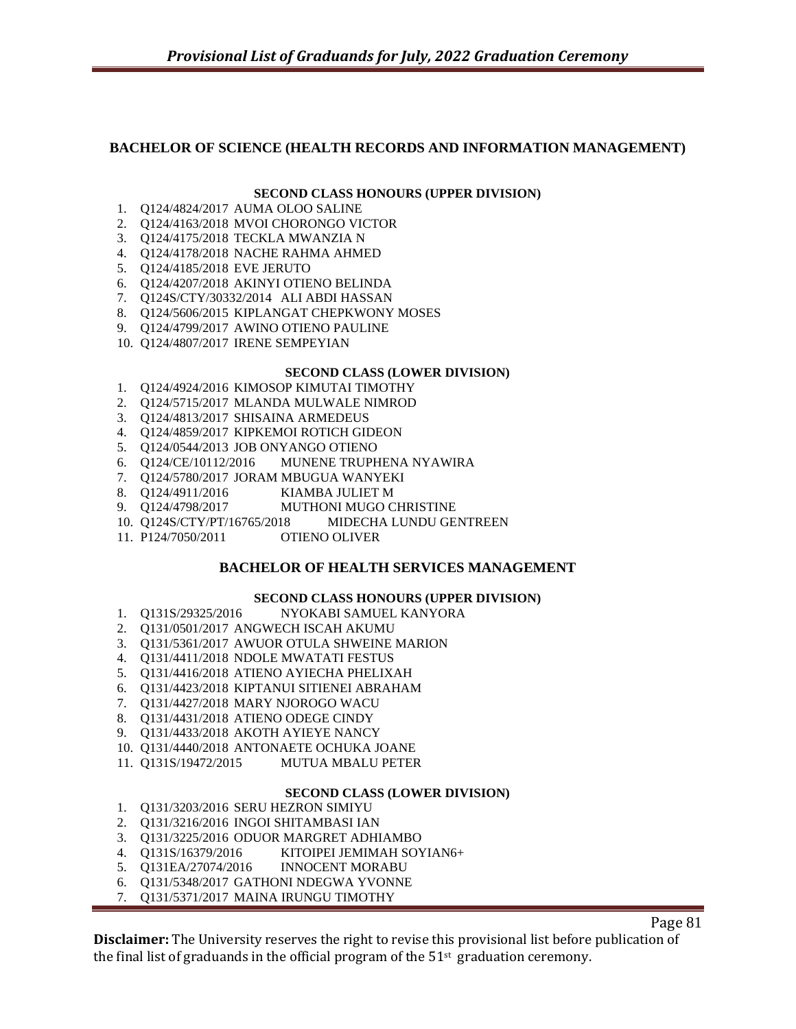## BACHELOR OF SCIENCE (HEALTH RECORDS AND INFORMATION MANAGEMENT)

### SECOND CLASS HONOURS (UPPER DIVISION)

1. Q124/4824/2017 AUMA OLOO SALINE
2. Q124/4163/2018 MVOI CHORONGO VICTOR
3. Q124/4175/2018 TECKLA MWANZIA N
4. Q124/4178/2018 NACHE RAHMA AHMED
5. Q124/4185/2018 EVE JERUTO
6. Q124/4207/2018 AKINYI OTIENO BELINDA
7. Q124S/CTY/30332/2014 ALI ABDI HASSAN
8. Q124/5606/2015 KIPLANGAT CHEPKWONY MOSES
9. Q124/4799/2017 AWINO OTIENO PAULINE
10. Q124/4807/2017 IRENE SEMPEYIAN

### SECOND CLASS (LOWER DIVISION)

1. Q124/4924/2016 KIMOSOP KIMUTAI TIMOTHY
2. Q124/5715/2017 MLANDA MULWALE NIMROD
3. Q124/4813/2017 SHISAINA ARMEDEUS
4. Q124/4859/2017 KIPKEMOI ROTICH GIDEON
5. Q124/0544/2013 JOB ONYANGO OTIENO
6. Q124/CE/10112/2016 MUNENE TRUPHENA NYAWIRA
7. Q124/5780/2017 JORAM MBUGUA WANYEKI
8. Q124/4911/2016 KIAMBA JULIET M
9. Q124/4798/2017 MUTHONI MUGO CHRISTINE
10. Q124S/CTY/PT/16765/2018 MIDECHA LUNDU GENTREEN
11. P124/7050/2011 OTIENO OLIVER

## BACHELOR OF HEALTH SERVICES MANAGEMENT

### SECOND CLASS HONOURS (UPPER DIVISION)

1. Q131S/29325/2016 NYOKABI SAMUEL KANYORA
2. Q131/0501/2017 ANGWECH ISCAH AKUMU
3. Q131/5361/2017 AWUOR OTULA SHWEINE MARION
4. Q131/4411/2018 NDOLE MWATATI FESTUS
5. Q131/4416/2018 ATIENO AYIECHA PHELIXAH
6. Q131/4423/2018 KIPTANUI SITIENEI ABRAHAM
7. Q131/4427/2018 MARY NJOROGO WACU
8. Q131/4431/2018 ATIENO ODEGE CINDY
9. Q131/4433/2018 AKOTH AYIEYE NANCY
10. Q131/4440/2018 ANTONAETE OCHUKA JOANE
11. Q131S/19472/2015 MUTUA MBALU PETER

### SECOND CLASS (LOWER DIVISION)

1. Q131/3203/2016 SERU HEZRON SIMIYU
2. Q131/3216/2016 INGOI SHITAMBASI IAN
3. Q131/3225/2016 ODUOR MARGRET ADHIAMBO
4. Q131S/16379/2016 KITOIPEI JEMIMAH SOYIAN6+
5. Q131EA/27074/2016 INNOCENT MORABU
6. Q131/5348/2017 GATHONI NDEGWA YVONNE
7. Q131/5371/2017 MAINA IRUNGU TIMOTHY

**Disclaimer:** The University reserves the right to revise this provisional list before publication of the final list of graduands in the official program of the 51st graduation ceremony.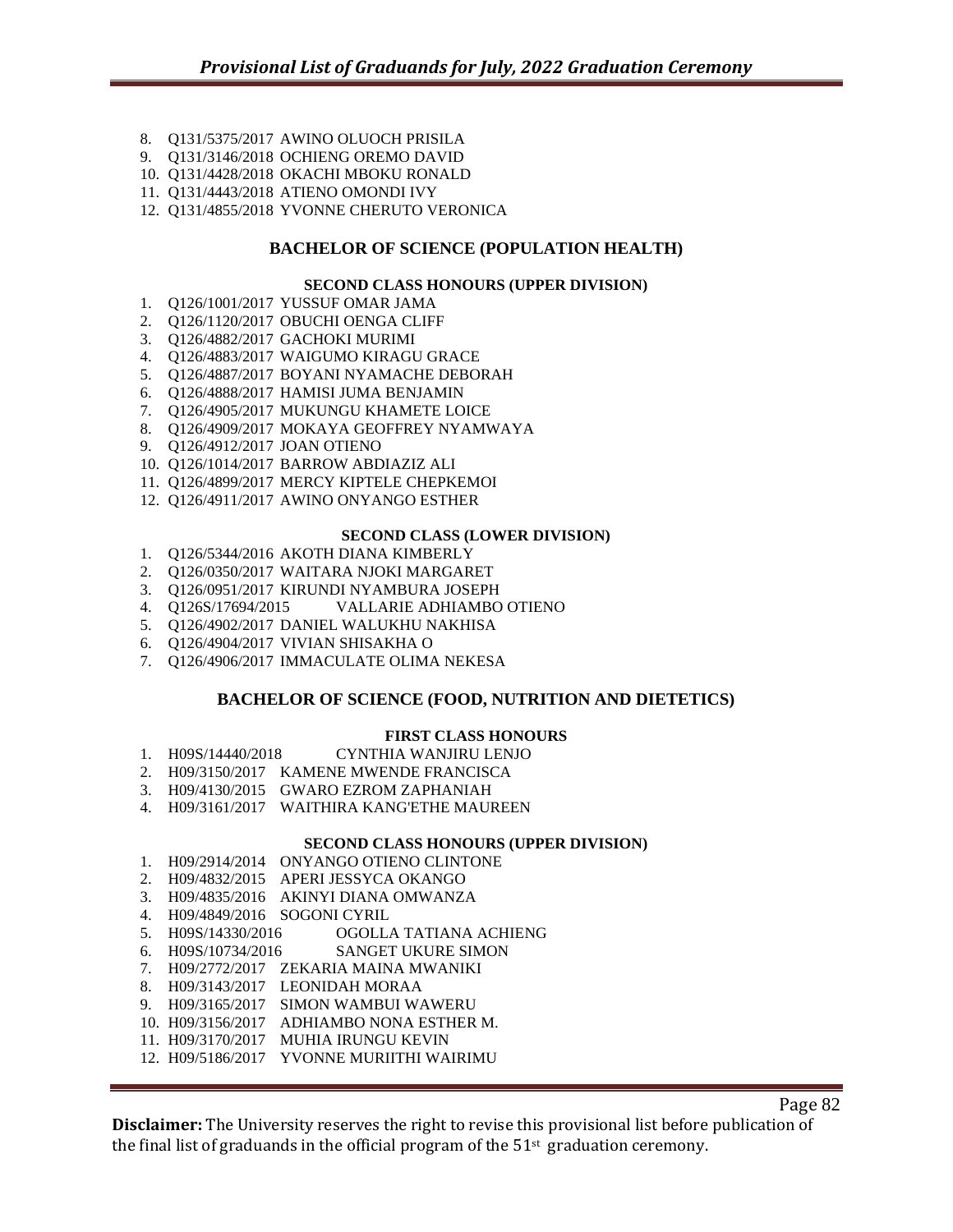8. Q131/5375/2017 AWINO OLUOCH PRISILA
9. Q131/3146/2018 OCHIENG OREMO DAVID
10. Q131/4428/2018 OKACHI MBOKU RONALD
11. Q131/4443/2018 ATIENO OMONDI IVY
12. Q131/4855/2018 YVONNE CHERUTO VERONICA

## BACHELOR OF SCIENCE (POPULATION HEALTH)

### SECOND CLASS HONOURS (UPPER DIVISION)

1. Q126/1001/2017 YUSSUF OMAR JAMA
2. Q126/1120/2017 OBUCHI OENGA CLIFF
3. Q126/4882/2017 GACHOKI MURIMI
4. Q126/4883/2017 WAIGUMO KIRAGU GRACE
5. Q126/4887/2017 BOYANI NYAMACHE DEBORAH
6. Q126/4888/2017 HAMISI JUMA BENJAMIN
7. Q126/4905/2017 MUKUNGU KHAMETE LOICE
8. Q126/4909/2017 MOKAYA GEOFFREY NYAMWAYA
9. Q126/4912/2017 JOAN OTIENO
10. Q126/1014/2017 BARROW ABDIAZIZ ALI
11. Q126/4899/2017 MERCY KIPTELE CHEPKEMOI
12. Q126/4911/2017 AWINO ONYANGO ESTHER

### SECOND CLASS (LOWER DIVISION)

1. Q126/5344/2016 AKOTH DIANA KIMBERLY
2. Q126/0350/2017 WAITARA NJOKI MARGARET
3. Q126/0951/2017 KIRUNDI NYAMBURA JOSEPH
4. Q126S/17694/2015 VALLARIE ADHIAMBO OTIENO
5. Q126/4902/2017 DANIEL WALUKHU NAKHISA
6. Q126/4904/2017 VIVIAN SHISAKHA O
7. Q126/4906/2017 IMMACULATE OLIMA NEKESA

## BACHELOR OF SCIENCE (FOOD, NUTRITION AND DIETETICS)

### FIRST CLASS HONOURS

1. H09S/14440/2018 CYNTHIA WANJIRU LENJO
2. H09/3150/2017 KAMENE MWENDE FRANCISCA
3. H09/4130/2015 GWARO EZROM ZAPHANIAH
4. H09/3161/2017 WAITHIRA KANG'ETHE MAUREEN

### SECOND CLASS HONOURS (UPPER DIVISION)

1. H09/2914/2014 ONYANGO OTIENO CLINTONE
2. H09/4832/2015 APERI JESSYCA OKANGO
3. H09/4835/2016 AKINYI DIANA OMWANZA
4. H09/4849/2016 SOGONI CYRIL
5. H09S/14330/2016 OGOLLA TATIANA ACHIENG
6. H09S/10734/2016 SANGET UKURE SIMON
7. H09/2772/2017 ZEKARIA MAINA MWANIKI
8. H09/3143/2017 LEONIDAH MORAA
9. H09/3165/2017 SIMON WAMBUI WAWERU
10. H09/3156/2017 ADHIAMBO NONA ESTHER M.
11. H09/3170/2017 MUHIA IRUNGU KEVIN
12. H09/5186/2017 YVONNE MURIITHI WAIRIMU

**Disclaimer:** The University reserves the right to revise this provisional list before publication of the final list of graduands in the official program of the 51st graduation ceremony.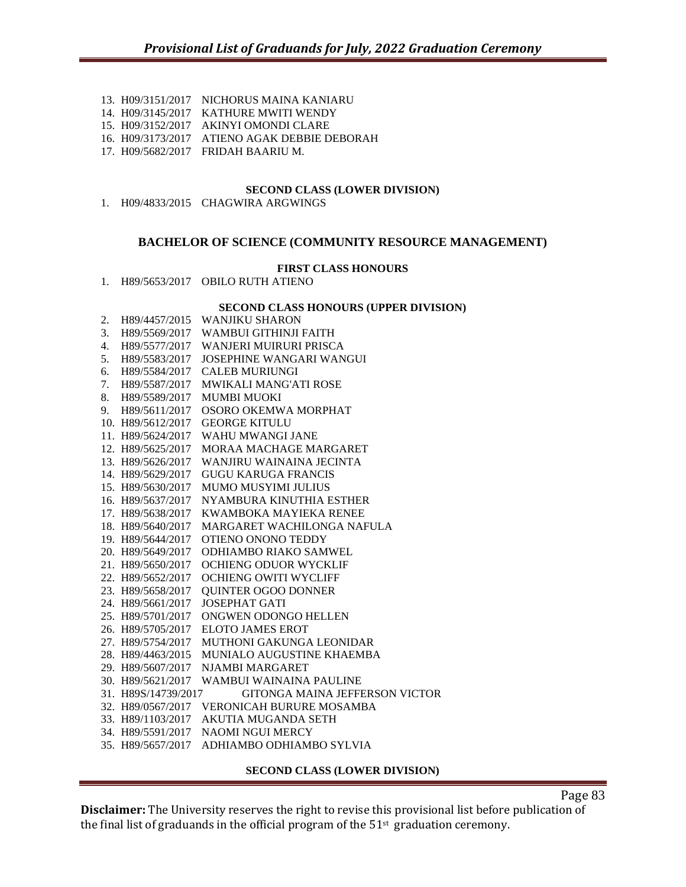13. H09/3151/2017 NICHORUS MAINA KANIARU
14. H09/3145/2017 KATHURE MWITI WENDY
15. H09/3152/2017 AKINYI OMONDI CLARE
16. H09/3173/2017 ATIENO AGAK DEBBIE DEBORAH
17. H09/5682/2017 FRIDAH BAARIU M.

#### SECOND CLASS (LOWER DIVISION)

1. H09/4833/2015 CHAGWIRA ARGWINGS

## BACHELOR OF SCIENCE (COMMUNITY RESOURCE MANAGEMENT)

#### FIRST CLASS HONOURS

1. H89/5653/2017 OBILO RUTH ATIENO

#### SECOND CLASS HONOURS (UPPER DIVISION)

2. H89/4457/2015 WANJIKU SHARON
3. H89/5569/2017 WAMBUI GITHINJI FAITH
4. H89/5577/2017 WANJERI MUIRURI PRISCA
5. H89/5583/2017 JOSEPHINE WANGARI WANGUI
6. H89/5584/2017 CALEB MURIUNGI
7. H89/5587/2017 MWIKALI MANG'ATI ROSE
8. H89/5589/2017 MUMBI MUOKI
9. H89/5611/2017 OSORO OKEMWA MORPHAT
10. H89/5612/2017 GEORGE KITULU
11. H89/5624/2017 WAHU MWANGI JANE
12. H89/5625/2017 MORAA MACHAGE MARGARET
13. H89/5626/2017 WANJIRU WAINAINA JECINTA
14. H89/5629/2017 GUGU KARUGA FRANCIS
15. H89/5630/2017 MUMO MUSYIMI JULIUS
16. H89/5637/2017 NYAMBURA KINUTHIA ESTHER
17. H89/5638/2017 KWAMBOKA MAYIEKA RENEE
18. H89/5640/2017 MARGARET WACHILONGA NAFULA
19. H89/5644/2017 OTIENO ONONO TEDDY
20. H89/5649/2017 ODHIAMBO RIAKO SAMWEL
21. H89/5650/2017 OCHIENG ODUOR WYCKLIF
22. H89/5652/2017 OCHIENG OWITI WYCLIFF
23. H89/5658/2017 QUINTER OGOO DONNER
24. H89/5661/2017 JOSEPHAT GATI
25. H89/5701/2017 ONGWEN ODONGO HELLEN
26. H89/5705/2017 ELOTO JAMES EROT
27. H89/5754/2017 MUTHONI GAKUNGA LEONIDAR
28. H89/4463/2015 MUNIALO AUGUSTINE KHAEMBA
29. H89/5607/2017 NJAMBI MARGARET
30. H89/5621/2017 WAMBUI WAINAINA PAULINE
31. H89S/14739/2017 GITONGA MAINA JEFFERSON VICTOR
32. H89/0567/2017 VERONICAH BURURE MOSAMBA
33. H89/1103/2017 AKUTIA MUGANDA SETH
34. H89/5591/2017 NAOMI NGUI MERCY
35. H89/5657/2017 ADHIAMBO ODHIAMBO SYLVIA

#### SECOND CLASS (LOWER DIVISION)

**Disclaimer:** The University reserves the right to revise this provisional list before publication of the final list of graduands in the official program of the 51st graduation ceremony.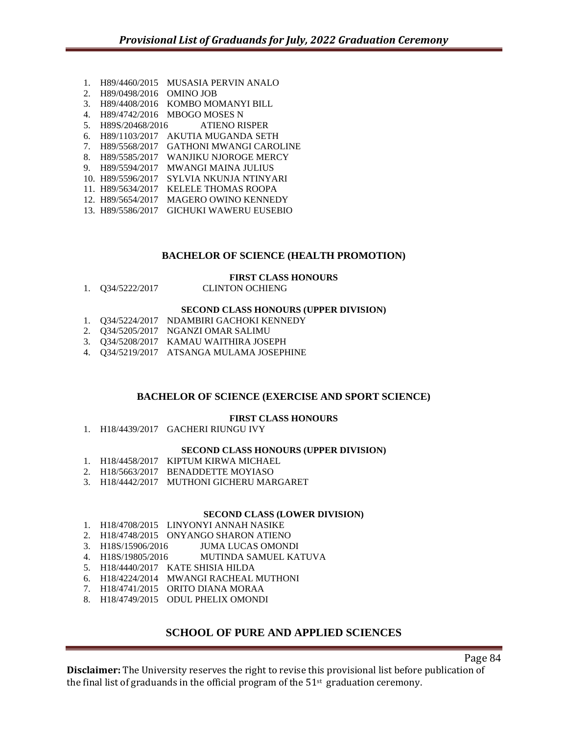1. H89/4460/2015 MUSASIA PERVIN ANALO
2. H89/0498/2016 OMINO JOB
3. H89/4408/2016 KOMBO MOMANYI BILL
4. H89/4742/2016 MBOGO MOSES N
5. H89S/20468/2016 ATIENO RISPER
6. H89/1103/2017 AKUTIA MUGANDA SETH
7. H89/5568/2017 GATHONI MWANGI CAROLINE
8. H89/5585/2017 WANJIKU NJOROGE MERCY
9. H89/5594/2017 MWANGI MAINA JULIUS
10. H89/5596/2017 SYLVIA NKUNJA NTINYARI
11. H89/5634/2017 KELELE THOMAS ROOPA
12. H89/5654/2017 MAGERO OWINO KENNEDY
13. H89/5586/2017 GICHUKI WAWERU EUSEBIO

## BACHELOR OF SCIENCE (HEALTH PROMOTION)

### FIRST CLASS HONOURS

1. Q34/5222/2017 CLINTON OCHIENG

### SECOND CLASS HONOURS (UPPER DIVISION)

1. Q34/5224/2017 NDAMBIRI GACHOKI KENNEDY
2. Q34/5205/2017 NGANZI OMAR SALIMU
3. Q34/5208/2017 KAMAU WAITHIRA JOSEPH
4. Q34/5219/2017 ATSANGA MULAMA JOSEPHINE

## BACHELOR OF SCIENCE (EXERCISE AND SPORT SCIENCE)

### FIRST CLASS HONOURS

1. H18/4439/2017 GACHERI RIUNGU IVY

### SECOND CLASS HONOURS (UPPER DIVISION)

1. H18/4458/2017 KIPTUM KIRWA MICHAEL
2. H18/5663/2017 BENADDETTE MOYIASO
3. H18/4442/2017 MUTHONI GICHERU MARGARET

### SECOND CLASS (LOWER DIVISION)

1. H18/4708/2015 LINYONYI ANNAH NASIKE
2. H18/4748/2015 ONYANGO SHARON ATIENO
3. H18S/15906/2016 JUMA LUCAS OMONDI
4. H18S/19805/2016 MUTINDA SAMUEL KATUVA
5. H18/4440/2017 KATE SHISIA HILDA
6. H18/4224/2014 MWANGI RACHEAL MUTHONI
7. H18/4741/2015 ORITO DIANA MORAA
8. H18/4749/2015 ODUL PHELIX OMONDI

# SCHOOL OF PURE AND APPLIED SCIENCES

**Disclaimer:** The University reserves the right to revise this provisional list before publication of the final list of graduands in the official program of the 51st graduation ceremony.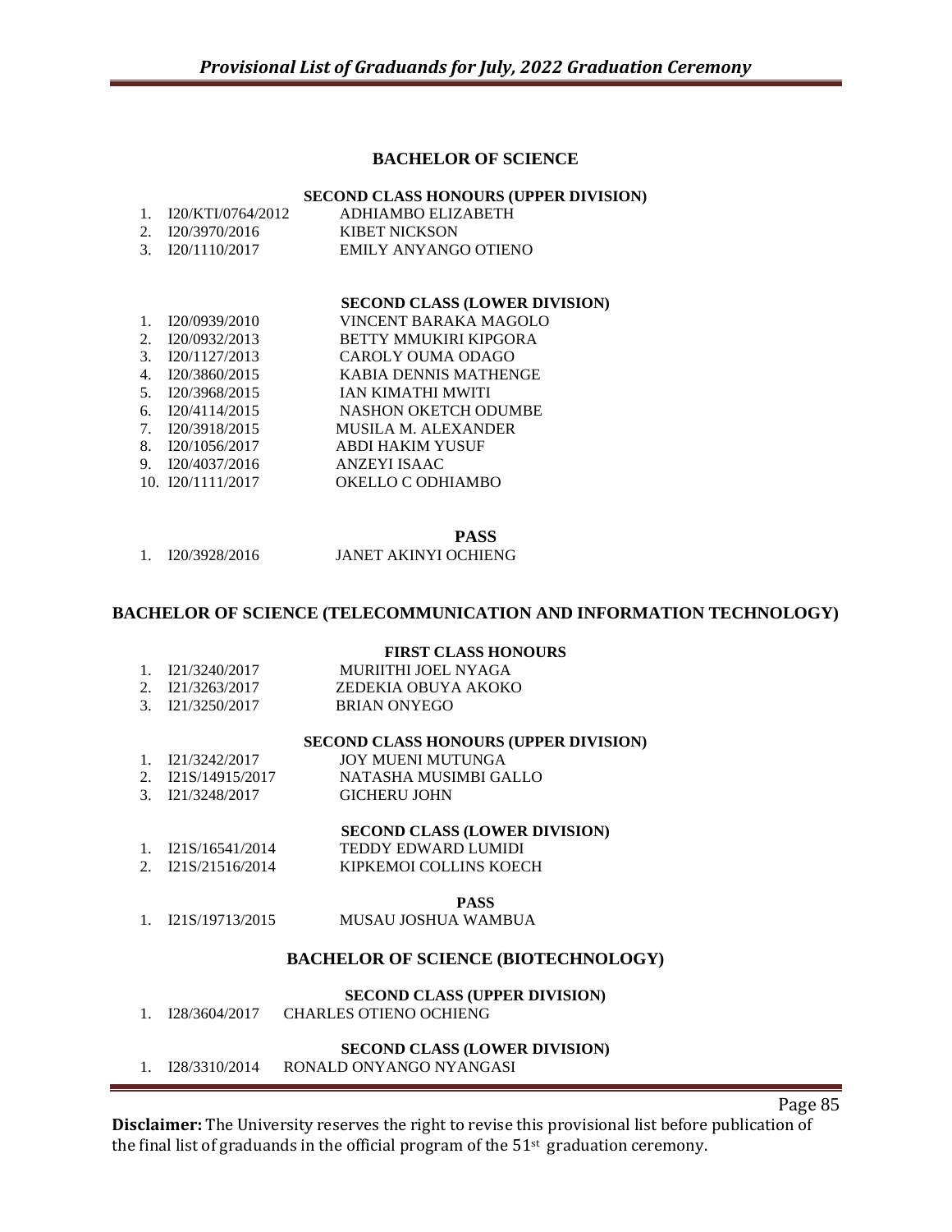## BACHELOR OF SCIENCE

**SECOND CLASS HONOURS (UPPER DIVISION)**

1. I20/KTI/0764/2012 ADHIAMBO ELIZABETH
2. I20/3970/2016 KIBET NICKSON
3. I20/1110/2017 EMILY ANYANGO OTIENO

**SECOND CLASS (LOWER DIVISION)**

1. I20/0939/2010 VINCENT BARAKA MAGOLO
2. I20/0932/2013 BETTY MMUKIRI KIPGORA
3. I20/1127/2013 CAROLY OUMA ODAGO
4. I20/3860/2015 KABIA DENNIS MATHENGE
5. I20/3968/2015 IAN KIMATHI MWITI
6. I20/4114/2015 NASHON OKETCH ODUMBE
7. I20/3918/2015 MUSILA M. ALEXANDER
8. I20/1056/2017 ABDI HAKIM YUSUF
9. I20/4037/2016 ANZEYI ISAAC
10. I20/1111/2017 OKELLO C ODHIAMBO

**PASS**

1. I20/3928/2016 JANET AKINYI OCHIENG

## BACHELOR OF SCIENCE (TELECOMMUNICATION AND INFORMATION TECHNOLOGY)

**FIRST CLASS HONOURS**

1. I21/3240/2017 MURIITHI JOEL NYAGA
2. I21/3263/2017 ZEDEKIA OBUYA AKOKO
3. I21/3250/2017 BRIAN ONYEGO

**SECOND CLASS HONOURS (UPPER DIVISION)**

1. I21/3242/2017 JOY MUENI MUTUNGA
2. I21S/14915/2017 NATASHA MUSIMBI GALLO
3. I21/3248/2017 GICHERU JOHN

**SECOND CLASS (LOWER DIVISION)**

1. I21S/16541/2014 TEDDY EDWARD LUMIDI
2. I21S/21516/2014 KIPKEMOI COLLINS KOECH

**PASS**

1. I21S/19713/2015 MUSAU JOSHUA WAMBUA

## BACHELOR OF SCIENCE (BIOTECHNOLOGY)

**SECOND CLASS (UPPER DIVISION)**

1. I28/3604/2017 CHARLES OTIENO OCHIENG

**SECOND CLASS (LOWER DIVISION)**

1. I28/3310/2014 RONALD ONYANGO NYANGASI

**Disclaimer:** The University reserves the right to revise this provisional list before publication of the final list of graduands in the official program of the 51st graduation ceremony.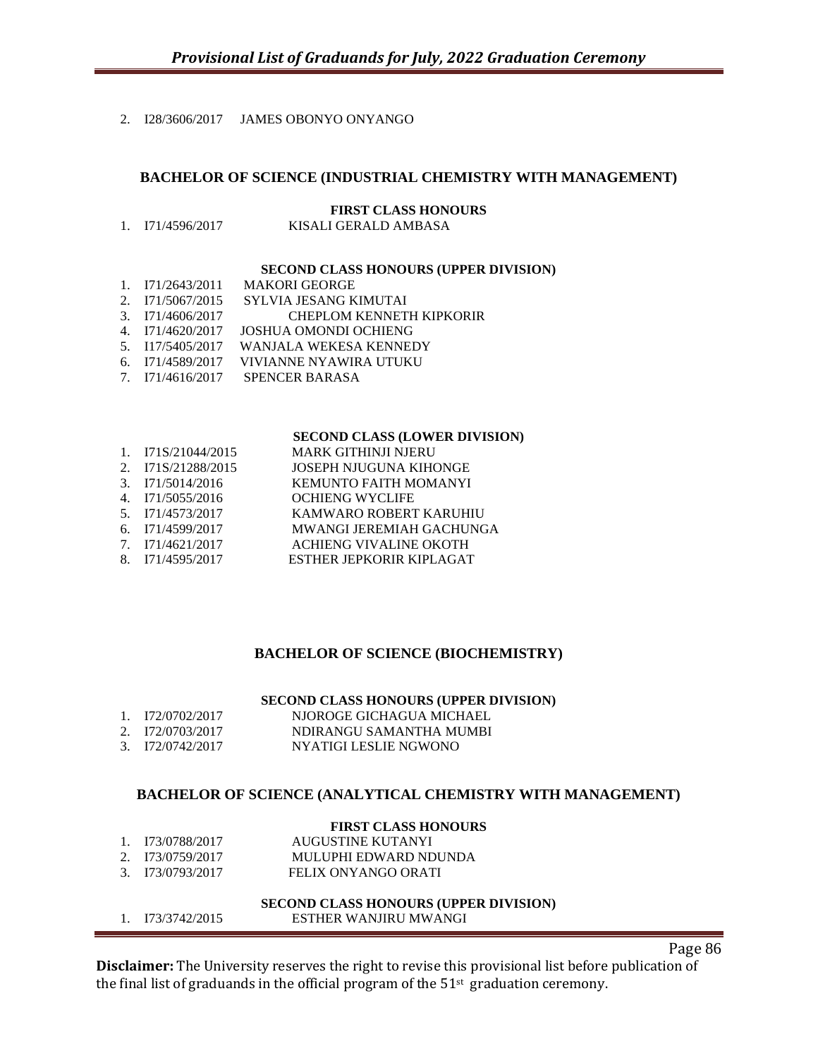2. I28/3606/2017 JAMES OBONYO ONYANGO

## BACHELOR OF SCIENCE (INDUSTRIAL CHEMISTRY WITH MANAGEMENT)

### FIRST CLASS HONOURS

1. I71/4596/2017 KISALI GERALD AMBASA

### SECOND CLASS HONOURS (UPPER DIVISION)

1. I71/2643/2011 MAKORI GEORGE
2. I71/5067/2015 SYLVIA JESANG KIMUTAI
3. I71/4606/2017 CHEPLOM KENNETH KIPKORIR
4. I71/4620/2017 JOSHUA OMONDI OCHIENG
5. I17/5405/2017 WANJALA WEKESA KENNEDY
6. I71/4589/2017 VIVIANNE NYAWIRA UTUKU
7. I71/4616/2017 SPENCER BARASA

### SECOND CLASS (LOWER DIVISION)

1. I71S/21044/2015 MARK GITHINJI NJERU
2. I71S/21288/2015 JOSEPH NJUGUNA KIHONGE
3. I71/5014/2016 KEMUNTO FAITH MOMANYI
4. I71/5055/2016 OCHIENG WYCLIFE
5. I71/4573/2017 KAMWARO ROBERT KARUHIU
6. I71/4599/2017 MWANGI JEREMIAH GACHUNGA
7. I71/4621/2017 ACHIENG VIVALINE OKOTH
8. I71/4595/2017 ESTHER JEPKORIR KIPLAGAT

## BACHELOR OF SCIENCE (BIOCHEMISTRY)

### SECOND CLASS HONOURS (UPPER DIVISION)

1. I72/0702/2017 NJOROGE GICHAGUA MICHAEL
2. I72/0703/2017 NDIRANGU SAMANTHA MUMBI
3. I72/0742/2017 NYATIGI LESLIE NGWONO

## BACHELOR OF SCIENCE (ANALYTICAL CHEMISTRY WITH MANAGEMENT)

### FIRST CLASS HONOURS

1. I73/0788/2017 AUGUSTINE KUTANYI
2. I73/0759/2017 MULUPHI EDWARD NDUNDA
3. I73/0793/2017 FELIX ONYANGO ORATI

### SECOND CLASS HONOURS (UPPER DIVISION)

1. I73/3742/2015 ESTHER WANJIRU MWANGI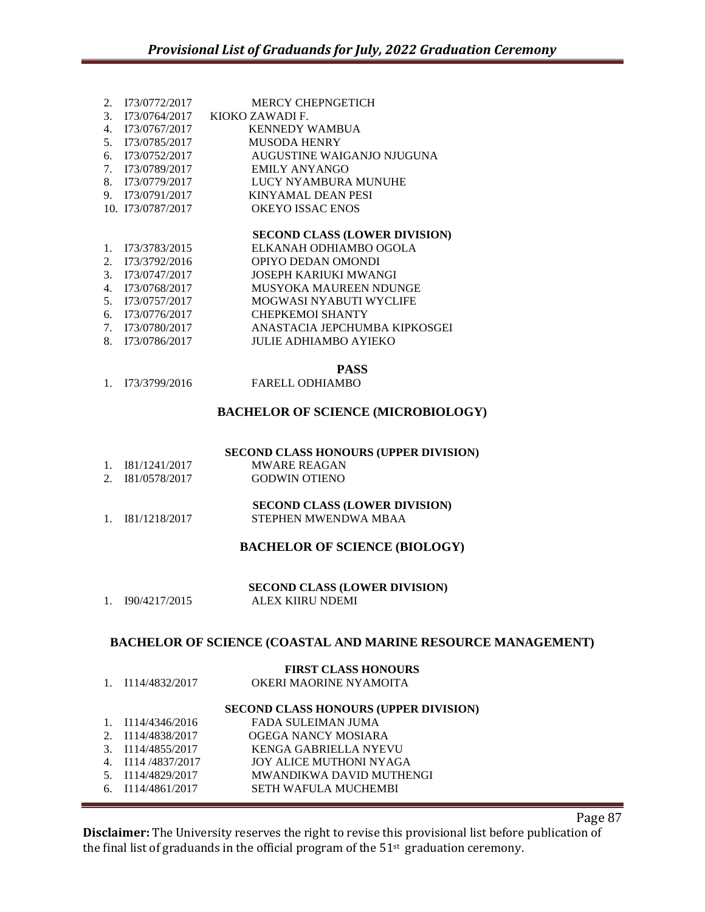2. I73/0772/2017 MERCY CHEPNGETICH
3. I73/0764/2017 KIOKO ZAWADI F.
4. I73/0767/2017 KENNEDY WAMBUA
5. I73/0785/2017 MUSODA HENRY
6. I73/0752/2017 AUGUSTINE WAIGANJO NJUGUNA
7. I73/0789/2017 EMILY ANYANGO
8. I73/0779/2017 LUCY NYAMBURA MUNUHE
9. I73/0791/2017 KINYAMAL DEAN PESI
10. I73/0787/2017 OKEYO ISSAC ENOS

**SECOND CLASS (LOWER DIVISION)**

1. I73/3783/2015 ELKANAH ODHIAMBO OGOLA
2. I73/3792/2016 OPIYO DEDAN OMONDI
3. I73/0747/2017 JOSEPH KARIUKI MWANGI
4. I73/0768/2017 MUSYOKA MAUREEN NDUNGE
5. I73/0757/2017 MOGWASI NYABUTI WYCLIFE
6. I73/0776/2017 CHEPKEMOI SHANTY
7. I73/0780/2017 ANASTACIA JEPCHUMBA KIPKOSGEI
8. I73/0786/2017 JULIE ADHIAMBO AYIEKO

**PASS**

1. I73/3799/2016 FARELL ODHIAMBO

## BACHELOR OF SCIENCE (MICROBIOLOGY)

**SECOND CLASS HONOURS (UPPER DIVISION)**

1. I81/1241/2017 MWARE REAGAN
2. I81/0578/2017 GODWIN OTIENO

**SECOND CLASS (LOWER DIVISION)**

1. I81/1218/2017 STEPHEN MWENDWA MBAA

## BACHELOR OF SCIENCE (BIOLOGY)

**SECOND CLASS (LOWER DIVISION)**

1. I90/4217/2015 ALEX KIIRU NDEMI

## BACHELOR OF SCIENCE (COASTAL AND MARINE RESOURCE MANAGEMENT)

**FIRST CLASS HONOURS**

1. I114/4832/2017 OKERI MAORINE NYAMOITA

**SECOND CLASS HONOURS (UPPER DIVISION)**

1. I114/4346/2016 FADA SULEIMAN JUMA
2. I114/4838/2017 OGEGA NANCY MOSIARA
3. I114/4855/2017 KENGA GABRIELLA NYEVU
4. I114 /4837/2017 JOY ALICE MUTHONI NYAGA
5. I114/4829/2017 MWANDIKWA DAVID MUTHENGI
6. I114/4861/2017 SETH WAFULA MUCHEMBI

**Disclaimer:** The University reserves the right to revise this provisional list before publication of the final list of graduands in the official program of the 51st graduation ceremony.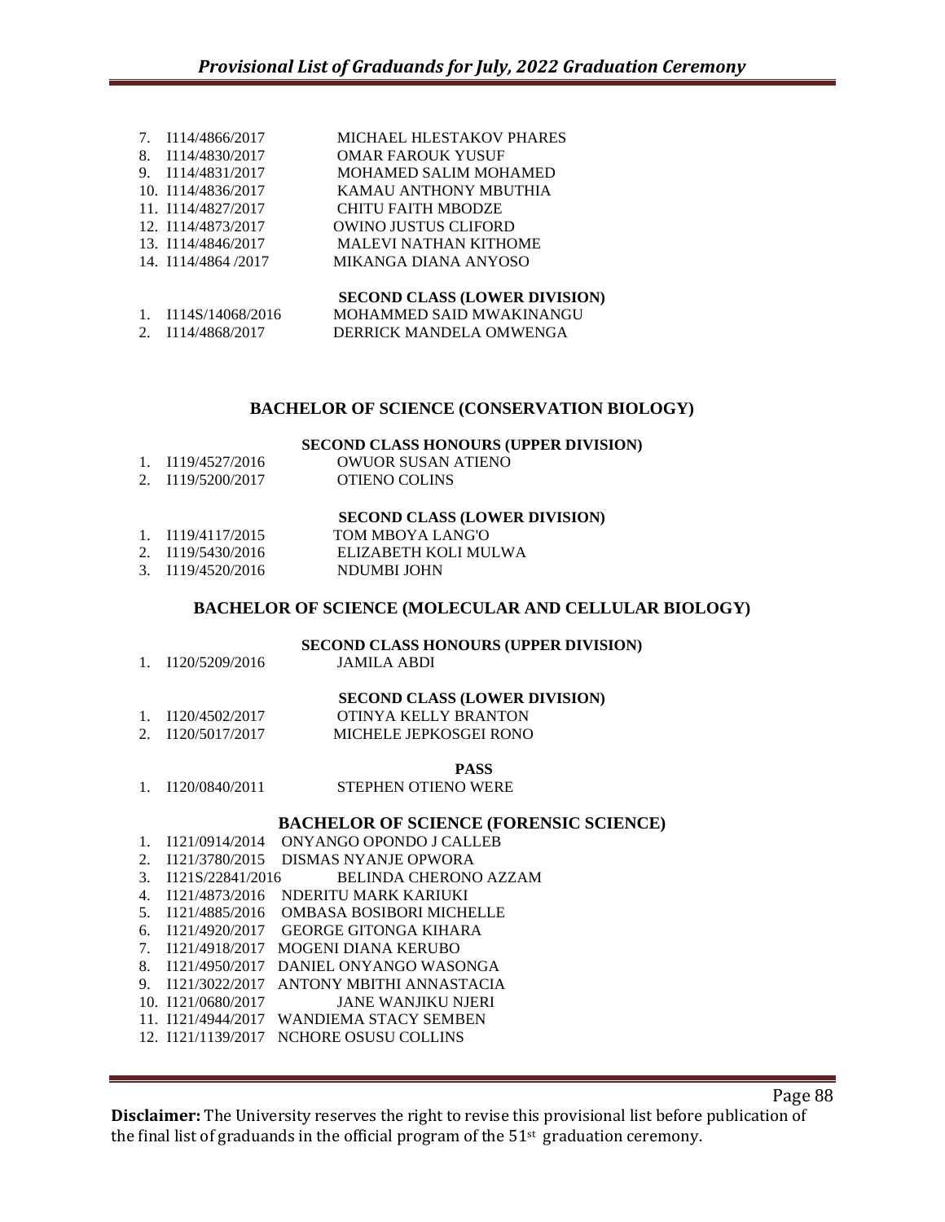7. I114/4866/2017 MICHAEL HLESTAKOV PHARES
8. I114/4830/2017 OMAR FAROUK YUSUF
9. I114/4831/2017 MOHAMED SALIM MOHAMED
10. I114/4836/2017 KAMAU ANTHONY MBUTHIA
11. I114/4827/2017 CHITU FAITH MBODZE
12. I114/4873/2017 OWINO JUSTUS CLIFORD
13. I114/4846/2017 MALEVI NATHAN KITHOME
14. I114/4864 /2017 MIKANGA DIANA ANYOSO

**SECOND CLASS (LOWER DIVISION)**

1. I114S/14068/2016 MOHAMMED SAID MWAKINANGU
2. I114/4868/2017 DERRICK MANDELA OMWENGA

## BACHELOR OF SCIENCE (CONSERVATION BIOLOGY)

**SECOND CLASS HONOURS (UPPER DIVISION)**

1. I119/4527/2016 OWUOR SUSAN ATIENO
2. I119/5200/2017 OTIENO COLINS

**SECOND CLASS (LOWER DIVISION)**

1. I119/4117/2015 TOM MBOYA LANG'O
2. I119/5430/2016 ELIZABETH KOLI MULWA
3. I119/4520/2016 NDUMBI JOHN

## BACHELOR OF SCIENCE (MOLECULAR AND CELLULAR BIOLOGY)

**SECOND CLASS HONOURS (UPPER DIVISION)**

1. I120/5209/2016 JAMILA ABDI

**SECOND CLASS (LOWER DIVISION)**

1. I120/4502/2017 OTINYA KELLY BRANTON
2. I120/5017/2017 MICHELE JEPKOSGEI RONO

**PASS**

1. I120/0840/2011 STEPHEN OTIENO WERE

## BACHELOR OF SCIENCE (FORENSIC SCIENCE)

1. I121/0914/2014 ONYANGO OPONDO J CALLEB
2. I121/3780/2015 DISMAS NYANJE OPWORA
3. I121S/22841/2016 BELINDA CHERONO AZZAM
4. I121/4873/2016 NDERITU MARK KARIUKI
5. I121/4885/2016 OMBASA BOSIBORI MICHELLE
6. I121/4920/2017 GEORGE GITONGA KIHARA
7. I121/4918/2017 MOGENI DIANA KERUBO
8. I121/4950/2017 DANIEL ONYANGO WASONGA
9. I121/3022/2017 ANTONY MBITHI ANNASTACIA
10. I121/0680/2017 JANE WANJIKU NJERI
11. I121/4944/2017 WANDIEMA STACY SEMBEN
12. I121/1139/2017 NCHORE OSUSU COLLINS

**Disclaimer:** The University reserves the right to revise this provisional list before publication of the final list of graduands in the official program of the 51st graduation ceremony.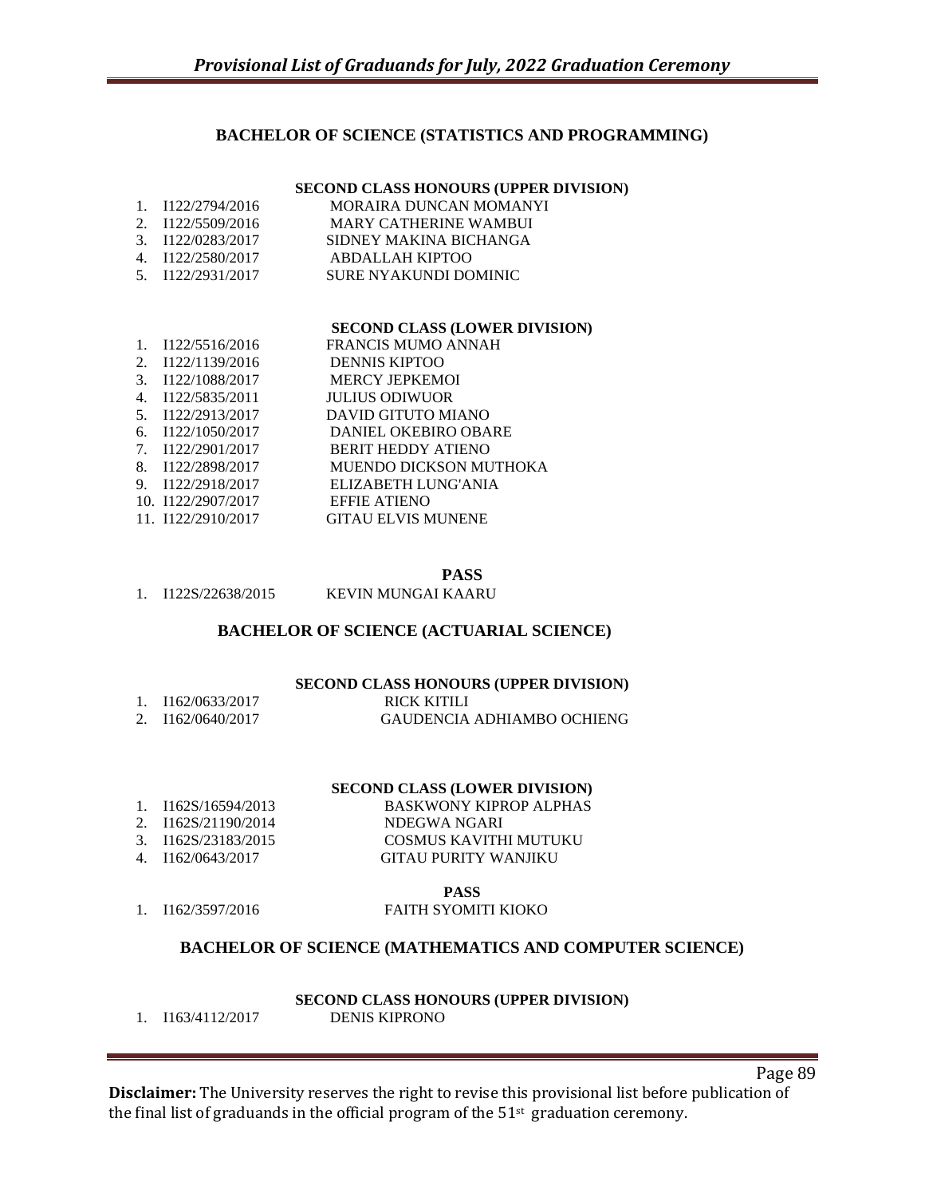## BACHELOR OF SCIENCE (STATISTICS AND PROGRAMMING)

**SECOND CLASS HONOURS (UPPER DIVISION)**

1. I122/2794/2016 MORAIRA DUNCAN MOMANYI
2. I122/5509/2016 MARY CATHERINE WAMBUI
3. I122/0283/2017 SIDNEY MAKINA BICHANGA
4. I122/2580/2017 ABDALLAH KIPTOO
5. I122/2931/2017 SURE NYAKUNDI DOMINIC

**SECOND CLASS (LOWER DIVISION)**

1. I122/5516/2016 FRANCIS MUMO ANNAH
2. I122/1139/2016 DENNIS KIPTOO
3. I122/1088/2017 MERCY JEPKEMOI
4. I122/5835/2011 JULIUS ODIWUOR
5. I122/2913/2017 DAVID GITUTO MIANO
6. I122/1050/2017 DANIEL OKEBIRO OBARE
7. I122/2901/2017 BERIT HEDDY ATIENO
8. I122/2898/2017 MUENDO DICKSON MUTHOKA
9. I122/2918/2017 ELIZABETH LUNG'ANIA
10. I122/2907/2017 EFFIE ATIENO
11. I122/2910/2017 GITAU ELVIS MUNENE

**PASS**

1. I122S/22638/2015 KEVIN MUNGAI KAARU

## BACHELOR OF SCIENCE (ACTUARIAL SCIENCE)

**SECOND CLASS HONOURS (UPPER DIVISION)**

1. I162/0633/2017 RICK KITILI
2. I162/0640/2017 GAUDENCIA ADHIAMBO OCHIENG

**SECOND CLASS (LOWER DIVISION)**

1. I162S/16594/2013 BASKWONY KIPROP ALPHAS
2. I162S/21190/2014 NDEGWA NGARI
3. I162S/23183/2015 COSMUS KAVITHI MUTUKU
4. I162/0643/2017 GITAU PURITY WANJIKU

**PASS**

1. I162/3597/2016 FAITH SYOMITI KIOKO

## BACHELOR OF SCIENCE (MATHEMATICS AND COMPUTER SCIENCE)

**SECOND CLASS HONOURS (UPPER DIVISION)**

1. I163/4112/2017 DENIS KIPRONO

**Disclaimer:** The University reserves the right to revise this provisional list before publication of the final list of graduands in the official program of the 51st graduation ceremony.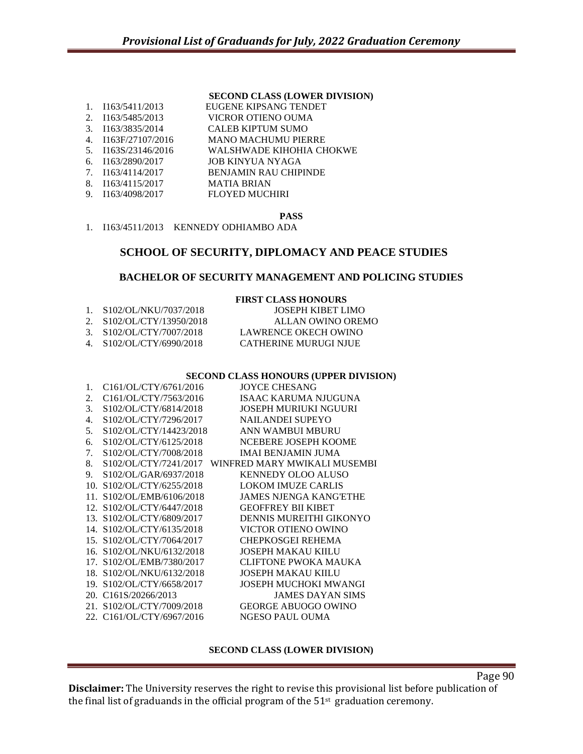**SECOND CLASS (LOWER DIVISION)**

1. I163/5411/2013 EUGENE KIPSANG TENDET
2. I163/5485/2013 VICROR OTIENO OUMA
3. I163/3835/2014 CALEB KIPTUM SUMO
4. I163F/27107/2016 MANO MACHUMU PIERRE
5. I163S/23146/2016 WALSHWADE KIHOHIA CHOKWE
6. I163/2890/2017 JOB KINYUA NYAGA
7. I163/4114/2017 BENJAMIN RAU CHIPINDE
8. I163/4115/2017 MATIA BRIAN
9. I163/4098/2017 FLOYED MUCHIRI

**PASS**

1. I163/4511/2013 KENNEDY ODHIAMBO ADA

## SCHOOL OF SECURITY, DIPLOMACY AND PEACE STUDIES

### BACHELOR OF SECURITY MANAGEMENT AND POLICING STUDIES

**FIRST CLASS HONOURS**

1. S102/OL/NKU/7037/2018 JOSEPH KIBET LIMO
2. S102/OL/CTY/13950/2018 ALLAN OWINO OREMO
3. S102/OL/CTY/7007/2018 LAWRENCE OKECH OWINO
4. S102/OL/CTY/6990/2018 CATHERINE MURUGI NJUE

**SECOND CLASS HONOURS (UPPER DIVISION)**

1. C161/OL/CTY/6761/2016 JOYCE CHESANG
2. C161/OL/CTY/7563/2016 ISAAC KARUMA NJUGUNA
3. S102/OL/CTY/6814/2018 JOSEPH MURIUKI NGUURI
4. S102/OL/CTY/7296/2017 NAILANDEI SUPEYO
5. S102/OL/CTY/14423/2018 ANN WAMBUI MBURU
6. S102/OL/CTY/6125/2018 NCEBERE JOSEPH KOOME
7. S102/OL/CTY/7008/2018 IMAI BENJAMIN JUMA
8. S102/OL/CTY/7241/2017 WINFRED MARY MWIKALI MUSEMBI
9. S102/OL/GAR/6937/2018 KENNEDY OLOO ALUSO
10. S102/OL/CTY/6255/2018 LOKOM IMUZE CARLIS
11. S102/OL/EMB/6106/2018 JAMES NJENGA KANG'ETHE
12. S102/OL/CTY/6447/2018 GEOFFREY BII KIBET
13. S102/OL/CTY/6809/2017 DENNIS MUREITHI GIKONYO
14. S102/OL/CTY/6135/2018 VICTOR OTIENO OWINO
15. S102/OL/CTY/7064/2017 CHEPKOSGEI REHEMA
16. S102/OL/NKU/6132/2018 JOSEPH MAKAU KIILU
17. S102/OL/EMB/7380/2017 CLIFTONE PWOKA MAUKA
18. S102/OL/NKU/6132/2018 JOSEPH MAKAU KIILU
19. S102/OL/CTY/6658/2017 JOSEPH MUCHOKI MWANGI
20. C161S/20266/2013 JAMES DAYAN SIMS
21. S102/OL/CTY/7009/2018 GEORGE ABUOGO OWINO
22. C161/OL/CTY/6967/2016 NGESO PAUL OUMA

**SECOND CLASS (LOWER DIVISION)**

**Disclaimer:** The University reserves the right to revise this provisional list before publication of the final list of graduands in the official program of the 51st graduation ceremony.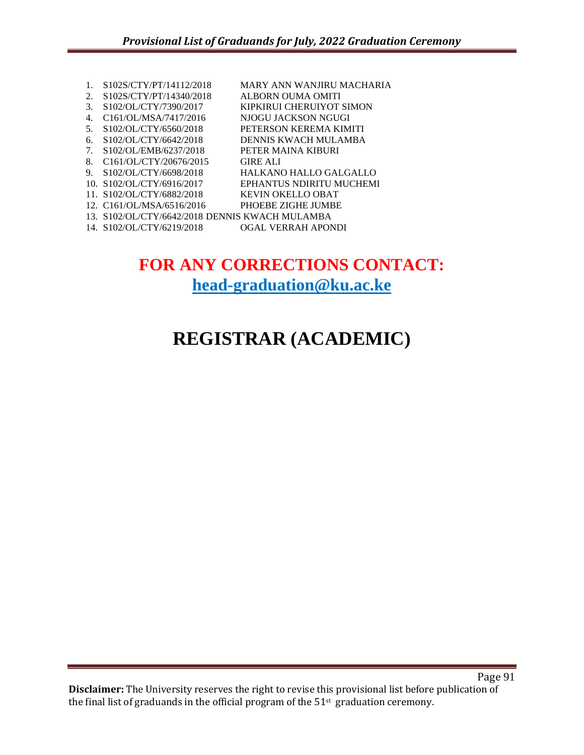1. S102S/CTY/PT/14112/2018 MARY ANN WANJIRU MACHARIA
2. S102S/CTY/PT/14340/2018 ALBORN OUMA OMITI
3. S102/OL/CTY/7390/2017 KIPKIRUI CHERUIYOT SIMON
4. C161/OL/MSA/7417/2016 NJOGU JACKSON NGUGI
5. S102/OL/CTY/6560/2018 PETERSON KEREMA KIMITI
6. S102/OL/CTY/6642/2018 DENNIS KWACH MULAMBA
7. S102/OL/EMB/6237/2018 PETER MAINA KIBURI
8. C161/OL/CTY/20676/2015 GIRE ALI
9. S102/OL/CTY/6698/2018 HALKANO HALLO GALGALLO
10. S102/OL/CTY/6916/2017 EPHANTUS NDIRITU MUCHEMI
11. S102/OL/CTY/6882/2018 KEVIN OKELLO OBAT
12. C161/OL/MSA/6516/2016 PHOEBE ZIGHE JUMBE
13. S102/OL/CTY/6642/2018 DENNIS KWACH MULAMBA
14. S102/OL/CTY/6219/2018 OGAL VERRAH APONDI

## FOR ANY CORRECTIONS CONTACT:
## head-graduation@ku.ac.ke

# REGISTRAR (ACADEMIC)

**Disclaimer:** The University reserves the right to revise this provisional list before publication of the final list of graduands in the official program of the 51st graduation ceremony.